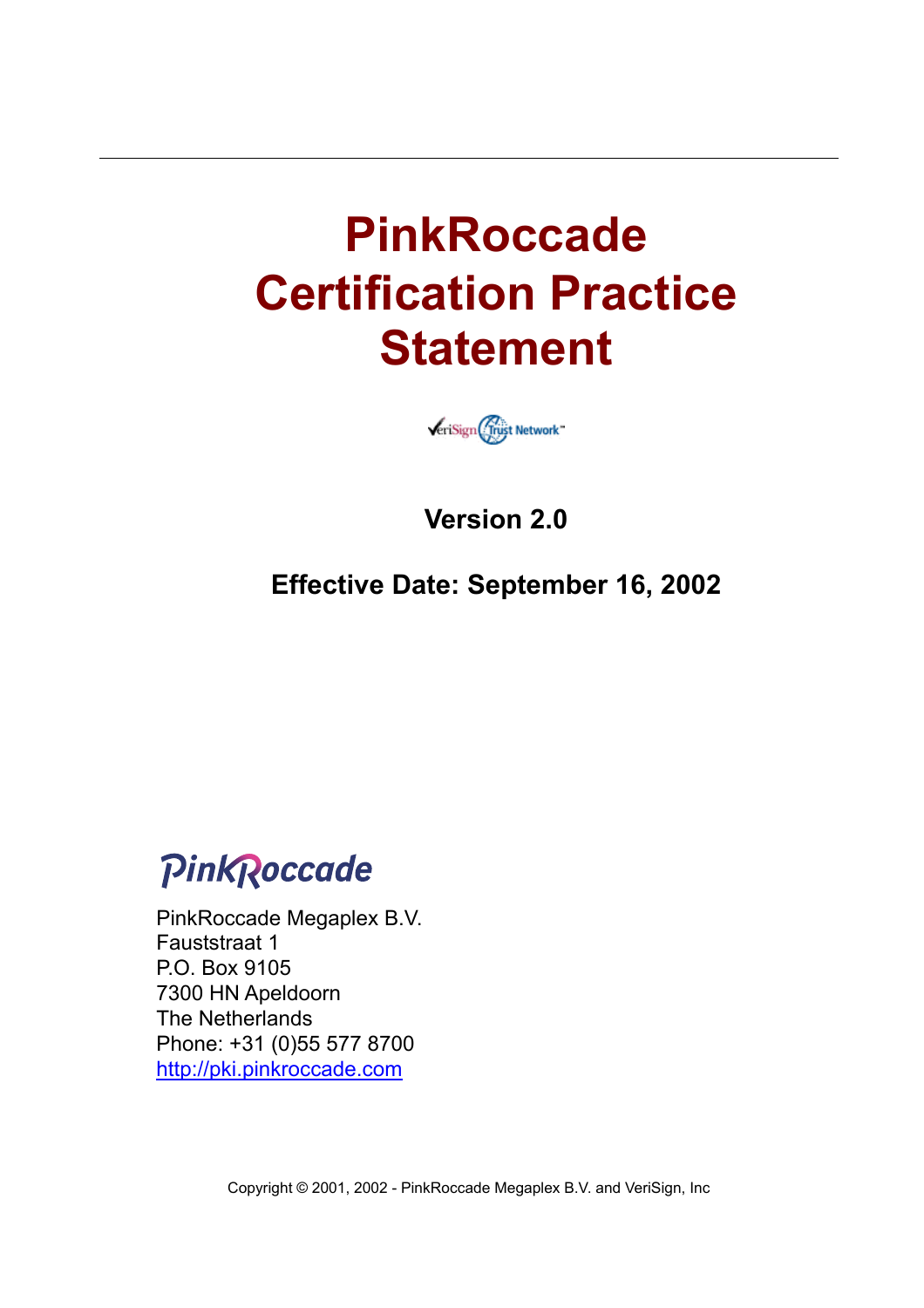# PinkRoccade Certification Practice Statement

**Version 2.0**

**Effective Date: September 16, 2002**

PinkRoccade Megaplex B.V.
Fauststraat 1
P.O. Box 9105
7300 HN Apeldoorn
The Netherlands
Phone: +31 (0)55 577 8700
http://pki.pinkroccade.com

Copyright © 2001, 2002 - PinkRoccade Megaplex B.V. and VeriSign, Inc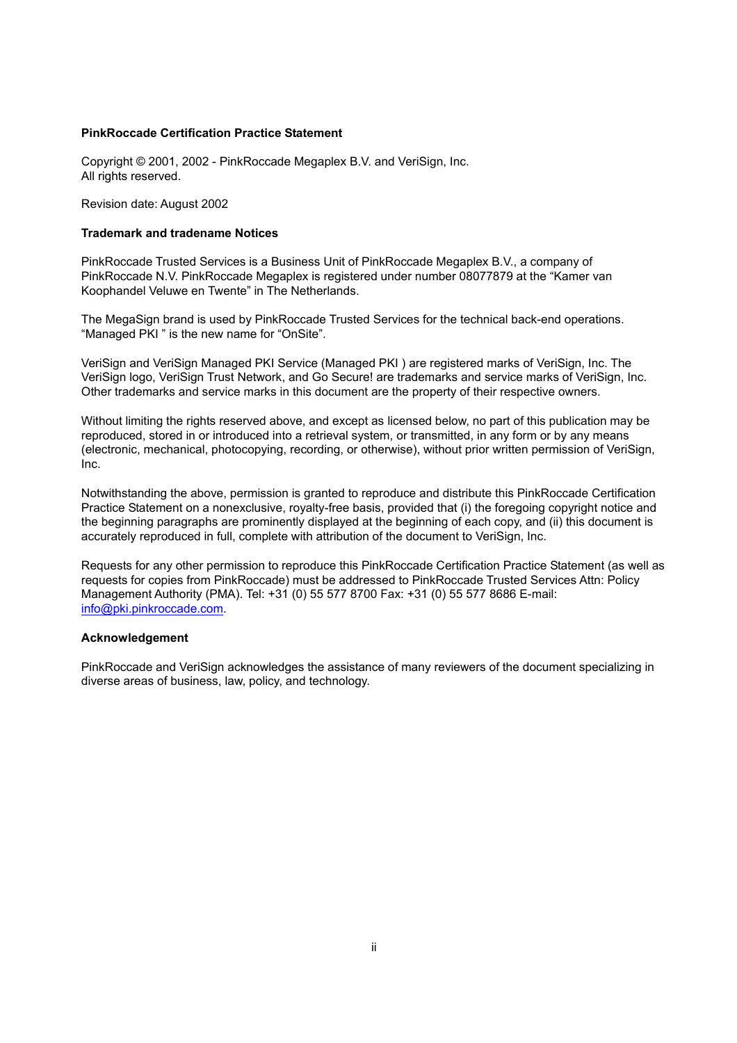**PinkRoccade Certification Practice Statement**

Copyright © 2001, 2002 - PinkRoccade Megaplex B.V. and VeriSign, Inc.
All rights reserved.

Revision date: August 2002

**Trademark and tradename Notices**

PinkRoccade Trusted Services is a Business Unit of PinkRoccade Megaplex B.V., a company of PinkRoccade N.V. PinkRoccade Megaplex is registered under number 08077879 at the "Kamer van Koophandel Veluwe en Twente" in The Netherlands.

The MegaSign brand is used by PinkRoccade Trusted Services for the technical back-end operations. "Managed PKI " is the new name for "OnSite".

VeriSign and VeriSign Managed PKI Service (Managed PKI ) are registered marks of VeriSign, Inc. The VeriSign logo, VeriSign Trust Network, and Go Secure! are trademarks and service marks of VeriSign, Inc. Other trademarks and service marks in this document are the property of their respective owners.

Without limiting the rights reserved above, and except as licensed below, no part of this publication may be reproduced, stored in or introduced into a retrieval system, or transmitted, in any form or by any means (electronic, mechanical, photocopying, recording, or otherwise), without prior written permission of VeriSign, Inc.

Notwithstanding the above, permission is granted to reproduce and distribute this PinkRoccade Certification Practice Statement on a nonexclusive, royalty-free basis, provided that (i) the foregoing copyright notice and the beginning paragraphs are prominently displayed at the beginning of each copy, and (ii) this document is accurately reproduced in full, complete with attribution of the document to VeriSign, Inc.

Requests for any other permission to reproduce this PinkRoccade Certification Practice Statement (as well as requests for copies from PinkRoccade) must be addressed to PinkRoccade Trusted Services Attn: Policy Management Authority (PMA). Tel: +31 (0) 55 577 8700 Fax: +31 (0) 55 577 8686 E-mail: info@pki.pinkroccade.com.

**Acknowledgement**

PinkRoccade and VeriSign acknowledges the assistance of many reviewers of the document specializing in diverse areas of business, law, policy, and technology.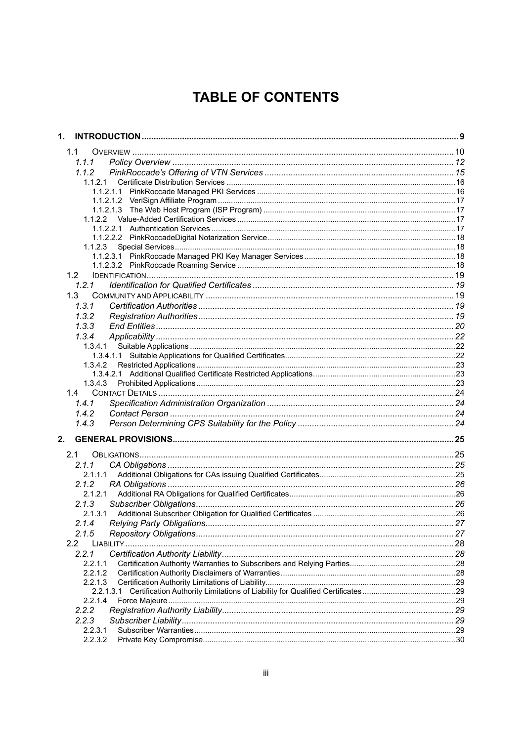# TABLE OF CONTENTS

**1. INTRODUCTION** .... 9

- 1.1 OVERVIEW .... 10
  - *1.1.1 Policy Overview* .... 12
  - *1.1.2 PinkRoccade's Offering of VTN Services* .... 15
    - 1.1.2.1 Certificate Distribution Services .... 16
      - 1.1.2.1.1 PinkRoccade Managed PKI Services .... 16
      - 1.1.2.1.2 VeriSign Affiliate Program .... 17
      - 1.1.2.1.3 The Web Host Program (ISP Program) .... 17
    - 1.1.2.2 Value-Added Certification Services .... 17
      - 1.1.2.2.1 Authentication Services .... 17
      - 1.1.2.2.2 PinkRoccadeDigital Notarization Service .... 18
    - 1.1.2.3 Special Services .... 18
      - 1.1.2.3.1 PinkRoccade Managed PKI Key Manager Services .... 18
      - 1.1.2.3.2 PinkRoccade Roaming Service .... 18
- 1.2 IDENTIFICATION .... 19
  - *1.2.1 Identification for Qualified Certificates* .... 19
- 1.3 COMMUNITY AND APPLICABILITY .... 19
  - *1.3.1 Certification Authorities* .... 19
  - *1.3.2 Registration Authorities* .... 19
  - *1.3.3 End Entities* .... 20
  - *1.3.4 Applicability* .... 22
    - 1.3.4.1 Suitable Applications .... 22
      - 1.3.4.1.1 Suitable Applications for Qualified Certificates .... 22
    - 1.3.4.2 Restricted Applications .... 23
      - 1.3.4.2.1 Additional Qualified Certificate Restricted Applications .... 23
    - 1.3.4.3 Prohibited Applications .... 23
- 1.4 CONTACT DETAILS .... 24
  - *1.4.1 Specification Administration Organization* .... 24
  - *1.4.2 Contact Person* .... 24
  - *1.4.3 Person Determining CPS Suitability for the Policy* .... 24

**2. GENERAL PROVISIONS** .... 25

- 2.1 OBLIGATIONS .... 25
  - *2.1.1 CA Obligations* .... 25
    - 2.1.1.1 Additional Obligations for CAs issuing Qualified Certificates .... 25
  - *2.1.2 RA Obligations* .... 26
    - 2.1.2.1 Additional RA Obligations for Qualified Certificates .... 26
  - *2.1.3 Subscriber Obligations* .... 26
    - 2.1.3.1 Additional Subscriber Obligation for Qualified Certificates .... 26
  - *2.1.4 Relying Party Obligations* .... 27
  - *2.1.5 Repository Obligations* .... 27
- 2.2 LIABILITY .... 28
  - *2.2.1 Certification Authority Liability* .... 28
    - 2.2.1.1 Certification Authority Warranties to Subscribers and Relying Parties .... 28
    - 2.2.1.2 Certification Authority Disclaimers of Warranties .... 28
    - 2.2.1.3 Certification Authority Limitations of Liability .... 29
      - 2.2.1.3.1 Certification Authority Limitations of Liability for Qualified Certificates .... 29
    - 2.2.1.4 Force Majeure .... 29
  - *2.2.2 Registration Authority Liability* .... 29
  - *2.2.3 Subscriber Liability* .... 29
    - 2.2.3.1 Subscriber Warranties .... 29
    - 2.2.3.2 Private Key Compromise .... 30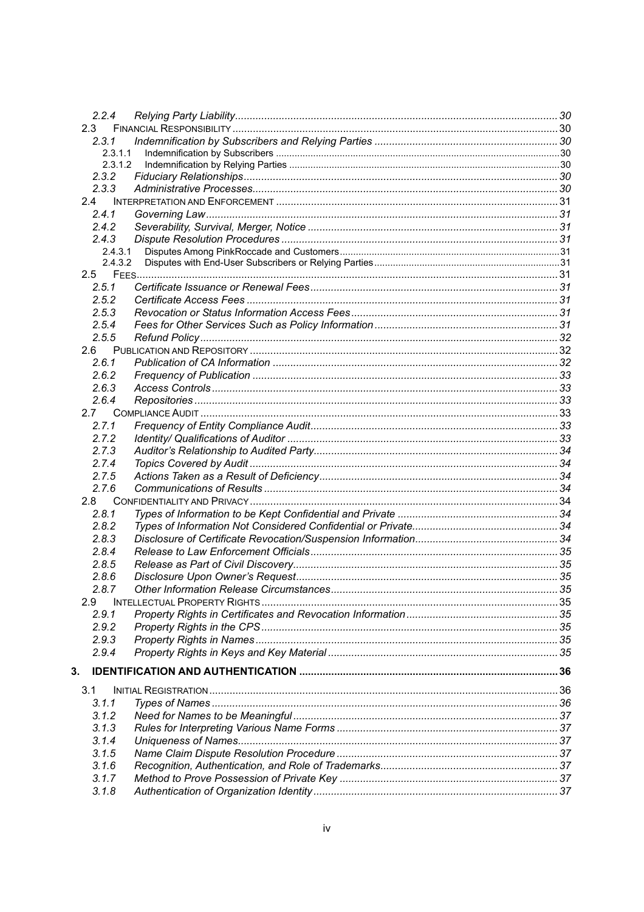2.2.4 Relying Party Liability ..... 30
2.3 FINANCIAL RESPONSIBILITY ..... 30
2.3.1 Indemnification by Subscribers and Relying Parties ..... 30
2.3.1.1 Indemnification by Subscribers ..... 30
2.3.1.2 Indemnification by Relying Parties ..... 30
2.3.2 Fiduciary Relationships ..... 30
2.3.3 Administrative Processes ..... 30
2.4 INTERPRETATION AND ENFORCEMENT ..... 31
2.4.1 Governing Law ..... 31
2.4.2 Severability, Survival, Merger, Notice ..... 31
2.4.3 Dispute Resolution Procedures ..... 31
2.4.3.1 Disputes Among PinkRoccade and Customers ..... 31
2.4.3.2 Disputes with End-User Subscribers or Relying Parties ..... 31
2.5 FEES ..... 31
2.5.1 Certificate Issuance or Renewal Fees ..... 31
2.5.2 Certificate Access Fees ..... 31
2.5.3 Revocation or Status Information Access Fees ..... 31
2.5.4 Fees for Other Services Such as Policy Information ..... 31
2.5.5 Refund Policy ..... 32
2.6 PUBLICATION AND REPOSITORY ..... 32
2.6.1 Publication of CA Information ..... 32
2.6.2 Frequency of Publication ..... 33
2.6.3 Access Controls ..... 33
2.6.4 Repositories ..... 33
2.7 COMPLIANCE AUDIT ..... 33
2.7.1 Frequency of Entity Compliance Audit ..... 33
2.7.2 Identity/ Qualifications of Auditor ..... 33
2.7.3 Auditor's Relationship to Audited Party ..... 34
2.7.4 Topics Covered by Audit ..... 34
2.7.5 Actions Taken as a Result of Deficiency ..... 34
2.7.6 Communications of Results ..... 34
2.8 CONFIDENTIALITY AND PRIVACY ..... 34
2.8.1 Types of Information to be Kept Confidential and Private ..... 34
2.8.2 Types of Information Not Considered Confidential or Private ..... 34
2.8.3 Disclosure of Certificate Revocation/Suspension Information ..... 34
2.8.4 Release to Law Enforcement Officials ..... 35
2.8.5 Release as Part of Civil Discovery ..... 35
2.8.6 Disclosure Upon Owner's Request ..... 35
2.8.7 Other Information Release Circumstances ..... 35
2.9 INTELLECTUAL PROPERTY RIGHTS ..... 35
2.9.1 Property Rights in Certificates and Revocation Information ..... 35
2.9.2 Property Rights in the CPS ..... 35
2.9.3 Property Rights in Names ..... 35
2.9.4 Property Rights in Keys and Key Material ..... 35

**3. IDENTIFICATION AND AUTHENTICATION ..... 36**

3.1 INITIAL REGISTRATION ..... 36
3.1.1 Types of Names ..... 36
3.1.2 Need for Names to be Meaningful ..... 37
3.1.3 Rules for Interpreting Various Name Forms ..... 37
3.1.4 Uniqueness of Names ..... 37
3.1.5 Name Claim Dispute Resolution Procedure ..... 37
3.1.6 Recognition, Authentication, and Role of Trademarks ..... 37
3.1.7 Method to Prove Possession of Private Key ..... 37
3.1.8 Authentication of Organization Identity ..... 37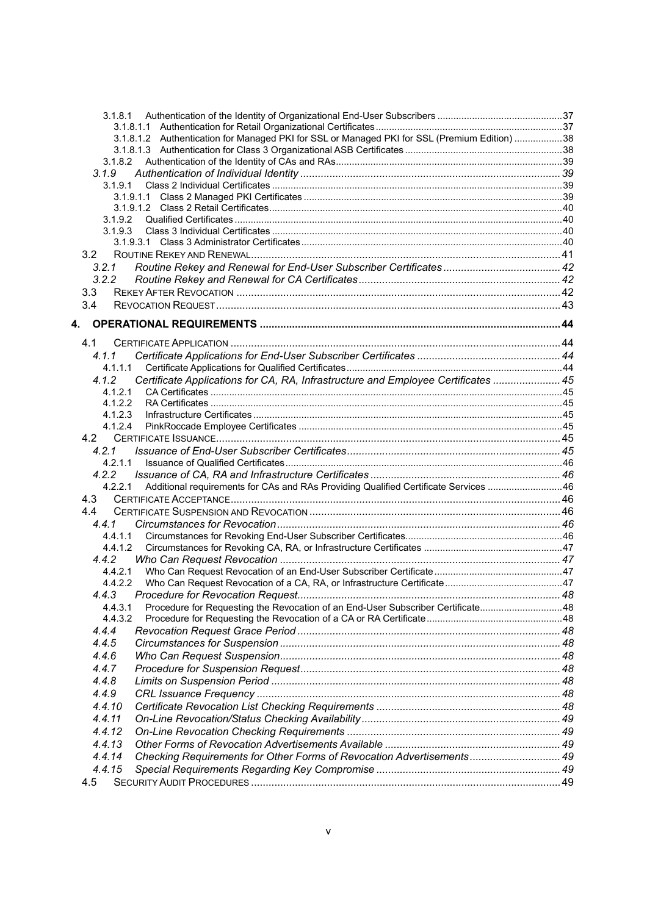3.1.8.1 Authentication of the Identity of Organizational End-User Subscribers ..... 37
3.1.8.1.1 Authentication for Retail Organizational Certificates ..... 37
3.1.8.1.2 Authentication for Managed PKI for SSL or Managed PKI for SSL (Premium Edition) ..... 38
3.1.8.1.3 Authentication for Class 3 Organizational ASB Certificates ..... 38
3.1.8.2 Authentication of the Identity of CAs and RAs ..... 39
*3.1.9 Authentication of Individual Identity ..... 39*
3.1.9.1 Class 2 Individual Certificates ..... 39
3.1.9.1.1 Class 2 Managed PKI Certificates ..... 39
3.1.9.1.2 Class 2 Retail Certificates ..... 40
3.1.9.2 Qualified Certificates ..... 40
3.1.9.3 Class 3 Individual Certificates ..... 40
3.1.9.3.1 Class 3 Administrator Certificates ..... 40
3.2 ROUTINE REKEY AND RENEWAL ..... 41
*3.2.1 Routine Rekey and Renewal for End-User Subscriber Certificates ..... 42*
*3.2.2 Routine Rekey and Renewal for CA Certificates ..... 42*
3.3 REKEY AFTER REVOCATION ..... 42
3.4 REVOCATION REQUEST ..... 43

**4. OPERATIONAL REQUIREMENTS ..... 44**

4.1 CERTIFICATE APPLICATION ..... 44
*4.1.1 Certificate Applications for End-User Subscriber Certificates ..... 44*
4.1.1.1 Certificate Applications for Qualified Certificates ..... 44
*4.1.2 Certificate Applications for CA, RA, Infrastructure and Employee Certificates ..... 45*
4.1.2.1 CA Certificates ..... 45
4.1.2.2 RA Certificates ..... 45
4.1.2.3 Infrastructure Certificates ..... 45
4.1.2.4 PinkRoccade Employee Certificates ..... 45
4.2 CERTIFICATE ISSUANCE ..... 45
*4.2.1 Issuance of End-User Subscriber Certificates ..... 45*
4.2.1.1 Issuance of Qualified Certificates ..... 46
*4.2.2 Issuance of CA, RA and Infrastructure Certificates ..... 46*
4.2.2.1 Additional requirements for CAs and RAs Providing Qualified Certificate Services ..... 46
4.3 CERTIFICATE ACCEPTANCE ..... 46
4.4 CERTIFICATE SUSPENSION AND REVOCATION ..... 46
*4.4.1 Circumstances for Revocation ..... 46*
4.4.1.1 Circumstances for Revoking End-User Subscriber Certificates ..... 46
4.4.1.2 Circumstances for Revoking CA, RA, or Infrastructure Certificates ..... 47
*4.4.2 Who Can Request Revocation ..... 47*
4.4.2.1 Who Can Request Revocation of an End-User Subscriber Certificate ..... 47
4.4.2.2 Who Can Request Revocation of a CA, RA, or Infrastructure Certificate ..... 47
*4.4.3 Procedure for Revocation Request ..... 48*
4.4.3.1 Procedure for Requesting the Revocation of an End-User Subscriber Certificate ..... 48
4.4.3.2 Procedure for Requesting the Revocation of a CA or RA Certificate ..... 48
*4.4.4 Revocation Request Grace Period ..... 48*
*4.4.5 Circumstances for Suspension ..... 48*
*4.4.6 Who Can Request Suspension ..... 48*
*4.4.7 Procedure for Suspension Request ..... 48*
*4.4.8 Limits on Suspension Period ..... 48*
*4.4.9 CRL Issuance Frequency ..... 48*
*4.4.10 Certificate Revocation List Checking Requirements ..... 48*
*4.4.11 On-Line Revocation/Status Checking Availability ..... 49*
*4.4.12 On-Line Revocation Checking Requirements ..... 49*
*4.4.13 Other Forms of Revocation Advertisements Available ..... 49*
*4.4.14 Checking Requirements for Other Forms of Revocation Advertisements ..... 49*
*4.4.15 Special Requirements Regarding Key Compromise ..... 49*
4.5 SECURITY AUDIT PROCEDURES ..... 49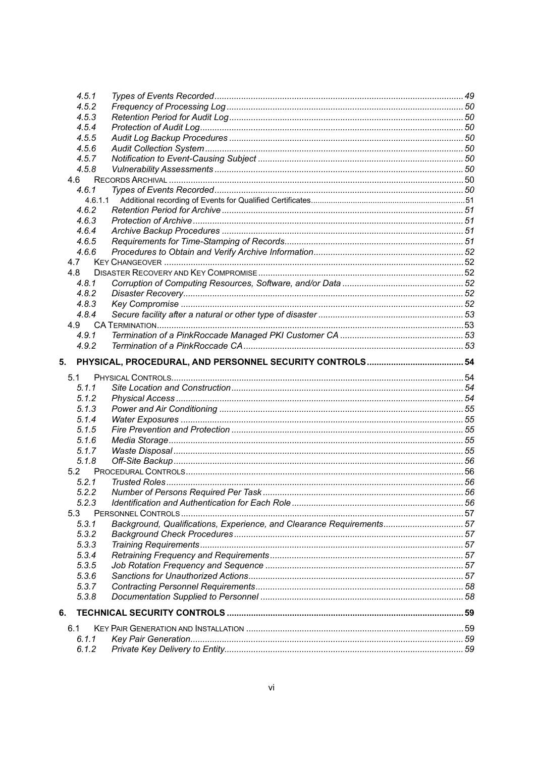4.5.1 *Types of Events Recorded* ... 49
4.5.2 *Frequency of Processing Log* ... 50
4.5.3 *Retention Period for Audit Log* ... 50
4.5.4 *Protection of Audit Log* ... 50
4.5.5 *Audit Log Backup Procedures* ... 50
4.5.6 *Audit Collection System* ... 50
4.5.7 *Notification to Event-Causing Subject* ... 50
4.5.8 *Vulnerability Assessments* ... 50
4.6 Records Archival ... 50
4.6.1 *Types of Events Recorded* ... 50
4.6.1.1 Additional recording of Events for Qualified Certificates ... 51
4.6.2 *Retention Period for Archive* ... 51
4.6.3 *Protection of Archive* ... 51
4.6.4 *Archive Backup Procedures* ... 51
4.6.5 *Requirements for Time-Stamping of Records* ... 51
4.6.6 *Procedures to Obtain and Verify Archive Information* ... 52
4.7 Key Changeover ... 52
4.8 Disaster Recovery and Key Compromise ... 52
4.8.1 *Corruption of Computing Resources, Software, and/or Data* ... 52
4.8.2 *Disaster Recovery* ... 52
4.8.3 *Key Compromise* ... 52
4.8.4 *Secure facility after a natural or other type of disaster* ... 53
4.9 CA Termination ... 53
4.9.1 *Termination of a PinkRoccade Managed PKI Customer CA* ... 53
4.9.2 *Termination of a PinkRoccade CA* ... 53

**5. PHYSICAL, PROCEDURAL, AND PERSONNEL SECURITY CONTROLS ... 54**

5.1 Physical Controls ... 54
5.1.1 *Site Location and Construction* ... 54
5.1.2 *Physical Access* ... 54
5.1.3 *Power and Air Conditioning* ... 55
5.1.4 *Water Exposures* ... 55
5.1.5 *Fire Prevention and Protection* ... 55
5.1.6 *Media Storage* ... 55
5.1.7 *Waste Disposal* ... 55
5.1.8 *Off-Site Backup* ... 56
5.2 Procedural Controls ... 56
5.2.1 *Trusted Roles* ... 56
5.2.2 *Number of Persons Required Per Task* ... 56
5.2.3 *Identification and Authentication for Each Role* ... 56
5.3 Personnel Controls ... 57
5.3.1 *Background, Qualifications, Experience, and Clearance Requirements* ... 57
5.3.2 *Background Check Procedures* ... 57
5.3.3 *Training Requirements* ... 57
5.3.4 *Retraining Frequency and Requirements* ... 57
5.3.5 *Job Rotation Frequency and Sequence* ... 57
5.3.6 *Sanctions for Unauthorized Actions* ... 57
5.3.7 *Contracting Personnel Requirements* ... 58
5.3.8 *Documentation Supplied to Personnel* ... 58

**6. TECHNICAL SECURITY CONTROLS ... 59**

6.1 Key Pair Generation and Installation ... 59
6.1.1 *Key Pair Generation* ... 59
6.1.2 *Private Key Delivery to Entity* ... 59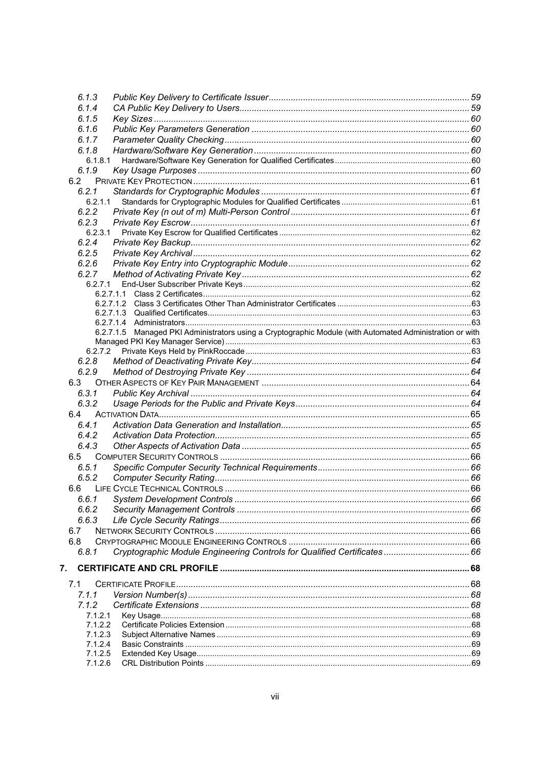6.1.3 *Public Key Delivery to Certificate Issuer* ... 59
6.1.4 *CA Public Key Delivery to Users* ... 59
6.1.5 *Key Sizes* ... 60
6.1.6 *Public Key Parameters Generation* ... 60
6.1.7 *Parameter Quality Checking* ... 60
6.1.8 *Hardware/Software Key Generation* ... 60
6.1.8.1 Hardware/Software Key Generation for Qualified Certificates ... 60
6.1.9 *Key Usage Purposes* ... 60
6.2 PRIVATE KEY PROTECTION ... 61
6.2.1 *Standards for Cryptographic Modules* ... 61
6.2.1.1 Standards for Cryptographic Modules for Qualified Certificates ... 61
6.2.2 *Private Key (n out of m) Multi-Person Control* ... 61
6.2.3 *Private Key Escrow* ... 61
6.2.3.1 Private Key Escrow for Qualified Certificates ... 62
6.2.4 *Private Key Backup* ... 62
6.2.5 *Private Key Archival* ... 62
6.2.6 *Private Key Entry into Cryptographic Module* ... 62
6.2.7 *Method of Activating Private Key* ... 62
6.2.7.1 End-User Subscriber Private Keys ... 62
6.2.7.1.1 Class 2 Certificates ... 62
6.2.7.1.2 Class 3 Certificates Other Than Administrator Certificates ... 63
6.2.7.1.3 Qualified Certificates ... 63
6.2.7.1.4 Administrators ... 63
6.2.7.1.5 Managed PKI Administrators using a Cryptographic Module (with Automated Administration or with Managed PKI Key Manager Service) ... 63
6.2.7.2 Private Keys Held by PinkRoccade ... 63
6.2.8 *Method of Deactivating Private Key* ... 64
6.2.9 *Method of Destroying Private Key* ... 64
6.3 OTHER ASPECTS OF KEY PAIR MANAGEMENT ... 64
6.3.1 *Public Key Archival* ... 64
6.3.2 *Usage Periods for the Public and Private Keys* ... 64
6.4 ACTIVATION DATA ... 65
6.4.1 *Activation Data Generation and Installation* ... 65
6.4.2 *Activation Data Protection* ... 65
6.4.3 *Other Aspects of Activation Data* ... 65
6.5 COMPUTER SECURITY CONTROLS ... 66
6.5.1 *Specific Computer Security Technical Requirements* ... 66
6.5.2 *Computer Security Rating* ... 66
6.6 LIFE CYCLE TECHNICAL CONTROLS ... 66
6.6.1 *System Development Controls* ... 66
6.6.2 *Security Management Controls* ... 66
6.6.3 *Life Cycle Security Ratings* ... 66
6.7 NETWORK SECURITY CONTROLS ... 66
6.8 CRYPTOGRAPHIC MODULE ENGINEERING CONTROLS ... 66
6.8.1 *Cryptographic Module Engineering Controls for Qualified Certificates* ... 66

**7. CERTIFICATE AND CRL PROFILE ... 68**

7.1 CERTIFICATE PROFILE ... 68
7.1.1 *Version Number(s)* ... 68
7.1.2 *Certificate Extensions* ... 68
7.1.2.1 Key Usage ... 68
7.1.2.2 Certificate Policies Extension ... 68
7.1.2.3 Subject Alternative Names ... 69
7.1.2.4 Basic Constraints ... 69
7.1.2.5 Extended Key Usage ... 69
7.1.2.6 CRL Distribution Points ... 69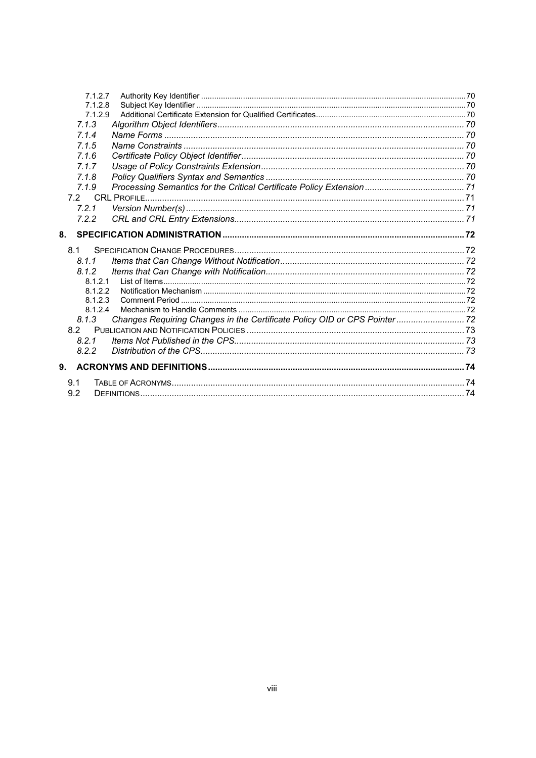7.1.2.7 Authority Key Identifier ....................................................................................................................70
7.1.2.8 Subject Key Identifier ........................................................................................................................70
7.1.2.9 Additional Certificate Extension for Qualified Certificates ...................................................................70

*7.1.3 Algorithm Object Identifiers* ..................................................................................................... 70
*7.1.4 Name Forms* .......................................................................................................................... 70
*7.1.5 Name Constraints* .................................................................................................................. 70
*7.1.6 Certificate Policy Object Identifier* ......................................................................................... 70
*7.1.7 Usage of Policy Constraints Extension* .................................................................................. 70
*7.1.8 Policy Qualifiers Syntax and Semantics* ................................................................................ 70
*7.1.9 Processing Semantics for the Critical Certificate Policy Extension* ......................................... 71

7.2 CRL PROFILE ...................................................................................................................................71

*7.2.1 Version Number(s)* ................................................................................................................. 71
*7.2.2 CRL and CRL Entry Extensions* ............................................................................................. 71

**8. SPECIFICATION ADMINISTRATION** .................................................................................................. **72**

8.1 SPECIFICATION CHANGE PROCEDURES .............................................................................................72

*8.1.1 Items that Can Change Without Notification* ........................................................................... 72
*8.1.2 Items that Can Change with Notification* ................................................................................. 72

8.1.2.1 List of Items ......................................................................................................................................72
8.1.2.2 Notification Mechanism ......................................................................................................................72
8.1.2.3 Comment Period ...............................................................................................................................72
8.1.2.4 Mechanism to Handle Comments .......................................................................................................72

*8.1.3 Changes Requiring Changes in the Certificate Policy OID or CPS Pointer* ............................ 72

8.2 PUBLICATION AND NOTIFICATION POLICIES .........................................................................................73

*8.2.1 Items Not Published in the CPS* .............................................................................................. 73
*8.2.2 Distribution of the CPS* ............................................................................................................ 73

**9. ACRONYMS AND DEFINITIONS** ........................................................................................................ **74**

9.1 TABLE OF ACRONYMS .......................................................................................................................74
9.2 DEFINITIONS .....................................................................................................................................74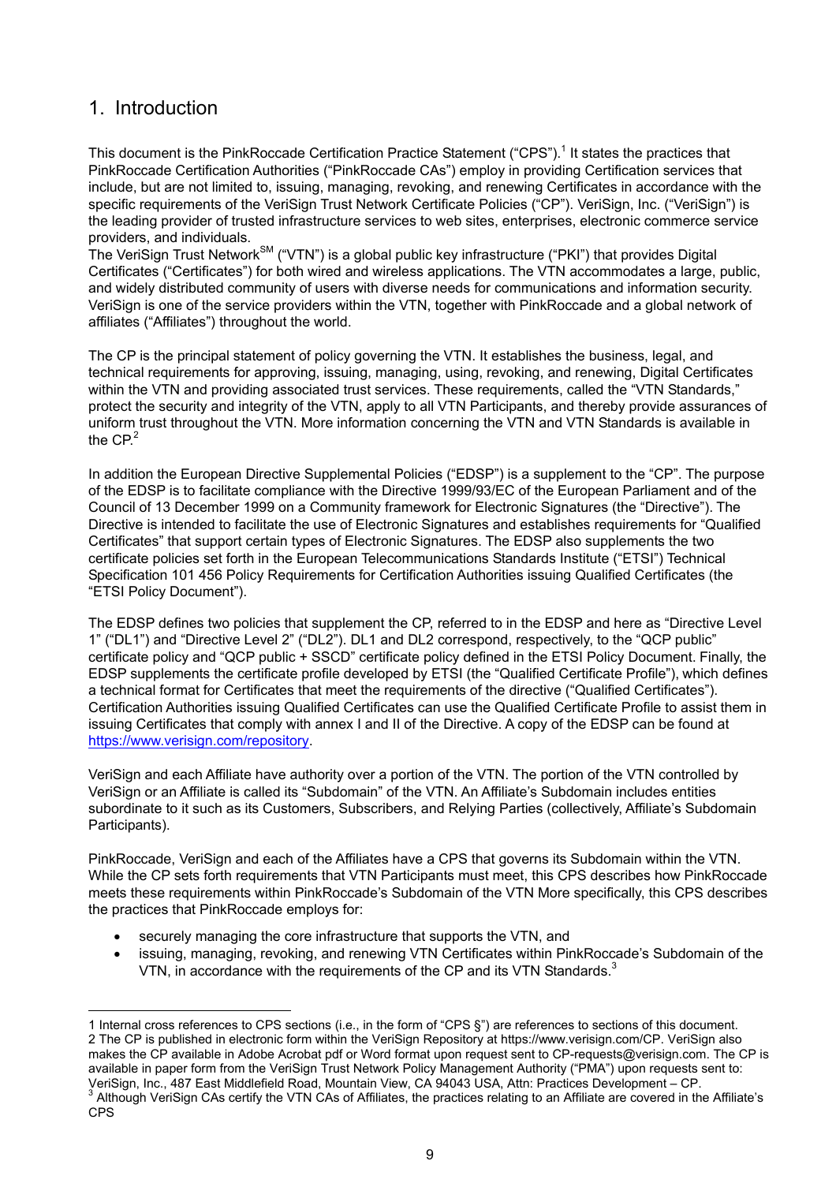# 1. Introduction

This document is the PinkRoccade Certification Practice Statement ("CPS").[1] It states the practices that PinkRoccade Certification Authorities ("PinkRoccade CAs") employ in providing Certification services that include, but are not limited to, issuing, managing, revoking, and renewing Certificates in accordance with the specific requirements of the VeriSign Trust Network Certificate Policies ("CP"). VeriSign, Inc. ("VeriSign") is the leading provider of trusted infrastructure services to web sites, enterprises, electronic commerce service providers, and individuals.
The VeriSign Trust Network[SM] ("VTN") is a global public key infrastructure ("PKI") that provides Digital Certificates ("Certificates") for both wired and wireless applications. The VTN accommodates a large, public, and widely distributed community of users with diverse needs for communications and information security. VeriSign is one of the service providers within the VTN, together with PinkRoccade and a global network of affiliates ("Affiliates") throughout the world.

The CP is the principal statement of policy governing the VTN. It establishes the business, legal, and technical requirements for approving, issuing, managing, using, revoking, and renewing, Digital Certificates within the VTN and providing associated trust services. These requirements, called the "VTN Standards," protect the security and integrity of the VTN, apply to all VTN Participants, and thereby provide assurances of uniform trust throughout the VTN. More information concerning the VTN and VTN Standards is available in the CP.[2]

In addition the European Directive Supplemental Policies ("EDSP") is a supplement to the "CP". The purpose of the EDSP is to facilitate compliance with the Directive 1999/93/EC of the European Parliament and of the Council of 13 December 1999 on a Community framework for Electronic Signatures (the "Directive"). The Directive is intended to facilitate the use of Electronic Signatures and establishes requirements for "Qualified Certificates" that support certain types of Electronic Signatures. The EDSP also supplements the two certificate policies set forth in the European Telecommunications Standards Institute ("ETSI") Technical Specification 101 456 Policy Requirements for Certification Authorities issuing Qualified Certificates (the "ETSI Policy Document").

The EDSP defines two policies that supplement the CP, referred to in the EDSP and here as "Directive Level 1" ("DL1") and "Directive Level 2" ("DL2"). DL1 and DL2 correspond, respectively, to the "QCP public" certificate policy and "QCP public + SSCD" certificate policy defined in the ETSI Policy Document. Finally, the EDSP supplements the certificate profile developed by ETSI (the "Qualified Certificate Profile"), which defines a technical format for Certificates that meet the requirements of the directive ("Qualified Certificates"). Certification Authorities issuing Qualified Certificates can use the Qualified Certificate Profile to assist them in issuing Certificates that comply with annex I and II of the Directive. A copy of the EDSP can be found at https://www.verisign.com/repository.

VeriSign and each Affiliate have authority over a portion of the VTN. The portion of the VTN controlled by VeriSign or an Affiliate is called its "Subdomain" of the VTN. An Affiliate's Subdomain includes entities subordinate to it such as its Customers, Subscribers, and Relying Parties (collectively, Affiliate's Subdomain Participants).

PinkRoccade, VeriSign and each of the Affiliates have a CPS that governs its Subdomain within the VTN. While the CP sets forth requirements that VTN Participants must meet, this CPS describes how PinkRoccade meets these requirements within PinkRoccade's Subdomain of the VTN More specifically, this CPS describes the practices that PinkRoccade employs for:

- securely managing the core infrastructure that supports the VTN, and
- issuing, managing, revoking, and renewing VTN Certificates within PinkRoccade's Subdomain of the VTN, in accordance with the requirements of the CP and its VTN Standards.[3]

---

1 Internal cross references to CPS sections (i.e., in the form of "CPS §") are references to sections of this document.
2 The CP is published in electronic form within the VeriSign Repository at https://www.verisign.com/CP. VeriSign also makes the CP available in Adobe Acrobat pdf or Word format upon request sent to CP-requests@verisign.com. The CP is available in paper form from the VeriSign Trust Network Policy Management Authority ("PMA") upon requests sent to: VeriSign, Inc., 487 East Middlefield Road, Mountain View, CA 94043 USA, Attn: Practices Development – CP.
3 Although VeriSign CAs certify the VTN CAs of Affiliates, the practices relating to an Affiliate are covered in the Affiliate's CPS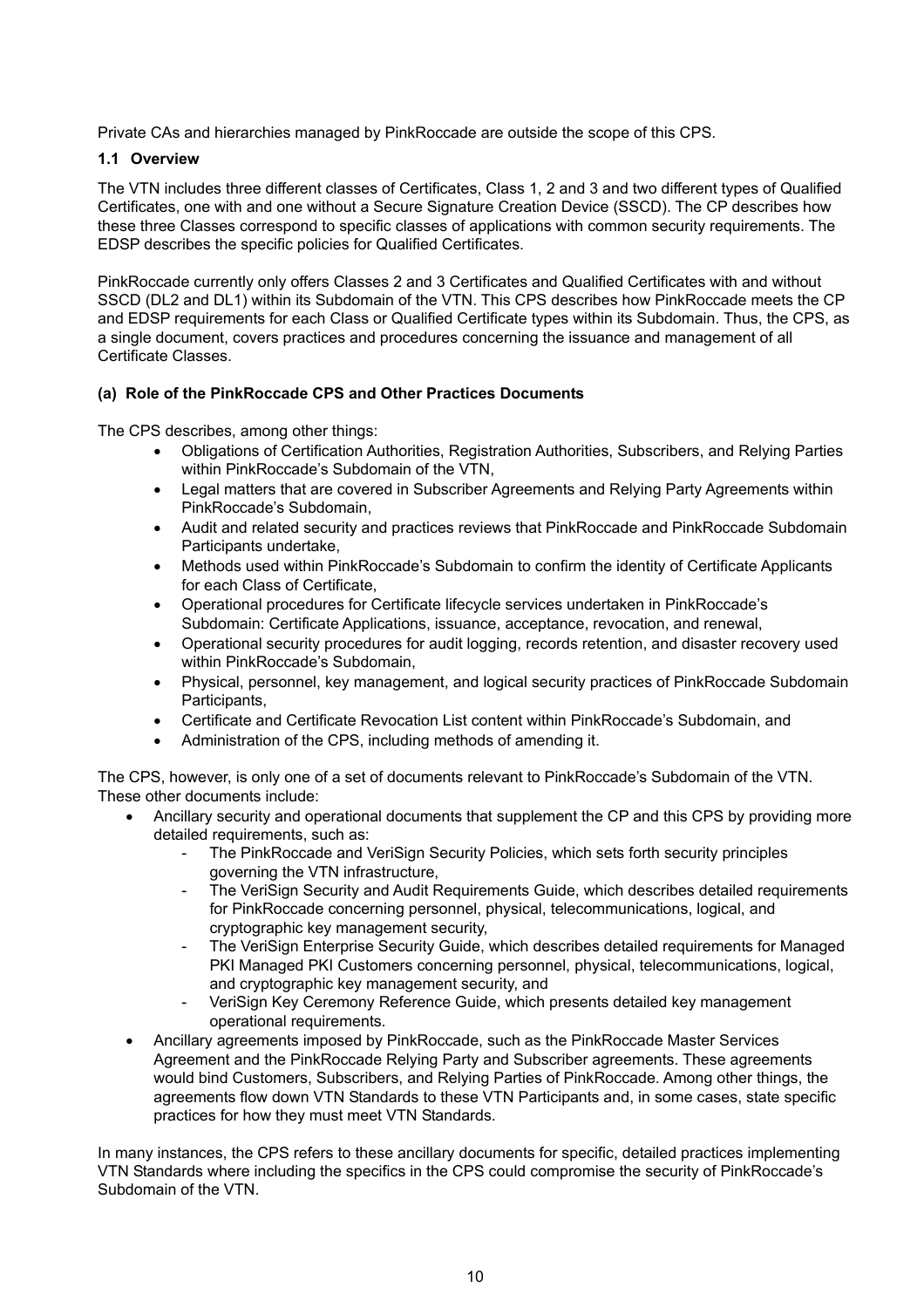Private CAs and hierarchies managed by PinkRoccade are outside the scope of this CPS.

### 1.1 Overview

The VTN includes three different classes of Certificates, Class 1, 2 and 3 and two different types of Qualified Certificates, one with and one without a Secure Signature Creation Device (SSCD). The CP describes how these three Classes correspond to specific classes of applications with common security requirements. The EDSP describes the specific policies for Qualified Certificates.

PinkRoccade currently only offers Classes 2 and 3 Certificates and Qualified Certificates with and without SSCD (DL2 and DL1) within its Subdomain of the VTN. This CPS describes how PinkRoccade meets the CP and EDSP requirements for each Class or Qualified Certificate types within its Subdomain. Thus, the CPS, as a single document, covers practices and procedures concerning the issuance and management of all Certificate Classes.

#### (a) Role of the PinkRoccade CPS and Other Practices Documents

The CPS describes, among other things:

- Obligations of Certification Authorities, Registration Authorities, Subscribers, and Relying Parties within PinkRoccade's Subdomain of the VTN,
- Legal matters that are covered in Subscriber Agreements and Relying Party Agreements within PinkRoccade's Subdomain,
- Audit and related security and practices reviews that PinkRoccade and PinkRoccade Subdomain Participants undertake,
- Methods used within PinkRoccade's Subdomain to confirm the identity of Certificate Applicants for each Class of Certificate,
- Operational procedures for Certificate lifecycle services undertaken in PinkRoccade's Subdomain: Certificate Applications, issuance, acceptance, revocation, and renewal,
- Operational security procedures for audit logging, records retention, and disaster recovery used within PinkRoccade's Subdomain,
- Physical, personnel, key management, and logical security practices of PinkRoccade Subdomain Participants,
- Certificate and Certificate Revocation List content within PinkRoccade's Subdomain, and
- Administration of the CPS, including methods of amending it.

The CPS, however, is only one of a set of documents relevant to PinkRoccade's Subdomain of the VTN. These other documents include:

- Ancillary security and operational documents that supplement the CP and this CPS by providing more detailed requirements, such as:
  - The PinkRoccade and VeriSign Security Policies, which sets forth security principles governing the VTN infrastructure,
  - The VeriSign Security and Audit Requirements Guide, which describes detailed requirements for PinkRoccade concerning personnel, physical, telecommunications, logical, and cryptographic key management security,
  - The VeriSign Enterprise Security Guide, which describes detailed requirements for Managed PKI Managed PKI Customers concerning personnel, physical, telecommunications, logical, and cryptographic key management security, and
  - VeriSign Key Ceremony Reference Guide, which presents detailed key management operational requirements.
- Ancillary agreements imposed by PinkRoccade, such as the PinkRoccade Master Services Agreement and the PinkRoccade Relying Party and Subscriber agreements. These agreements would bind Customers, Subscribers, and Relying Parties of PinkRoccade. Among other things, the agreements flow down VTN Standards to these VTN Participants and, in some cases, state specific practices for how they must meet VTN Standards.

In many instances, the CPS refers to these ancillary documents for specific, detailed practices implementing VTN Standards where including the specifics in the CPS could compromise the security of PinkRoccade's Subdomain of the VTN.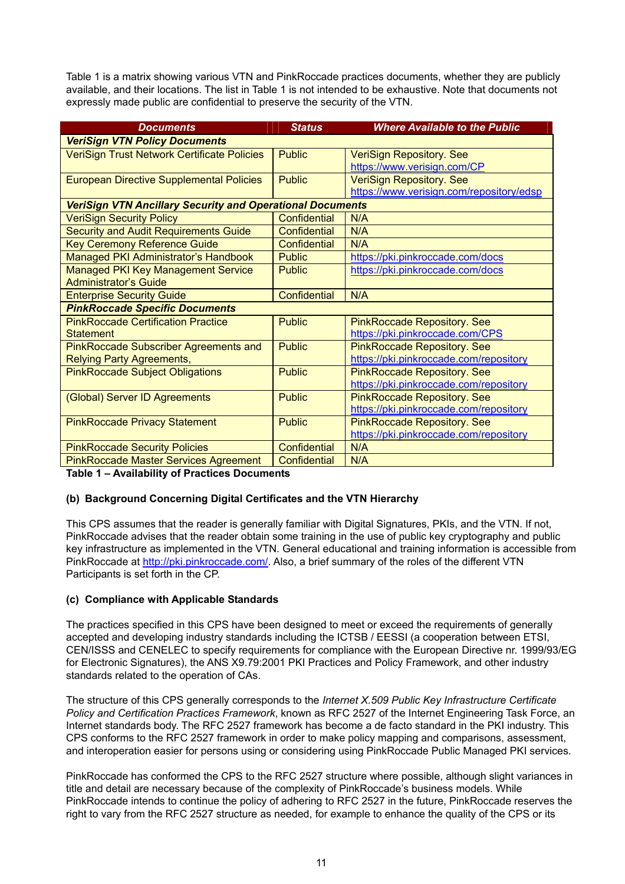Table 1 is a matrix showing various VTN and PinkRoccade practices documents, whether they are publicly available, and their locations. The list in Table 1 is not intended to be exhaustive. Note that documents not expressly made public are confidential to preserve the security of the VTN.

| Documents | Status | Where Available to the Public |
|---|---|---|
| ***VeriSign VTN Policy Documents*** | | |
| VeriSign Trust Network Certificate Policies | Public | VeriSign Repository. See https://www.verisign.com/CP |
| European Directive Supplemental Policies | Public | VeriSign Repository. See https://www.verisign.com/repository/edsp |
| ***VeriSign VTN Ancillary Security and Operational Documents*** | | |
| VeriSign Security Policy | Confidential | N/A |
| Security and Audit Requirements Guide | Confidential | N/A |
| Key Ceremony Reference Guide | Confidential | N/A |
| Managed PKI Administrator's Handbook | Public | https://pki.pinkroccade.com/docs |
| Managed PKI Key Management Service Administrator's Guide | Public | https://pki.pinkroccade.com/docs |
| Enterprise Security Guide | Confidential | N/A |
| ***PinkRoccade Specific Documents*** | | |
| PinkRoccade Certification Practice Statement | Public | PinkRoccade Repository. See https://pki.pinkroccade.com/CPS |
| PinkRoccade Subscriber Agreements and Relying Party Agreements, | Public | PinkRoccade Repository. See https://pki.pinkroccade.com/repository |
| PinkRoccade Subject Obligations | Public | PinkRoccade Repository. See https://pki.pinkroccade.com/repository |
| (Global) Server ID Agreements | Public | PinkRoccade Repository. See https://pki.pinkroccade.com/repository |
| PinkRoccade Privacy Statement | Public | PinkRoccade Repository. See https://pki.pinkroccade.com/repository |
| PinkRoccade Security Policies | Confidential | N/A |
| PinkRoccade Master Services Agreement | Confidential | N/A |

**Table 1 – Availability of Practices Documents**

#### (b) Background Concerning Digital Certificates and the VTN Hierarchy

This CPS assumes that the reader is generally familiar with Digital Signatures, PKIs, and the VTN. If not, PinkRoccade advises that the reader obtain some training in the use of public key cryptography and public key infrastructure as implemented in the VTN. General educational and training information is accessible from PinkRoccade at http://pki.pinkroccade.com/. Also, a brief summary of the roles of the different VTN Participants is set forth in the CP.

#### (c) Compliance with Applicable Standards

The practices specified in this CPS have been designed to meet or exceed the requirements of generally accepted and developing industry standards including the ICTSB / EESSI (a cooperation between ETSI, CEN/ISSS and CENELEC to specify requirements for compliance with the European Directive nr. 1999/93/EG for Electronic Signatures), the ANS X9.79:2001 PKI Practices and Policy Framework, and other industry standards related to the operation of CAs.

The structure of this CPS generally corresponds to the *Internet X.509 Public Key Infrastructure Certificate Policy and Certification Practices Framework*, known as RFC 2527 of the Internet Engineering Task Force, an Internet standards body. The RFC 2527 framework has become a de facto standard in the PKI industry. This CPS conforms to the RFC 2527 framework in order to make policy mapping and comparisons, assessment, and interoperation easier for persons using or considering using PinkRoccade Public Managed PKI services.

PinkRoccade has conformed the CPS to the RFC 2527 structure where possible, although slight variances in title and detail are necessary because of the complexity of PinkRoccade's business models. While PinkRoccade intends to continue the policy of adhering to RFC 2527 in the future, PinkRoccade reserves the right to vary from the RFC 2527 structure as needed, for example to enhance the quality of the CPS or its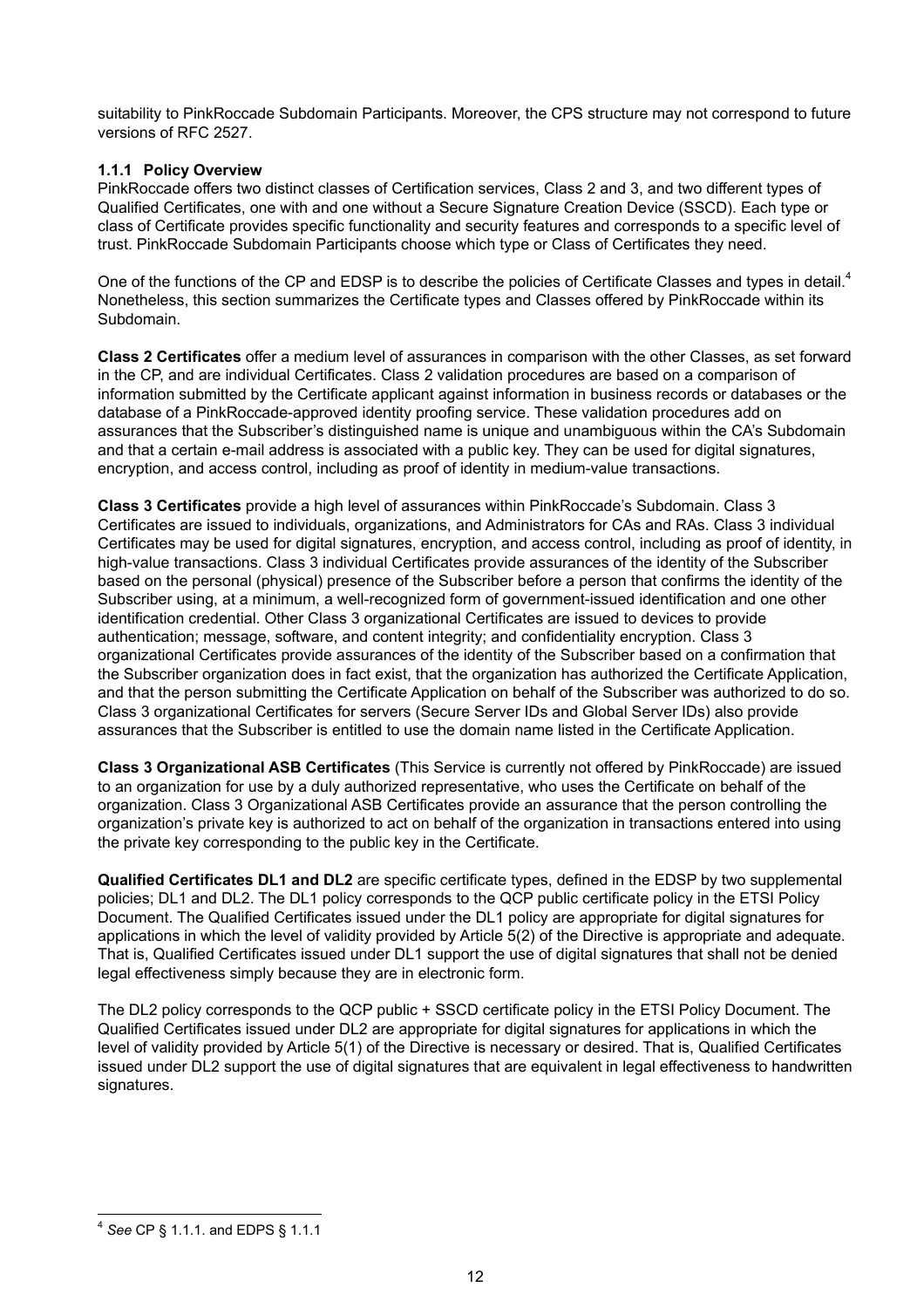suitability to PinkRoccade Subdomain Participants. Moreover, the CPS structure may not correspond to future versions of RFC 2527.

### 1.1.1 Policy Overview

PinkRoccade offers two distinct classes of Certification services, Class 2 and 3, and two different types of Qualified Certificates, one with and one without a Secure Signature Creation Device (SSCD). Each type or class of Certificate provides specific functionality and security features and corresponds to a specific level of trust. PinkRoccade Subdomain Participants choose which type or Class of Certificates they need.

One of the functions of the CP and EDSP is to describe the policies of Certificate Classes and types in detail.[4] Nonetheless, this section summarizes the Certificate types and Classes offered by PinkRoccade within its Subdomain.

**Class 2 Certificates** offer a medium level of assurances in comparison with the other Classes, as set forward in the CP, and are individual Certificates. Class 2 validation procedures are based on a comparison of information submitted by the Certificate applicant against information in business records or databases or the database of a PinkRoccade-approved identity proofing service. These validation procedures add on assurances that the Subscriber's distinguished name is unique and unambiguous within the CA's Subdomain and that a certain e-mail address is associated with a public key. They can be used for digital signatures, encryption, and access control, including as proof of identity in medium-value transactions.

**Class 3 Certificates** provide a high level of assurances within PinkRoccade's Subdomain. Class 3 Certificates are issued to individuals, organizations, and Administrators for CAs and RAs. Class 3 individual Certificates may be used for digital signatures, encryption, and access control, including as proof of identity, in high-value transactions. Class 3 individual Certificates provide assurances of the identity of the Subscriber based on the personal (physical) presence of the Subscriber before a person that confirms the identity of the Subscriber using, at a minimum, a well-recognized form of government-issued identification and one other identification credential. Other Class 3 organizational Certificates are issued to devices to provide authentication; message, software, and content integrity; and confidentiality encryption. Class 3 organizational Certificates provide assurances of the identity of the Subscriber based on a confirmation that the Subscriber organization does in fact exist, that the organization has authorized the Certificate Application, and that the person submitting the Certificate Application on behalf of the Subscriber was authorized to do so. Class 3 organizational Certificates for servers (Secure Server IDs and Global Server IDs) also provide assurances that the Subscriber is entitled to use the domain name listed in the Certificate Application.

**Class 3 Organizational ASB Certificates** (This Service is currently not offered by PinkRoccade) are issued to an organization for use by a duly authorized representative, who uses the Certificate on behalf of the organization. Class 3 Organizational ASB Certificates provide an assurance that the person controlling the organization's private key is authorized to act on behalf of the organization in transactions entered into using the private key corresponding to the public key in the Certificate.

**Qualified Certificates DL1 and DL2** are specific certificate types, defined in the EDSP by two supplemental policies; DL1 and DL2. The DL1 policy corresponds to the QCP public certificate policy in the ETSI Policy Document. The Qualified Certificates issued under the DL1 policy are appropriate for digital signatures for applications in which the level of validity provided by Article 5(2) of the Directive is appropriate and adequate. That is, Qualified Certificates issued under DL1 support the use of digital signatures that shall not be denied legal effectiveness simply because they are in electronic form.

The DL2 policy corresponds to the QCP public + SSCD certificate policy in the ETSI Policy Document. The Qualified Certificates issued under DL2 are appropriate for digital signatures for applications in which the level of validity provided by Article 5(1) of the Directive is necessary or desired. That is, Qualified Certificates issued under DL2 support the use of digital signatures that are equivalent in legal effectiveness to handwritten signatures.

---

[4] *See* CP § 1.1.1. and EDPS § 1.1.1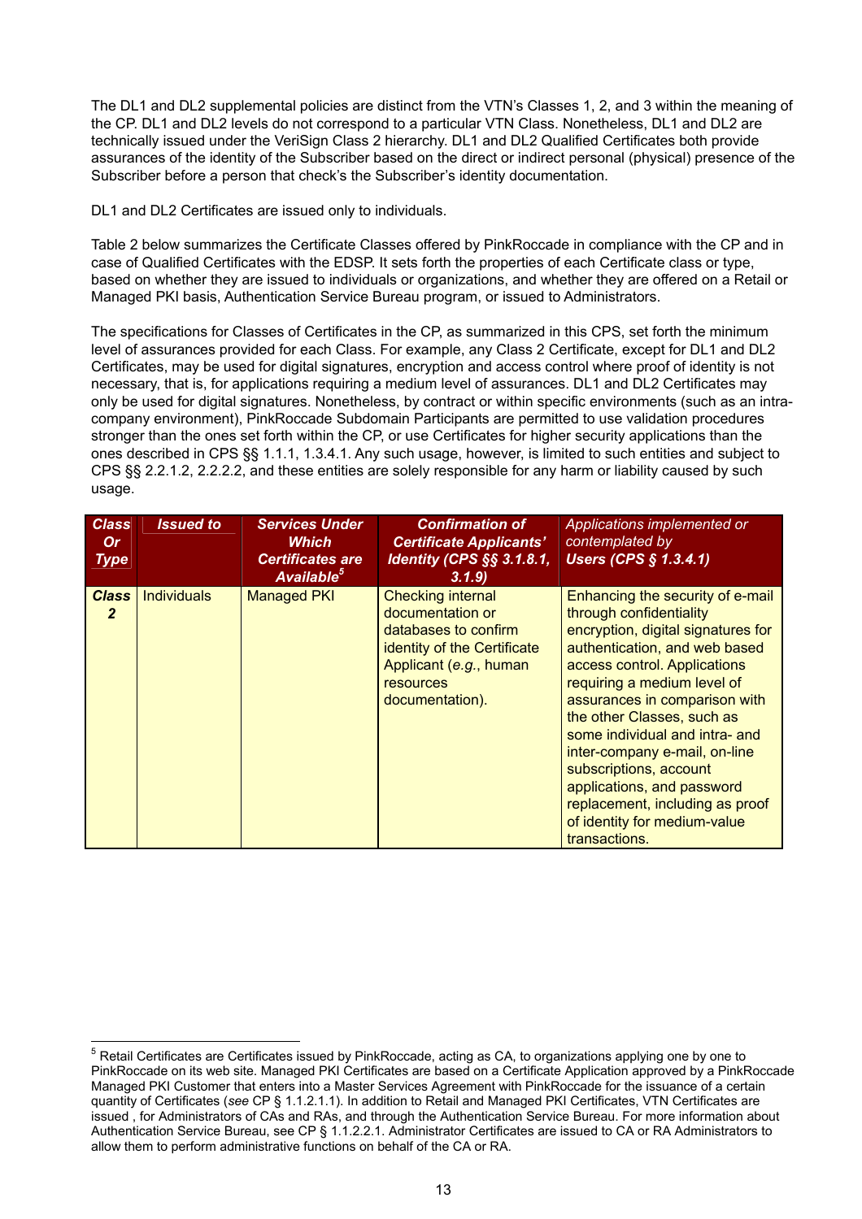The DL1 and DL2 supplemental policies are distinct from the VTN's Classes 1, 2, and 3 within the meaning of the CP. DL1 and DL2 levels do not correspond to a particular VTN Class. Nonetheless, DL1 and DL2 are technically issued under the VeriSign Class 2 hierarchy. DL1 and DL2 Qualified Certificates both provide assurances of the identity of the Subscriber based on the direct or indirect personal (physical) presence of the Subscriber before a person that check's the Subscriber's identity documentation.

DL1 and DL2 Certificates are issued only to individuals.

Table 2 below summarizes the Certificate Classes offered by PinkRoccade in compliance with the CP and in case of Qualified Certificates with the EDSP. It sets forth the properties of each Certificate class or type, based on whether they are issued to individuals or organizations, and whether they are offered on a Retail or Managed PKI basis, Authentication Service Bureau program, or issued to Administrators.

The specifications for Classes of Certificates in the CP, as summarized in this CPS, set forth the minimum level of assurances provided for each Class. For example, any Class 2 Certificate, except for DL1 and DL2 Certificates, may be used for digital signatures, encryption and access control where proof of identity is not necessary, that is, for applications requiring a medium level of assurances. DL1 and DL2 Certificates may only be used for digital signatures. Nonetheless, by contract or within specific environments (such as an intra-company environment), PinkRoccade Subdomain Participants are permitted to use validation procedures stronger than the ones set forth within the CP, or use Certificates for higher security applications than the ones described in CPS §§ 1.1.1, 1.3.4.1. Any such usage, however, is limited to such entities and subject to CPS §§ 2.2.1.2, 2.2.2.2, and these entities are solely responsible for any harm or liability caused by such usage.

| ***Class Or Type*** | ***Issued to*** | ***Services Under Which Certificates are Available***[5] | ***Confirmation of Certificate Applicants' Identity (CPS §§ 3.1.8.1, 3.1.9)*** | *Applications implemented or contemplated by* ***Users (CPS § 1.3.4.1)*** |
|---|---|---|---|---|
| ***Class 2*** | Individuals | Managed PKI | Checking internal documentation or databases to confirm identity of the Certificate Applicant (*e.g.*, human resources documentation). | Enhancing the security of e-mail through confidentiality encryption, digital signatures for authentication, and web based access control. Applications requiring a medium level of assurances in comparison with the other Classes, such as some individual and intra- and inter-company e-mail, on-line subscriptions, account applications, and password replacement, including as proof of identity for medium-value transactions. |

[5] Retail Certificates are Certificates issued by PinkRoccade, acting as CA, to organizations applying one by one to PinkRoccade on its web site. Managed PKI Certificates are based on a Certificate Application approved by a PinkRoccade Managed PKI Customer that enters into a Master Services Agreement with PinkRoccade for the issuance of a certain quantity of Certificates (*see* CP § 1.1.2.1.1). In addition to Retail and Managed PKI Certificates, VTN Certificates are issued , for Administrators of CAs and RAs, and through the Authentication Service Bureau. For more information about Authentication Service Bureau, see CP § 1.1.2.2.1. Administrator Certificates are issued to CA or RA Administrators to allow them to perform administrative functions on behalf of the CA or RA.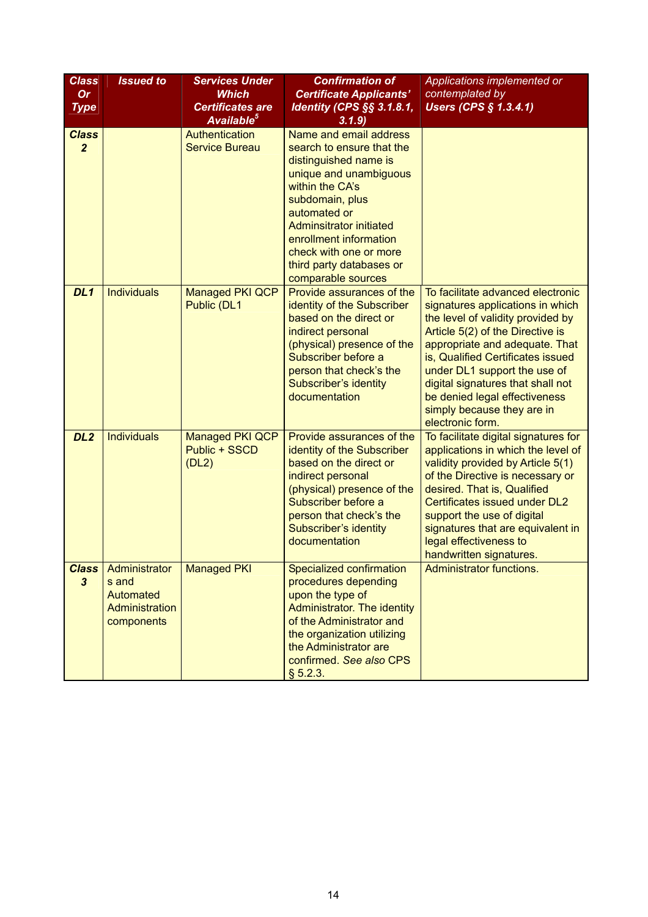| *Class Or Type* | *Issued to* | *Services Under Which Certificates are Available*[5] | *Confirmation of Certificate Applicants' Identity (CPS §§ 3.1.8.1, 3.1.9)* | *Applications implemented or contemplated by Users (CPS § 1.3.4.1)* |
|---|---|---|---|---|
| ***Class 2*** | | Authentication Service Bureau | Name and email address search to ensure that the distinguished name is unique and unambiguous within the CA's subdomain, plus automated or Adminsitrator initiated enrollment information check with one or more third party databases or comparable sources | |
| ***DL1*** | Individuals | Managed PKI QCP Public (DL1 | Provide assurances of the identity of the Subscriber based on the direct or indirect personal (physical) presence of the Subscriber before a person that check's the Subscriber's identity documentation | To facilitate advanced electronic signatures applications in which the level of validity provided by Article 5(2) of the Directive is appropriate and adequate. That is, Qualified Certificates issued under DL1 support the use of digital signatures that shall not be denied legal effectiveness simply because they are in electronic form. |
| ***DL2*** | Individuals | Managed PKI QCP Public + SSCD (DL2) | Provide assurances of the identity of the Subscriber based on the direct or indirect personal (physical) presence of the Subscriber before a person that check's the Subscriber's identity documentation | To facilitate digital signatures for applications in which the level of validity provided by Article 5(1) of the Directive is necessary or desired. That is, Qualified Certificates issued under DL2 support the use of digital signatures that are equivalent in legal effectiveness to handwritten signatures. |
| ***Class 3*** | Administrators and Automated Administration components | Managed PKI | Specialized confirmation procedures depending upon the type of Administrator. The identity of the Administrator and the organization utilizing the Administrator are confirmed. *See also* CPS § 5.2.3. | Administrator functions. |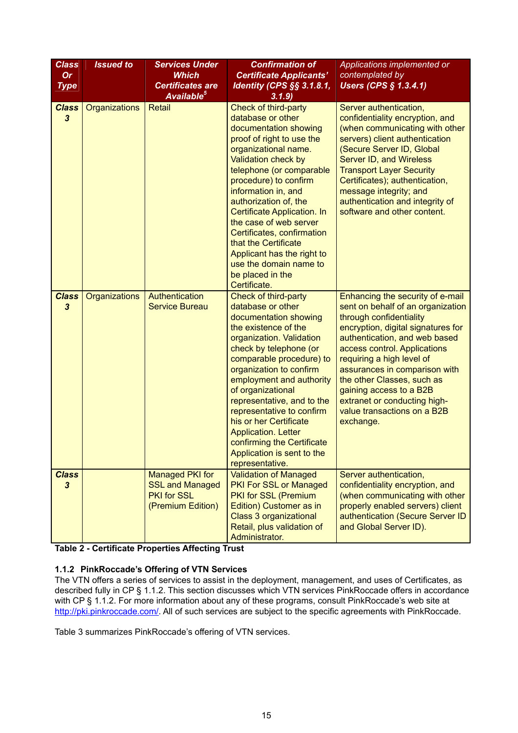| Class Or Type | Issued to | Services Under Which Certificates are Available[5] | Confirmation of Certificate Applicants' Identity (CPS §§ 3.1.8.1, 3.1.9) | Applications implemented or contemplated by Users (CPS § 1.3.4.1) |
|---|---|---|---|---|
| **Class 3** | Organizations | Retail | Check of third-party database or other documentation showing proof of right to use the organizational name. Validation check by telephone (or comparable procedure) to confirm information in, and authorization of, the Certificate Application. In the case of web server Certificates, confirmation that the Certificate Applicant has the right to use the domain name to be placed in the Certificate. | Server authentication, confidentiality encryption, and (when communicating with other servers) client authentication (Secure Server ID, Global Server ID, and Wireless Transport Layer Security Certificates); authentication, message integrity; and authentication and integrity of software and other content. |
| **Class 3** | Organizations | Authentication Service Bureau | Check of third-party database or other documentation showing the existence of the organization. Validation check by telephone (or comparable procedure) to organization to confirm employment and authority of organizational representative, and to the representative to confirm his or her Certificate Application. Letter confirming the Certificate Application is sent to the representative. | Enhancing the security of e-mail sent on behalf of an organization through confidentiality encryption, digital signatures for authentication, and web based access control. Applications requiring a high level of assurances in comparison with the other Classes, such as gaining access to a B2B extranet or conducting high-value transactions on a B2B exchange. |
| **Class 3** | | Managed PKI for SSL and Managed PKI for SSL (Premium Edition) | Validation of Managed PKI For SSL or Managed PKI for SSL (Premium Edition) Customer as in Class 3 organizational Retail, plus validation of Administrator. | Server authentication, confidentiality encryption, and (when communicating with other properly enabled servers) client authentication (Secure Server ID and Global Server ID). |

**Table 2 - Certificate Properties Affecting Trust**

### 1.1.2 PinkRoccade's Offering of VTN Services

The VTN offers a series of services to assist in the deployment, management, and uses of Certificates, as described fully in CP § 1.1.2. This section discusses which VTN services PinkRoccade offers in accordance with CP § 1.1.2. For more information about any of these programs, consult PinkRoccade's web site at http://pki.pinkroccade.com/. All of such services are subject to the specific agreements with PinkRoccade.

Table 3 summarizes PinkRoccade's offering of VTN services.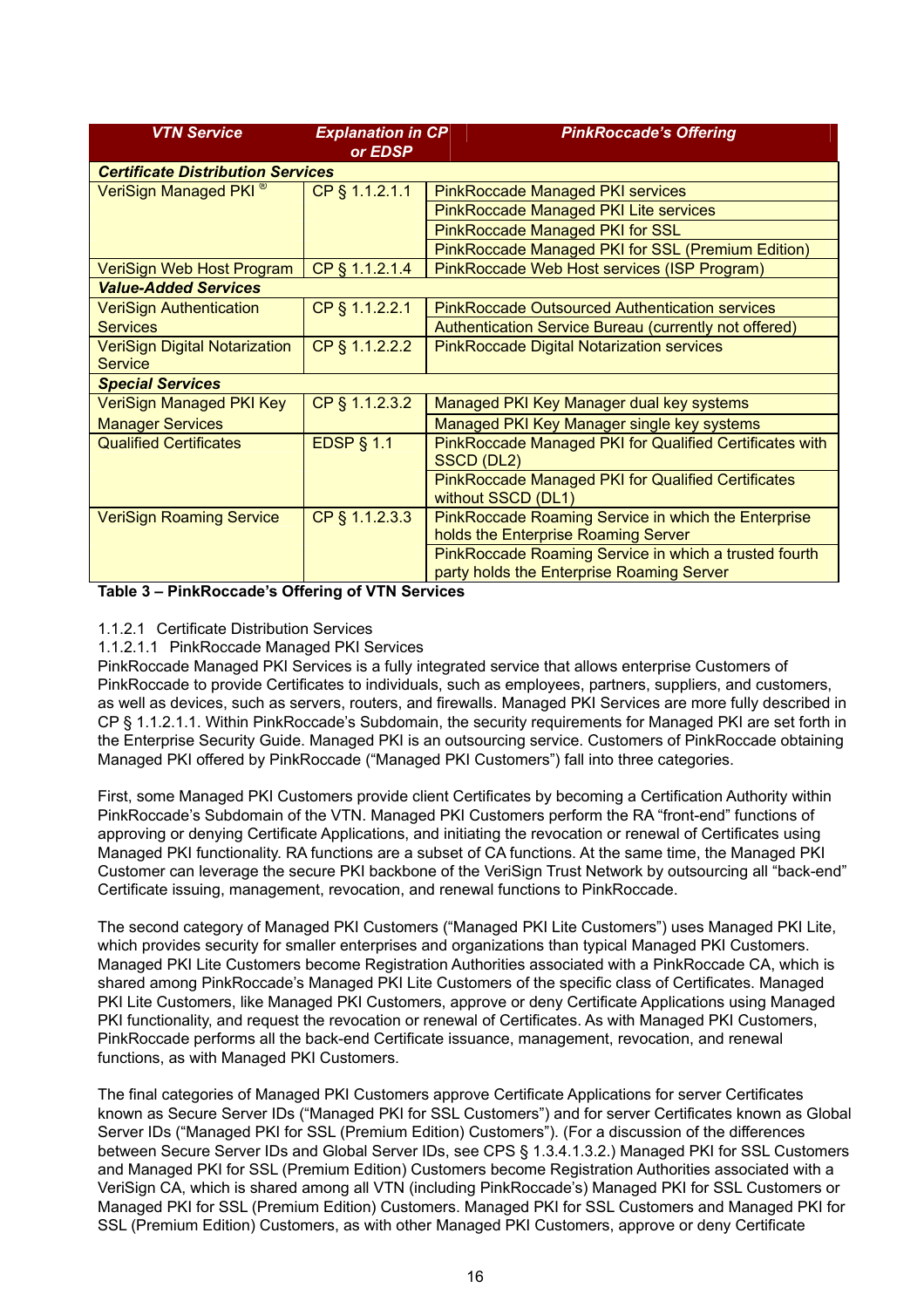| *VTN Service* | *Explanation in CP or EDSP* | *PinkRoccade's Offering* |
|---|---|---|
| ***Certificate Distribution Services*** | | |
| VeriSign Managed PKI ® | CP § 1.1.2.1.1 | PinkRoccade Managed PKI services |
| | | PinkRoccade Managed PKI Lite services |
| | | PinkRoccade Managed PKI for SSL |
| | | PinkRoccade Managed PKI for SSL (Premium Edition) |
| VeriSign Web Host Program | CP § 1.1.2.1.4 | PinkRoccade Web Host services (ISP Program) |
| ***Value-Added Services*** | | |
| VeriSign Authentication Services | CP § 1.1.2.2.1 | PinkRoccade Outsourced Authentication services |
| | | Authentication Service Bureau (currently not offered) |
| VeriSign Digital Notarization Service | CP § 1.1.2.2.2 | PinkRoccade Digital Notarization services |
| ***Special Services*** | | |
| VeriSign Managed PKI Key Manager Services | CP § 1.1.2.3.2 | Managed PKI Key Manager dual key systems |
| | | Managed PKI Key Manager single key systems |
| Qualified Certificates | EDSP § 1.1 | PinkRoccade Managed PKI for Qualified Certificates with SSCD (DL2) |
| | | PinkRoccade Managed PKI for Qualified Certificates without SSCD (DL1) |
| VeriSign Roaming Service | CP § 1.1.2.3.3 | PinkRoccade Roaming Service in which the Enterprise holds the Enterprise Roaming Server |
| | | PinkRoccade Roaming Service in which a trusted fourth party holds the Enterprise Roaming Server |

**Table 3 – PinkRoccade's Offering of VTN Services**

1.1.2.1 Certificate Distribution Services

1.1.2.1.1 PinkRoccade Managed PKI Services

PinkRoccade Managed PKI Services is a fully integrated service that allows enterprise Customers of PinkRoccade to provide Certificates to individuals, such as employees, partners, suppliers, and customers, as well as devices, such as servers, routers, and firewalls. Managed PKI Services are more fully described in CP § 1.1.2.1.1. Within PinkRoccade's Subdomain, the security requirements for Managed PKI are set forth in the Enterprise Security Guide. Managed PKI is an outsourcing service. Customers of PinkRoccade obtaining Managed PKI offered by PinkRoccade ("Managed PKI Customers") fall into three categories.

First, some Managed PKI Customers provide client Certificates by becoming a Certification Authority within PinkRoccade's Subdomain of the VTN. Managed PKI Customers perform the RA "front-end" functions of approving or denying Certificate Applications, and initiating the revocation or renewal of Certificates using Managed PKI functionality. RA functions are a subset of CA functions. At the same time, the Managed PKI Customer can leverage the secure PKI backbone of the VeriSign Trust Network by outsourcing all "back-end" Certificate issuing, management, revocation, and renewal functions to PinkRoccade.

The second category of Managed PKI Customers ("Managed PKI Lite Customers") uses Managed PKI Lite, which provides security for smaller enterprises and organizations than typical Managed PKI Customers. Managed PKI Lite Customers become Registration Authorities associated with a PinkRoccade CA, which is shared among PinkRoccade's Managed PKI Lite Customers of the specific class of Certificates. Managed PKI Lite Customers, like Managed PKI Customers, approve or deny Certificate Applications using Managed PKI functionality, and request the revocation or renewal of Certificates. As with Managed PKI Customers, PinkRoccade performs all the back-end Certificate issuance, management, revocation, and renewal functions, as with Managed PKI Customers.

The final categories of Managed PKI Customers approve Certificate Applications for server Certificates known as Secure Server IDs ("Managed PKI for SSL Customers") and for server Certificates known as Global Server IDs ("Managed PKI for SSL (Premium Edition) Customers"). (For a discussion of the differences between Secure Server IDs and Global Server IDs, see CPS § 1.3.4.1.3.2.) Managed PKI for SSL Customers and Managed PKI for SSL (Premium Edition) Customers become Registration Authorities associated with a VeriSign CA, which is shared among all VTN (including PinkRoccade's) Managed PKI for SSL Customers or Managed PKI for SSL (Premium Edition) Customers. Managed PKI for SSL Customers and Managed PKI for SSL (Premium Edition) Customers, as with other Managed PKI Customers, approve or deny Certificate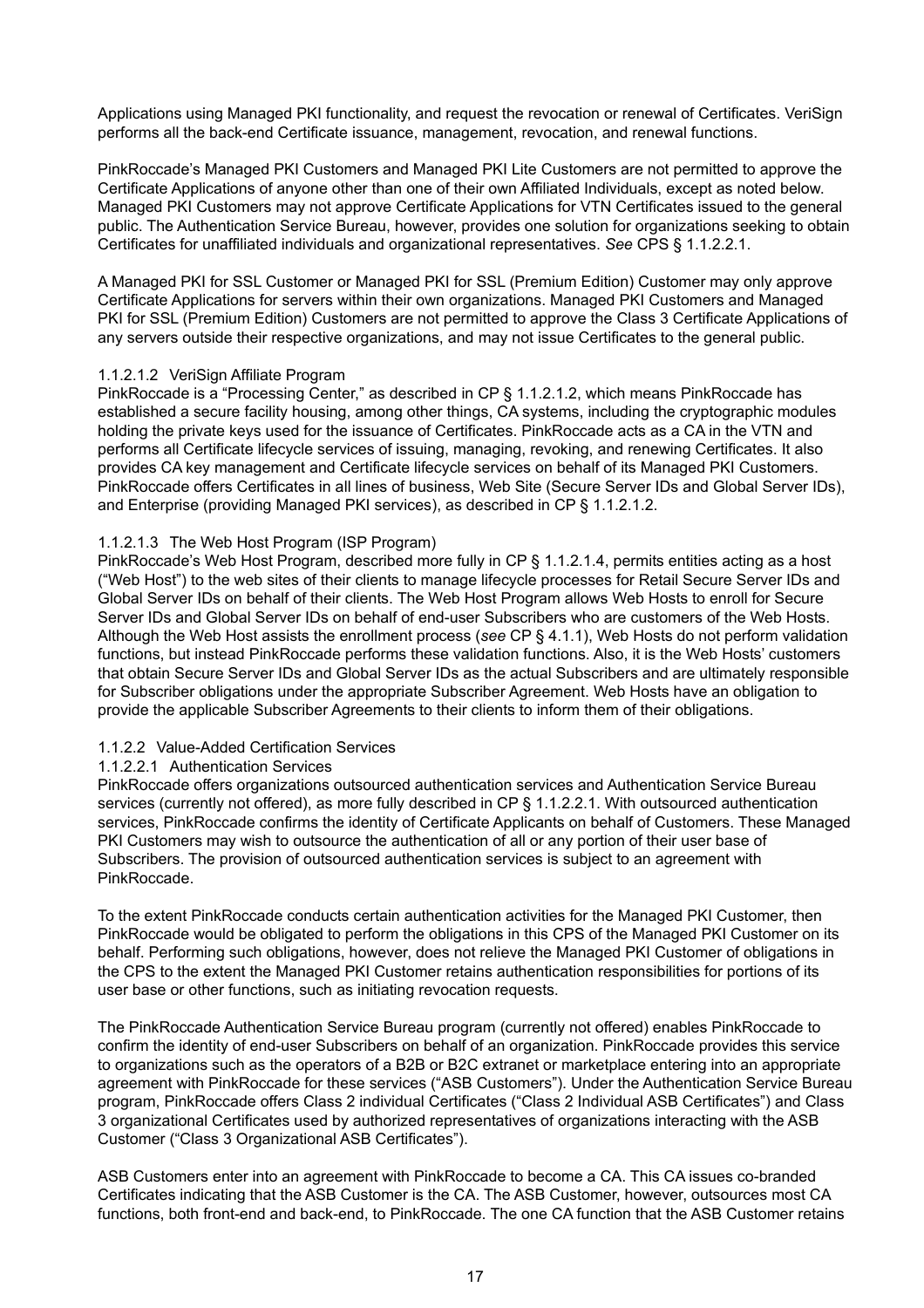Applications using Managed PKI functionality, and request the revocation or renewal of Certificates. VeriSign performs all the back-end Certificate issuance, management, revocation, and renewal functions.

PinkRoccade's Managed PKI Customers and Managed PKI Lite Customers are not permitted to approve the Certificate Applications of anyone other than one of their own Affiliated Individuals, except as noted below. Managed PKI Customers may not approve Certificate Applications for VTN Certificates issued to the general public. The Authentication Service Bureau, however, provides one solution for organizations seeking to obtain Certificates for unaffiliated individuals and organizational representatives. *See* CPS § 1.1.2.2.1.

A Managed PKI for SSL Customer or Managed PKI for SSL (Premium Edition) Customer may only approve Certificate Applications for servers within their own organizations. Managed PKI Customers and Managed PKI for SSL (Premium Edition) Customers are not permitted to approve the Class 3 Certificate Applications of any servers outside their respective organizations, and may not issue Certificates to the general public.

#### 1.1.2.1.2 VeriSign Affiliate Program

PinkRoccade is a "Processing Center," as described in CP § 1.1.2.1.2, which means PinkRoccade has established a secure facility housing, among other things, CA systems, including the cryptographic modules holding the private keys used for the issuance of Certificates. PinkRoccade acts as a CA in the VTN and performs all Certificate lifecycle services of issuing, managing, revoking, and renewing Certificates. It also provides CA key management and Certificate lifecycle services on behalf of its Managed PKI Customers. PinkRoccade offers Certificates in all lines of business, Web Site (Secure Server IDs and Global Server IDs), and Enterprise (providing Managed PKI services), as described in CP § 1.1.2.1.2.

#### 1.1.2.1.3 The Web Host Program (ISP Program)

PinkRoccade's Web Host Program, described more fully in CP § 1.1.2.1.4, permits entities acting as a host ("Web Host") to the web sites of their clients to manage lifecycle processes for Retail Secure Server IDs and Global Server IDs on behalf of their clients. The Web Host Program allows Web Hosts to enroll for Secure Server IDs and Global Server IDs on behalf of end-user Subscribers who are customers of the Web Hosts. Although the Web Host assists the enrollment process (*see* CP § 4.1.1), Web Hosts do not perform validation functions, but instead PinkRoccade performs these validation functions. Also, it is the Web Hosts' customers that obtain Secure Server IDs and Global Server IDs as the actual Subscribers and are ultimately responsible for Subscriber obligations under the appropriate Subscriber Agreement. Web Hosts have an obligation to provide the applicable Subscriber Agreements to their clients to inform them of their obligations.

### 1.1.2.2 Value-Added Certification Services

#### 1.1.2.2.1 Authentication Services

PinkRoccade offers organizations outsourced authentication services and Authentication Service Bureau services (currently not offered), as more fully described in CP § 1.1.2.2.1. With outsourced authentication services, PinkRoccade confirms the identity of Certificate Applicants on behalf of Customers. These Managed PKI Customers may wish to outsource the authentication of all or any portion of their user base of Subscribers. The provision of outsourced authentication services is subject to an agreement with PinkRoccade.

To the extent PinkRoccade conducts certain authentication activities for the Managed PKI Customer, then PinkRoccade would be obligated to perform the obligations in this CPS of the Managed PKI Customer on its behalf. Performing such obligations, however, does not relieve the Managed PKI Customer of obligations in the CPS to the extent the Managed PKI Customer retains authentication responsibilities for portions of its user base or other functions, such as initiating revocation requests.

The PinkRoccade Authentication Service Bureau program (currently not offered) enables PinkRoccade to confirm the identity of end-user Subscribers on behalf of an organization. PinkRoccade provides this service to organizations such as the operators of a B2B or B2C extranet or marketplace entering into an appropriate agreement with PinkRoccade for these services ("ASB Customers"). Under the Authentication Service Bureau program, PinkRoccade offers Class 2 individual Certificates ("Class 2 Individual ASB Certificates") and Class 3 organizational Certificates used by authorized representatives of organizations interacting with the ASB Customer ("Class 3 Organizational ASB Certificates").

ASB Customers enter into an agreement with PinkRoccade to become a CA. This CA issues co-branded Certificates indicating that the ASB Customer is the CA. The ASB Customer, however, outsources most CA functions, both front-end and back-end, to PinkRoccade. The one CA function that the ASB Customer retains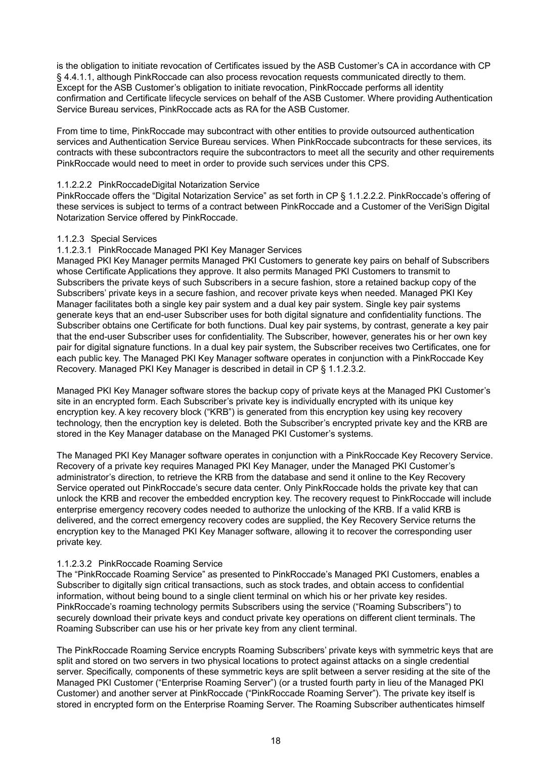is the obligation to initiate revocation of Certificates issued by the ASB Customer's CA in accordance with CP § 4.4.1.1, although PinkRoccade can also process revocation requests communicated directly to them. Except for the ASB Customer's obligation to initiate revocation, PinkRoccade performs all identity confirmation and Certificate lifecycle services on behalf of the ASB Customer. Where providing Authentication Service Bureau services, PinkRoccade acts as RA for the ASB Customer.

From time to time, PinkRoccade may subcontract with other entities to provide outsourced authentication services and Authentication Service Bureau services. When PinkRoccade subcontracts for these services, its contracts with these subcontractors require the subcontractors to meet all the security and other requirements PinkRoccade would need to meet in order to provide such services under this CPS.

#### 1.1.2.2.2 PinkRoccadeDigital Notarization Service

PinkRoccade offers the "Digital Notarization Service" as set forth in CP § 1.1.2.2.2. PinkRoccade's offering of these services is subject to terms of a contract between PinkRoccade and a Customer of the VeriSign Digital Notarization Service offered by PinkRoccade.

### 1.1.2.3 Special Services

#### 1.1.2.3.1 PinkRoccade Managed PKI Key Manager Services

Managed PKI Key Manager permits Managed PKI Customers to generate key pairs on behalf of Subscribers whose Certificate Applications they approve. It also permits Managed PKI Customers to transmit to Subscribers the private keys of such Subscribers in a secure fashion, store a retained backup copy of the Subscribers' private keys in a secure fashion, and recover private keys when needed. Managed PKI Key Manager facilitates both a single key pair system and a dual key pair system. Single key pair systems generate keys that an end-user Subscriber uses for both digital signature and confidentiality functions. The Subscriber obtains one Certificate for both functions. Dual key pair systems, by contrast, generate a key pair that the end-user Subscriber uses for confidentiality. The Subscriber, however, generates his or her own key pair for digital signature functions. In a dual key pair system, the Subscriber receives two Certificates, one for each public key. The Managed PKI Key Manager software operates in conjunction with a PinkRoccade Key Recovery. Managed PKI Key Manager is described in detail in CP § 1.1.2.3.2.

Managed PKI Key Manager software stores the backup copy of private keys at the Managed PKI Customer's site in an encrypted form. Each Subscriber's private key is individually encrypted with its unique key encryption key. A key recovery block ("KRB") is generated from this encryption key using key recovery technology, then the encryption key is deleted. Both the Subscriber's encrypted private key and the KRB are stored in the Key Manager database on the Managed PKI Customer's systems.

The Managed PKI Key Manager software operates in conjunction with a PinkRoccade Key Recovery Service. Recovery of a private key requires Managed PKI Key Manager, under the Managed PKI Customer's administrator's direction, to retrieve the KRB from the database and send it online to the Key Recovery Service operated out PinkRoccade's secure data center. Only PinkRoccade holds the private key that can unlock the KRB and recover the embedded encryption key. The recovery request to PinkRoccade will include enterprise emergency recovery codes needed to authorize the unlocking of the KRB. If a valid KRB is delivered, and the correct emergency recovery codes are supplied, the Key Recovery Service returns the encryption key to the Managed PKI Key Manager software, allowing it to recover the corresponding user private key.

#### 1.1.2.3.2 PinkRoccade Roaming Service

The "PinkRoccade Roaming Service" as presented to PinkRoccade's Managed PKI Customers, enables a Subscriber to digitally sign critical transactions, such as stock trades, and obtain access to confidential information, without being bound to a single client terminal on which his or her private key resides. PinkRoccade's roaming technology permits Subscribers using the service ("Roaming Subscribers") to securely download their private keys and conduct private key operations on different client terminals. The Roaming Subscriber can use his or her private key from any client terminal.

The PinkRoccade Roaming Service encrypts Roaming Subscribers' private keys with symmetric keys that are split and stored on two servers in two physical locations to protect against attacks on a single credential server. Specifically, components of these symmetric keys are split between a server residing at the site of the Managed PKI Customer ("Enterprise Roaming Server") (or a trusted fourth party in lieu of the Managed PKI Customer) and another server at PinkRoccade ("PinkRoccade Roaming Server"). The private key itself is stored in encrypted form on the Enterprise Roaming Server. The Roaming Subscriber authenticates himself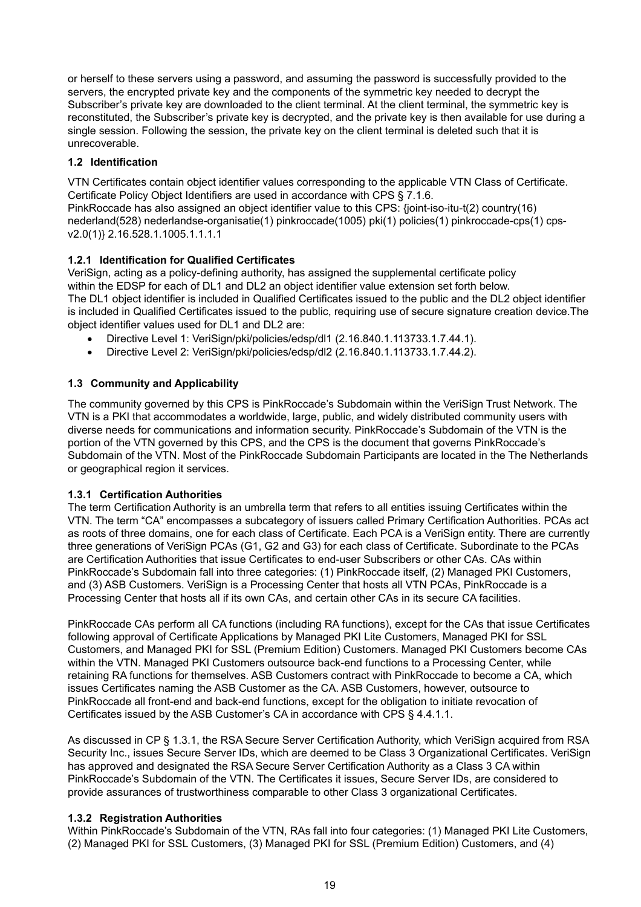or herself to these servers using a password, and assuming the password is successfully provided to the servers, the encrypted private key and the components of the symmetric key needed to decrypt the Subscriber's private key are downloaded to the client terminal. At the client terminal, the symmetric key is reconstituted, the Subscriber's private key is decrypted, and the private key is then available for use during a single session. Following the session, the private key on the client terminal is deleted such that it is unrecoverable.

### 1.2 Identification

VTN Certificates contain object identifier values corresponding to the applicable VTN Class of Certificate. Certificate Policy Object Identifiers are used in accordance with CPS § 7.1.6.
PinkRoccade has also assigned an object identifier value to this CPS: {joint-iso-itu-t(2) country(16) nederland(528) nederlandse-organisatie(1) pinkroccade(1005) pki(1) policies(1) pinkroccade-cps(1) cps-v2.0(1)} 2.16.528.1.1005.1.1.1.1

#### 1.2.1 Identification for Qualified Certificates

VeriSign, acting as a policy-defining authority, has assigned the supplemental certificate policy within the EDSP for each of DL1 and DL2 an object identifier value extension set forth below.
The DL1 object identifier is included in Qualified Certificates issued to the public and the DL2 object identifier is included in Qualified Certificates issued to the public, requiring use of secure signature creation device.The object identifier values used for DL1 and DL2 are:

- Directive Level 1: VeriSign/pki/policies/edsp/dl1 (2.16.840.1.113733.1.7.44.1).
- Directive Level 2: VeriSign/pki/policies/edsp/dl2 (2.16.840.1.113733.1.7.44.2).

### 1.3 Community and Applicability

The community governed by this CPS is PinkRoccade's Subdomain within the VeriSign Trust Network. The VTN is a PKI that accommodates a worldwide, large, public, and widely distributed community users with diverse needs for communications and information security. PinkRoccade's Subdomain of the VTN is the portion of the VTN governed by this CPS, and the CPS is the document that governs PinkRoccade's Subdomain of the VTN. Most of the PinkRoccade Subdomain Participants are located in the The Netherlands or geographical region it services.

#### 1.3.1 Certification Authorities

The term Certification Authority is an umbrella term that refers to all entities issuing Certificates within the VTN. The term "CA" encompasses a subcategory of issuers called Primary Certification Authorities. PCAs act as roots of three domains, one for each class of Certificate. Each PCA is a VeriSign entity. There are currently three generations of VeriSign PCAs (G1, G2 and G3) for each class of Certificate. Subordinate to the PCAs are Certification Authorities that issue Certificates to end-user Subscribers or other CAs. CAs within PinkRoccade's Subdomain fall into three categories: (1) PinkRoccade itself, (2) Managed PKI Customers, and (3) ASB Customers. VeriSign is a Processing Center that hosts all VTN PCAs, PinkRoccade is a Processing Center that hosts all if its own CAs, and certain other CAs in its secure CA facilities.

PinkRoccade CAs perform all CA functions (including RA functions), except for the CAs that issue Certificates following approval of Certificate Applications by Managed PKI Lite Customers, Managed PKI for SSL Customers, and Managed PKI for SSL (Premium Edition) Customers. Managed PKI Customers become CAs within the VTN. Managed PKI Customers outsource back-end functions to a Processing Center, while retaining RA functions for themselves. ASB Customers contract with PinkRoccade to become a CA, which issues Certificates naming the ASB Customer as the CA. ASB Customers, however, outsource to PinkRoccade all front-end and back-end functions, except for the obligation to initiate revocation of Certificates issued by the ASB Customer's CA in accordance with CPS § 4.4.1.1.

As discussed in CP § 1.3.1, the RSA Secure Server Certification Authority, which VeriSign acquired from RSA Security Inc., issues Secure Server IDs, which are deemed to be Class 3 Organizational Certificates. VeriSign has approved and designated the RSA Secure Server Certification Authority as a Class 3 CA within PinkRoccade's Subdomain of the VTN. The Certificates it issues, Secure Server IDs, are considered to provide assurances of trustworthiness comparable to other Class 3 organizational Certificates.

#### 1.3.2 Registration Authorities

Within PinkRoccade's Subdomain of the VTN, RAs fall into four categories: (1) Managed PKI Lite Customers, (2) Managed PKI for SSL Customers, (3) Managed PKI for SSL (Premium Edition) Customers, and (4)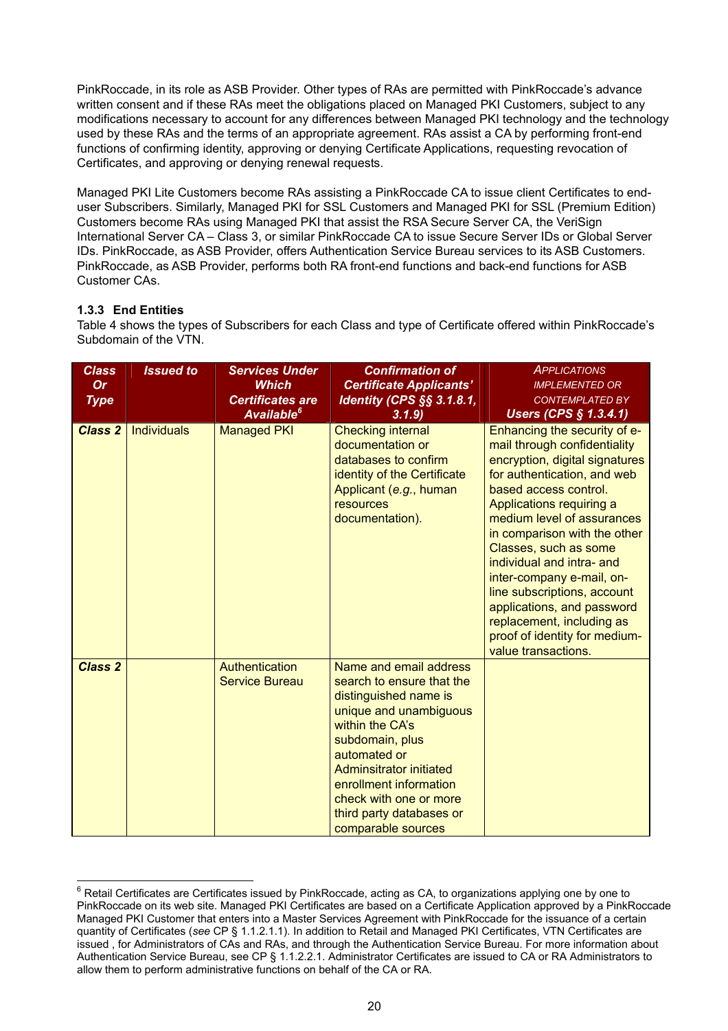PinkRoccade, in its role as ASB Provider. Other types of RAs are permitted with PinkRoccade's advance written consent and if these RAs meet the obligations placed on Managed PKI Customers, subject to any modifications necessary to account for any differences between Managed PKI technology and the technology used by these RAs and the terms of an appropriate agreement. RAs assist a CA by performing front-end functions of confirming identity, approving or denying Certificate Applications, requesting revocation of Certificates, and approving or denying renewal requests.

Managed PKI Lite Customers become RAs assisting a PinkRoccade CA to issue client Certificates to end-user Subscribers. Similarly, Managed PKI for SSL Customers and Managed PKI for SSL (Premium Edition) Customers become RAs using Managed PKI that assist the RSA Secure Server CA, the VeriSign International Server CA – Class 3, or similar PinkRoccade CA to issue Secure Server IDs or Global Server IDs. PinkRoccade, as ASB Provider, offers Authentication Service Bureau services to its ASB Customers. PinkRoccade, as ASB Provider, performs both RA front-end functions and back-end functions for ASB Customer CAs.

### 1.3.3 End Entities

Table 4 shows the types of Subscribers for each Class and type of Certificate offered within PinkRoccade's Subdomain of the VTN.

| ***Class Or Type*** | ***Issued to*** | ***Services Under Which Certificates are Available***[6] | ***Confirmation of Certificate Applicants' Identity (CPS §§ 3.1.8.1, 3.1.9)*** | *APPLICATIONS IMPLEMENTED OR CONTEMPLATED BY* ***Users (CPS § 1.3.4.1)*** |
|---|---|---|---|---|
| ***Class 2*** | Individuals | Managed PKI | Checking internal documentation or databases to confirm identity of the Certificate Applicant (*e.g.*, human resources documentation). | Enhancing the security of e-mail through confidentiality encryption, digital signatures for authentication, and web based access control. Applications requiring a medium level of assurances in comparison with the other Classes, such as some individual and intra- and inter-company e-mail, on-line subscriptions, account applications, and password replacement, including as proof of identity for medium-value transactions. |
| ***Class 2*** | | Authentication Service Bureau | Name and email address search to ensure that the distinguished name is unique and unambiguous within the CA's subdomain, plus automated or Adminsitrator initiated enrollment information check with one or more third party databases or comparable sources | |

[6] Retail Certificates are Certificates issued by PinkRoccade, acting as CA, to organizations applying one by one to PinkRoccade on its web site. Managed PKI Certificates are based on a Certificate Application approved by a PinkRoccade Managed PKI Customer that enters into a Master Services Agreement with PinkRoccade for the issuance of a certain quantity of Certificates (*see* CP § 1.1.2.1.1). In addition to Retail and Managed PKI Certificates, VTN Certificates are issued , for Administrators of CAs and RAs, and through the Authentication Service Bureau. For more information about Authentication Service Bureau, see CP § 1.1.2.2.1. Administrator Certificates are issued to CA or RA Administrators to allow them to perform administrative functions on behalf of the CA or RA.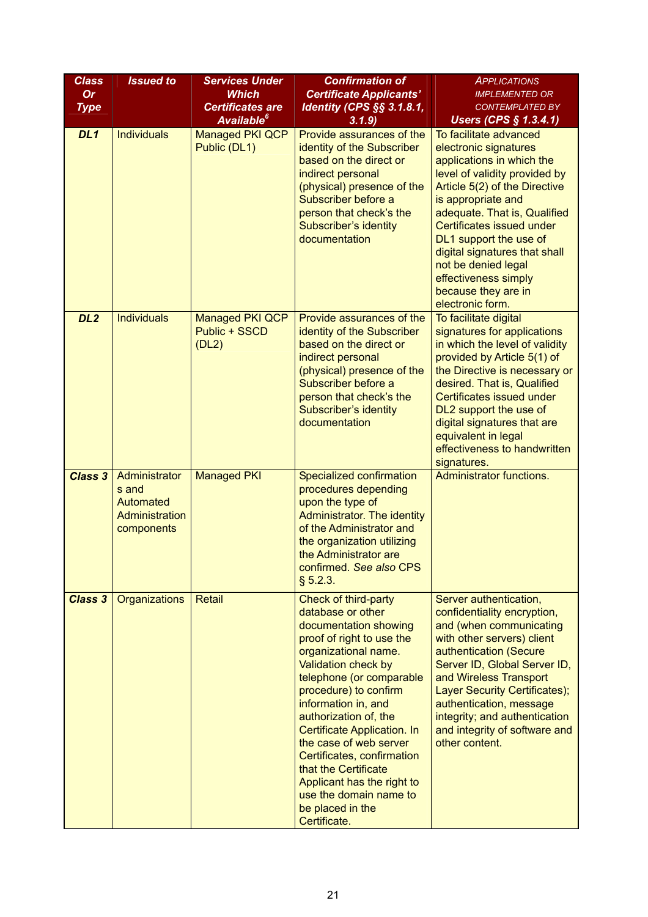| Class Or Type | Issued to | Services Under Which Certificates are Available[6] | Confirmation of Certificate Applicants' Identity (CPS §§ 3.1.8.1, 3.1.9) | Applications implemented or contemplated by Users (CPS § 1.3.4.1) |
|---|---|---|---|---|
| **DL1** | Individuals | Managed PKI QCP Public (DL1) | Provide assurances of the identity of the Subscriber based on the direct or indirect personal (physical) presence of the Subscriber before a person that check's the Subscriber's identity documentation | To facilitate advanced electronic signatures applications in which the level of validity provided by Article 5(2) of the Directive is appropriate and adequate. That is, Qualified Certificates issued under DL1 support the use of digital signatures that shall not be denied legal effectiveness simply because they are in electronic form. |
| **DL2** | Individuals | Managed PKI QCP Public + SSCD (DL2) | Provide assurances of the identity of the Subscriber based on the direct or indirect personal (physical) presence of the Subscriber before a person that check's the Subscriber's identity documentation | To facilitate digital signatures for applications in which the level of validity provided by Article 5(1) of the Directive is necessary or desired. That is, Qualified Certificates issued under DL2 support the use of digital signatures that are equivalent in legal effectiveness to handwritten signatures. |
| **Class 3** | Administrators and Automated Administration components | Managed PKI | Specialized confirmation procedures depending upon the type of Administrator. The identity of the Administrator and the organization utilizing the Administrator are confirmed. *See also* CPS § 5.2.3. | Administrator functions. |
| **Class 3** | Organizations | Retail | Check of third-party database or other documentation showing proof of right to use the organizational name. Validation check by telephone (or comparable procedure) to confirm information in, and authorization of, the Certificate Application. In the case of web server Certificates, confirmation that the Certificate Applicant has the right to use the domain name to be placed in the Certificate. | Server authentication, confidentiality encryption, and (when communicating with other servers) client authentication (Secure Server ID, Global Server ID, and Wireless Transport Layer Security Certificates); authentication, message integrity; and authentication and integrity of software and other content. |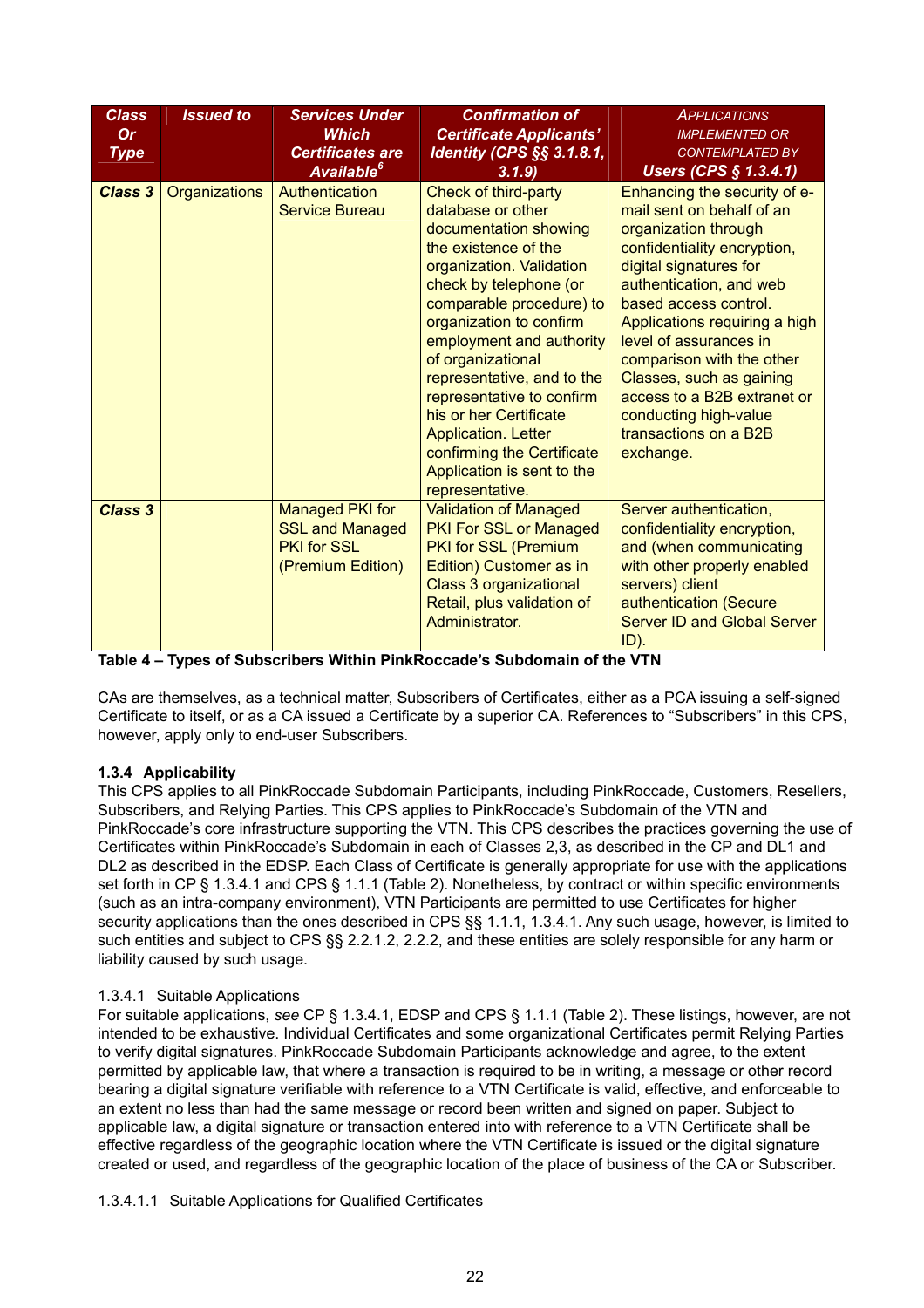| Class Or Type | Issued to | Services Under Which Certificates are Available[6] | Confirmation of Certificate Applicants' Identity (CPS §§ 3.1.8.1, 3.1.9) | Applications Implemented or Contemplated by Users (CPS § 1.3.4.1) |
|---|---|---|---|---|
| **Class 3** | Organizations | Authentication Service Bureau | Check of third-party database or other documentation showing the existence of the organization. Validation check by telephone (or comparable procedure) to organization to confirm employment and authority of organizational representative, and to the representative to confirm his or her Certificate Application. Letter confirming the Certificate Application is sent to the representative. | Enhancing the security of e-mail sent on behalf of an organization through confidentiality encryption, digital signatures for authentication, and web based access control. Applications requiring a high level of assurances in comparison with the other Classes, such as gaining access to a B2B extranet or conducting high-value transactions on a B2B exchange. |
| **Class 3** | | Managed PKI for SSL and Managed PKI for SSL (Premium Edition) | Validation of Managed PKI For SSL or Managed PKI for SSL (Premium Edition) Customer as in Class 3 organizational Retail, plus validation of Administrator. | Server authentication, confidentiality encryption, and (when communicating with other properly enabled servers) client authentication (Secure Server ID and Global Server ID). |

**Table 4 – Types of Subscribers Within PinkRoccade's Subdomain of the VTN**

CAs are themselves, as a technical matter, Subscribers of Certificates, either as a PCA issuing a self-signed Certificate to itself, or as a CA issued a Certificate by a superior CA. References to "Subscribers" in this CPS, however, apply only to end-user Subscribers.

### 1.3.4 Applicability

This CPS applies to all PinkRoccade Subdomain Participants, including PinkRoccade, Customers, Resellers, Subscribers, and Relying Parties. This CPS applies to PinkRoccade's Subdomain of the VTN and PinkRoccade's core infrastructure supporting the VTN. This CPS describes the practices governing the use of Certificates within PinkRoccade's Subdomain in each of Classes 2,3, as described in the CP and DL1 and DL2 as described in the EDSP. Each Class of Certificate is generally appropriate for use with the applications set forth in CP § 1.3.4.1 and CPS § 1.1.1 (Table 2). Nonetheless, by contract or within specific environments (such as an intra-company environment), VTN Participants are permitted to use Certificates for higher security applications than the ones described in CPS §§ 1.1.1, 1.3.4.1. Any such usage, however, is limited to such entities and subject to CPS §§ 2.2.1.2, 2.2.2, and these entities are solely responsible for any harm or liability caused by such usage.

#### 1.3.4.1 Suitable Applications

For suitable applications, *see* CP § 1.3.4.1, EDSP and CPS § 1.1.1 (Table 2). These listings, however, are not intended to be exhaustive. Individual Certificates and some organizational Certificates permit Relying Parties to verify digital signatures. PinkRoccade Subdomain Participants acknowledge and agree, to the extent permitted by applicable law, that where a transaction is required to be in writing, a message or other record bearing a digital signature verifiable with reference to a VTN Certificate is valid, effective, and enforceable to an extent no less than had the same message or record been written and signed on paper. Subject to applicable law, a digital signature or transaction entered into with reference to a VTN Certificate shall be effective regardless of the geographic location where the VTN Certificate is issued or the digital signature created or used, and regardless of the geographic location of the place of business of the CA or Subscriber.

##### 1.3.4.1.1 Suitable Applications for Qualified Certificates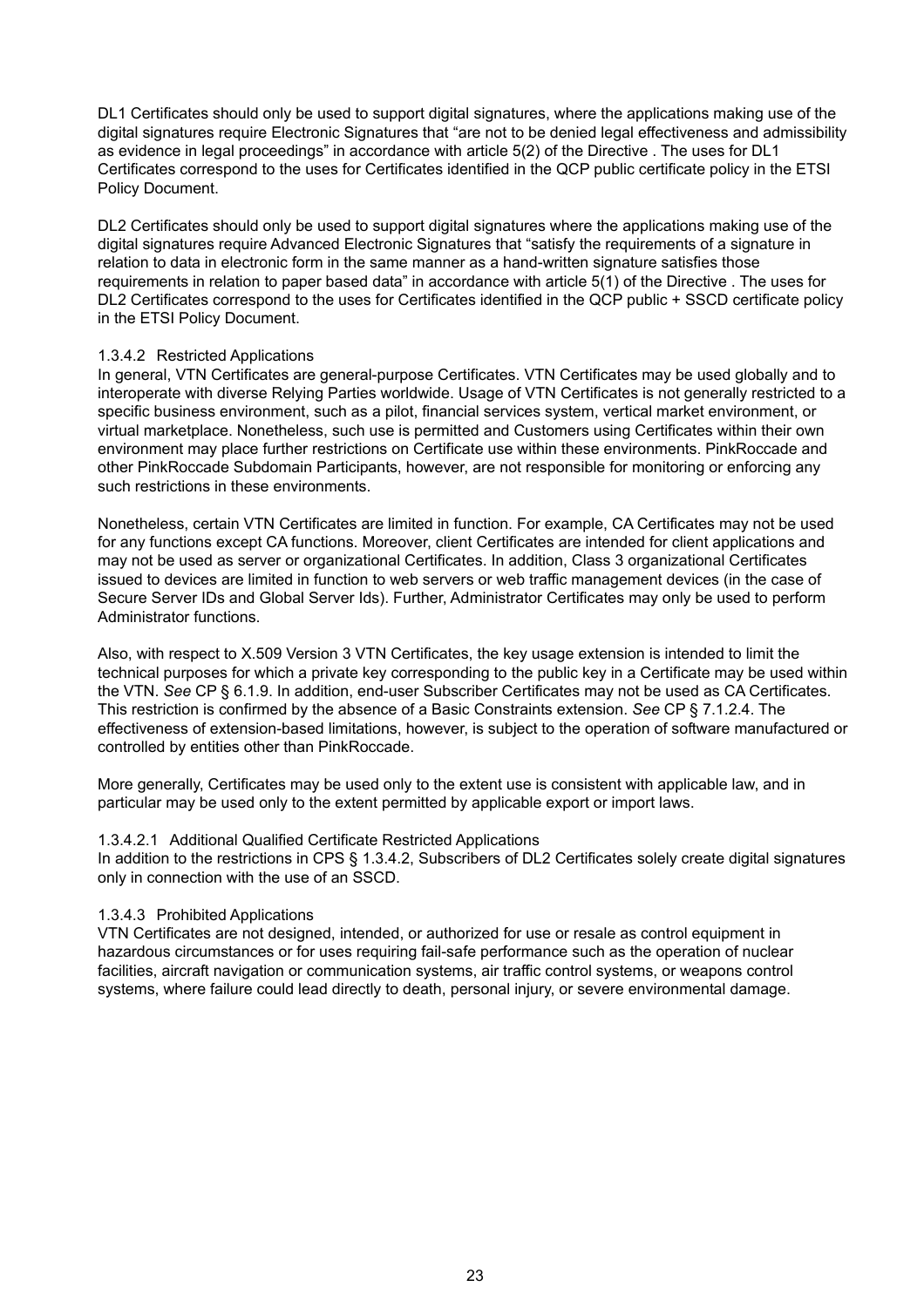DL1 Certificates should only be used to support digital signatures, where the applications making use of the digital signatures require Electronic Signatures that "are not to be denied legal effectiveness and admissibility as evidence in legal proceedings" in accordance with article 5(2) of the Directive . The uses for DL1 Certificates correspond to the uses for Certificates identified in the QCP public certificate policy in the ETSI Policy Document.

DL2 Certificates should only be used to support digital signatures where the applications making use of the digital signatures require Advanced Electronic Signatures that "satisfy the requirements of a signature in relation to data in electronic form in the same manner as a hand-written signature satisfies those requirements in relation to paper based data" in accordance with article 5(1) of the Directive . The uses for DL2 Certificates correspond to the uses for Certificates identified in the QCP public + SSCD certificate policy in the ETSI Policy Document.

#### 1.3.4.2 Restricted Applications

In general, VTN Certificates are general-purpose Certificates. VTN Certificates may be used globally and to interoperate with diverse Relying Parties worldwide. Usage of VTN Certificates is not generally restricted to a specific business environment, such as a pilot, financial services system, vertical market environment, or virtual marketplace. Nonetheless, such use is permitted and Customers using Certificates within their own environment may place further restrictions on Certificate use within these environments. PinkRoccade and other PinkRoccade Subdomain Participants, however, are not responsible for monitoring or enforcing any such restrictions in these environments.

Nonetheless, certain VTN Certificates are limited in function. For example, CA Certificates may not be used for any functions except CA functions. Moreover, client Certificates are intended for client applications and may not be used as server or organizational Certificates. In addition, Class 3 organizational Certificates issued to devices are limited in function to web servers or web traffic management devices (in the case of Secure Server IDs and Global Server Ids). Further, Administrator Certificates may only be used to perform Administrator functions.

Also, with respect to X.509 Version 3 VTN Certificates, the key usage extension is intended to limit the technical purposes for which a private key corresponding to the public key in a Certificate may be used within the VTN. *See* CP § 6.1.9. In addition, end-user Subscriber Certificates may not be used as CA Certificates. This restriction is confirmed by the absence of a Basic Constraints extension. *See* CP § 7.1.2.4. The effectiveness of extension-based limitations, however, is subject to the operation of software manufactured or controlled by entities other than PinkRoccade.

More generally, Certificates may be used only to the extent use is consistent with applicable law, and in particular may be used only to the extent permitted by applicable export or import laws.

##### 1.3.4.2.1 Additional Qualified Certificate Restricted Applications

In addition to the restrictions in CPS § 1.3.4.2, Subscribers of DL2 Certificates solely create digital signatures only in connection with the use of an SSCD.

#### 1.3.4.3 Prohibited Applications

VTN Certificates are not designed, intended, or authorized for use or resale as control equipment in hazardous circumstances or for uses requiring fail-safe performance such as the operation of nuclear facilities, aircraft navigation or communication systems, air traffic control systems, or weapons control systems, where failure could lead directly to death, personal injury, or severe environmental damage.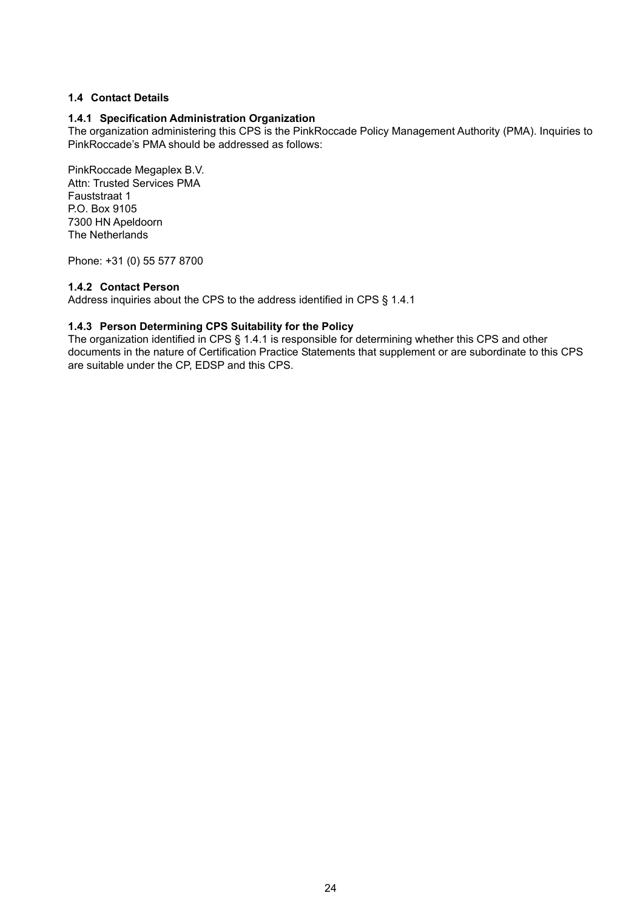### 1.4 Contact Details

#### 1.4.1 Specification Administration Organization

The organization administering this CPS is the PinkRoccade Policy Management Authority (PMA). Inquiries to PinkRoccade's PMA should be addressed as follows:

PinkRoccade Megaplex B.V.
Attn: Trusted Services PMA
Fauststraat 1
P.O. Box 9105
7300 HN Apeldoorn
The Netherlands

Phone: +31 (0) 55 577 8700

#### 1.4.2 Contact Person

Address inquiries about the CPS to the address identified in CPS § 1.4.1

#### 1.4.3 Person Determining CPS Suitability for the Policy

The organization identified in CPS § 1.4.1 is responsible for determining whether this CPS and other documents in the nature of Certification Practice Statements that supplement or are subordinate to this CPS are suitable under the CP, EDSP and this CPS.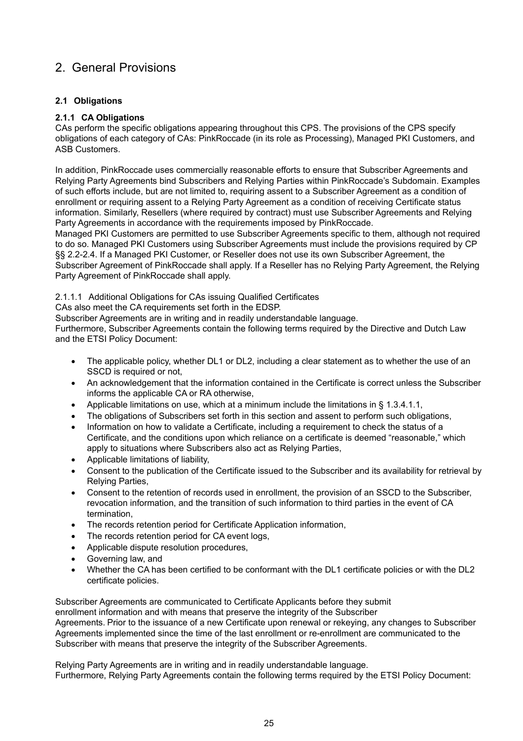# 2. General Provisions

### 2.1 Obligations

#### 2.1.1 CA Obligations

CAs perform the specific obligations appearing throughout this CPS. The provisions of the CPS specify obligations of each category of CAs: PinkRoccade (in its role as Processing), Managed PKI Customers, and ASB Customers.

In addition, PinkRoccade uses commercially reasonable efforts to ensure that Subscriber Agreements and Relying Party Agreements bind Subscribers and Relying Parties within PinkRoccade's Subdomain. Examples of such efforts include, but are not limited to, requiring assent to a Subscriber Agreement as a condition of enrollment or requiring assent to a Relying Party Agreement as a condition of receiving Certificate status information. Similarly, Resellers (where required by contract) must use Subscriber Agreements and Relying Party Agreements in accordance with the requirements imposed by PinkRoccade.
Managed PKI Customers are permitted to use Subscriber Agreements specific to them, although not required to do so. Managed PKI Customers using Subscriber Agreements must include the provisions required by CP §§ 2.2-2.4. If a Managed PKI Customer, or Reseller does not use its own Subscriber Agreement, the Subscriber Agreement of PinkRoccade shall apply. If a Reseller has no Relying Party Agreement, the Relying Party Agreement of PinkRoccade shall apply.

2.1.1.1 Additional Obligations for CAs issuing Qualified Certificates

CAs also meet the CA requirements set forth in the EDSP.
Subscriber Agreements are in writing and in readily understandable language.
Furthermore, Subscriber Agreements contain the following terms required by the Directive and Dutch Law and the ETSI Policy Document:

- The applicable policy, whether DL1 or DL2, including a clear statement as to whether the use of an SSCD is required or not,
- An acknowledgement that the information contained in the Certificate is correct unless the Subscriber informs the applicable CA or RA otherwise,
- Applicable limitations on use, which at a minimum include the limitations in § 1.3.4.1.1,
- The obligations of Subscribers set forth in this section and assent to perform such obligations,
- Information on how to validate a Certificate, including a requirement to check the status of a Certificate, and the conditions upon which reliance on a certificate is deemed "reasonable," which apply to situations where Subscribers also act as Relying Parties,
- Applicable limitations of liability,
- Consent to the publication of the Certificate issued to the Subscriber and its availability for retrieval by Relying Parties,
- Consent to the retention of records used in enrollment, the provision of an SSCD to the Subscriber, revocation information, and the transition of such information to third parties in the event of CA termination,
- The records retention period for Certificate Application information,
- The records retention period for CA event logs,
- Applicable dispute resolution procedures,
- Governing law, and
- Whether the CA has been certified to be conformant with the DL1 certificate policies or with the DL2 certificate policies.

Subscriber Agreements are communicated to Certificate Applicants before they submit enrollment information and with means that preserve the integrity of the Subscriber Agreements. Prior to the issuance of a new Certificate upon renewal or rekeying, any changes to Subscriber Agreements implemented since the time of the last enrollment or re-enrollment are communicated to the Subscriber with means that preserve the integrity of the Subscriber Agreements.

Relying Party Agreements are in writing and in readily understandable language.
Furthermore, Relying Party Agreements contain the following terms required by the ETSI Policy Document: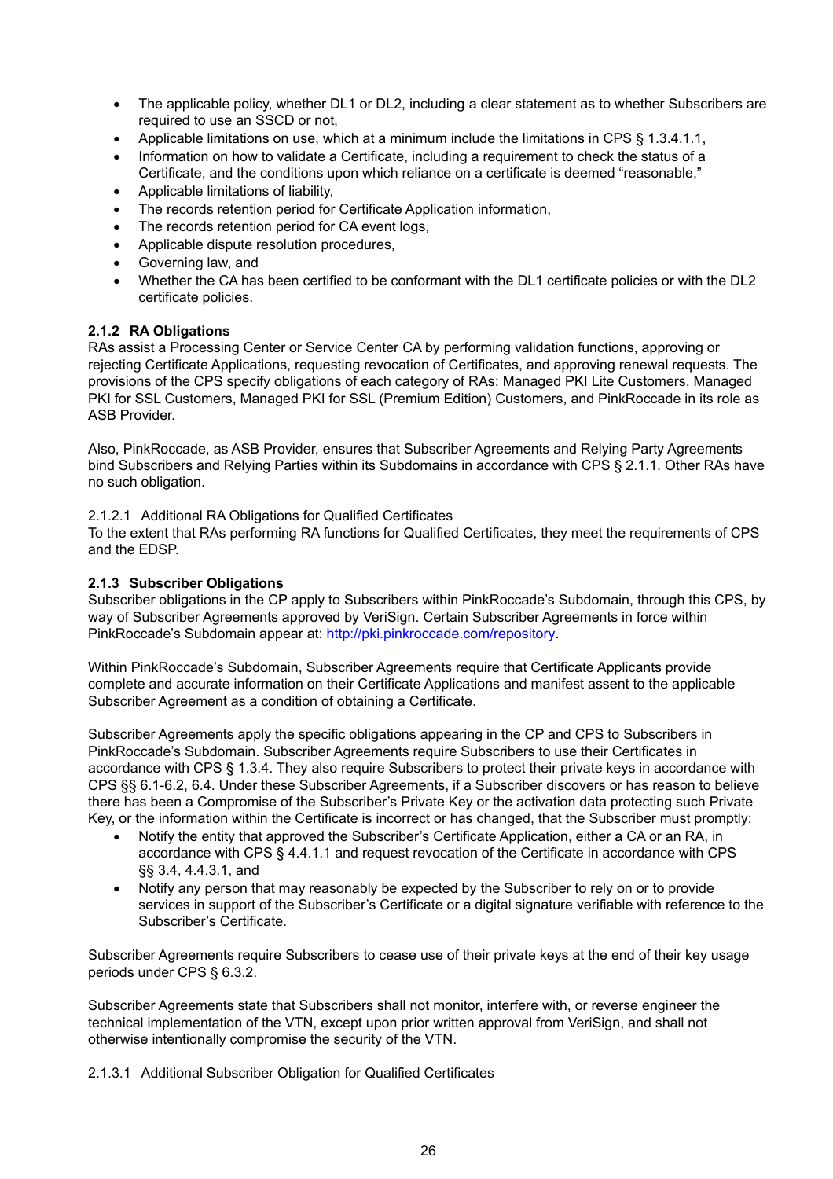- The applicable policy, whether DL1 or DL2, including a clear statement as to whether Subscribers are required to use an SSCD or not,
- Applicable limitations on use, which at a minimum include the limitations in CPS § 1.3.4.1.1,
- Information on how to validate a Certificate, including a requirement to check the status of a Certificate, and the conditions upon which reliance on a certificate is deemed "reasonable,"
- Applicable limitations of liability,
- The records retention period for Certificate Application information,
- The records retention period for CA event logs,
- Applicable dispute resolution procedures,
- Governing law, and
- Whether the CA has been certified to be conformant with the DL1 certificate policies or with the DL2 certificate policies.

### 2.1.2 RA Obligations

RAs assist a Processing Center or Service Center CA by performing validation functions, approving or rejecting Certificate Applications, requesting revocation of Certificates, and approving renewal requests. The provisions of the CPS specify obligations of each category of RAs: Managed PKI Lite Customers, Managed PKI for SSL Customers, Managed PKI for SSL (Premium Edition) Customers, and PinkRoccade in its role as ASB Provider.

Also, PinkRoccade, as ASB Provider, ensures that Subscriber Agreements and Relying Party Agreements bind Subscribers and Relying Parties within its Subdomains in accordance with CPS § 2.1.1. Other RAs have no such obligation.

#### 2.1.2.1 Additional RA Obligations for Qualified Certificates

To the extent that RAs performing RA functions for Qualified Certificates, they meet the requirements of CPS and the EDSP.

### 2.1.3 Subscriber Obligations

Subscriber obligations in the CP apply to Subscribers within PinkRoccade's Subdomain, through this CPS, by way of Subscriber Agreements approved by VeriSign. Certain Subscriber Agreements in force within PinkRoccade's Subdomain appear at: http://pki.pinkroccade.com/repository.

Within PinkRoccade's Subdomain, Subscriber Agreements require that Certificate Applicants provide complete and accurate information on their Certificate Applications and manifest assent to the applicable Subscriber Agreement as a condition of obtaining a Certificate.

Subscriber Agreements apply the specific obligations appearing in the CP and CPS to Subscribers in PinkRoccade's Subdomain. Subscriber Agreements require Subscribers to use their Certificates in accordance with CPS § 1.3.4. They also require Subscribers to protect their private keys in accordance with CPS §§ 6.1-6.2, 6.4. Under these Subscriber Agreements, if a Subscriber discovers or has reason to believe there has been a Compromise of the Subscriber's Private Key or the activation data protecting such Private Key, or the information within the Certificate is incorrect or has changed, that the Subscriber must promptly:

- Notify the entity that approved the Subscriber's Certificate Application, either a CA or an RA, in accordance with CPS § 4.4.1.1 and request revocation of the Certificate in accordance with CPS §§ 3.4, 4.4.3.1, and
- Notify any person that may reasonably be expected by the Subscriber to rely on or to provide services in support of the Subscriber's Certificate or a digital signature verifiable with reference to the Subscriber's Certificate.

Subscriber Agreements require Subscribers to cease use of their private keys at the end of their key usage periods under CPS § 6.3.2.

Subscriber Agreements state that Subscribers shall not monitor, interfere with, or reverse engineer the technical implementation of the VTN, except upon prior written approval from VeriSign, and shall not otherwise intentionally compromise the security of the VTN.

#### 2.1.3.1 Additional Subscriber Obligation for Qualified Certificates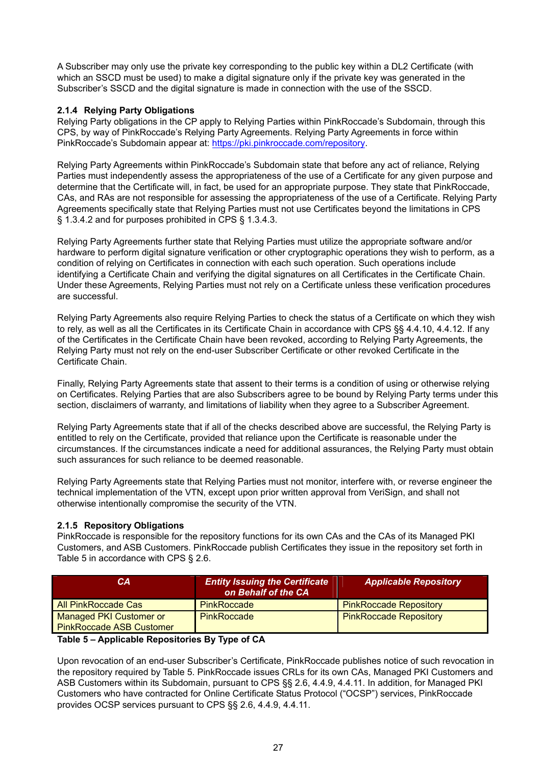A Subscriber may only use the private key corresponding to the public key within a DL2 Certificate (with which an SSCD must be used) to make a digital signature only if the private key was generated in the Subscriber's SSCD and the digital signature is made in connection with the use of the SSCD.

### 2.1.4 Relying Party Obligations

Relying Party obligations in the CP apply to Relying Parties within PinkRoccade's Subdomain, through this CPS, by way of PinkRoccade's Relying Party Agreements. Relying Party Agreements in force within PinkRoccade's Subdomain appear at: https://pki.pinkroccade.com/repository.

Relying Party Agreements within PinkRoccade's Subdomain state that before any act of reliance, Relying Parties must independently assess the appropriateness of the use of a Certificate for any given purpose and determine that the Certificate will, in fact, be used for an appropriate purpose. They state that PinkRoccade, CAs, and RAs are not responsible for assessing the appropriateness of the use of a Certificate. Relying Party Agreements specifically state that Relying Parties must not use Certificates beyond the limitations in CPS § 1.3.4.2 and for purposes prohibited in CPS § 1.3.4.3.

Relying Party Agreements further state that Relying Parties must utilize the appropriate software and/or hardware to perform digital signature verification or other cryptographic operations they wish to perform, as a condition of relying on Certificates in connection with each such operation. Such operations include identifying a Certificate Chain and verifying the digital signatures on all Certificates in the Certificate Chain. Under these Agreements, Relying Parties must not rely on a Certificate unless these verification procedures are successful.

Relying Party Agreements also require Relying Parties to check the status of a Certificate on which they wish to rely, as well as all the Certificates in its Certificate Chain in accordance with CPS §§ 4.4.10, 4.4.12. If any of the Certificates in the Certificate Chain have been revoked, according to Relying Party Agreements, the Relying Party must not rely on the end-user Subscriber Certificate or other revoked Certificate in the Certificate Chain.

Finally, Relying Party Agreements state that assent to their terms is a condition of using or otherwise relying on Certificates. Relying Parties that are also Subscribers agree to be bound by Relying Party terms under this section, disclaimers of warranty, and limitations of liability when they agree to a Subscriber Agreement.

Relying Party Agreements state that if all of the checks described above are successful, the Relying Party is entitled to rely on the Certificate, provided that reliance upon the Certificate is reasonable under the circumstances. If the circumstances indicate a need for additional assurances, the Relying Party must obtain such assurances for such reliance to be deemed reasonable.

Relying Party Agreements state that Relying Parties must not monitor, interfere with, or reverse engineer the technical implementation of the VTN, except upon prior written approval from VeriSign, and shall not otherwise intentionally compromise the security of the VTN.

### 2.1.5 Repository Obligations

PinkRoccade is responsible for the repository functions for its own CAs and the CAs of its Managed PKI Customers, and ASB Customers. PinkRoccade publish Certificates they issue in the repository set forth in Table 5 in accordance with CPS § 2.6.

| CA | Entity Issuing the Certificate on Behalf of the CA | Applicable Repository |
|---|---|---|
| All PinkRoccade Cas | PinkRoccade | PinkRoccade Repository |
| Managed PKI Customer or PinkRoccade ASB Customer | PinkRoccade | PinkRoccade Repository |

**Table 5 – Applicable Repositories By Type of CA**

Upon revocation of an end-user Subscriber's Certificate, PinkRoccade publishes notice of such revocation in the repository required by Table 5. PinkRoccade issues CRLs for its own CAs, Managed PKI Customers and ASB Customers within its Subdomain, pursuant to CPS §§ 2.6, 4.4.9, 4.4.11. In addition, for Managed PKI Customers who have contracted for Online Certificate Status Protocol ("OCSP") services, PinkRoccade provides OCSP services pursuant to CPS §§ 2.6, 4.4.9, 4.4.11.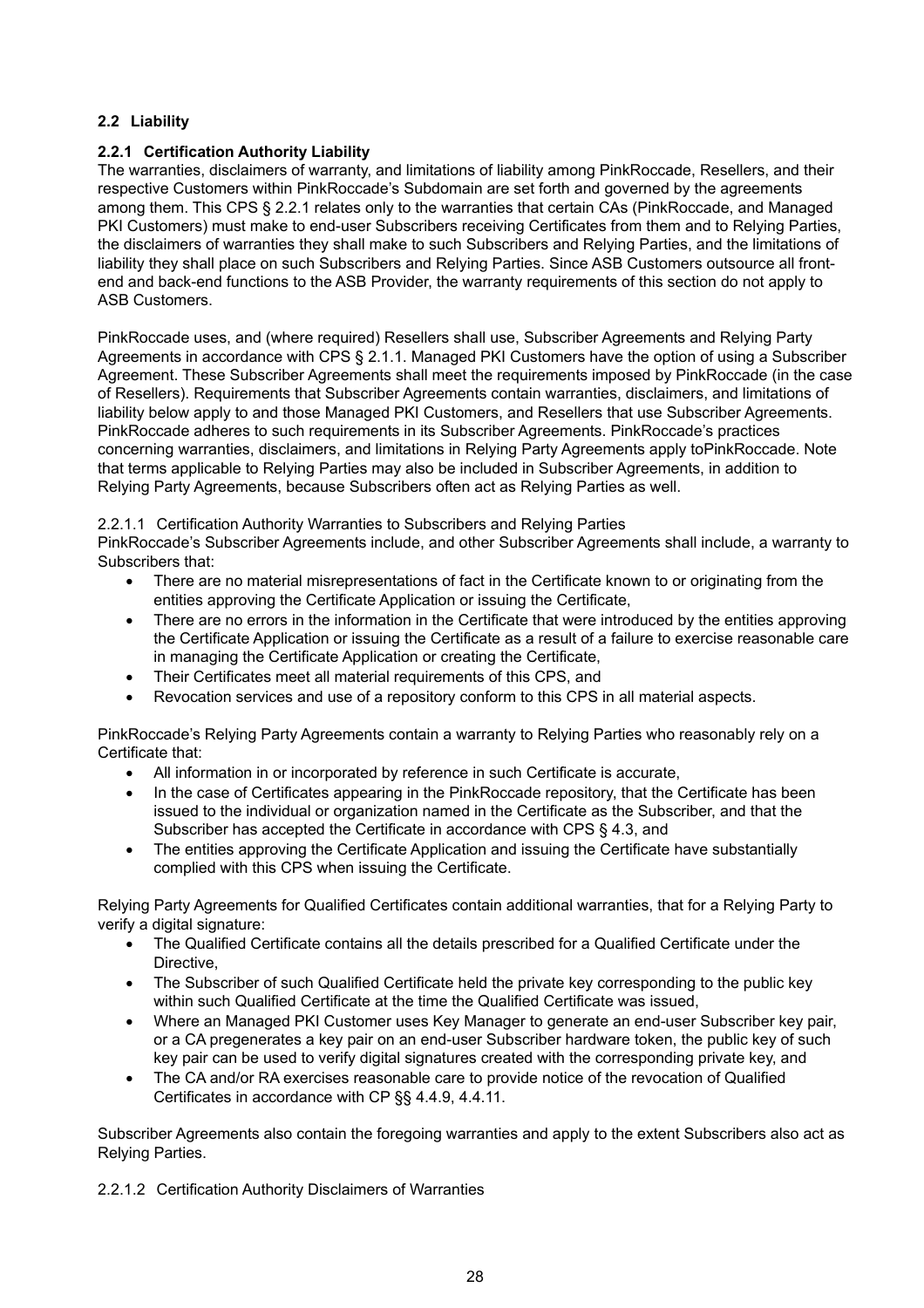### 2.2 Liability

#### 2.2.1 Certification Authority Liability

The warranties, disclaimers of warranty, and limitations of liability among PinkRoccade, Resellers, and their respective Customers within PinkRoccade's Subdomain are set forth and governed by the agreements among them. This CPS § 2.2.1 relates only to the warranties that certain CAs (PinkRoccade, and Managed PKI Customers) must make to end-user Subscribers receiving Certificates from them and to Relying Parties, the disclaimers of warranties they shall make to such Subscribers and Relying Parties, and the limitations of liability they shall place on such Subscribers and Relying Parties. Since ASB Customers outsource all front-end and back-end functions to the ASB Provider, the warranty requirements of this section do not apply to ASB Customers.

PinkRoccade uses, and (where required) Resellers shall use, Subscriber Agreements and Relying Party Agreements in accordance with CPS § 2.1.1. Managed PKI Customers have the option of using a Subscriber Agreement. These Subscriber Agreements shall meet the requirements imposed by PinkRoccade (in the case of Resellers). Requirements that Subscriber Agreements contain warranties, disclaimers, and limitations of liability below apply to and those Managed PKI Customers, and Resellers that use Subscriber Agreements. PinkRoccade adheres to such requirements in its Subscriber Agreements. PinkRoccade's practices concerning warranties, disclaimers, and limitations in Relying Party Agreements apply toPinkRoccade. Note that terms applicable to Relying Parties may also be included in Subscriber Agreements, in addition to Relying Party Agreements, because Subscribers often act as Relying Parties as well.

2.2.1.1 Certification Authority Warranties to Subscribers and Relying Parties

PinkRoccade's Subscriber Agreements include, and other Subscriber Agreements shall include, a warranty to Subscribers that:

- There are no material misrepresentations of fact in the Certificate known to or originating from the entities approving the Certificate Application or issuing the Certificate,
- There are no errors in the information in the Certificate that were introduced by the entities approving the Certificate Application or issuing the Certificate as a result of a failure to exercise reasonable care in managing the Certificate Application or creating the Certificate,
- Their Certificates meet all material requirements of this CPS, and
- Revocation services and use of a repository conform to this CPS in all material aspects.

PinkRoccade's Relying Party Agreements contain a warranty to Relying Parties who reasonably rely on a Certificate that:

- All information in or incorporated by reference in such Certificate is accurate,
- In the case of Certificates appearing in the PinkRoccade repository, that the Certificate has been issued to the individual or organization named in the Certificate as the Subscriber, and that the Subscriber has accepted the Certificate in accordance with CPS § 4.3, and
- The entities approving the Certificate Application and issuing the Certificate have substantially complied with this CPS when issuing the Certificate.

Relying Party Agreements for Qualified Certificates contain additional warranties, that for a Relying Party to verify a digital signature:

- The Qualified Certificate contains all the details prescribed for a Qualified Certificate under the Directive,
- The Subscriber of such Qualified Certificate held the private key corresponding to the public key within such Qualified Certificate at the time the Qualified Certificate was issued,
- Where an Managed PKI Customer uses Key Manager to generate an end-user Subscriber key pair, or a CA pregenerates a key pair on an end-user Subscriber hardware token, the public key of such key pair can be used to verify digital signatures created with the corresponding private key, and
- The CA and/or RA exercises reasonable care to provide notice of the revocation of Qualified Certificates in accordance with CP §§ 4.4.9, 4.4.11.

Subscriber Agreements also contain the foregoing warranties and apply to the extent Subscribers also act as Relying Parties.

2.2.1.2 Certification Authority Disclaimers of Warranties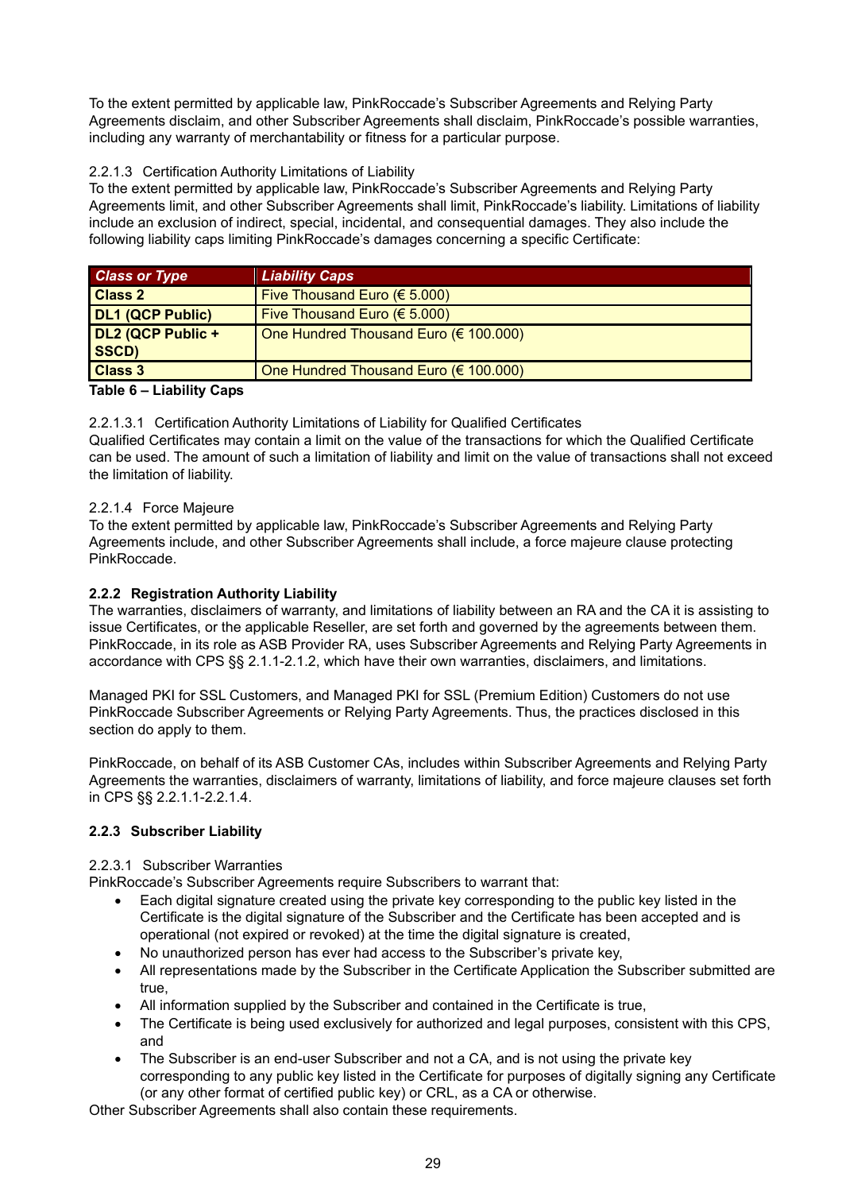To the extent permitted by applicable law, PinkRoccade's Subscriber Agreements and Relying Party Agreements disclaim, and other Subscriber Agreements shall disclaim, PinkRoccade's possible warranties, including any warranty of merchantability or fitness for a particular purpose.

#### 2.2.1.3 Certification Authority Limitations of Liability

To the extent permitted by applicable law, PinkRoccade's Subscriber Agreements and Relying Party Agreements limit, and other Subscriber Agreements shall limit, PinkRoccade's liability. Limitations of liability include an exclusion of indirect, special, incidental, and consequential damages. They also include the following liability caps limiting PinkRoccade's damages concerning a specific Certificate:

| *Class or Type* | *Liability Caps* |
| --- | --- |
| **Class 2** | Five Thousand Euro (€ 5.000) |
| **DL1 (QCP Public)** | Five Thousand Euro (€ 5.000) |
| **DL2 (QCP Public + SSCD)** | One Hundred Thousand Euro (€ 100.000) |
| **Class 3** | One Hundred Thousand Euro (€ 100.000) |

**Table 6 – Liability Caps**

##### 2.2.1.3.1 Certification Authority Limitations of Liability for Qualified Certificates

Qualified Certificates may contain a limit on the value of the transactions for which the Qualified Certificate can be used. The amount of such a limitation of liability and limit on the value of transactions shall not exceed the limitation of liability.

#### 2.2.1.4 Force Majeure

To the extent permitted by applicable law, PinkRoccade's Subscriber Agreements and Relying Party Agreements include, and other Subscriber Agreements shall include, a force majeure clause protecting PinkRoccade.

### 2.2.2 Registration Authority Liability

The warranties, disclaimers of warranty, and limitations of liability between an RA and the CA it is assisting to issue Certificates, or the applicable Reseller, are set forth and governed by the agreements between them. PinkRoccade, in its role as ASB Provider RA, uses Subscriber Agreements and Relying Party Agreements in accordance with CPS §§ 2.1.1-2.1.2, which have their own warranties, disclaimers, and limitations.

Managed PKI for SSL Customers, and Managed PKI for SSL (Premium Edition) Customers do not use PinkRoccade Subscriber Agreements or Relying Party Agreements. Thus, the practices disclosed in this section do apply to them.

PinkRoccade, on behalf of its ASB Customer CAs, includes within Subscriber Agreements and Relying Party Agreements the warranties, disclaimers of warranty, limitations of liability, and force majeure clauses set forth in CPS §§ 2.2.1.1-2.2.1.4.

### 2.2.3 Subscriber Liability

#### 2.2.3.1 Subscriber Warranties

PinkRoccade's Subscriber Agreements require Subscribers to warrant that:

- Each digital signature created using the private key corresponding to the public key listed in the Certificate is the digital signature of the Subscriber and the Certificate has been accepted and is operational (not expired or revoked) at the time the digital signature is created,
- No unauthorized person has ever had access to the Subscriber's private key,
- All representations made by the Subscriber in the Certificate Application the Subscriber submitted are true,
- All information supplied by the Subscriber and contained in the Certificate is true,
- The Certificate is being used exclusively for authorized and legal purposes, consistent with this CPS, and
- The Subscriber is an end-user Subscriber and not a CA, and is not using the private key corresponding to any public key listed in the Certificate for purposes of digitally signing any Certificate (or any other format of certified public key) or CRL, as a CA or otherwise.

Other Subscriber Agreements shall also contain these requirements.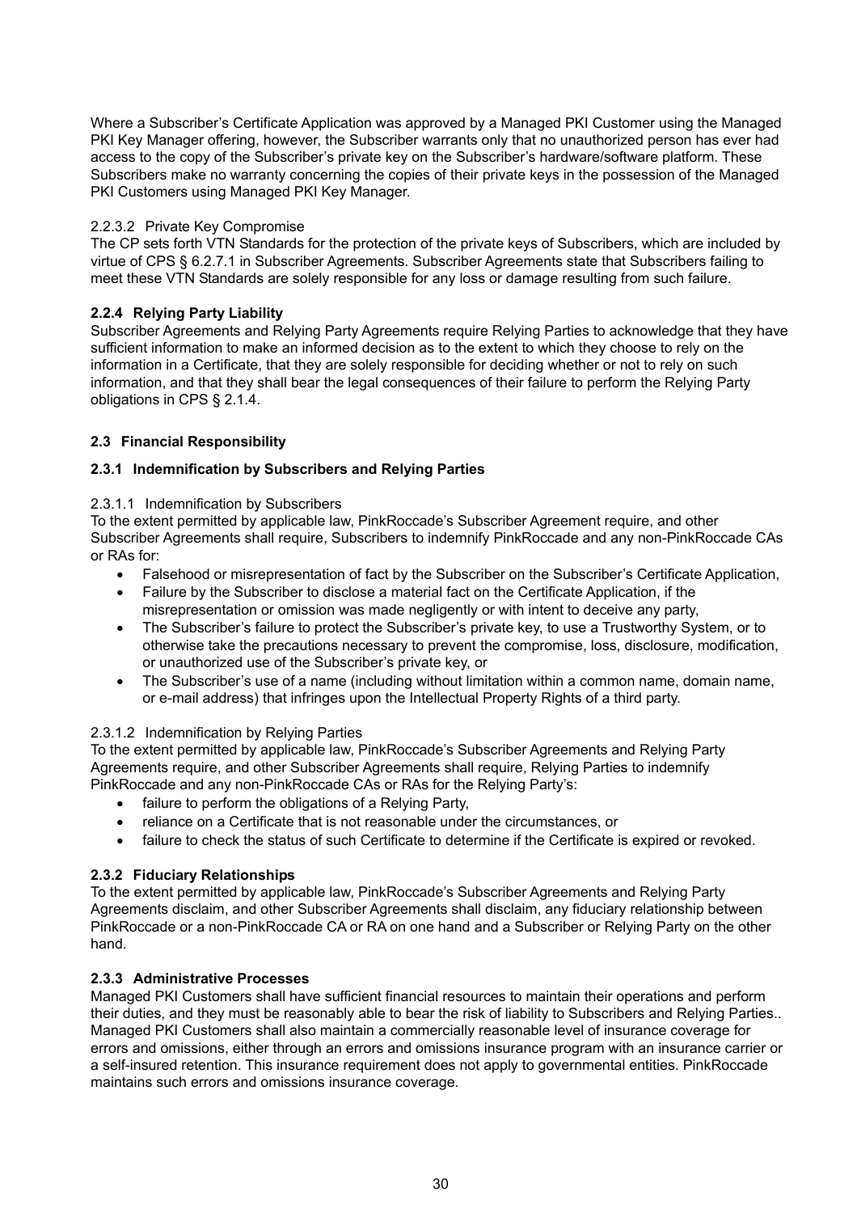Where a Subscriber's Certificate Application was approved by a Managed PKI Customer using the Managed PKI Key Manager offering, however, the Subscriber warrants only that no unauthorized person has ever had access to the copy of the Subscriber's private key on the Subscriber's hardware/software platform. These Subscribers make no warranty concerning the copies of their private keys in the possession of the Managed PKI Customers using Managed PKI Key Manager.

#### 2.2.3.2 Private Key Compromise

The CP sets forth VTN Standards for the protection of the private keys of Subscribers, which are included by virtue of CPS § 6.2.7.1 in Subscriber Agreements. Subscriber Agreements state that Subscribers failing to meet these VTN Standards are solely responsible for any loss or damage resulting from such failure.

### 2.2.4 Relying Party Liability

Subscriber Agreements and Relying Party Agreements require Relying Parties to acknowledge that they have sufficient information to make an informed decision as to the extent to which they choose to rely on the information in a Certificate, that they are solely responsible for deciding whether or not to rely on such information, and that they shall bear the legal consequences of their failure to perform the Relying Party obligations in CPS § 2.1.4.

## 2.3 Financial Responsibility

### 2.3.1 Indemnification by Subscribers and Relying Parties

#### 2.3.1.1 Indemnification by Subscribers

To the extent permitted by applicable law, PinkRoccade's Subscriber Agreement require, and other Subscriber Agreements shall require, Subscribers to indemnify PinkRoccade and any non-PinkRoccade CAs or RAs for:

- Falsehood or misrepresentation of fact by the Subscriber on the Subscriber's Certificate Application,
- Failure by the Subscriber to disclose a material fact on the Certificate Application, if the misrepresentation or omission was made negligently or with intent to deceive any party,
- The Subscriber's failure to protect the Subscriber's private key, to use a Trustworthy System, or to otherwise take the precautions necessary to prevent the compromise, loss, disclosure, modification, or unauthorized use of the Subscriber's private key, or
- The Subscriber's use of a name (including without limitation within a common name, domain name, or e-mail address) that infringes upon the Intellectual Property Rights of a third party.

#### 2.3.1.2 Indemnification by Relying Parties

To the extent permitted by applicable law, PinkRoccade's Subscriber Agreements and Relying Party Agreements require, and other Subscriber Agreements shall require, Relying Parties to indemnify PinkRoccade and any non-PinkRoccade CAs or RAs for the Relying Party's:

- failure to perform the obligations of a Relying Party,
- reliance on a Certificate that is not reasonable under the circumstances, or
- failure to check the status of such Certificate to determine if the Certificate is expired or revoked.

### 2.3.2 Fiduciary Relationships

To the extent permitted by applicable law, PinkRoccade's Subscriber Agreements and Relying Party Agreements disclaim, and other Subscriber Agreements shall disclaim, any fiduciary relationship between PinkRoccade or a non-PinkRoccade CA or RA on one hand and a Subscriber or Relying Party on the other hand.

### 2.3.3 Administrative Processes

Managed PKI Customers shall have sufficient financial resources to maintain their operations and perform their duties, and they must be reasonably able to bear the risk of liability to Subscribers and Relying Parties.. Managed PKI Customers shall also maintain a commercially reasonable level of insurance coverage for errors and omissions, either through an errors and omissions insurance program with an insurance carrier or a self-insured retention. This insurance requirement does not apply to governmental entities. PinkRoccade maintains such errors and omissions insurance coverage.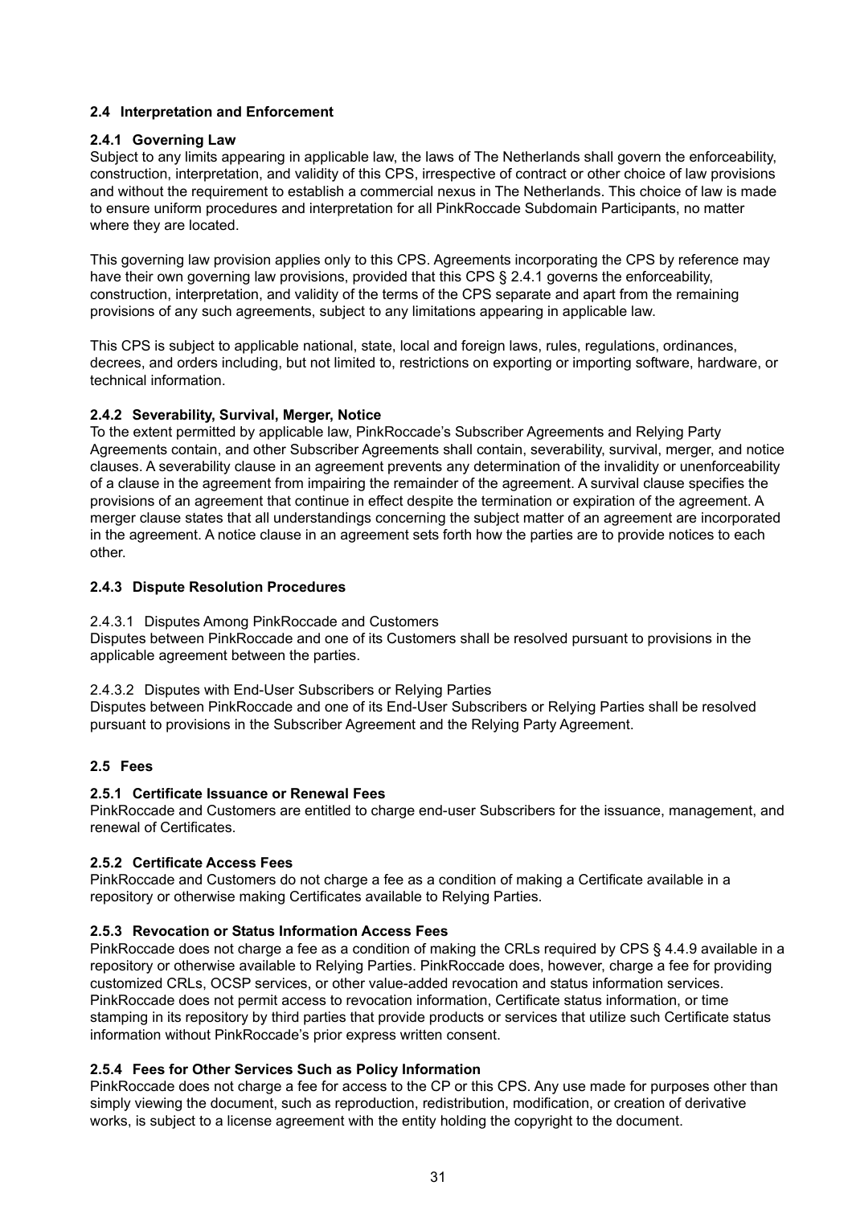## 2.4 Interpretation and Enforcement

### 2.4.1 Governing Law

Subject to any limits appearing in applicable law, the laws of The Netherlands shall govern the enforceability, construction, interpretation, and validity of this CPS, irrespective of contract or other choice of law provisions and without the requirement to establish a commercial nexus in The Netherlands. This choice of law is made to ensure uniform procedures and interpretation for all PinkRoccade Subdomain Participants, no matter where they are located.

This governing law provision applies only to this CPS. Agreements incorporating the CPS by reference may have their own governing law provisions, provided that this CPS § 2.4.1 governs the enforceability, construction, interpretation, and validity of the terms of the CPS separate and apart from the remaining provisions of any such agreements, subject to any limitations appearing in applicable law.

This CPS is subject to applicable national, state, local and foreign laws, rules, regulations, ordinances, decrees, and orders including, but not limited to, restrictions on exporting or importing software, hardware, or technical information.

### 2.4.2 Severability, Survival, Merger, Notice

To the extent permitted by applicable law, PinkRoccade's Subscriber Agreements and Relying Party Agreements contain, and other Subscriber Agreements shall contain, severability, survival, merger, and notice clauses. A severability clause in an agreement prevents any determination of the invalidity or unenforceability of a clause in the agreement from impairing the remainder of the agreement. A survival clause specifies the provisions of an agreement that continue in effect despite the termination or expiration of the agreement. A merger clause states that all understandings concerning the subject matter of an agreement are incorporated in the agreement. A notice clause in an agreement sets forth how the parties are to provide notices to each other.

### 2.4.3 Dispute Resolution Procedures

2.4.3.1 Disputes Among PinkRoccade and Customers

Disputes between PinkRoccade and one of its Customers shall be resolved pursuant to provisions in the applicable agreement between the parties.

2.4.3.2 Disputes with End-User Subscribers or Relying Parties

Disputes between PinkRoccade and one of its End-User Subscribers or Relying Parties shall be resolved pursuant to provisions in the Subscriber Agreement and the Relying Party Agreement.

## 2.5 Fees

### 2.5.1 Certificate Issuance or Renewal Fees

PinkRoccade and Customers are entitled to charge end-user Subscribers for the issuance, management, and renewal of Certificates.

### 2.5.2 Certificate Access Fees

PinkRoccade and Customers do not charge a fee as a condition of making a Certificate available in a repository or otherwise making Certificates available to Relying Parties.

### 2.5.3 Revocation or Status Information Access Fees

PinkRoccade does not charge a fee as a condition of making the CRLs required by CPS § 4.4.9 available in a repository or otherwise available to Relying Parties. PinkRoccade does, however, charge a fee for providing customized CRLs, OCSP services, or other value-added revocation and status information services. PinkRoccade does not permit access to revocation information, Certificate status information, or time stamping in its repository by third parties that provide products or services that utilize such Certificate status information without PinkRoccade's prior express written consent.

### 2.5.4 Fees for Other Services Such as Policy Information

PinkRoccade does not charge a fee for access to the CP or this CPS. Any use made for purposes other than simply viewing the document, such as reproduction, redistribution, modification, or creation of derivative works, is subject to a license agreement with the entity holding the copyright to the document.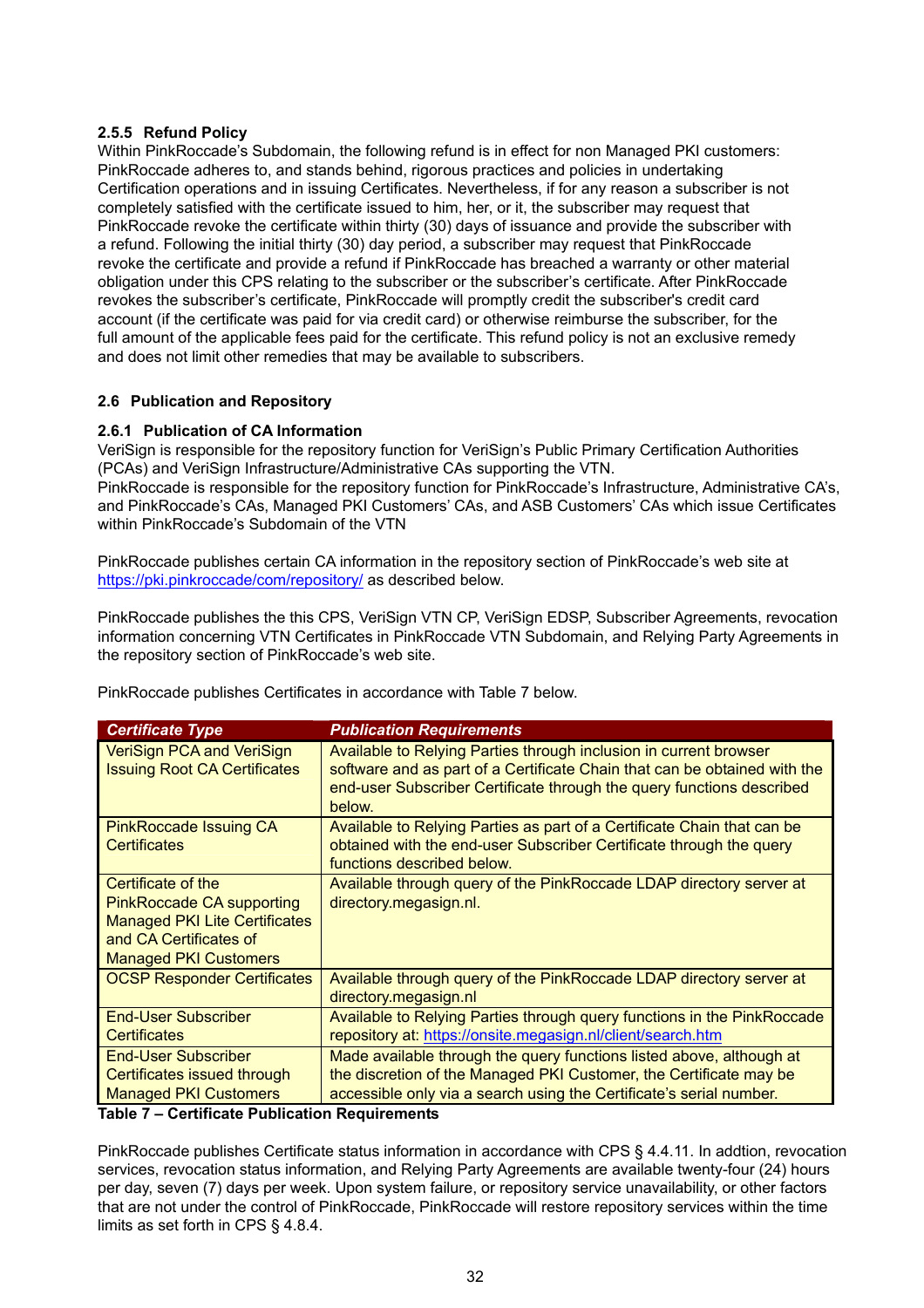### 2.5.5 Refund Policy

Within PinkRoccade's Subdomain, the following refund is in effect for non Managed PKI customers: PinkRoccade adheres to, and stands behind, rigorous practices and policies in undertaking Certification operations and in issuing Certificates. Nevertheless, if for any reason a subscriber is not completely satisfied with the certificate issued to him, her, or it, the subscriber may request that PinkRoccade revoke the certificate within thirty (30) days of issuance and provide the subscriber with a refund. Following the initial thirty (30) day period, a subscriber may request that PinkRoccade revoke the certificate and provide a refund if PinkRoccade has breached a warranty or other material obligation under this CPS relating to the subscriber or the subscriber's certificate. After PinkRoccade revokes the subscriber's certificate, PinkRoccade will promptly credit the subscriber's credit card account (if the certificate was paid for via credit card) or otherwise reimburse the subscriber, for the full amount of the applicable fees paid for the certificate. This refund policy is not an exclusive remedy and does not limit other remedies that may be available to subscribers.

## 2.6 Publication and Repository

### 2.6.1 Publication of CA Information

VeriSign is responsible for the repository function for VeriSign's Public Primary Certification Authorities (PCAs) and VeriSign Infrastructure/Administrative CAs supporting the VTN.
PinkRoccade is responsible for the repository function for PinkRoccade's Infrastructure, Administrative CA's, and PinkRoccade's CAs, Managed PKI Customers' CAs, and ASB Customers' CAs which issue Certificates within PinkRoccade's Subdomain of the VTN

PinkRoccade publishes certain CA information in the repository section of PinkRoccade's web site at https://pki.pinkroccade/com/repository/ as described below.

PinkRoccade publishes the this CPS, VeriSign VTN CP, VeriSign EDSP, Subscriber Agreements, revocation information concerning VTN Certificates in PinkRoccade VTN Subdomain, and Relying Party Agreements in the repository section of PinkRoccade's web site.

PinkRoccade publishes Certificates in accordance with Table 7 below.

| *Certificate Type* | *Publication Requirements* |
|---|---|
| VeriSign PCA and VeriSign Issuing Root CA Certificates | Available to Relying Parties through inclusion in current browser software and as part of a Certificate Chain that can be obtained with the end-user Subscriber Certificate through the query functions described below. |
| PinkRoccade Issuing CA Certificates | Available to Relying Parties as part of a Certificate Chain that can be obtained with the end-user Subscriber Certificate through the query functions described below. |
| Certificate of the PinkRoccade CA supporting Managed PKI Lite Certificates and CA Certificates of Managed PKI Customers | Available through query of the PinkRoccade LDAP directory server at directory.megasign.nl. |
| OCSP Responder Certificates | Available through query of the PinkRoccade LDAP directory server at directory.megasign.nl |
| End-User Subscriber Certificates | Available to Relying Parties through query functions in the PinkRoccade repository at: https://onsite.megasign.nl/client/search.htm |
| End-User Subscriber Certificates issued through Managed PKI Customers | Made available through the query functions listed above, although at the discretion of the Managed PKI Customer, the Certificate may be accessible only via a search using the Certificate's serial number. |

**Table 7 – Certificate Publication Requirements**

PinkRoccade publishes Certificate status information in accordance with CPS § 4.4.11. In addtion, revocation services, revocation status information, and Relying Party Agreements are available twenty-four (24) hours per day, seven (7) days per week. Upon system failure, or repository service unavailability, or other factors that are not under the control of PinkRoccade, PinkRoccade will restore repository services within the time limits as set forth in CPS § 4.8.4.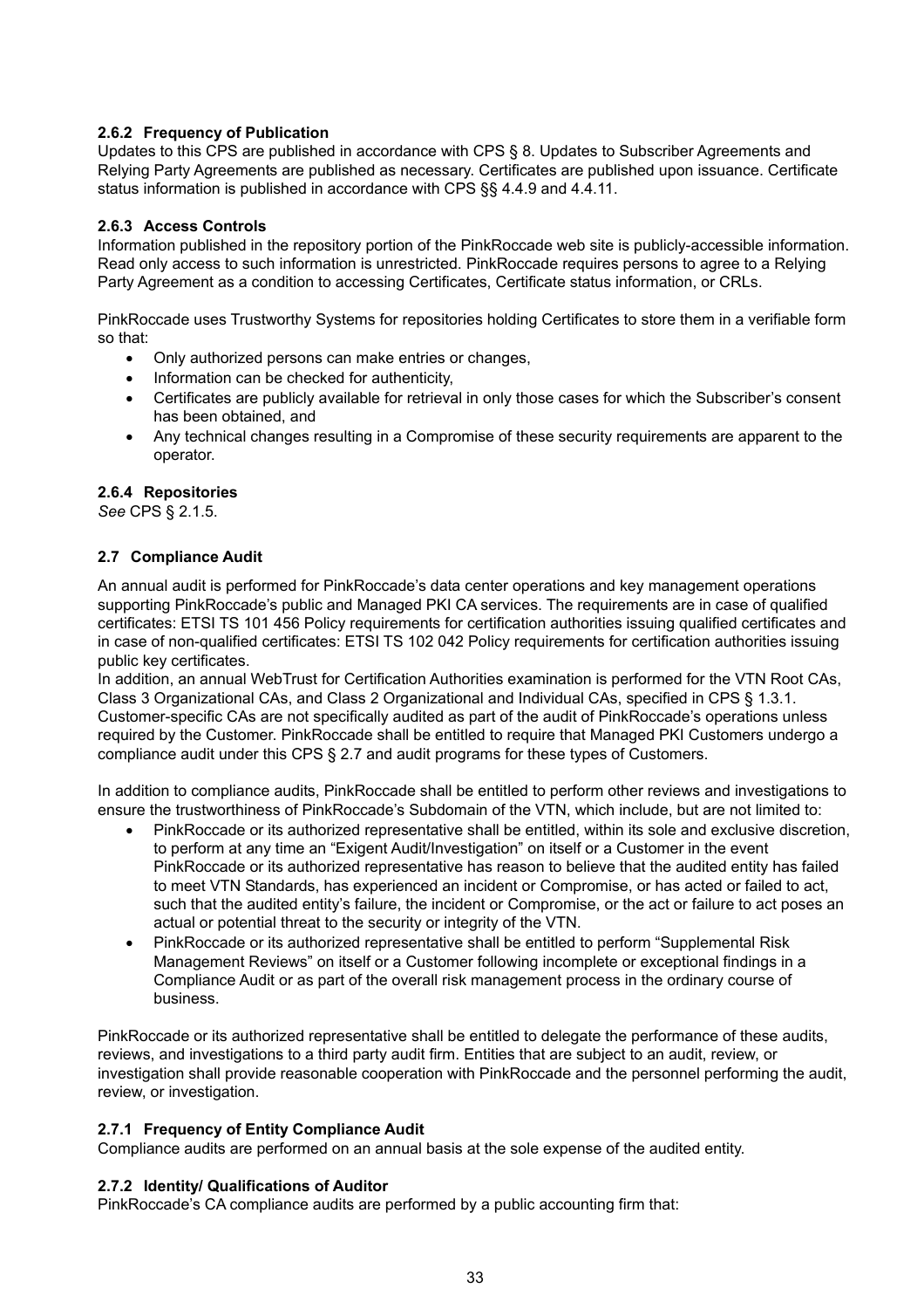### 2.6.2 Frequency of Publication

Updates to this CPS are published in accordance with CPS § 8. Updates to Subscriber Agreements and Relying Party Agreements are published as necessary. Certificates are published upon issuance. Certificate status information is published in accordance with CPS §§ 4.4.9 and 4.4.11.

### 2.6.3 Access Controls

Information published in the repository portion of the PinkRoccade web site is publicly-accessible information. Read only access to such information is unrestricted. PinkRoccade requires persons to agree to a Relying Party Agreement as a condition to accessing Certificates, Certificate status information, or CRLs.

PinkRoccade uses Trustworthy Systems for repositories holding Certificates to store them in a verifiable form so that:

- Only authorized persons can make entries or changes,
- Information can be checked for authenticity,
- Certificates are publicly available for retrieval in only those cases for which the Subscriber's consent has been obtained, and
- Any technical changes resulting in a Compromise of these security requirements are apparent to the operator.

### 2.6.4 Repositories

*See* CPS § 2.1.5.

## 2.7 Compliance Audit

An annual audit is performed for PinkRoccade's data center operations and key management operations supporting PinkRoccade's public and Managed PKI CA services. The requirements are in case of qualified certificates: ETSI TS 101 456 Policy requirements for certification authorities issuing qualified certificates and in case of non-qualified certificates: ETSI TS 102 042 Policy requirements for certification authorities issuing public key certificates.
In addition, an annual WebTrust for Certification Authorities examination is performed for the VTN Root CAs, Class 3 Organizational CAs, and Class 2 Organizational and Individual CAs, specified in CPS § 1.3.1. Customer-specific CAs are not specifically audited as part of the audit of PinkRoccade's operations unless required by the Customer. PinkRoccade shall be entitled to require that Managed PKI Customers undergo a compliance audit under this CPS § 2.7 and audit programs for these types of Customers.

In addition to compliance audits, PinkRoccade shall be entitled to perform other reviews and investigations to ensure the trustworthiness of PinkRoccade's Subdomain of the VTN, which include, but are not limited to:

- PinkRoccade or its authorized representative shall be entitled, within its sole and exclusive discretion, to perform at any time an "Exigent Audit/Investigation" on itself or a Customer in the event PinkRoccade or its authorized representative has reason to believe that the audited entity has failed to meet VTN Standards, has experienced an incident or Compromise, or has acted or failed to act, such that the audited entity's failure, the incident or Compromise, or the act or failure to act poses an actual or potential threat to the security or integrity of the VTN.
- PinkRoccade or its authorized representative shall be entitled to perform "Supplemental Risk Management Reviews" on itself or a Customer following incomplete or exceptional findings in a Compliance Audit or as part of the overall risk management process in the ordinary course of business.

PinkRoccade or its authorized representative shall be entitled to delegate the performance of these audits, reviews, and investigations to a third party audit firm. Entities that are subject to an audit, review, or investigation shall provide reasonable cooperation with PinkRoccade and the personnel performing the audit, review, or investigation.

### 2.7.1 Frequency of Entity Compliance Audit

Compliance audits are performed on an annual basis at the sole expense of the audited entity.

### 2.7.2 Identity/ Qualifications of Auditor

PinkRoccade's CA compliance audits are performed by a public accounting firm that: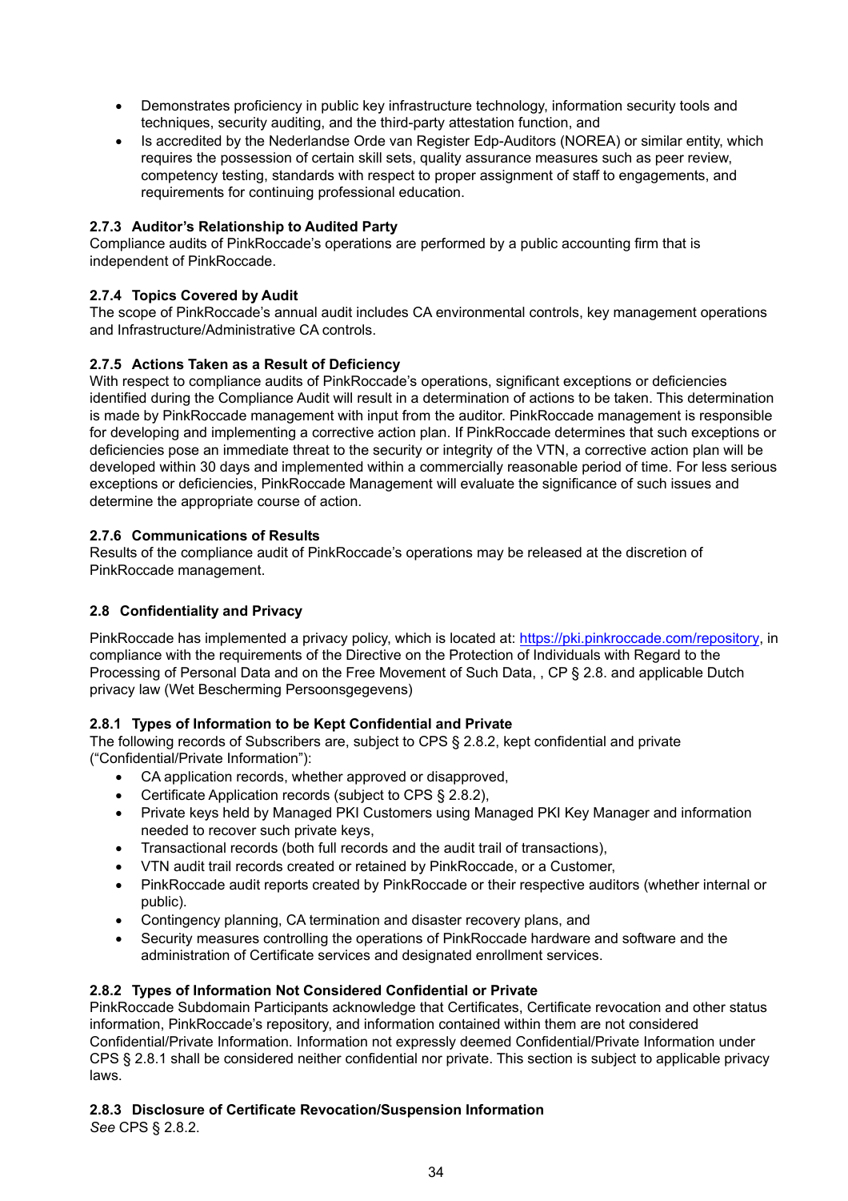- Demonstrates proficiency in public key infrastructure technology, information security tools and techniques, security auditing, and the third-party attestation function, and
- Is accredited by the Nederlandse Orde van Register Edp-Auditors (NOREA) or similar entity, which requires the possession of certain skill sets, quality assurance measures such as peer review, competency testing, standards with respect to proper assignment of staff to engagements, and requirements for continuing professional education.

### 2.7.3 Auditor's Relationship to Audited Party

Compliance audits of PinkRoccade's operations are performed by a public accounting firm that is independent of PinkRoccade.

### 2.7.4 Topics Covered by Audit

The scope of PinkRoccade's annual audit includes CA environmental controls, key management operations and Infrastructure/Administrative CA controls.

### 2.7.5 Actions Taken as a Result of Deficiency

With respect to compliance audits of PinkRoccade's operations, significant exceptions or deficiencies identified during the Compliance Audit will result in a determination of actions to be taken. This determination is made by PinkRoccade management with input from the auditor. PinkRoccade management is responsible for developing and implementing a corrective action plan. If PinkRoccade determines that such exceptions or deficiencies pose an immediate threat to the security or integrity of the VTN, a corrective action plan will be developed within 30 days and implemented within a commercially reasonable period of time. For less serious exceptions or deficiencies, PinkRoccade Management will evaluate the significance of such issues and determine the appropriate course of action.

### 2.7.6 Communications of Results

Results of the compliance audit of PinkRoccade's operations may be released at the discretion of PinkRoccade management.

## 2.8 Confidentiality and Privacy

PinkRoccade has implemented a privacy policy, which is located at: https://pki.pinkroccade.com/repository, in compliance with the requirements of the Directive on the Protection of Individuals with Regard to the Processing of Personal Data and on the Free Movement of Such Data, , CP § 2.8. and applicable Dutch privacy law (Wet Bescherming Persoonsgegevens)

### 2.8.1 Types of Information to be Kept Confidential and Private

The following records of Subscribers are, subject to CPS § 2.8.2, kept confidential and private ("Confidential/Private Information"):

- CA application records, whether approved or disapproved,
- Certificate Application records (subject to CPS § 2.8.2),
- Private keys held by Managed PKI Customers using Managed PKI Key Manager and information needed to recover such private keys,
- Transactional records (both full records and the audit trail of transactions),
- VTN audit trail records created or retained by PinkRoccade, or a Customer,
- PinkRoccade audit reports created by PinkRoccade or their respective auditors (whether internal or public).
- Contingency planning, CA termination and disaster recovery plans, and
- Security measures controlling the operations of PinkRoccade hardware and software and the administration of Certificate services and designated enrollment services.

### 2.8.2 Types of Information Not Considered Confidential or Private

PinkRoccade Subdomain Participants acknowledge that Certificates, Certificate revocation and other status information, PinkRoccade's repository, and information contained within them are not considered Confidential/Private Information. Information not expressly deemed Confidential/Private Information under CPS § 2.8.1 shall be considered neither confidential nor private. This section is subject to applicable privacy laws.

### 2.8.3 Disclosure of Certificate Revocation/Suspension Information

*See* CPS § 2.8.2.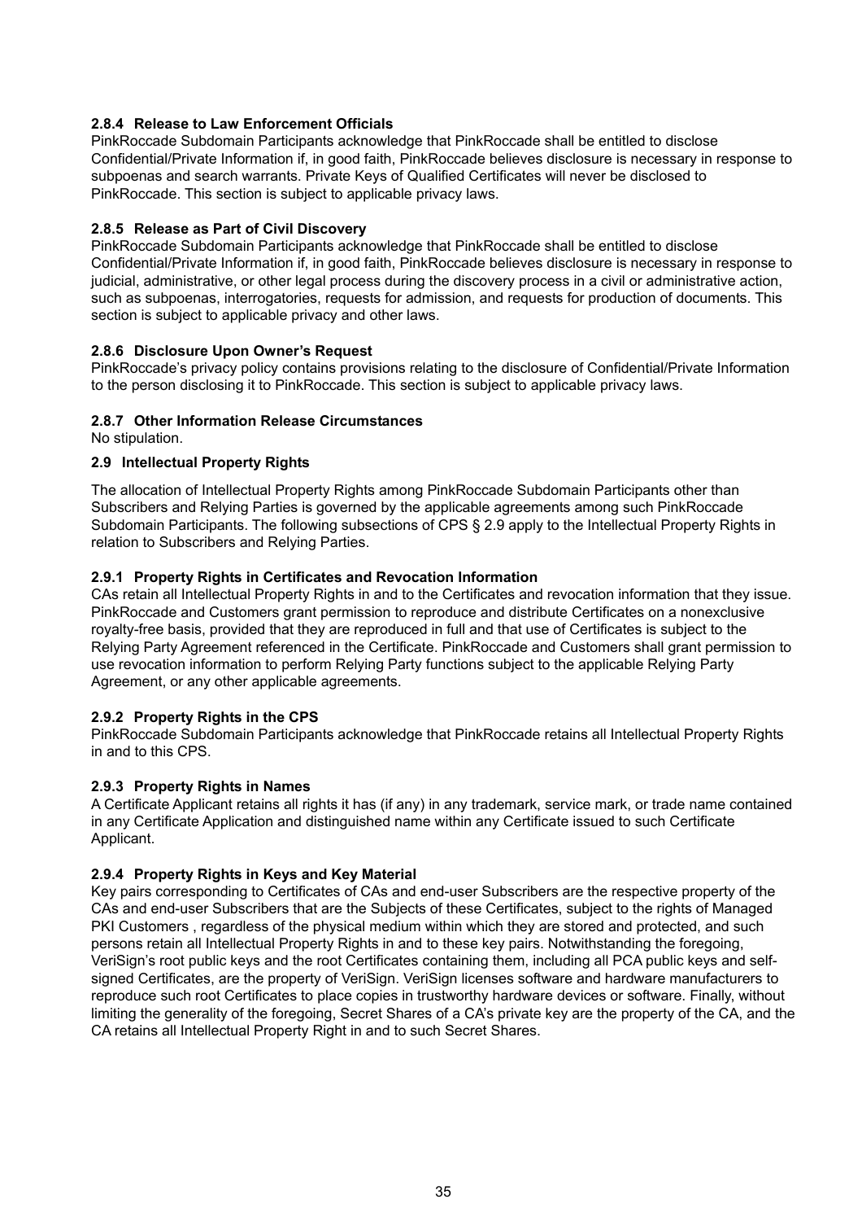#### 2.8.4 Release to Law Enforcement Officials

PinkRoccade Subdomain Participants acknowledge that PinkRoccade shall be entitled to disclose Confidential/Private Information if, in good faith, PinkRoccade believes disclosure is necessary in response to subpoenas and search warrants. Private Keys of Qualified Certificates will never be disclosed to PinkRoccade. This section is subject to applicable privacy laws.

#### 2.8.5 Release as Part of Civil Discovery

PinkRoccade Subdomain Participants acknowledge that PinkRoccade shall be entitled to disclose Confidential/Private Information if, in good faith, PinkRoccade believes disclosure is necessary in response to judicial, administrative, or other legal process during the discovery process in a civil or administrative action, such as subpoenas, interrogatories, requests for admission, and requests for production of documents. This section is subject to applicable privacy and other laws.

#### 2.8.6 Disclosure Upon Owner's Request

PinkRoccade's privacy policy contains provisions relating to the disclosure of Confidential/Private Information to the person disclosing it to PinkRoccade. This section is subject to applicable privacy laws.

#### 2.8.7 Other Information Release Circumstances

No stipulation.

### 2.9 Intellectual Property Rights

The allocation of Intellectual Property Rights among PinkRoccade Subdomain Participants other than Subscribers and Relying Parties is governed by the applicable agreements among such PinkRoccade Subdomain Participants. The following subsections of CPS § 2.9 apply to the Intellectual Property Rights in relation to Subscribers and Relying Parties.

#### 2.9.1 Property Rights in Certificates and Revocation Information

CAs retain all Intellectual Property Rights in and to the Certificates and revocation information that they issue. PinkRoccade and Customers grant permission to reproduce and distribute Certificates on a nonexclusive royalty-free basis, provided that they are reproduced in full and that use of Certificates is subject to the Relying Party Agreement referenced in the Certificate. PinkRoccade and Customers shall grant permission to use revocation information to perform Relying Party functions subject to the applicable Relying Party Agreement, or any other applicable agreements.

#### 2.9.2 Property Rights in the CPS

PinkRoccade Subdomain Participants acknowledge that PinkRoccade retains all Intellectual Property Rights in and to this CPS.

#### 2.9.3 Property Rights in Names

A Certificate Applicant retains all rights it has (if any) in any trademark, service mark, or trade name contained in any Certificate Application and distinguished name within any Certificate issued to such Certificate Applicant.

#### 2.9.4 Property Rights in Keys and Key Material

Key pairs corresponding to Certificates of CAs and end-user Subscribers are the respective property of the CAs and end-user Subscribers that are the Subjects of these Certificates, subject to the rights of Managed PKI Customers , regardless of the physical medium within which they are stored and protected, and such persons retain all Intellectual Property Rights in and to these key pairs. Notwithstanding the foregoing, VeriSign's root public keys and the root Certificates containing them, including all PCA public keys and self-signed Certificates, are the property of VeriSign. VeriSign licenses software and hardware manufacturers to reproduce such root Certificates to place copies in trustworthy hardware devices or software. Finally, without limiting the generality of the foregoing, Secret Shares of a CA's private key are the property of the CA, and the CA retains all Intellectual Property Right in and to such Secret Shares.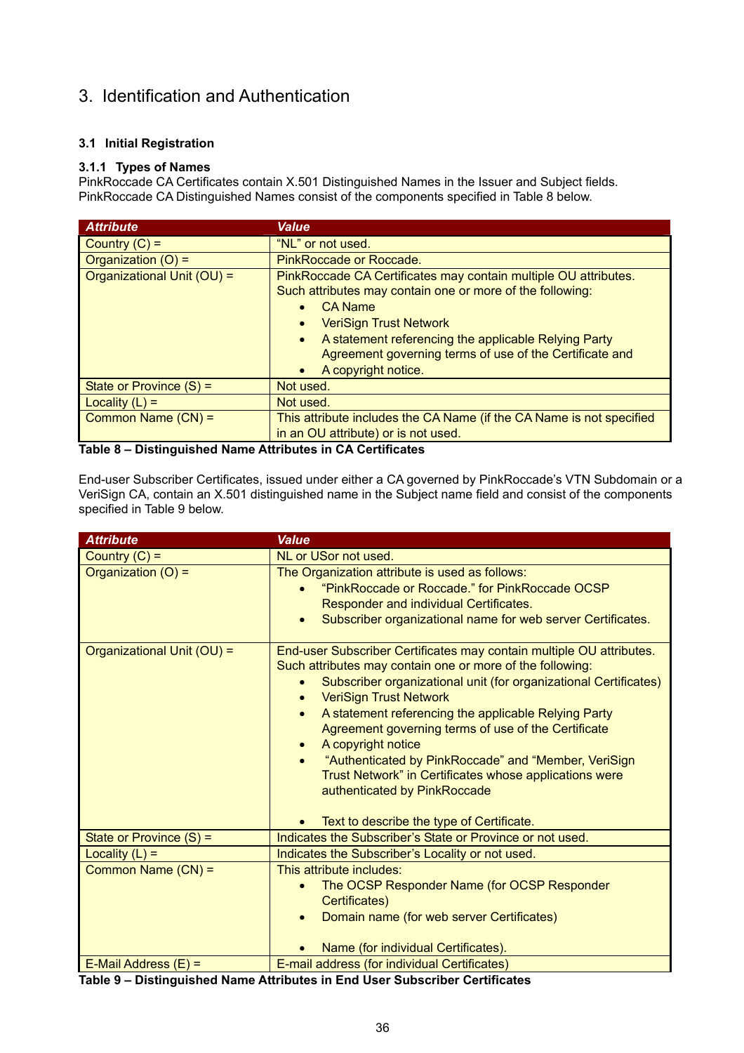# 3. Identification and Authentication

## 3.1 Initial Registration

### 3.1.1 Types of Names

PinkRoccade CA Certificates contain X.501 Distinguished Names in the Issuer and Subject fields. PinkRoccade CA Distinguished Names consist of the components specified in Table 8 below.

| Attribute | Value |
|---|---|
| Country (C) = | "NL" or not used. |
| Organization (O) = | PinkRoccade or Roccade. |
| Organizational Unit (OU) = | PinkRoccade CA Certificates may contain multiple OU attributes. Such attributes may contain one or more of the following:<br>• CA Name<br>• VeriSign Trust Network<br>• A statement referencing the applicable Relying Party Agreement governing terms of use of the Certificate and<br>• A copyright notice. |
| State or Province (S) = | Not used. |
| Locality (L) = | Not used. |
| Common Name (CN) = | This attribute includes the CA Name (if the CA Name is not specified in an OU attribute) or is not used. |

**Table 8 – Distinguished Name Attributes in CA Certificates**

End-user Subscriber Certificates, issued under either a CA governed by PinkRoccade's VTN Subdomain or a VeriSign CA, contain an X.501 distinguished name in the Subject name field and consist of the components specified in Table 9 below.

| Attribute | Value |
|---|---|
| Country (C) = | NL or USor not used. |
| Organization (O) = | The Organization attribute is used as follows:<br>• "PinkRoccade or Roccade." for PinkRoccade OCSP Responder and individual Certificates.<br>• Subscriber organizational name for web server Certificates. |
| Organizational Unit (OU) = | End-user Subscriber Certificates may contain multiple OU attributes. Such attributes may contain one or more of the following:<br>• Subscriber organizational unit (for organizational Certificates)<br>• VeriSign Trust Network<br>• A statement referencing the applicable Relying Party Agreement governing terms of use of the Certificate<br>• A copyright notice<br>• "Authenticated by PinkRoccade" and "Member, VeriSign Trust Network" in Certificates whose applications were authenticated by PinkRoccade<br>• Text to describe the type of Certificate. |
| State or Province (S) = | Indicates the Subscriber's State or Province or not used. |
| Locality (L) = | Indicates the Subscriber's Locality or not used. |
| Common Name (CN) = | This attribute includes:<br>• The OCSP Responder Name (for OCSP Responder Certificates)<br>• Domain name (for web server Certificates)<br>• Name (for individual Certificates). |
| E-Mail Address (E) = | E-mail address (for individual Certificates) |

**Table 9 – Distinguished Name Attributes in End User Subscriber Certificates**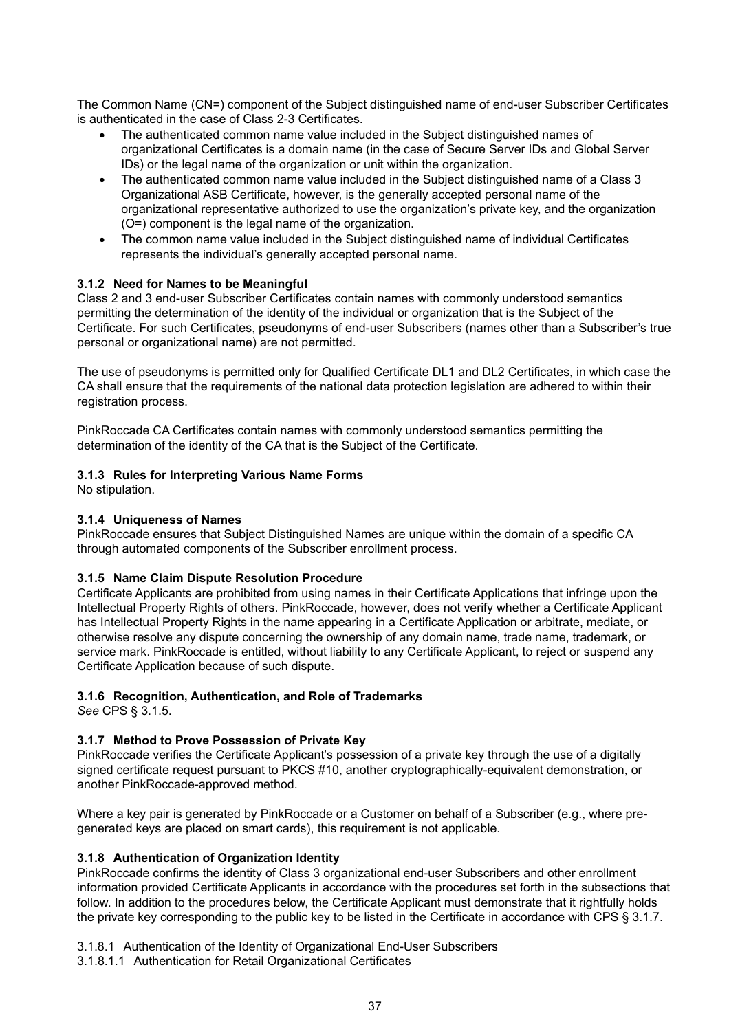The Common Name (CN=) component of the Subject distinguished name of end-user Subscriber Certificates is authenticated in the case of Class 2-3 Certificates.

- The authenticated common name value included in the Subject distinguished names of organizational Certificates is a domain name (in the case of Secure Server IDs and Global Server IDs) or the legal name of the organization or unit within the organization.
- The authenticated common name value included in the Subject distinguished name of a Class 3 Organizational ASB Certificate, however, is the generally accepted personal name of the organizational representative authorized to use the organization's private key, and the organization (O=) component is the legal name of the organization.
- The common name value included in the Subject distinguished name of individual Certificates represents the individual's generally accepted personal name.

### 3.1.2 Need for Names to be Meaningful

Class 2 and 3 end-user Subscriber Certificates contain names with commonly understood semantics permitting the determination of the identity of the individual or organization that is the Subject of the Certificate. For such Certificates, pseudonyms of end-user Subscribers (names other than a Subscriber's true personal or organizational name) are not permitted.

The use of pseudonyms is permitted only for Qualified Certificate DL1 and DL2 Certificates, in which case the CA shall ensure that the requirements of the national data protection legislation are adhered to within their registration process.

PinkRoccade CA Certificates contain names with commonly understood semantics permitting the determination of the identity of the CA that is the Subject of the Certificate.

### 3.1.3 Rules for Interpreting Various Name Forms

No stipulation.

### 3.1.4 Uniqueness of Names

PinkRoccade ensures that Subject Distinguished Names are unique within the domain of a specific CA through automated components of the Subscriber enrollment process.

### 3.1.5 Name Claim Dispute Resolution Procedure

Certificate Applicants are prohibited from using names in their Certificate Applications that infringe upon the Intellectual Property Rights of others. PinkRoccade, however, does not verify whether a Certificate Applicant has Intellectual Property Rights in the name appearing in a Certificate Application or arbitrate, mediate, or otherwise resolve any dispute concerning the ownership of any domain name, trade name, trademark, or service mark. PinkRoccade is entitled, without liability to any Certificate Applicant, to reject or suspend any Certificate Application because of such dispute.

### 3.1.6 Recognition, Authentication, and Role of Trademarks

*See* CPS § 3.1.5.

### 3.1.7 Method to Prove Possession of Private Key

PinkRoccade verifies the Certificate Applicant's possession of a private key through the use of a digitally signed certificate request pursuant to PKCS #10, another cryptographically-equivalent demonstration, or another PinkRoccade-approved method.

Where a key pair is generated by PinkRoccade or a Customer on behalf of a Subscriber (e.g., where pre-generated keys are placed on smart cards), this requirement is not applicable.

### 3.1.8 Authentication of Organization Identity

PinkRoccade confirms the identity of Class 3 organizational end-user Subscribers and other enrollment information provided Certificate Applicants in accordance with the procedures set forth in the subsections that follow. In addition to the procedures below, the Certificate Applicant must demonstrate that it rightfully holds the private key corresponding to the public key to be listed in the Certificate in accordance with CPS § 3.1.7.

3.1.8.1 Authentication of the Identity of Organizational End-User Subscribers

3.1.8.1.1 Authentication for Retail Organizational Certificates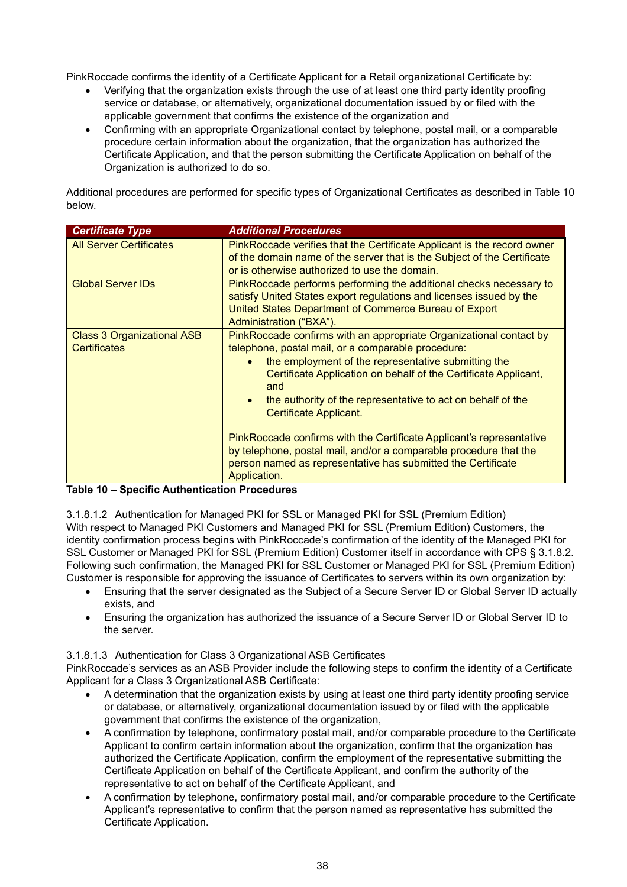PinkRoccade confirms the identity of a Certificate Applicant for a Retail organizational Certificate by:

- Verifying that the organization exists through the use of at least one third party identity proofing service or database, or alternatively, organizational documentation issued by or filed with the applicable government that confirms the existence of the organization and
- Confirming with an appropriate Organizational contact by telephone, postal mail, or a comparable procedure certain information about the organization, that the organization has authorized the Certificate Application, and that the person submitting the Certificate Application on behalf of the Organization is authorized to do so.

Additional procedures are performed for specific types of Organizational Certificates as described in Table 10 below.

| ***Certificate Type*** | ***Additional Procedures*** |
|---|---|
| All Server Certificates | PinkRoccade verifies that the Certificate Applicant is the record owner of the domain name of the server that is the Subject of the Certificate or is otherwise authorized to use the domain. |
| Global Server IDs | PinkRoccade performs performing the additional checks necessary to satisfy United States export regulations and licenses issued by the United States Department of Commerce Bureau of Export Administration ("BXA"). |
| Class 3 Organizational ASB Certificates | PinkRoccade confirms with an appropriate Organizational contact by telephone, postal mail, or a comparable procedure: <br>• the employment of the representative submitting the Certificate Application on behalf of the Certificate Applicant, and <br>• the authority of the representative to act on behalf of the Certificate Applicant. <br><br>PinkRoccade confirms with the Certificate Applicant's representative by telephone, postal mail, and/or a comparable procedure that the person named as representative has submitted the Certificate Application. |

**Table 10 – Specific Authentication Procedures**

3.1.8.1.2 Authentication for Managed PKI for SSL or Managed PKI for SSL (Premium Edition)

With respect to Managed PKI Customers and Managed PKI for SSL (Premium Edition) Customers, the identity confirmation process begins with PinkRoccade's confirmation of the identity of the Managed PKI for SSL Customer or Managed PKI for SSL (Premium Edition) Customer itself in accordance with CPS § 3.1.8.2. Following such confirmation, the Managed PKI for SSL Customer or Managed PKI for SSL (Premium Edition) Customer is responsible for approving the issuance of Certificates to servers within its own organization by:

- Ensuring that the server designated as the Subject of a Secure Server ID or Global Server ID actually exists, and
- Ensuring the organization has authorized the issuance of a Secure Server ID or Global Server ID to the server.

3.1.8.1.3 Authentication for Class 3 Organizational ASB Certificates

PinkRoccade's services as an ASB Provider include the following steps to confirm the identity of a Certificate Applicant for a Class 3 Organizational ASB Certificate:

- A determination that the organization exists by using at least one third party identity proofing service or database, or alternatively, organizational documentation issued by or filed with the applicable government that confirms the existence of the organization,
- A confirmation by telephone, confirmatory postal mail, and/or comparable procedure to the Certificate Applicant to confirm certain information about the organization, confirm that the organization has authorized the Certificate Application, confirm the employment of the representative submitting the Certificate Application on behalf of the Certificate Applicant, and confirm the authority of the representative to act on behalf of the Certificate Applicant, and
- A confirmation by telephone, confirmatory postal mail, and/or comparable procedure to the Certificate Applicant's representative to confirm that the person named as representative has submitted the Certificate Application.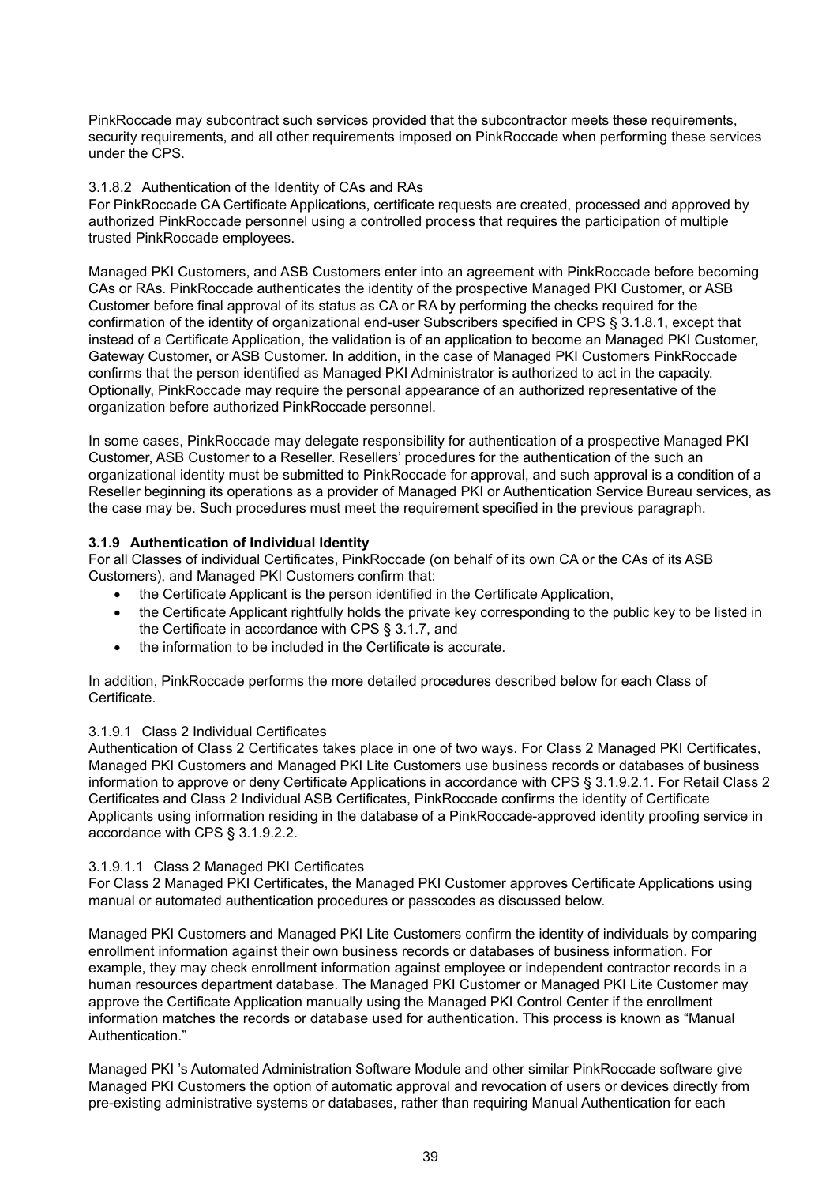PinkRoccade may subcontract such services provided that the subcontractor meets these requirements, security requirements, and all other requirements imposed on PinkRoccade when performing these services under the CPS.

3.1.8.2 Authentication of the Identity of CAs and RAs

For PinkRoccade CA Certificate Applications, certificate requests are created, processed and approved by authorized PinkRoccade personnel using a controlled process that requires the participation of multiple trusted PinkRoccade employees.

Managed PKI Customers, and ASB Customers enter into an agreement with PinkRoccade before becoming CAs or RAs. PinkRoccade authenticates the identity of the prospective Managed PKI Customer, or ASB Customer before final approval of its status as CA or RA by performing the checks required for the confirmation of the identity of organizational end-user Subscribers specified in CPS § 3.1.8.1, except that instead of a Certificate Application, the validation is of an application to become an Managed PKI Customer, Gateway Customer, or ASB Customer. In addition, in the case of Managed PKI Customers PinkRoccade confirms that the person identified as Managed PKI Administrator is authorized to act in the capacity. Optionally, PinkRoccade may require the personal appearance of an authorized representative of the organization before authorized PinkRoccade personnel.

In some cases, PinkRoccade may delegate responsibility for authentication of a prospective Managed PKI Customer, ASB Customer to a Reseller. Resellers' procedures for the authentication of the such an organizational identity must be submitted to PinkRoccade for approval, and such approval is a condition of a Reseller beginning its operations as a provider of Managed PKI or Authentication Service Bureau services, as the case may be. Such procedures must meet the requirement specified in the previous paragraph.

### 3.1.9 Authentication of Individual Identity

For all Classes of individual Certificates, PinkRoccade (on behalf of its own CA or the CAs of its ASB Customers), and Managed PKI Customers confirm that:

- the Certificate Applicant is the person identified in the Certificate Application,
- the Certificate Applicant rightfully holds the private key corresponding to the public key to be listed in the Certificate in accordance with CPS § 3.1.7, and
- the information to be included in the Certificate is accurate.

In addition, PinkRoccade performs the more detailed procedures described below for each Class of Certificate.

3.1.9.1 Class 2 Individual Certificates

Authentication of Class 2 Certificates takes place in one of two ways. For Class 2 Managed PKI Certificates, Managed PKI Customers and Managed PKI Lite Customers use business records or databases of business information to approve or deny Certificate Applications in accordance with CPS § 3.1.9.2.1. For Retail Class 2 Certificates and Class 2 Individual ASB Certificates, PinkRoccade confirms the identity of Certificate Applicants using information residing in the database of a PinkRoccade-approved identity proofing service in accordance with CPS § 3.1.9.2.2.

3.1.9.1.1 Class 2 Managed PKI Certificates

For Class 2 Managed PKI Certificates, the Managed PKI Customer approves Certificate Applications using manual or automated authentication procedures or passcodes as discussed below.

Managed PKI Customers and Managed PKI Lite Customers confirm the identity of individuals by comparing enrollment information against their own business records or databases of business information. For example, they may check enrollment information against employee or independent contractor records in a human resources department database. The Managed PKI Customer or Managed PKI Lite Customer may approve the Certificate Application manually using the Managed PKI Control Center if the enrollment information matches the records or database used for authentication. This process is known as "Manual Authentication."

Managed PKI 's Automated Administration Software Module and other similar PinkRoccade software give Managed PKI Customers the option of automatic approval and revocation of users or devices directly from pre-existing administrative systems or databases, rather than requiring Manual Authentication for each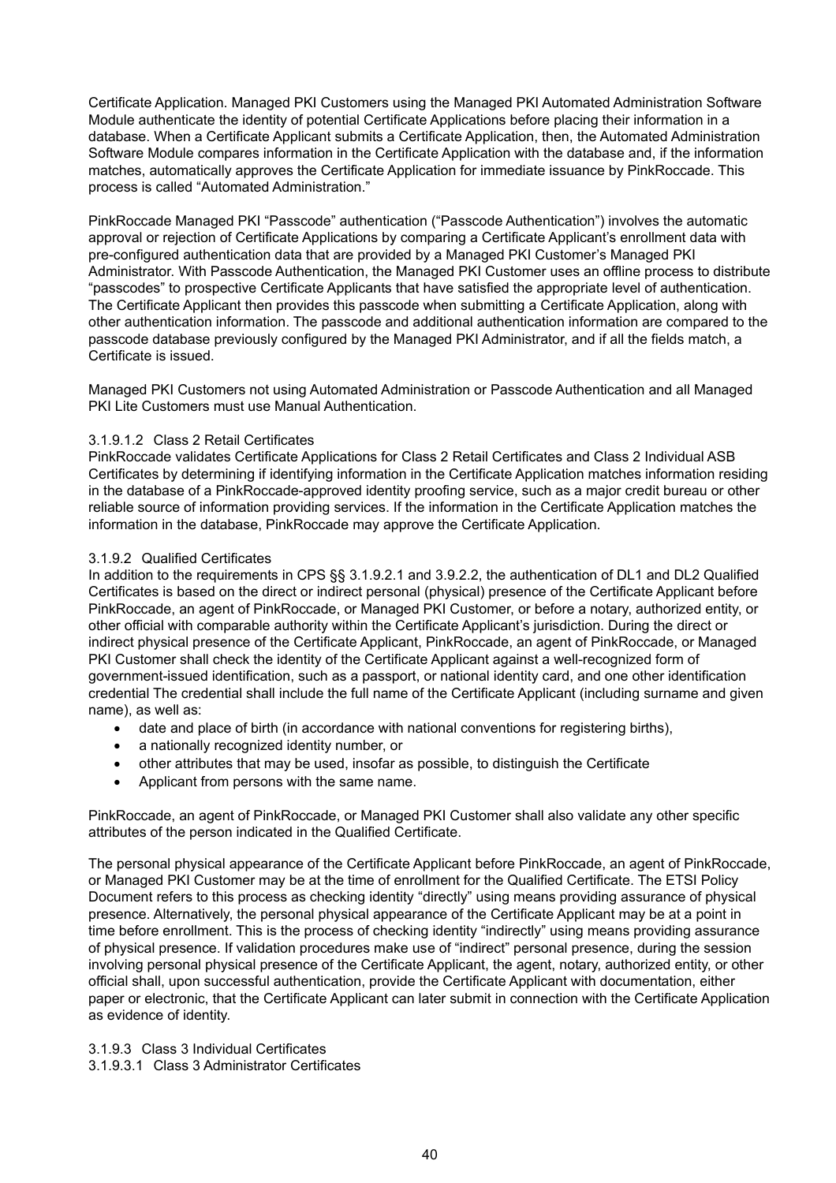Certificate Application. Managed PKI Customers using the Managed PKI Automated Administration Software Module authenticate the identity of potential Certificate Applications before placing their information in a database. When a Certificate Applicant submits a Certificate Application, then, the Automated Administration Software Module compares information in the Certificate Application with the database and, if the information matches, automatically approves the Certificate Application for immediate issuance by PinkRoccade. This process is called "Automated Administration."

PinkRoccade Managed PKI "Passcode" authentication ("Passcode Authentication") involves the automatic approval or rejection of Certificate Applications by comparing a Certificate Applicant's enrollment data with pre-configured authentication data that are provided by a Managed PKI Customer's Managed PKI Administrator. With Passcode Authentication, the Managed PKI Customer uses an offline process to distribute "passcodes" to prospective Certificate Applicants that have satisfied the appropriate level of authentication. The Certificate Applicant then provides this passcode when submitting a Certificate Application, along with other authentication information. The passcode and additional authentication information are compared to the passcode database previously configured by the Managed PKI Administrator, and if all the fields match, a Certificate is issued.

Managed PKI Customers not using Automated Administration or Passcode Authentication and all Managed PKI Lite Customers must use Manual Authentication.

#### 3.1.9.1.2 Class 2 Retail Certificates

PinkRoccade validates Certificate Applications for Class 2 Retail Certificates and Class 2 Individual ASB Certificates by determining if identifying information in the Certificate Application matches information residing in the database of a PinkRoccade-approved identity proofing service, such as a major credit bureau or other reliable source of information providing services. If the information in the Certificate Application matches the information in the database, PinkRoccade may approve the Certificate Application.

#### 3.1.9.2 Qualified Certificates

In addition to the requirements in CPS §§ 3.1.9.2.1 and 3.9.2.2, the authentication of DL1 and DL2 Qualified Certificates is based on the direct or indirect personal (physical) presence of the Certificate Applicant before PinkRoccade, an agent of PinkRoccade, or Managed PKI Customer, or before a notary, authorized entity, or other official with comparable authority within the Certificate Applicant's jurisdiction. During the direct or indirect physical presence of the Certificate Applicant, PinkRoccade, an agent of PinkRoccade, or Managed PKI Customer shall check the identity of the Certificate Applicant against a well-recognized form of government-issued identification, such as a passport, or national identity card, and one other identification credential The credential shall include the full name of the Certificate Applicant (including surname and given name), as well as:

- date and place of birth (in accordance with national conventions for registering births),
- a nationally recognized identity number, or
- other attributes that may be used, insofar as possible, to distinguish the Certificate
- Applicant from persons with the same name.

PinkRoccade, an agent of PinkRoccade, or Managed PKI Customer shall also validate any other specific attributes of the person indicated in the Qualified Certificate.

The personal physical appearance of the Certificate Applicant before PinkRoccade, an agent of PinkRoccade, or Managed PKI Customer may be at the time of enrollment for the Qualified Certificate. The ETSI Policy Document refers to this process as checking identity "directly" using means providing assurance of physical presence. Alternatively, the personal physical appearance of the Certificate Applicant may be at a point in time before enrollment. This is the process of checking identity "indirectly" using means providing assurance of physical presence. If validation procedures make use of "indirect" personal presence, during the session involving personal physical presence of the Certificate Applicant, the agent, notary, authorized entity, or other official shall, upon successful authentication, provide the Certificate Applicant with documentation, either paper or electronic, that the Certificate Applicant can later submit in connection with the Certificate Application as evidence of identity.

#### 3.1.9.3 Class 3 Individual Certificates

#### 3.1.9.3.1 Class 3 Administrator Certificates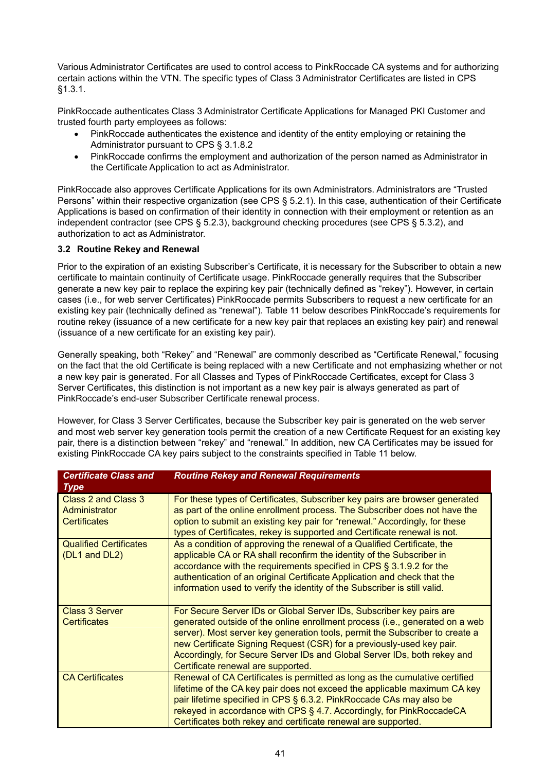Various Administrator Certificates are used to control access to PinkRoccade CA systems and for authorizing certain actions within the VTN. The specific types of Class 3 Administrator Certificates are listed in CPS §1.3.1.

PinkRoccade authenticates Class 3 Administrator Certificate Applications for Managed PKI Customer and trusted fourth party employees as follows:

- PinkRoccade authenticates the existence and identity of the entity employing or retaining the Administrator pursuant to CPS § 3.1.8.2
- PinkRoccade confirms the employment and authorization of the person named as Administrator in the Certificate Application to act as Administrator.

PinkRoccade also approves Certificate Applications for its own Administrators. Administrators are "Trusted Persons" within their respective organization (see CPS § 5.2.1). In this case, authentication of their Certificate Applications is based on confirmation of their identity in connection with their employment or retention as an independent contractor (see CPS § 5.2.3), background checking procedures (see CPS § 5.3.2), and authorization to act as Administrator.

### 3.2 Routine Rekey and Renewal

Prior to the expiration of an existing Subscriber's Certificate, it is necessary for the Subscriber to obtain a new certificate to maintain continuity of Certificate usage. PinkRoccade generally requires that the Subscriber generate a new key pair to replace the expiring key pair (technically defined as "rekey"). However, in certain cases (i.e., for web server Certificates) PinkRoccade permits Subscribers to request a new certificate for an existing key pair (technically defined as "renewal"). Table 11 below describes PinkRoccade's requirements for routine rekey (issuance of a new certificate for a new key pair that replaces an existing key pair) and renewal (issuance of a new certificate for an existing key pair).

Generally speaking, both "Rekey" and "Renewal" are commonly described as "Certificate Renewal," focusing on the fact that the old Certificate is being replaced with a new Certificate and not emphasizing whether or not a new key pair is generated. For all Classes and Types of PinkRoccade Certificates, except for Class 3 Server Certificates, this distinction is not important as a new key pair is always generated as part of PinkRoccade's end-user Subscriber Certificate renewal process.

However, for Class 3 Server Certificates, because the Subscriber key pair is generated on the web server and most web server key generation tools permit the creation of a new Certificate Request for an existing key pair, there is a distinction between "rekey" and "renewal." In addition, new CA Certificates may be issued for existing PinkRoccade CA key pairs subject to the constraints specified in Table 11 below.

| ***Certificate Class and Type*** | ***Routine Rekey and Renewal Requirements*** |
|---|---|
| Class 2 and Class 3 Administrator Certificates | For these types of Certificates, Subscriber key pairs are browser generated as part of the online enrollment process. The Subscriber does not have the option to submit an existing key pair for "renewal." Accordingly, for these types of Certificates, rekey is supported and Certificate renewal is not. |
| Qualified Certificates (DL1 and DL2) | As a condition of approving the renewal of a Qualified Certificate, the applicable CA or RA shall reconfirm the identity of the Subscriber in accordance with the requirements specified in CPS § 3.1.9.2 for the authentication of an original Certificate Application and check that the information used to verify the identity of the Subscriber is still valid. |
| Class 3 Server Certificates | For Secure Server IDs or Global Server IDs, Subscriber key pairs are generated outside of the online enrollment process (i.e., generated on a web server). Most server key generation tools, permit the Subscriber to create a new Certificate Signing Request (CSR) for a previously-used key pair. Accordingly, for Secure Server IDs and Global Server IDs, both rekey and Certificate renewal are supported. |
| CA Certificates | Renewal of CA Certificates is permitted as long as the cumulative certified lifetime of the CA key pair does not exceed the applicable maximum CA key pair lifetime specified in CPS § 6.3.2. PinkRoccade CAs may also be rekeyed in accordance with CPS § 4.7. Accordingly, for PinkRoccadeCA Certificates both rekey and certificate renewal are supported. |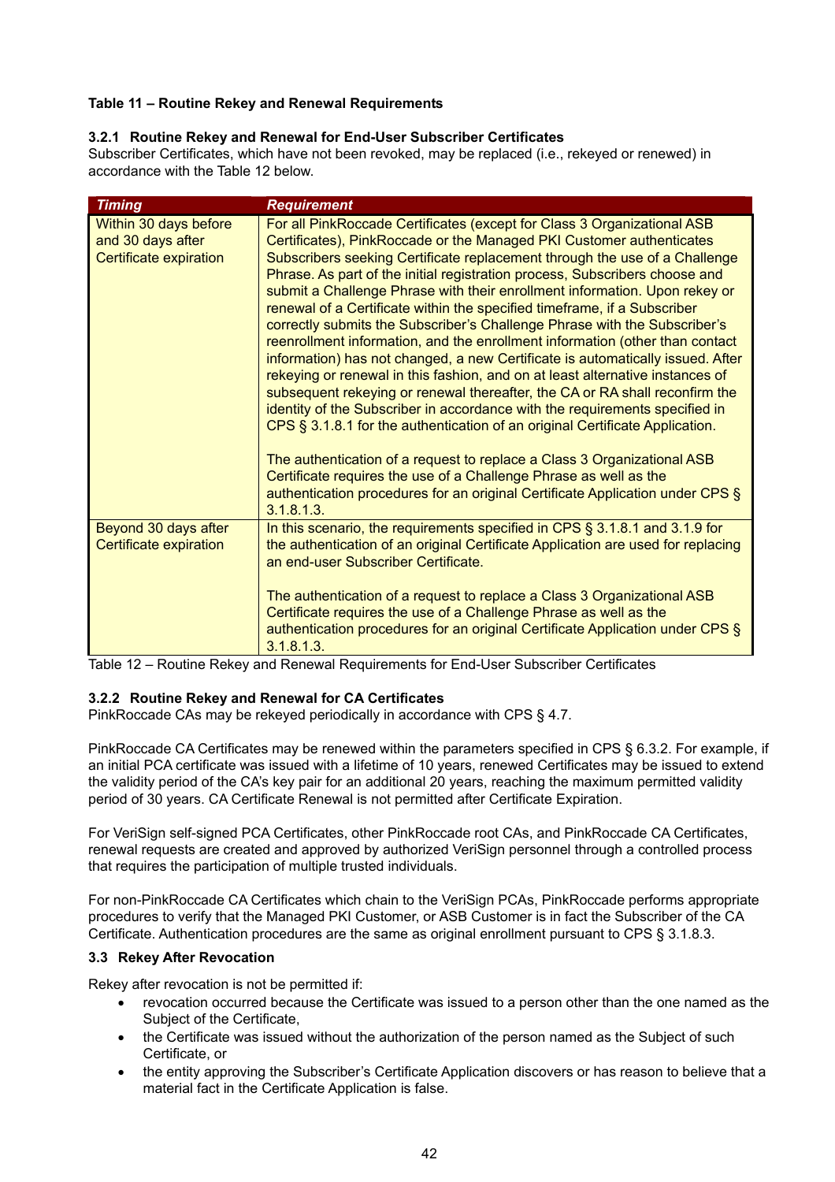**Table 11 – Routine Rekey and Renewal Requirements**

#### 3.2.1 Routine Rekey and Renewal for End-User Subscriber Certificates

Subscriber Certificates, which have not been revoked, may be replaced (i.e., rekeyed or renewed) in accordance with the Table 12 below.

| *Timing* | *Requirement* |
|---|---|
| Within 30 days before and 30 days after Certificate expiration | For all PinkRoccade Certificates (except for Class 3 Organizational ASB Certificates), PinkRoccade or the Managed PKI Customer authenticates Subscribers seeking Certificate replacement through the use of a Challenge Phrase. As part of the initial registration process, Subscribers choose and submit a Challenge Phrase with their enrollment information. Upon rekey or renewal of a Certificate within the specified timeframe, if a Subscriber correctly submits the Subscriber's Challenge Phrase with the Subscriber's reenrollment information, and the enrollment information (other than contact information) has not changed, a new Certificate is automatically issued. After rekeying or renewal in this fashion, and on at least alternative instances of subsequent rekeying or renewal thereafter, the CA or RA shall reconfirm the identity of the Subscriber in accordance with the requirements specified in CPS § 3.1.8.1 for the authentication of an original Certificate Application.<br><br>The authentication of a request to replace a Class 3 Organizational ASB Certificate requires the use of a Challenge Phrase as well as the authentication procedures for an original Certificate Application under CPS § 3.1.8.1.3. |
| Beyond 30 days after Certificate expiration | In this scenario, the requirements specified in CPS § 3.1.8.1 and 3.1.9 for the authentication of an original Certificate Application are used for replacing an end-user Subscriber Certificate.<br><br>The authentication of a request to replace a Class 3 Organizational ASB Certificate requires the use of a Challenge Phrase as well as the authentication procedures for an original Certificate Application under CPS § 3.1.8.1.3. |

Table 12 – Routine Rekey and Renewal Requirements for End-User Subscriber Certificates

#### 3.2.2 Routine Rekey and Renewal for CA Certificates

PinkRoccade CAs may be rekeyed periodically in accordance with CPS § 4.7.

PinkRoccade CA Certificates may be renewed within the parameters specified in CPS § 6.3.2. For example, if an initial PCA certificate was issued with a lifetime of 10 years, renewed Certificates may be issued to extend the validity period of the CA's key pair for an additional 20 years, reaching the maximum permitted validity period of 30 years. CA Certificate Renewal is not permitted after Certificate Expiration.

For VeriSign self-signed PCA Certificates, other PinkRoccade root CAs, and PinkRoccade CA Certificates, renewal requests are created and approved by authorized VeriSign personnel through a controlled process that requires the participation of multiple trusted individuals.

For non-PinkRoccade CA Certificates which chain to the VeriSign PCAs, PinkRoccade performs appropriate procedures to verify that the Managed PKI Customer, or ASB Customer is in fact the Subscriber of the CA Certificate. Authentication procedures are the same as original enrollment pursuant to CPS § 3.1.8.3.

### 3.3 Rekey After Revocation

Rekey after revocation is not be permitted if:

- revocation occurred because the Certificate was issued to a person other than the one named as the Subject of the Certificate,
- the Certificate was issued without the authorization of the person named as the Subject of such Certificate, or
- the entity approving the Subscriber's Certificate Application discovers or has reason to believe that a material fact in the Certificate Application is false.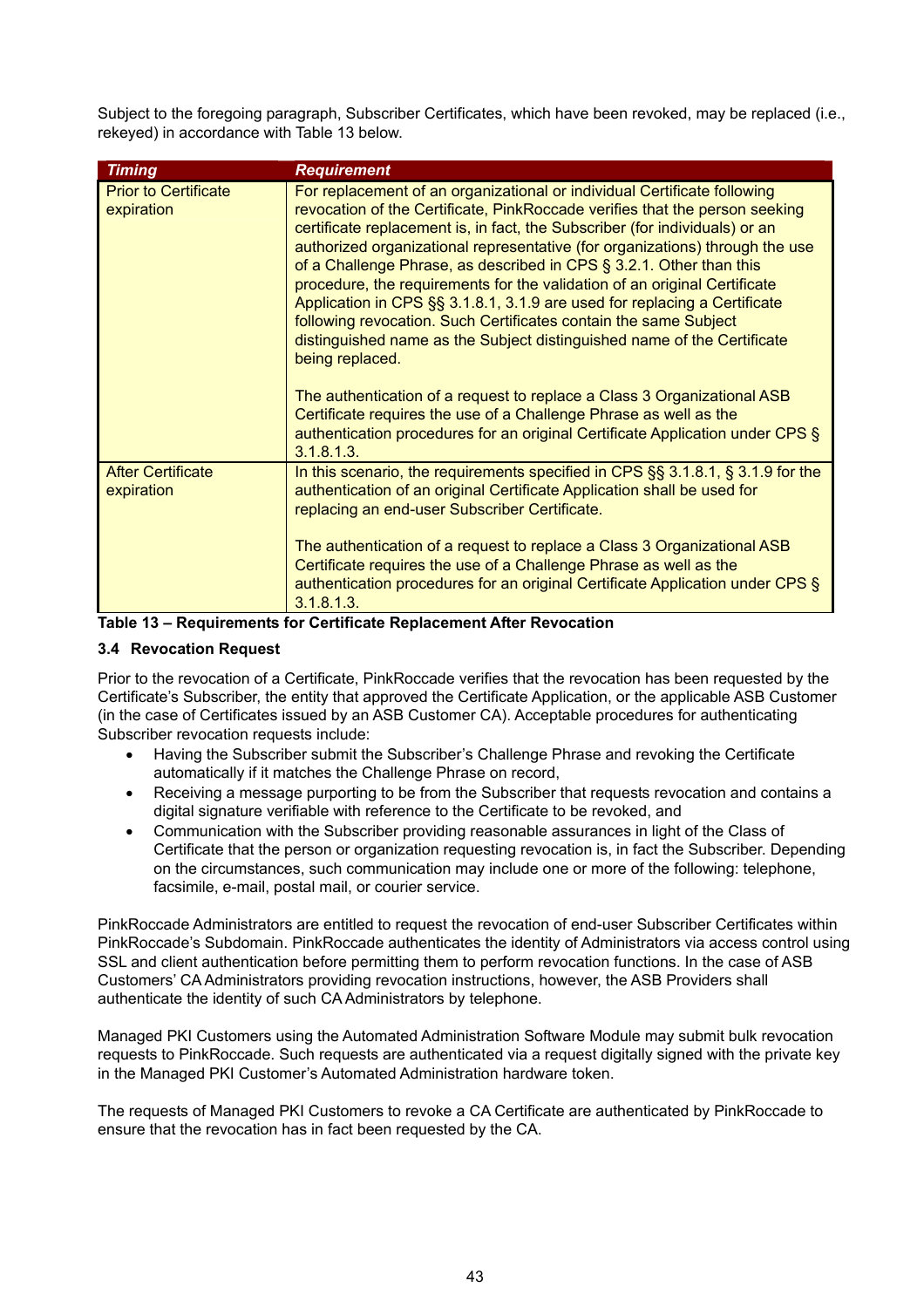Subject to the foregoing paragraph, Subscriber Certificates, which have been revoked, may be replaced (i.e., rekeyed) in accordance with Table 13 below.

| *Timing* | *Requirement* |
|---|---|
| Prior to Certificate expiration | For replacement of an organizational or individual Certificate following revocation of the Certificate, PinkRoccade verifies that the person seeking certificate replacement is, in fact, the Subscriber (for individuals) or an authorized organizational representative (for organizations) through the use of a Challenge Phrase, as described in CPS § 3.2.1. Other than this procedure, the requirements for the validation of an original Certificate Application in CPS §§ 3.1.8.1, 3.1.9 are used for replacing a Certificate following revocation. Such Certificates contain the same Subject distinguished name as the Subject distinguished name of the Certificate being replaced.<br><br>The authentication of a request to replace a Class 3 Organizational ASB Certificate requires the use of a Challenge Phrase as well as the authentication procedures for an original Certificate Application under CPS § 3.1.8.1.3. |
| After Certificate expiration | In this scenario, the requirements specified in CPS §§ 3.1.8.1, § 3.1.9 for the authentication of an original Certificate Application shall be used for replacing an end-user Subscriber Certificate.<br><br>The authentication of a request to replace a Class 3 Organizational ASB Certificate requires the use of a Challenge Phrase as well as the authentication procedures for an original Certificate Application under CPS § 3.1.8.1.3. |

**Table 13 – Requirements for Certificate Replacement After Revocation**

### 3.4 Revocation Request

Prior to the revocation of a Certificate, PinkRoccade verifies that the revocation has been requested by the Certificate's Subscriber, the entity that approved the Certificate Application, or the applicable ASB Customer (in the case of Certificates issued by an ASB Customer CA). Acceptable procedures for authenticating Subscriber revocation requests include:

- Having the Subscriber submit the Subscriber's Challenge Phrase and revoking the Certificate automatically if it matches the Challenge Phrase on record,
- Receiving a message purporting to be from the Subscriber that requests revocation and contains a digital signature verifiable with reference to the Certificate to be revoked, and
- Communication with the Subscriber providing reasonable assurances in light of the Class of Certificate that the person or organization requesting revocation is, in fact the Subscriber. Depending on the circumstances, such communication may include one or more of the following: telephone, facsimile, e-mail, postal mail, or courier service.

PinkRoccade Administrators are entitled to request the revocation of end-user Subscriber Certificates within PinkRoccade's Subdomain. PinkRoccade authenticates the identity of Administrators via access control using SSL and client authentication before permitting them to perform revocation functions. In the case of ASB Customers' CA Administrators providing revocation instructions, however, the ASB Providers shall authenticate the identity of such CA Administrators by telephone.

Managed PKI Customers using the Automated Administration Software Module may submit bulk revocation requests to PinkRoccade. Such requests are authenticated via a request digitally signed with the private key in the Managed PKI Customer's Automated Administration hardware token.

The requests of Managed PKI Customers to revoke a CA Certificate are authenticated by PinkRoccade to ensure that the revocation has in fact been requested by the CA.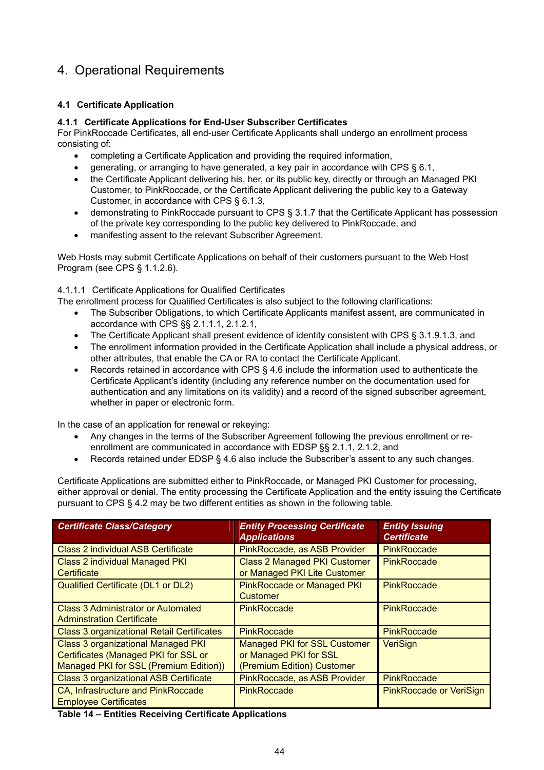# 4. Operational Requirements

## 4.1 Certificate Application

### 4.1.1 Certificate Applications for End-User Subscriber Certificates

For PinkRoccade Certificates, all end-user Certificate Applicants shall undergo an enrollment process consisting of:

- completing a Certificate Application and providing the required information,
- generating, or arranging to have generated, a key pair in accordance with CPS § 6.1,
- the Certificate Applicant delivering his, her, or its public key, directly or through an Managed PKI Customer, to PinkRoccade, or the Certificate Applicant delivering the public key to a Gateway Customer, in accordance with CPS § 6.1.3,
- demonstrating to PinkRoccade pursuant to CPS § 3.1.7 that the Certificate Applicant has possession of the private key corresponding to the public key delivered to PinkRoccade, and
- manifesting assent to the relevant Subscriber Agreement.

Web Hosts may submit Certificate Applications on behalf of their customers pursuant to the Web Host Program (see CPS § 1.1.2.6).

#### 4.1.1.1 Certificate Applications for Qualified Certificates

The enrollment process for Qualified Certificates is also subject to the following clarifications:

- The Subscriber Obligations, to which Certificate Applicants manifest assent, are communicated in accordance with CPS §§ 2.1.1.1, 2.1.2.1,
- The Certificate Applicant shall present evidence of identity consistent with CPS § 3.1.9.1.3, and
- The enrollment information provided in the Certificate Application shall include a physical address, or other attributes, that enable the CA or RA to contact the Certificate Applicant.
- Records retained in accordance with CPS § 4.6 include the information used to authenticate the Certificate Applicant's identity (including any reference number on the documentation used for authentication and any limitations on its validity) and a record of the signed subscriber agreement, whether in paper or electronic form.

In the case of an application for renewal or rekeying:

- Any changes in the terms of the Subscriber Agreement following the previous enrollment or re-enrollment are communicated in accordance with EDSP §§ 2.1.1, 2.1.2, and
- Records retained under EDSP § 4.6 also include the Subscriber's assent to any such changes.

Certificate Applications are submitted either to PinkRoccade, or Managed PKI Customer for processing, either approval or denial. The entity processing the Certificate Application and the entity issuing the Certificate pursuant to CPS § 4.2 may be two different entities as shown in the following table.

| ***Certificate Class/Category*** | ***Entity Processing Certificate Applications*** | ***Entity Issuing Certificate*** |
|---|---|---|
| Class 2 individual ASB Certificate | PinkRoccade, as ASB Provider | PinkRoccade |
| Class 2 individual Managed PKI Certificate | Class 2 Managed PKI Customer or Managed PKI Lite Customer | PinkRoccade |
| Qualified Certificate (DL1 or DL2) | PinkRoccade or Managed PKI Customer | PinkRoccade |
| Class 3 Administrator or Automated Adminstration Certificate | PinkRoccade | PinkRoccade |
| Class 3 organizational Retail Certificates | PinkRoccade | PinkRoccade |
| Class 3 organizational Managed PKI Certificates (Managed PKI for SSL or Managed PKI for SSL (Premium Edition)) | Managed PKI for SSL Customer or Managed PKI for SSL (Premium Edition) Customer | VeriSign |
| Class 3 organizational ASB Certificate | PinkRoccade, as ASB Provider | PinkRoccade |
| CA, Infrastructure and PinkRoccade Employee Certificates | PinkRoccade | PinkRoccade or VeriSign |

**Table 14 – Entities Receiving Certificate Applications**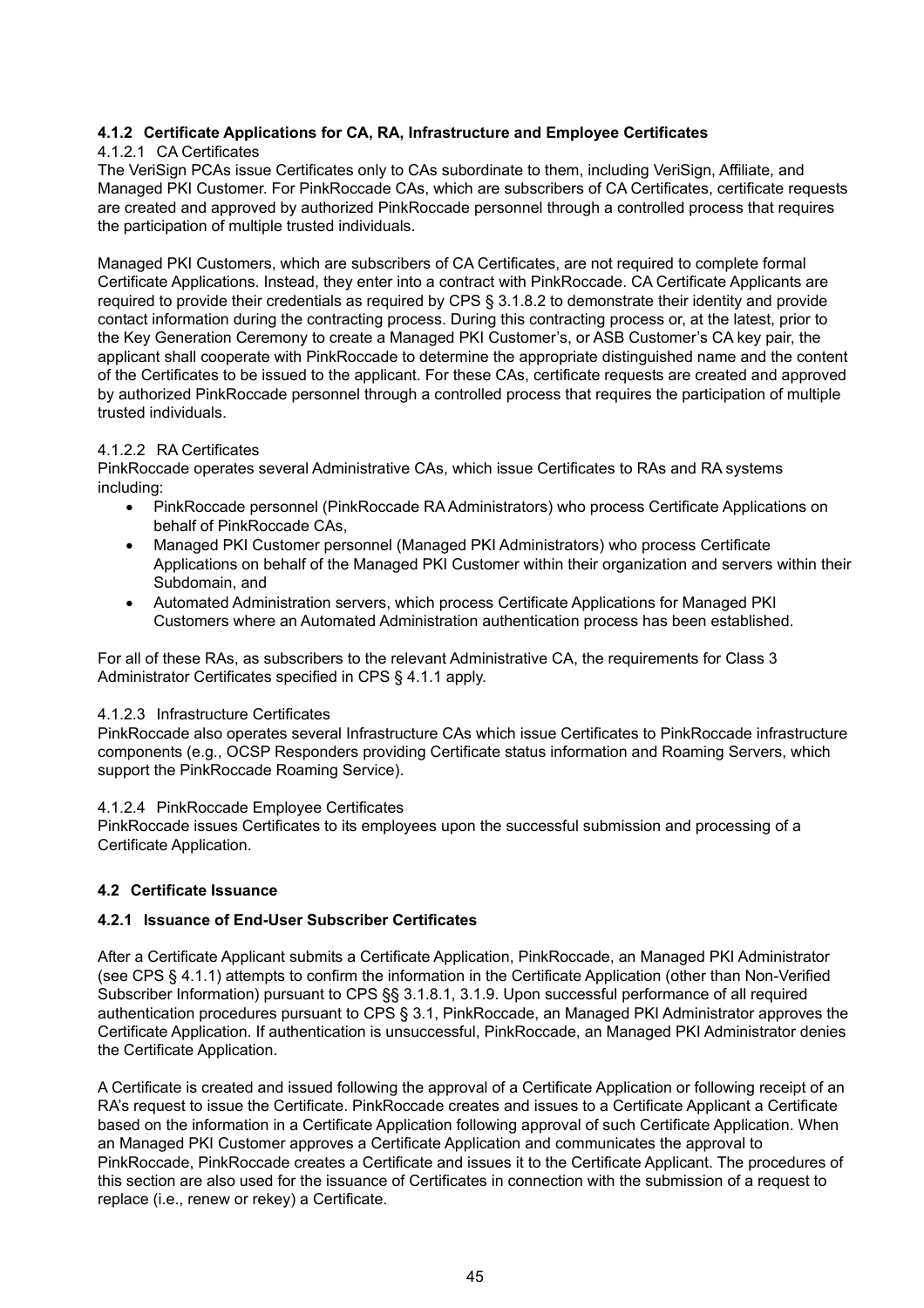### 4.1.2 Certificate Applications for CA, RA, Infrastructure and Employee Certificates

#### 4.1.2.1 CA Certificates

The VeriSign PCAs issue Certificates only to CAs subordinate to them, including VeriSign, Affiliate, and Managed PKI Customer. For PinkRoccade CAs, which are subscribers of CA Certificates, certificate requests are created and approved by authorized PinkRoccade personnel through a controlled process that requires the participation of multiple trusted individuals.

Managed PKI Customers, which are subscribers of CA Certificates, are not required to complete formal Certificate Applications. Instead, they enter into a contract with PinkRoccade. CA Certificate Applicants are required to provide their credentials as required by CPS § 3.1.8.2 to demonstrate their identity and provide contact information during the contracting process. During this contracting process or, at the latest, prior to the Key Generation Ceremony to create a Managed PKI Customer's, or ASB Customer's CA key pair, the applicant shall cooperate with PinkRoccade to determine the appropriate distinguished name and the content of the Certificates to be issued to the applicant. For these CAs, certificate requests are created and approved by authorized PinkRoccade personnel through a controlled process that requires the participation of multiple trusted individuals.

#### 4.1.2.2 RA Certificates

PinkRoccade operates several Administrative CAs, which issue Certificates to RAs and RA systems including:

- PinkRoccade personnel (PinkRoccade RA Administrators) who process Certificate Applications on behalf of PinkRoccade CAs,
- Managed PKI Customer personnel (Managed PKI Administrators) who process Certificate Applications on behalf of the Managed PKI Customer within their organization and servers within their Subdomain, and
- Automated Administration servers, which process Certificate Applications for Managed PKI Customers where an Automated Administration authentication process has been established.

For all of these RAs, as subscribers to the relevant Administrative CA, the requirements for Class 3 Administrator Certificates specified in CPS § 4.1.1 apply.

#### 4.1.2.3 Infrastructure Certificates

PinkRoccade also operates several Infrastructure CAs which issue Certificates to PinkRoccade infrastructure components (e.g., OCSP Responders providing Certificate status information and Roaming Servers, which support the PinkRoccade Roaming Service).

#### 4.1.2.4 PinkRoccade Employee Certificates

PinkRoccade issues Certificates to its employees upon the successful submission and processing of a Certificate Application.

## 4.2 Certificate Issuance

### 4.2.1 Issuance of End-User Subscriber Certificates

After a Certificate Applicant submits a Certificate Application, PinkRoccade, an Managed PKI Administrator (see CPS § 4.1.1) attempts to confirm the information in the Certificate Application (other than Non-Verified Subscriber Information) pursuant to CPS §§ 3.1.8.1, 3.1.9. Upon successful performance of all required authentication procedures pursuant to CPS § 3.1, PinkRoccade, an Managed PKI Administrator approves the Certificate Application. If authentication is unsuccessful, PinkRoccade, an Managed PKI Administrator denies the Certificate Application.

A Certificate is created and issued following the approval of a Certificate Application or following receipt of an RA's request to issue the Certificate. PinkRoccade creates and issues to a Certificate Applicant a Certificate based on the information in a Certificate Application following approval of such Certificate Application. When an Managed PKI Customer approves a Certificate Application and communicates the approval to PinkRoccade, PinkRoccade creates a Certificate and issues it to the Certificate Applicant. The procedures of this section are also used for the issuance of Certificates in connection with the submission of a request to replace (i.e., renew or rekey) a Certificate.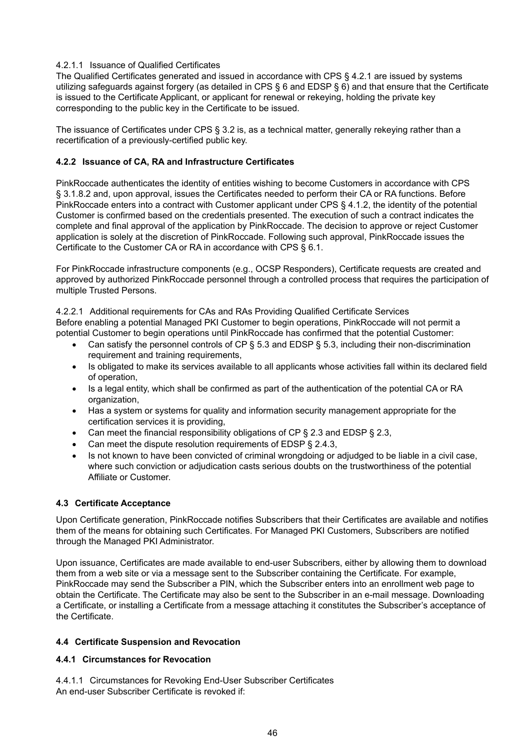4.2.1.1 Issuance of Qualified Certificates
The Qualified Certificates generated and issued in accordance with CPS § 4.2.1 are issued by systems utilizing safeguards against forgery (as detailed in CPS § 6 and EDSP § 6) and that ensure that the Certificate is issued to the Certificate Applicant, or applicant for renewal or rekeying, holding the private key corresponding to the public key in the Certificate to be issued.

The issuance of Certificates under CPS § 3.2 is, as a technical matter, generally rekeying rather than a recertification of a previously-certified public key.

### 4.2.2 Issuance of CA, RA and Infrastructure Certificates

PinkRoccade authenticates the identity of entities wishing to become Customers in accordance with CPS § 3.1.8.2 and, upon approval, issues the Certificates needed to perform their CA or RA functions. Before PinkRoccade enters into a contract with Customer applicant under CPS § 4.1.2, the identity of the potential Customer is confirmed based on the credentials presented. The execution of such a contract indicates the complete and final approval of the application by PinkRoccade. The decision to approve or reject Customer application is solely at the discretion of PinkRoccade. Following such approval, PinkRoccade issues the Certificate to the Customer CA or RA in accordance with CPS § 6.1.

For PinkRoccade infrastructure components (e.g., OCSP Responders), Certificate requests are created and approved by authorized PinkRoccade personnel through a controlled process that requires the participation of multiple Trusted Persons.

4.2.2.1 Additional requirements for CAs and RAs Providing Qualified Certificate Services
Before enabling a potential Managed PKI Customer to begin operations, PinkRoccade will not permit a potential Customer to begin operations until PinkRoccade has confirmed that the potential Customer:

- Can satisfy the personnel controls of CP § 5.3 and EDSP § 5.3, including their non-discrimination requirement and training requirements,
- Is obligated to make its services available to all applicants whose activities fall within its declared field of operation,
- Is a legal entity, which shall be confirmed as part of the authentication of the potential CA or RA organization,
- Has a system or systems for quality and information security management appropriate for the certification services it is providing,
- Can meet the financial responsibility obligations of CP § 2.3 and EDSP § 2.3,
- Can meet the dispute resolution requirements of EDSP § 2.4.3,
- Is not known to have been convicted of criminal wrongdoing or adjudged to be liable in a civil case, where such conviction or adjudication casts serious doubts on the trustworthiness of the potential Affiliate or Customer.

### 4.3 Certificate Acceptance

Upon Certificate generation, PinkRoccade notifies Subscribers that their Certificates are available and notifies them of the means for obtaining such Certificates. For Managed PKI Customers, Subscribers are notified through the Managed PKI Administrator.

Upon issuance, Certificates are made available to end-user Subscribers, either by allowing them to download them from a web site or via a message sent to the Subscriber containing the Certificate. For example, PinkRoccade may send the Subscriber a PIN, which the Subscriber enters into an enrollment web page to obtain the Certificate. The Certificate may also be sent to the Subscriber in an e-mail message. Downloading a Certificate, or installing a Certificate from a message attaching it constitutes the Subscriber's acceptance of the Certificate.

### 4.4 Certificate Suspension and Revocation

### 4.4.1 Circumstances for Revocation

4.4.1.1 Circumstances for Revoking End-User Subscriber Certificates
An end-user Subscriber Certificate is revoked if: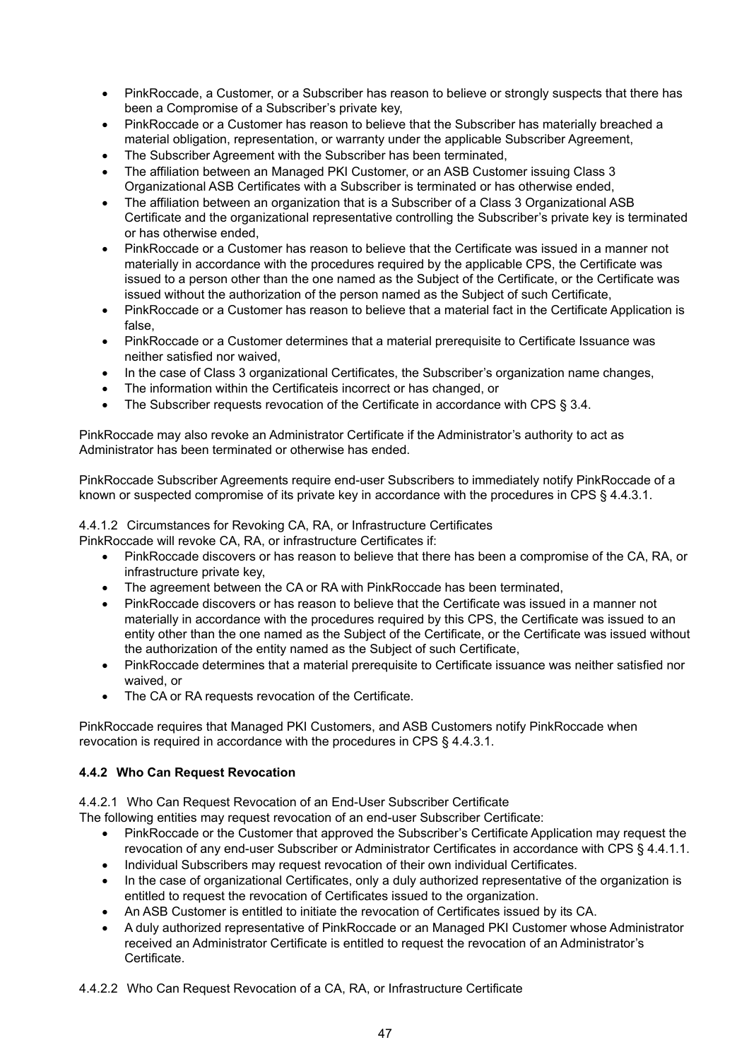- PinkRoccade, a Customer, or a Subscriber has reason to believe or strongly suspects that there has been a Compromise of a Subscriber's private key,
- PinkRoccade or a Customer has reason to believe that the Subscriber has materially breached a material obligation, representation, or warranty under the applicable Subscriber Agreement,
- The Subscriber Agreement with the Subscriber has been terminated,
- The affiliation between an Managed PKI Customer, or an ASB Customer issuing Class 3 Organizational ASB Certificates with a Subscriber is terminated or has otherwise ended,
- The affiliation between an organization that is a Subscriber of a Class 3 Organizational ASB Certificate and the organizational representative controlling the Subscriber's private key is terminated or has otherwise ended,
- PinkRoccade or a Customer has reason to believe that the Certificate was issued in a manner not materially in accordance with the procedures required by the applicable CPS, the Certificate was issued to a person other than the one named as the Subject of the Certificate, or the Certificate was issued without the authorization of the person named as the Subject of such Certificate,
- PinkRoccade or a Customer has reason to believe that a material fact in the Certificate Application is false,
- PinkRoccade or a Customer determines that a material prerequisite to Certificate Issuance was neither satisfied nor waived,
- In the case of Class 3 organizational Certificates, the Subscriber's organization name changes,
- The information within the Certificateis incorrect or has changed, or
- The Subscriber requests revocation of the Certificate in accordance with CPS § 3.4.

PinkRoccade may also revoke an Administrator Certificate if the Administrator's authority to act as Administrator has been terminated or otherwise has ended.

PinkRoccade Subscriber Agreements require end-user Subscribers to immediately notify PinkRoccade of a known or suspected compromise of its private key in accordance with the procedures in CPS § 4.4.3.1.

4.4.1.2 Circumstances for Revoking CA, RA, or Infrastructure Certificates
PinkRoccade will revoke CA, RA, or infrastructure Certificates if:

- PinkRoccade discovers or has reason to believe that there has been a compromise of the CA, RA, or infrastructure private key,
- The agreement between the CA or RA with PinkRoccade has been terminated,
- PinkRoccade discovers or has reason to believe that the Certificate was issued in a manner not materially in accordance with the procedures required by this CPS, the Certificate was issued to an entity other than the one named as the Subject of the Certificate, or the Certificate was issued without the authorization of the entity named as the Subject of such Certificate,
- PinkRoccade determines that a material prerequisite to Certificate issuance was neither satisfied nor waived, or
- The CA or RA requests revocation of the Certificate.

PinkRoccade requires that Managed PKI Customers, and ASB Customers notify PinkRoccade when revocation is required in accordance with the procedures in CPS § 4.4.3.1.

### 4.4.2 Who Can Request Revocation

4.4.2.1 Who Can Request Revocation of an End-User Subscriber Certificate
The following entities may request revocation of an end-user Subscriber Certificate:

- PinkRoccade or the Customer that approved the Subscriber's Certificate Application may request the revocation of any end-user Subscriber or Administrator Certificates in accordance with CPS § 4.4.1.1.
- Individual Subscribers may request revocation of their own individual Certificates.
- In the case of organizational Certificates, only a duly authorized representative of the organization is entitled to request the revocation of Certificates issued to the organization.
- An ASB Customer is entitled to initiate the revocation of Certificates issued by its CA.
- A duly authorized representative of PinkRoccade or an Managed PKI Customer whose Administrator received an Administrator Certificate is entitled to request the revocation of an Administrator's Certificate.

4.4.2.2 Who Can Request Revocation of a CA, RA, or Infrastructure Certificate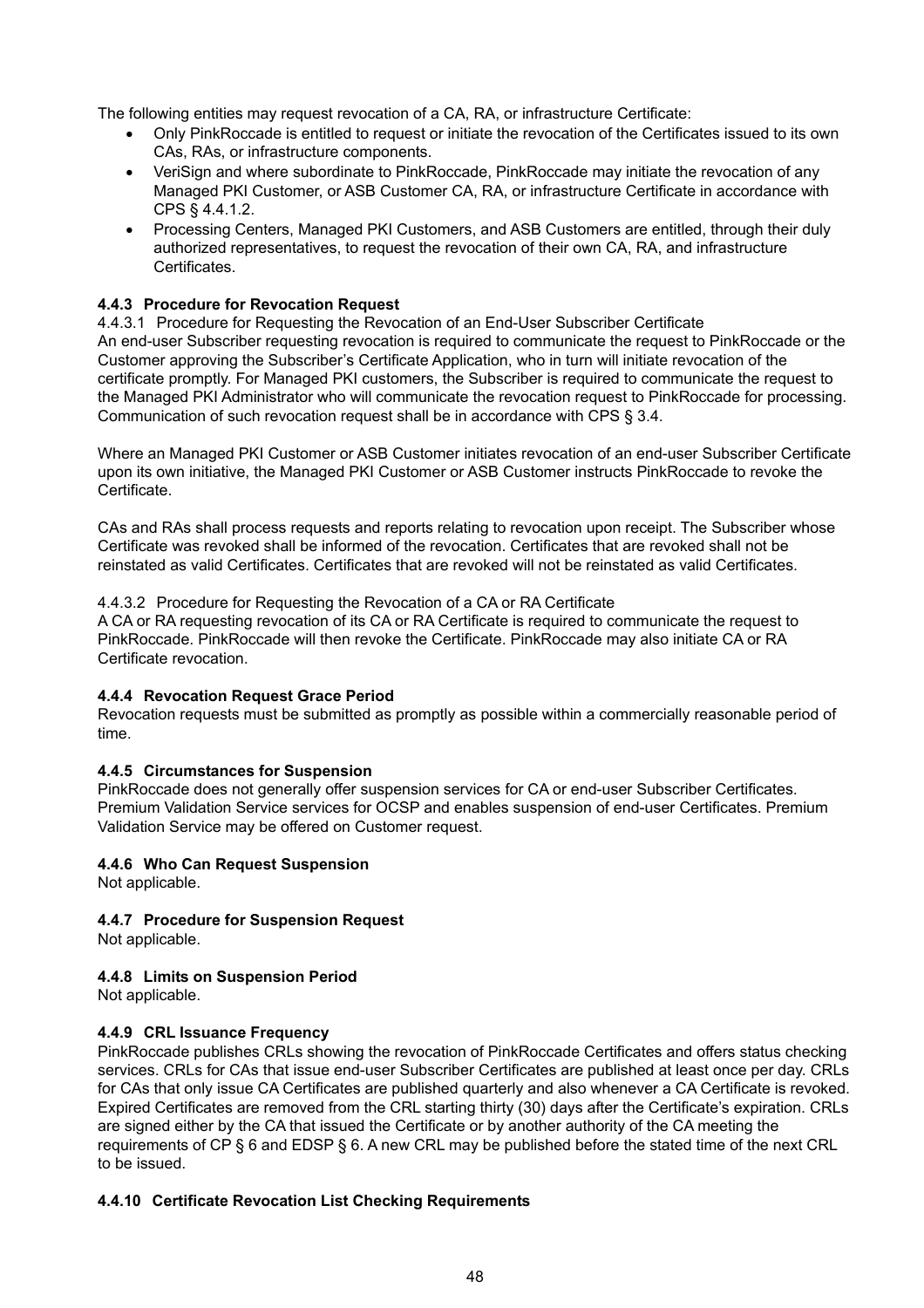The following entities may request revocation of a CA, RA, or infrastructure Certificate:

- Only PinkRoccade is entitled to request or initiate the revocation of the Certificates issued to its own CAs, RAs, or infrastructure components.
- VeriSign and where subordinate to PinkRoccade, PinkRoccade may initiate the revocation of any Managed PKI Customer, or ASB Customer CA, RA, or infrastructure Certificate in accordance with CPS § 4.4.1.2.
- Processing Centers, Managed PKI Customers, and ASB Customers are entitled, through their duly authorized representatives, to request the revocation of their own CA, RA, and infrastructure Certificates.

### 4.4.3 Procedure for Revocation Request

4.4.3.1 Procedure for Requesting the Revocation of an End-User Subscriber Certificate

An end-user Subscriber requesting revocation is required to communicate the request to PinkRoccade or the Customer approving the Subscriber's Certificate Application, who in turn will initiate revocation of the certificate promptly. For Managed PKI customers, the Subscriber is required to communicate the request to the Managed PKI Administrator who will communicate the revocation request to PinkRoccade for processing. Communication of such revocation request shall be in accordance with CPS § 3.4.

Where an Managed PKI Customer or ASB Customer initiates revocation of an end-user Subscriber Certificate upon its own initiative, the Managed PKI Customer or ASB Customer instructs PinkRoccade to revoke the Certificate.

CAs and RAs shall process requests and reports relating to revocation upon receipt. The Subscriber whose Certificate was revoked shall be informed of the revocation. Certificates that are revoked shall not be reinstated as valid Certificates. Certificates that are revoked will not be reinstated as valid Certificates.

4.4.3.2 Procedure for Requesting the Revocation of a CA or RA Certificate

A CA or RA requesting revocation of its CA or RA Certificate is required to communicate the request to PinkRoccade. PinkRoccade will then revoke the Certificate. PinkRoccade may also initiate CA or RA Certificate revocation.

### 4.4.4 Revocation Request Grace Period

Revocation requests must be submitted as promptly as possible within a commercially reasonable period of time.

### 4.4.5 Circumstances for Suspension

PinkRoccade does not generally offer suspension services for CA or end-user Subscriber Certificates. Premium Validation Service services for OCSP and enables suspension of end-user Certificates. Premium Validation Service may be offered on Customer request.

### 4.4.6 Who Can Request Suspension

Not applicable.

### 4.4.7 Procedure for Suspension Request

Not applicable.

### 4.4.8 Limits on Suspension Period

Not applicable.

### 4.4.9 CRL Issuance Frequency

PinkRoccade publishes CRLs showing the revocation of PinkRoccade Certificates and offers status checking services. CRLs for CAs that issue end-user Subscriber Certificates are published at least once per day. CRLs for CAs that only issue CA Certificates are published quarterly and also whenever a CA Certificate is revoked. Expired Certificates are removed from the CRL starting thirty (30) days after the Certificate's expiration. CRLs are signed either by the CA that issued the Certificate or by another authority of the CA meeting the requirements of CP § 6 and EDSP § 6. A new CRL may be published before the stated time of the next CRL to be issued.

### 4.4.10 Certificate Revocation List Checking Requirements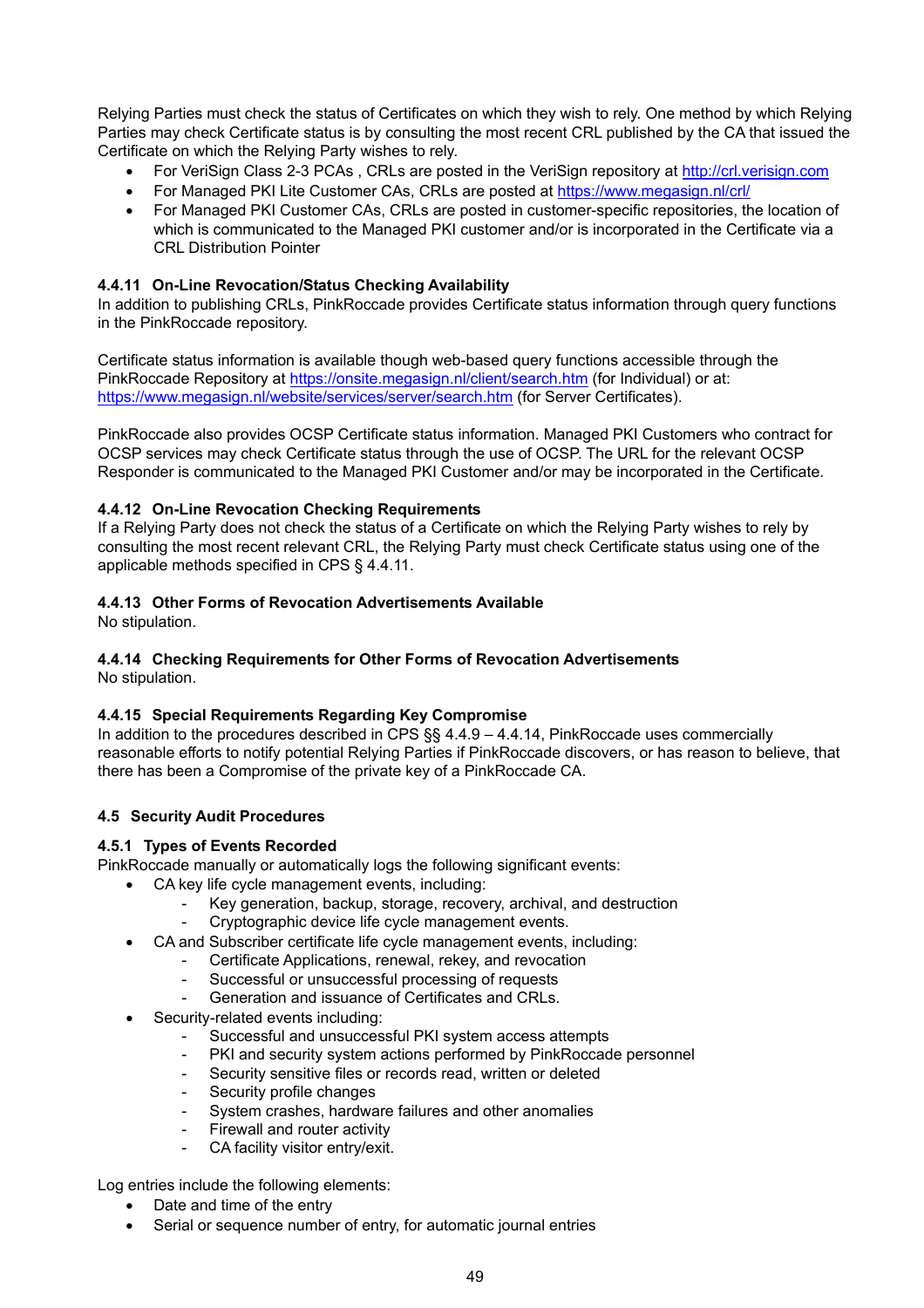Relying Parties must check the status of Certificates on which they wish to rely. One method by which Relying Parties may check Certificate status is by consulting the most recent CRL published by the CA that issued the Certificate on which the Relying Party wishes to rely.

- For VeriSign Class 2-3 PCAs , CRLs are posted in the VeriSign repository at http://crl.verisign.com
- For Managed PKI Lite Customer CAs, CRLs are posted at https://www.megasign.nl/crl/
- For Managed PKI Customer CAs, CRLs are posted in customer-specific repositories, the location of which is communicated to the Managed PKI customer and/or is incorporated in the Certificate via a CRL Distribution Pointer

### 4.4.11 On-Line Revocation/Status Checking Availability

In addition to publishing CRLs, PinkRoccade provides Certificate status information through query functions in the PinkRoccade repository.

Certificate status information is available though web-based query functions accessible through the PinkRoccade Repository at https://onsite.megasign.nl/client/search.htm (for Individual) or at: https://www.megasign.nl/website/services/server/search.htm (for Server Certificates).

PinkRoccade also provides OCSP Certificate status information. Managed PKI Customers who contract for OCSP services may check Certificate status through the use of OCSP. The URL for the relevant OCSP Responder is communicated to the Managed PKI Customer and/or may be incorporated in the Certificate.

### 4.4.12 On-Line Revocation Checking Requirements

If a Relying Party does not check the status of a Certificate on which the Relying Party wishes to rely by consulting the most recent relevant CRL, the Relying Party must check Certificate status using one of the applicable methods specified in CPS § 4.4.11.

### 4.4.13 Other Forms of Revocation Advertisements Available

No stipulation.

### 4.4.14 Checking Requirements for Other Forms of Revocation Advertisements

No stipulation.

### 4.4.15 Special Requirements Regarding Key Compromise

In addition to the procedures described in CPS §§ 4.4.9 – 4.4.14, PinkRoccade uses commercially reasonable efforts to notify potential Relying Parties if PinkRoccade discovers, or has reason to believe, that there has been a Compromise of the private key of a PinkRoccade CA.

## 4.5 Security Audit Procedures

### 4.5.1 Types of Events Recorded

PinkRoccade manually or automatically logs the following significant events:

- CA key life cycle management events, including:
  - Key generation, backup, storage, recovery, archival, and destruction
  - Cryptographic device life cycle management events.
- CA and Subscriber certificate life cycle management events, including:
  - Certificate Applications, renewal, rekey, and revocation
  - Successful or unsuccessful processing of requests
  - Generation and issuance of Certificates and CRLs.
- Security-related events including:
  - Successful and unsuccessful PKI system access attempts
  - PKI and security system actions performed by PinkRoccade personnel
  - Security sensitive files or records read, written or deleted
  - Security profile changes
  - System crashes, hardware failures and other anomalies
  - Firewall and router activity
  - CA facility visitor entry/exit.

Log entries include the following elements:

- Date and time of the entry
- Serial or sequence number of entry, for automatic journal entries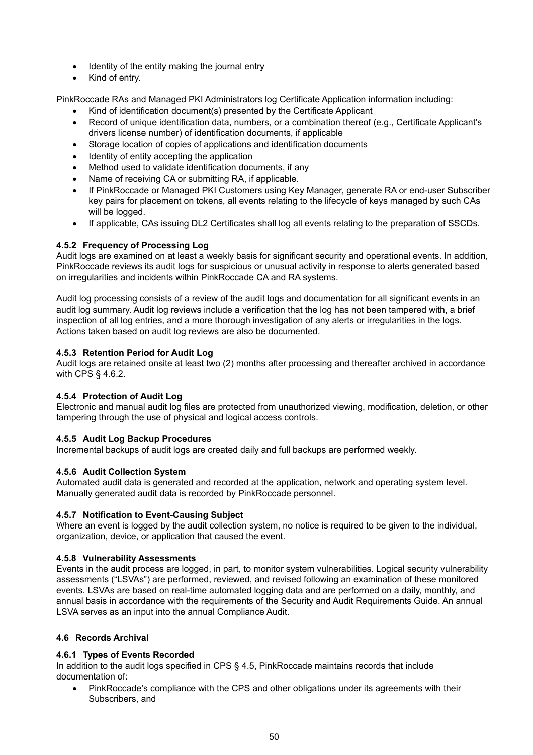- Identity of the entity making the journal entry
- Kind of entry.

PinkRoccade RAs and Managed PKI Administrators log Certificate Application information including:

- Kind of identification document(s) presented by the Certificate Applicant
- Record of unique identification data, numbers, or a combination thereof (e.g., Certificate Applicant's drivers license number) of identification documents, if applicable
- Storage location of copies of applications and identification documents
- Identity of entity accepting the application
- Method used to validate identification documents, if any
- Name of receiving CA or submitting RA, if applicable.
- If PinkRoccade or Managed PKI Customers using Key Manager, generate RA or end-user Subscriber key pairs for placement on tokens, all events relating to the lifecycle of keys managed by such CAs will be logged.
- If applicable, CAs issuing DL2 Certificates shall log all events relating to the preparation of SSCDs.

### 4.5.2 Frequency of Processing Log

Audit logs are examined on at least a weekly basis for significant security and operational events. In addition, PinkRoccade reviews its audit logs for suspicious or unusual activity in response to alerts generated based on irregularities and incidents within PinkRoccade CA and RA systems.

Audit log processing consists of a review of the audit logs and documentation for all significant events in an audit log summary. Audit log reviews include a verification that the log has not been tampered with, a brief inspection of all log entries, and a more thorough investigation of any alerts or irregularities in the logs. Actions taken based on audit log reviews are also be documented.

### 4.5.3 Retention Period for Audit Log

Audit logs are retained onsite at least two (2) months after processing and thereafter archived in accordance with CPS § 4.6.2.

### 4.5.4 Protection of Audit Log

Electronic and manual audit log files are protected from unauthorized viewing, modification, deletion, or other tampering through the use of physical and logical access controls.

### 4.5.5 Audit Log Backup Procedures

Incremental backups of audit logs are created daily and full backups are performed weekly.

### 4.5.6 Audit Collection System

Automated audit data is generated and recorded at the application, network and operating system level. Manually generated audit data is recorded by PinkRoccade personnel.

### 4.5.7 Notification to Event-Causing Subject

Where an event is logged by the audit collection system, no notice is required to be given to the individual, organization, device, or application that caused the event.

### 4.5.8 Vulnerability Assessments

Events in the audit process are logged, in part, to monitor system vulnerabilities. Logical security vulnerability assessments ("LSVAs") are performed, reviewed, and revised following an examination of these monitored events. LSVAs are based on real-time automated logging data and are performed on a daily, monthly, and annual basis in accordance with the requirements of the Security and Audit Requirements Guide. An annual LSVA serves as an input into the annual Compliance Audit.

## 4.6 Records Archival

### 4.6.1 Types of Events Recorded

In addition to the audit logs specified in CPS § 4.5, PinkRoccade maintains records that include documentation of:

- PinkRoccade's compliance with the CPS and other obligations under its agreements with their Subscribers, and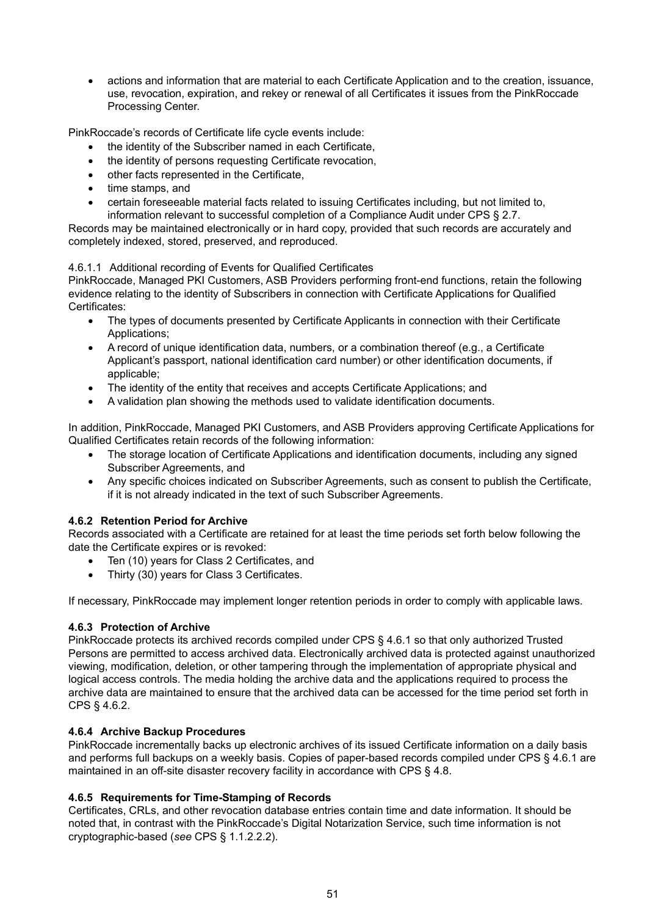- actions and information that are material to each Certificate Application and to the creation, issuance, use, revocation, expiration, and rekey or renewal of all Certificates it issues from the PinkRoccade Processing Center.

PinkRoccade's records of Certificate life cycle events include:

- the identity of the Subscriber named in each Certificate,
- the identity of persons requesting Certificate revocation,
- other facts represented in the Certificate,
- time stamps, and
- certain foreseeable material facts related to issuing Certificates including, but not limited to, information relevant to successful completion of a Compliance Audit under CPS § 2.7.

Records may be maintained electronically or in hard copy, provided that such records are accurately and completely indexed, stored, preserved, and reproduced.

4.6.1.1 Additional recording of Events for Qualified Certificates

PinkRoccade, Managed PKI Customers, ASB Providers performing front-end functions, retain the following evidence relating to the identity of Subscribers in connection with Certificate Applications for Qualified Certificates:

- The types of documents presented by Certificate Applicants in connection with their Certificate Applications;
- A record of unique identification data, numbers, or a combination thereof (e.g., a Certificate Applicant's passport, national identification card number) or other identification documents, if applicable;
- The identity of the entity that receives and accepts Certificate Applications; and
- A validation plan showing the methods used to validate identification documents.

In addition, PinkRoccade, Managed PKI Customers, and ASB Providers approving Certificate Applications for Qualified Certificates retain records of the following information:

- The storage location of Certificate Applications and identification documents, including any signed Subscriber Agreements, and
- Any specific choices indicated on Subscriber Agreements, such as consent to publish the Certificate, if it is not already indicated in the text of such Subscriber Agreements.

### 4.6.2 Retention Period for Archive

Records associated with a Certificate are retained for at least the time periods set forth below following the date the Certificate expires or is revoked:

- Ten (10) years for Class 2 Certificates, and
- Thirty (30) years for Class 3 Certificates.

If necessary, PinkRoccade may implement longer retention periods in order to comply with applicable laws.

### 4.6.3 Protection of Archive

PinkRoccade protects its archived records compiled under CPS § 4.6.1 so that only authorized Trusted Persons are permitted to access archived data. Electronically archived data is protected against unauthorized viewing, modification, deletion, or other tampering through the implementation of appropriate physical and logical access controls. The media holding the archive data and the applications required to process the archive data are maintained to ensure that the archived data can be accessed for the time period set forth in CPS § 4.6.2.

### 4.6.4 Archive Backup Procedures

PinkRoccade incrementally backs up electronic archives of its issued Certificate information on a daily basis and performs full backups on a weekly basis. Copies of paper-based records compiled under CPS § 4.6.1 are maintained in an off-site disaster recovery facility in accordance with CPS § 4.8.

### 4.6.5 Requirements for Time-Stamping of Records

Certificates, CRLs, and other revocation database entries contain time and date information. It should be noted that, in contrast with the PinkRoccade's Digital Notarization Service, such time information is not cryptographic-based (*see* CPS § 1.1.2.2.2).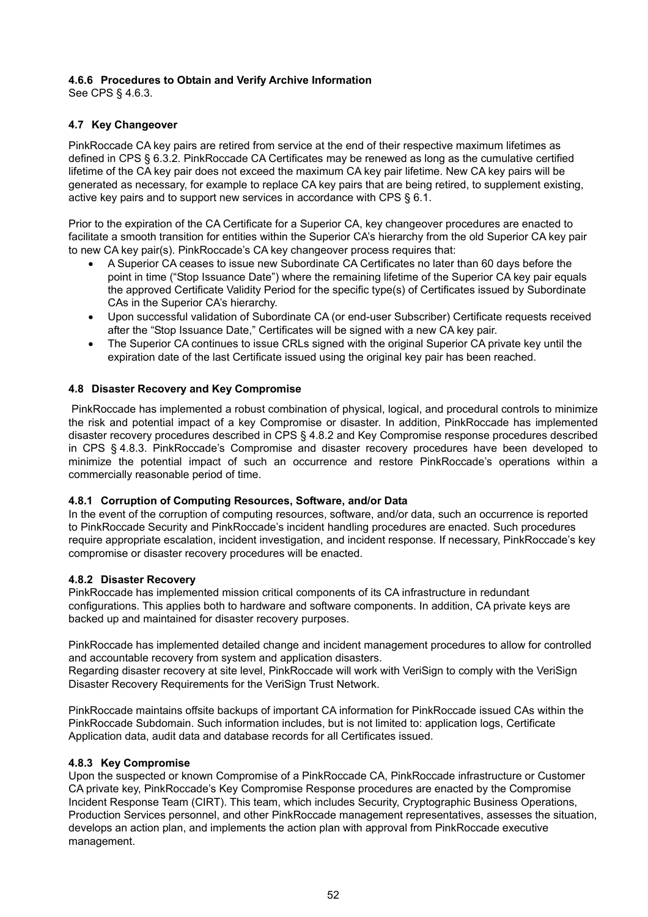#### 4.6.6 Procedures to Obtain and Verify Archive Information

See CPS § 4.6.3.

### 4.7 Key Changeover

PinkRoccade CA key pairs are retired from service at the end of their respective maximum lifetimes as defined in CPS § 6.3.2. PinkRoccade CA Certificates may be renewed as long as the cumulative certified lifetime of the CA key pair does not exceed the maximum CA key pair lifetime. New CA key pairs will be generated as necessary, for example to replace CA key pairs that are being retired, to supplement existing, active key pairs and to support new services in accordance with CPS § 6.1.

Prior to the expiration of the CA Certificate for a Superior CA, key changeover procedures are enacted to facilitate a smooth transition for entities within the Superior CA's hierarchy from the old Superior CA key pair to new CA key pair(s). PinkRoccade's CA key changeover process requires that:

- A Superior CA ceases to issue new Subordinate CA Certificates no later than 60 days before the point in time ("Stop Issuance Date") where the remaining lifetime of the Superior CA key pair equals the approved Certificate Validity Period for the specific type(s) of Certificates issued by Subordinate CAs in the Superior CA's hierarchy.
- Upon successful validation of Subordinate CA (or end-user Subscriber) Certificate requests received after the "Stop Issuance Date," Certificates will be signed with a new CA key pair.
- The Superior CA continues to issue CRLs signed with the original Superior CA private key until the expiration date of the last Certificate issued using the original key pair has been reached.

### 4.8 Disaster Recovery and Key Compromise

PinkRoccade has implemented a robust combination of physical, logical, and procedural controls to minimize the risk and potential impact of a key Compromise or disaster. In addition, PinkRoccade has implemented disaster recovery procedures described in CPS § 4.8.2 and Key Compromise response procedures described in CPS § 4.8.3. PinkRoccade's Compromise and disaster recovery procedures have been developed to minimize the potential impact of such an occurrence and restore PinkRoccade's operations within a commercially reasonable period of time.

#### 4.8.1 Corruption of Computing Resources, Software, and/or Data

In the event of the corruption of computing resources, software, and/or data, such an occurrence is reported to PinkRoccade Security and PinkRoccade's incident handling procedures are enacted. Such procedures require appropriate escalation, incident investigation, and incident response. If necessary, PinkRoccade's key compromise or disaster recovery procedures will be enacted.

#### 4.8.2 Disaster Recovery

PinkRoccade has implemented mission critical components of its CA infrastructure in redundant configurations. This applies both to hardware and software components. In addition, CA private keys are backed up and maintained for disaster recovery purposes.

PinkRoccade has implemented detailed change and incident management procedures to allow for controlled and accountable recovery from system and application disasters.
Regarding disaster recovery at site level, PinkRoccade will work with VeriSign to comply with the VeriSign Disaster Recovery Requirements for the VeriSign Trust Network.

PinkRoccade maintains offsite backups of important CA information for PinkRoccade issued CAs within the PinkRoccade Subdomain. Such information includes, but is not limited to: application logs, Certificate Application data, audit data and database records for all Certificates issued.

#### 4.8.3 Key Compromise

Upon the suspected or known Compromise of a PinkRoccade CA, PinkRoccade infrastructure or Customer CA private key, PinkRoccade's Key Compromise Response procedures are enacted by the Compromise Incident Response Team (CIRT). This team, which includes Security, Cryptographic Business Operations, Production Services personnel, and other PinkRoccade management representatives, assesses the situation, develops an action plan, and implements the action plan with approval from PinkRoccade executive management.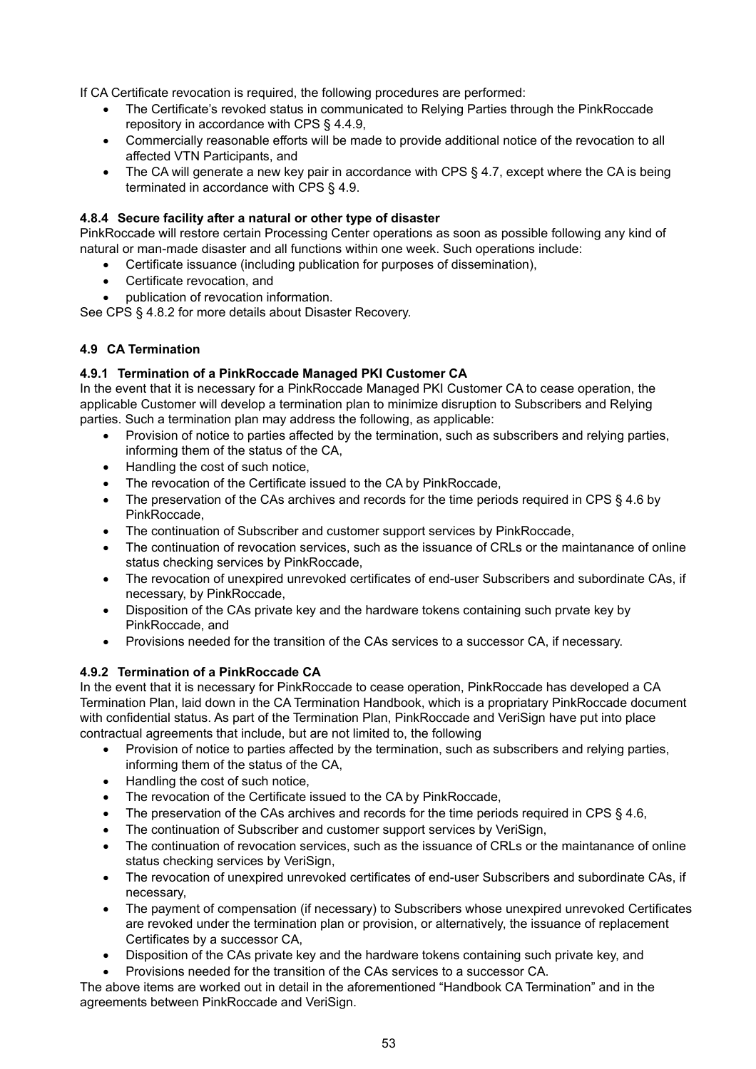If CA Certificate revocation is required, the following procedures are performed:

- The Certificate's revoked status in communicated to Relying Parties through the PinkRoccade repository in accordance with CPS § 4.4.9,
- Commercially reasonable efforts will be made to provide additional notice of the revocation to all affected VTN Participants, and
- The CA will generate a new key pair in accordance with CPS § 4.7, except where the CA is being terminated in accordance with CPS § 4.9.

#### 4.8.4 Secure facility after a natural or other type of disaster

PinkRoccade will restore certain Processing Center operations as soon as possible following any kind of natural or man-made disaster and all functions within one week. Such operations include:

- Certificate issuance (including publication for purposes of dissemination),
- Certificate revocation, and
- publication of revocation information.

See CPS § 4.8.2 for more details about Disaster Recovery.

### 4.9 CA Termination

#### 4.9.1 Termination of a PinkRoccade Managed PKI Customer CA

In the event that it is necessary for a PinkRoccade Managed PKI Customer CA to cease operation, the applicable Customer will develop a termination plan to minimize disruption to Subscribers and Relying parties. Such a termination plan may address the following, as applicable:

- Provision of notice to parties affected by the termination, such as subscribers and relying parties, informing them of the status of the CA,
- Handling the cost of such notice,
- The revocation of the Certificate issued to the CA by PinkRoccade,
- The preservation of the CAs archives and records for the time periods required in CPS § 4.6 by PinkRoccade,
- The continuation of Subscriber and customer support services by PinkRoccade,
- The continuation of revocation services, such as the issuance of CRLs or the maintanance of online status checking services by PinkRoccade,
- The revocation of unexpired unrevoked certificates of end-user Subscribers and subordinate CAs, if necessary, by PinkRoccade,
- Disposition of the CAs private key and the hardware tokens containing such prvate key by PinkRoccade, and
- Provisions needed for the transition of the CAs services to a successor CA, if necessary.

#### 4.9.2 Termination of a PinkRoccade CA

In the event that it is necessary for PinkRoccade to cease operation, PinkRoccade has developed a CA Termination Plan, laid down in the CA Termination Handbook, which is a propriatary PinkRoccade document with confidential status. As part of the Termination Plan, PinkRoccade and VeriSign have put into place contractual agreements that include, but are not limited to, the following

- Provision of notice to parties affected by the termination, such as subscribers and relying parties, informing them of the status of the CA,
- Handling the cost of such notice,
- The revocation of the Certificate issued to the CA by PinkRoccade,
- The preservation of the CAs archives and records for the time periods required in CPS § 4.6,
- The continuation of Subscriber and customer support services by VeriSign,
- The continuation of revocation services, such as the issuance of CRLs or the maintanance of online status checking services by VeriSign,
- The revocation of unexpired unrevoked certificates of end-user Subscribers and subordinate CAs, if necessary,
- The payment of compensation (if necessary) to Subscribers whose unexpired unrevoked Certificates are revoked under the termination plan or provision, or alternatively, the issuance of replacement Certificates by a successor CA,
- Disposition of the CAs private key and the hardware tokens containing such private key, and
- Provisions needed for the transition of the CAs services to a successor CA.

The above items are worked out in detail in the aforementioned "Handbook CA Termination" and in the agreements between PinkRoccade and VeriSign.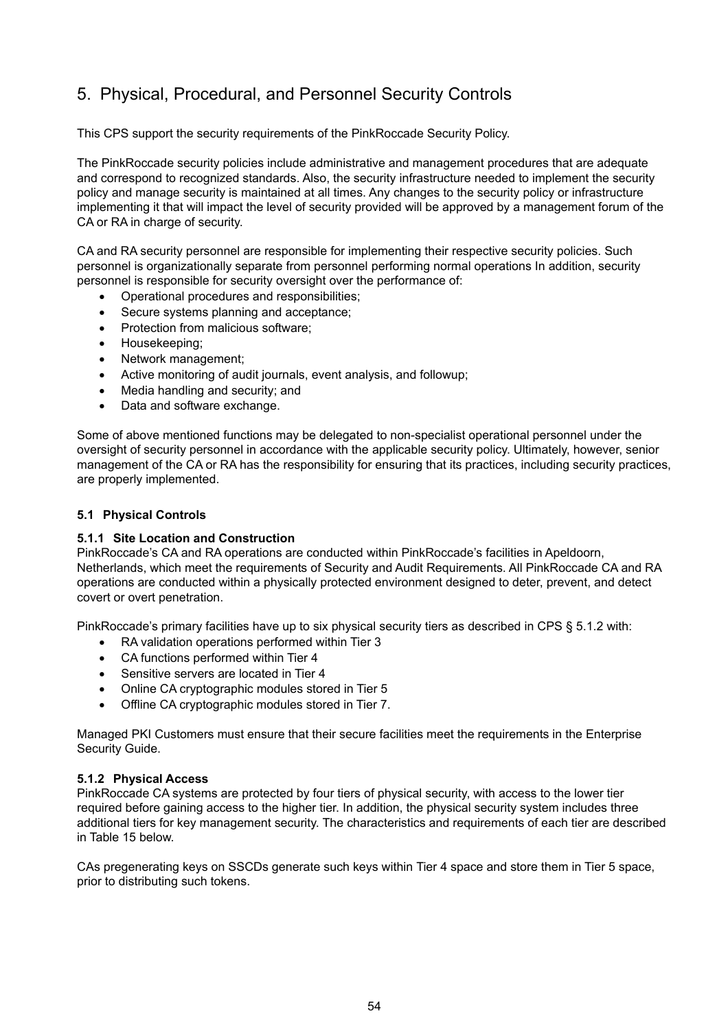# 5. Physical, Procedural, and Personnel Security Controls

This CPS support the security requirements of the PinkRoccade Security Policy.

The PinkRoccade security policies include administrative and management procedures that are adequate and correspond to recognized standards. Also, the security infrastructure needed to implement the security policy and manage security is maintained at all times. Any changes to the security policy or infrastructure implementing it that will impact the level of security provided will be approved by a management forum of the CA or RA in charge of security.

CA and RA security personnel are responsible for implementing their respective security policies. Such personnel is organizationally separate from personnel performing normal operations In addition, security personnel is responsible for security oversight over the performance of:

- Operational procedures and responsibilities;
- Secure systems planning and acceptance;
- Protection from malicious software;
- Housekeeping;
- Network management;
- Active monitoring of audit journals, event analysis, and followup;
- Media handling and security; and
- Data and software exchange.

Some of above mentioned functions may be delegated to non-specialist operational personnel under the oversight of security personnel in accordance with the applicable security policy. Ultimately, however, senior management of the CA or RA has the responsibility for ensuring that its practices, including security practices, are properly implemented.

### 5.1 Physical Controls

#### 5.1.1 Site Location and Construction

PinkRoccade's CA and RA operations are conducted within PinkRoccade's facilities in Apeldoorn, Netherlands, which meet the requirements of Security and Audit Requirements. All PinkRoccade CA and RA operations are conducted within a physically protected environment designed to deter, prevent, and detect covert or overt penetration.

PinkRoccade's primary facilities have up to six physical security tiers as described in CPS § 5.1.2 with:

- RA validation operations performed within Tier 3
- CA functions performed within Tier 4
- Sensitive servers are located in Tier 4
- Online CA cryptographic modules stored in Tier 5
- Offline CA cryptographic modules stored in Tier 7.

Managed PKI Customers must ensure that their secure facilities meet the requirements in the Enterprise Security Guide.

#### 5.1.2 Physical Access

PinkRoccade CA systems are protected by four tiers of physical security, with access to the lower tier required before gaining access to the higher tier. In addition, the physical security system includes three additional tiers for key management security. The characteristics and requirements of each tier are described in Table 15 below.

CAs pregenerating keys on SSCDs generate such keys within Tier 4 space and store them in Tier 5 space, prior to distributing such tokens.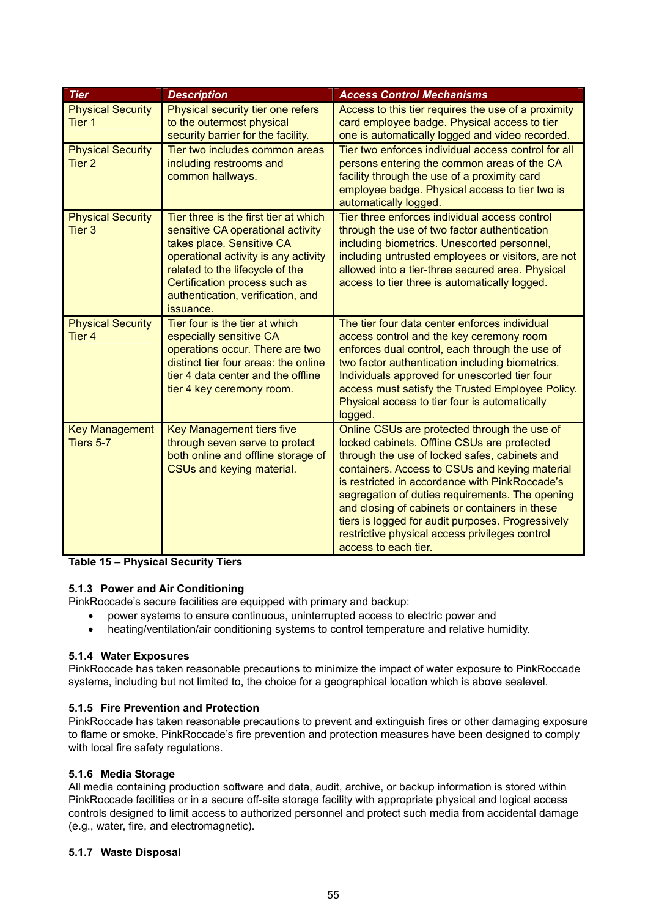| Tier | Description | Access Control Mechanisms |
|---|---|---|
| Physical Security Tier 1 | Physical security tier one refers to the outermost physical security barrier for the facility. | Access to this tier requires the use of a proximity card employee badge. Physical access to tier one is automatically logged and video recorded. |
| Physical Security Tier 2 | Tier two includes common areas including restrooms and common hallways. | Tier two enforces individual access control for all persons entering the common areas of the CA facility through the use of a proximity card employee badge. Physical access to tier two is automatically logged. |
| Physical Security Tier 3 | Tier three is the first tier at which sensitive CA operational activity takes place. Sensitive CA operational activity is any activity related to the lifecycle of the Certification process such as authentication, verification, and issuance. | Tier three enforces individual access control through the use of two factor authentication including biometrics. Unescorted personnel, including untrusted employees or visitors, are not allowed into a tier-three secured area. Physical access to tier three is automatically logged. |
| Physical Security Tier 4 | Tier four is the tier at which especially sensitive CA operations occur. There are two distinct tier four areas: the online tier 4 data center and the offline tier 4 key ceremony room. | The tier four data center enforces individual access control and the key ceremony room enforces dual control, each through the use of two factor authentication including biometrics. Individuals approved for unescorted tier four access must satisfy the Trusted Employee Policy. Physical access to tier four is automatically logged. |
| Key Management Tiers 5-7 | Key Management tiers five through seven serve to protect both online and offline storage of CSUs and keying material. | Online CSUs are protected through the use of locked cabinets. Offline CSUs are protected through the use of locked safes, cabinets and containers. Access to CSUs and keying material is restricted in accordance with PinkRoccade's segregation of duties requirements. The opening and closing of cabinets or containers in these tiers is logged for audit purposes. Progressively restrictive physical access privileges control access to each tier. |

**Table 15 – Physical Security Tiers**

### 5.1.3 Power and Air Conditioning

PinkRoccade's secure facilities are equipped with primary and backup:

- power systems to ensure continuous, uninterrupted access to electric power and
- heating/ventilation/air conditioning systems to control temperature and relative humidity.

### 5.1.4 Water Exposures

PinkRoccade has taken reasonable precautions to minimize the impact of water exposure to PinkRoccade systems, including but not limited to, the choice for a geographical location which is above sealevel.

### 5.1.5 Fire Prevention and Protection

PinkRoccade has taken reasonable precautions to prevent and extinguish fires or other damaging exposure to flame or smoke. PinkRoccade's fire prevention and protection measures have been designed to comply with local fire safety regulations.

### 5.1.6 Media Storage

All media containing production software and data, audit, archive, or backup information is stored within PinkRoccade facilities or in a secure off-site storage facility with appropriate physical and logical access controls designed to limit access to authorized personnel and protect such media from accidental damage (e.g., water, fire, and electromagnetic).

### 5.1.7 Waste Disposal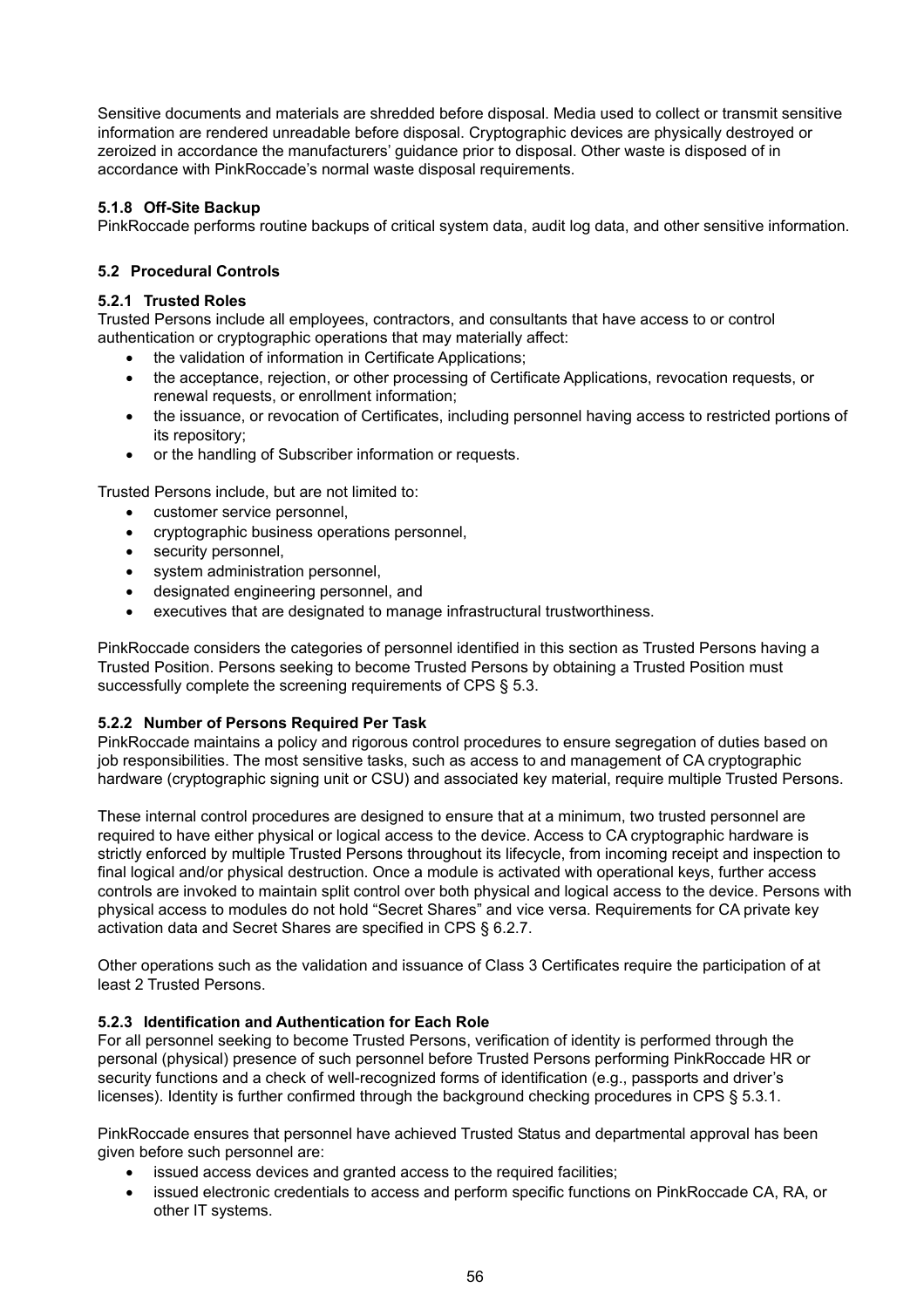Sensitive documents and materials are shredded before disposal. Media used to collect or transmit sensitive information are rendered unreadable before disposal. Cryptographic devices are physically destroyed or zeroized in accordance the manufacturers' guidance prior to disposal. Other waste is disposed of in accordance with PinkRoccade's normal waste disposal requirements.

#### 5.1.8 Off-Site Backup

PinkRoccade performs routine backups of critical system data, audit log data, and other sensitive information.

### 5.2 Procedural Controls

#### 5.2.1 Trusted Roles

Trusted Persons include all employees, contractors, and consultants that have access to or control authentication or cryptographic operations that may materially affect:

- the validation of information in Certificate Applications;
- the acceptance, rejection, or other processing of Certificate Applications, revocation requests, or renewal requests, or enrollment information;
- the issuance, or revocation of Certificates, including personnel having access to restricted portions of its repository;
- or the handling of Subscriber information or requests.

Trusted Persons include, but are not limited to:

- customer service personnel,
- cryptographic business operations personnel,
- security personnel,
- system administration personnel,
- designated engineering personnel, and
- executives that are designated to manage infrastructural trustworthiness.

PinkRoccade considers the categories of personnel identified in this section as Trusted Persons having a Trusted Position. Persons seeking to become Trusted Persons by obtaining a Trusted Position must successfully complete the screening requirements of CPS § 5.3.

#### 5.2.2 Number of Persons Required Per Task

PinkRoccade maintains a policy and rigorous control procedures to ensure segregation of duties based on job responsibilities. The most sensitive tasks, such as access to and management of CA cryptographic hardware (cryptographic signing unit or CSU) and associated key material, require multiple Trusted Persons.

These internal control procedures are designed to ensure that at a minimum, two trusted personnel are required to have either physical or logical access to the device. Access to CA cryptographic hardware is strictly enforced by multiple Trusted Persons throughout its lifecycle, from incoming receipt and inspection to final logical and/or physical destruction. Once a module is activated with operational keys, further access controls are invoked to maintain split control over both physical and logical access to the device. Persons with physical access to modules do not hold "Secret Shares" and vice versa. Requirements for CA private key activation data and Secret Shares are specified in CPS § 6.2.7.

Other operations such as the validation and issuance of Class 3 Certificates require the participation of at least 2 Trusted Persons.

#### 5.2.3 Identification and Authentication for Each Role

For all personnel seeking to become Trusted Persons, verification of identity is performed through the personal (physical) presence of such personnel before Trusted Persons performing PinkRoccade HR or security functions and a check of well-recognized forms of identification (e.g., passports and driver's licenses). Identity is further confirmed through the background checking procedures in CPS § 5.3.1.

PinkRoccade ensures that personnel have achieved Trusted Status and departmental approval has been given before such personnel are:

- issued access devices and granted access to the required facilities;
- issued electronic credentials to access and perform specific functions on PinkRoccade CA, RA, or other IT systems.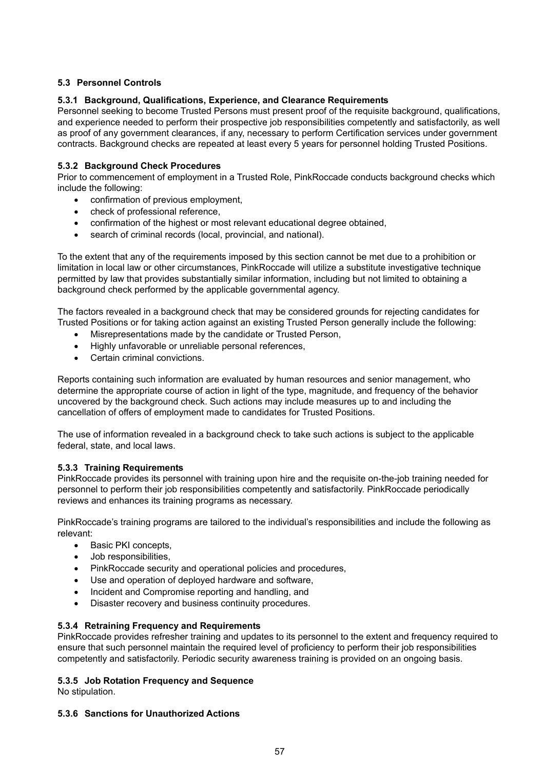### 5.3 Personnel Controls

#### 5.3.1 Background, Qualifications, Experience, and Clearance Requirements

Personnel seeking to become Trusted Persons must present proof of the requisite background, qualifications, and experience needed to perform their prospective job responsibilities competently and satisfactorily, as well as proof of any government clearances, if any, necessary to perform Certification services under government contracts. Background checks are repeated at least every 5 years for personnel holding Trusted Positions.

#### 5.3.2 Background Check Procedures

Prior to commencement of employment in a Trusted Role, PinkRoccade conducts background checks which include the following:

- confirmation of previous employment,
- check of professional reference,
- confirmation of the highest or most relevant educational degree obtained,
- search of criminal records (local, provincial, and national).

To the extent that any of the requirements imposed by this section cannot be met due to a prohibition or limitation in local law or other circumstances, PinkRoccade will utilize a substitute investigative technique permitted by law that provides substantially similar information, including but not limited to obtaining a background check performed by the applicable governmental agency.

The factors revealed in a background check that may be considered grounds for rejecting candidates for Trusted Positions or for taking action against an existing Trusted Person generally include the following:

- Misrepresentations made by the candidate or Trusted Person,
- Highly unfavorable or unreliable personal references,
- Certain criminal convictions.

Reports containing such information are evaluated by human resources and senior management, who determine the appropriate course of action in light of the type, magnitude, and frequency of the behavior uncovered by the background check. Such actions may include measures up to and including the cancellation of offers of employment made to candidates for Trusted Positions.

The use of information revealed in a background check to take such actions is subject to the applicable federal, state, and local laws.

#### 5.3.3 Training Requirements

PinkRoccade provides its personnel with training upon hire and the requisite on-the-job training needed for personnel to perform their job responsibilities competently and satisfactorily. PinkRoccade periodically reviews and enhances its training programs as necessary.

PinkRoccade's training programs are tailored to the individual's responsibilities and include the following as relevant:

- Basic PKI concepts,
- Job responsibilities,
- PinkRoccade security and operational policies and procedures,
- Use and operation of deployed hardware and software,
- Incident and Compromise reporting and handling, and
- Disaster recovery and business continuity procedures.

#### 5.3.4 Retraining Frequency and Requirements

PinkRoccade provides refresher training and updates to its personnel to the extent and frequency required to ensure that such personnel maintain the required level of proficiency to perform their job responsibilities competently and satisfactorily. Periodic security awareness training is provided on an ongoing basis.

#### 5.3.5 Job Rotation Frequency and Sequence

No stipulation.

#### 5.3.6 Sanctions for Unauthorized Actions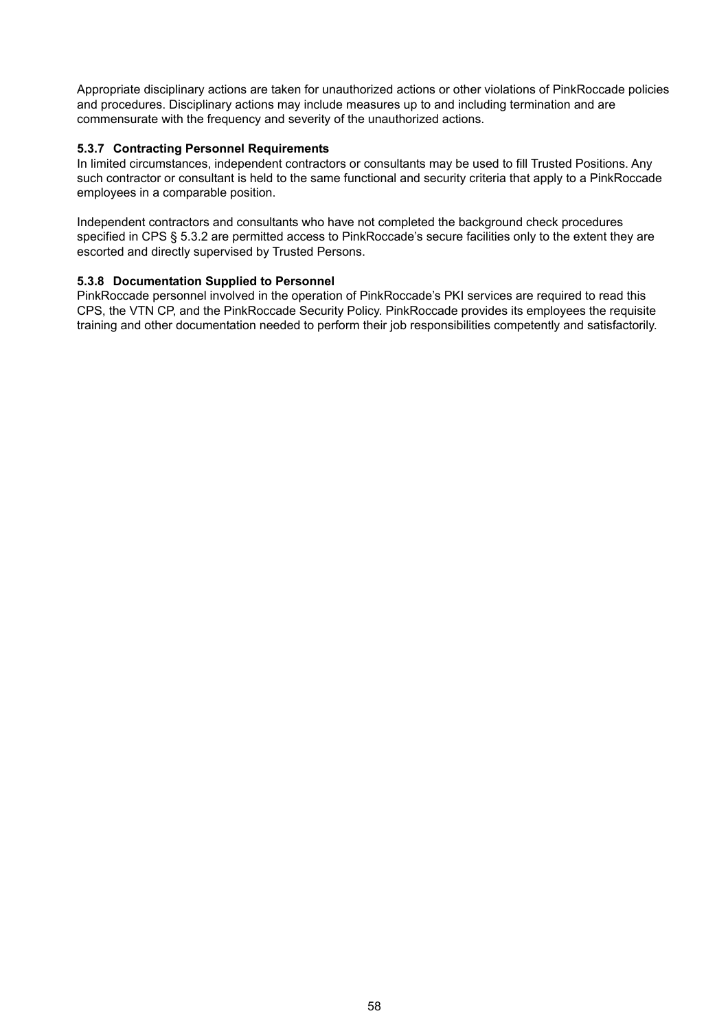Appropriate disciplinary actions are taken for unauthorized actions or other violations of PinkRoccade policies and procedures. Disciplinary actions may include measures up to and including termination and are commensurate with the frequency and severity of the unauthorized actions.

### 5.3.7 Contracting Personnel Requirements

In limited circumstances, independent contractors or consultants may be used to fill Trusted Positions. Any such contractor or consultant is held to the same functional and security criteria that apply to a PinkRoccade employees in a comparable position.

Independent contractors and consultants who have not completed the background check procedures specified in CPS § 5.3.2 are permitted access to PinkRoccade's secure facilities only to the extent they are escorted and directly supervised by Trusted Persons.

### 5.3.8 Documentation Supplied to Personnel

PinkRoccade personnel involved in the operation of PinkRoccade's PKI services are required to read this CPS, the VTN CP, and the PinkRoccade Security Policy. PinkRoccade provides its employees the requisite training and other documentation needed to perform their job responsibilities competently and satisfactorily.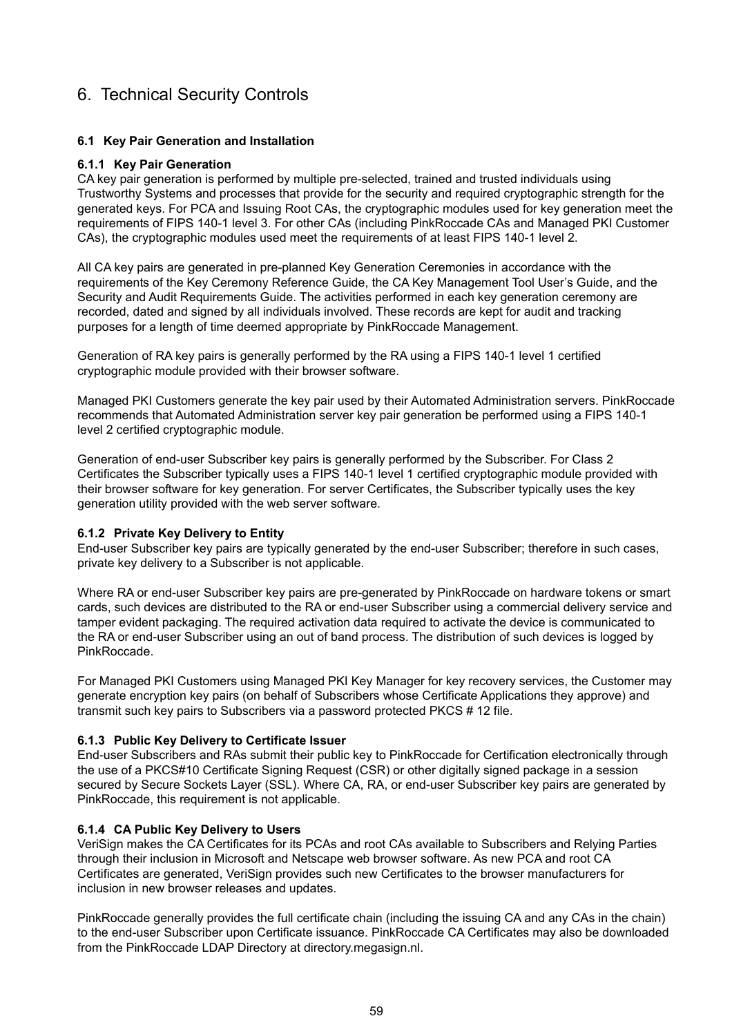# 6. Technical Security Controls

### 6.1 Key Pair Generation and Installation

#### 6.1.1 Key Pair Generation

CA key pair generation is performed by multiple pre-selected, trained and trusted individuals using Trustworthy Systems and processes that provide for the security and required cryptographic strength for the generated keys. For PCA and Issuing Root CAs, the cryptographic modules used for key generation meet the requirements of FIPS 140-1 level 3. For other CAs (including PinkRoccade CAs and Managed PKI Customer CAs), the cryptographic modules used meet the requirements of at least FIPS 140-1 level 2.

All CA key pairs are generated in pre-planned Key Generation Ceremonies in accordance with the requirements of the Key Ceremony Reference Guide, the CA Key Management Tool User's Guide, and the Security and Audit Requirements Guide. The activities performed in each key generation ceremony are recorded, dated and signed by all individuals involved. These records are kept for audit and tracking purposes for a length of time deemed appropriate by PinkRoccade Management.

Generation of RA key pairs is generally performed by the RA using a FIPS 140-1 level 1 certified cryptographic module provided with their browser software.

Managed PKI Customers generate the key pair used by their Automated Administration servers. PinkRoccade recommends that Automated Administration server key pair generation be performed using a FIPS 140-1 level 2 certified cryptographic module.

Generation of end-user Subscriber key pairs is generally performed by the Subscriber. For Class 2 Certificates the Subscriber typically uses a FIPS 140-1 level 1 certified cryptographic module provided with their browser software for key generation. For server Certificates, the Subscriber typically uses the key generation utility provided with the web server software.

#### 6.1.2 Private Key Delivery to Entity

End-user Subscriber key pairs are typically generated by the end-user Subscriber; therefore in such cases, private key delivery to a Subscriber is not applicable.

Where RA or end-user Subscriber key pairs are pre-generated by PinkRoccade on hardware tokens or smart cards, such devices are distributed to the RA or end-user Subscriber using a commercial delivery service and tamper evident packaging. The required activation data required to activate the device is communicated to the RA or end-user Subscriber using an out of band process. The distribution of such devices is logged by PinkRoccade.

For Managed PKI Customers using Managed PKI Key Manager for key recovery services, the Customer may generate encryption key pairs (on behalf of Subscribers whose Certificate Applications they approve) and transmit such key pairs to Subscribers via a password protected PKCS # 12 file.

#### 6.1.3 Public Key Delivery to Certificate Issuer

End-user Subscribers and RAs submit their public key to PinkRoccade for Certification electronically through the use of a PKCS#10 Certificate Signing Request (CSR) or other digitally signed package in a session secured by Secure Sockets Layer (SSL). Where CA, RA, or end-user Subscriber key pairs are generated by PinkRoccade, this requirement is not applicable.

#### 6.1.4 CA Public Key Delivery to Users

VeriSign makes the CA Certificates for its PCAs and root CAs available to Subscribers and Relying Parties through their inclusion in Microsoft and Netscape web browser software. As new PCA and root CA Certificates are generated, VeriSign provides such new Certificates to the browser manufacturers for inclusion in new browser releases and updates.

PinkRoccade generally provides the full certificate chain (including the issuing CA and any CAs in the chain) to the end-user Subscriber upon Certificate issuance. PinkRoccade CA Certificates may also be downloaded from the PinkRoccade LDAP Directory at directory.megasign.nl.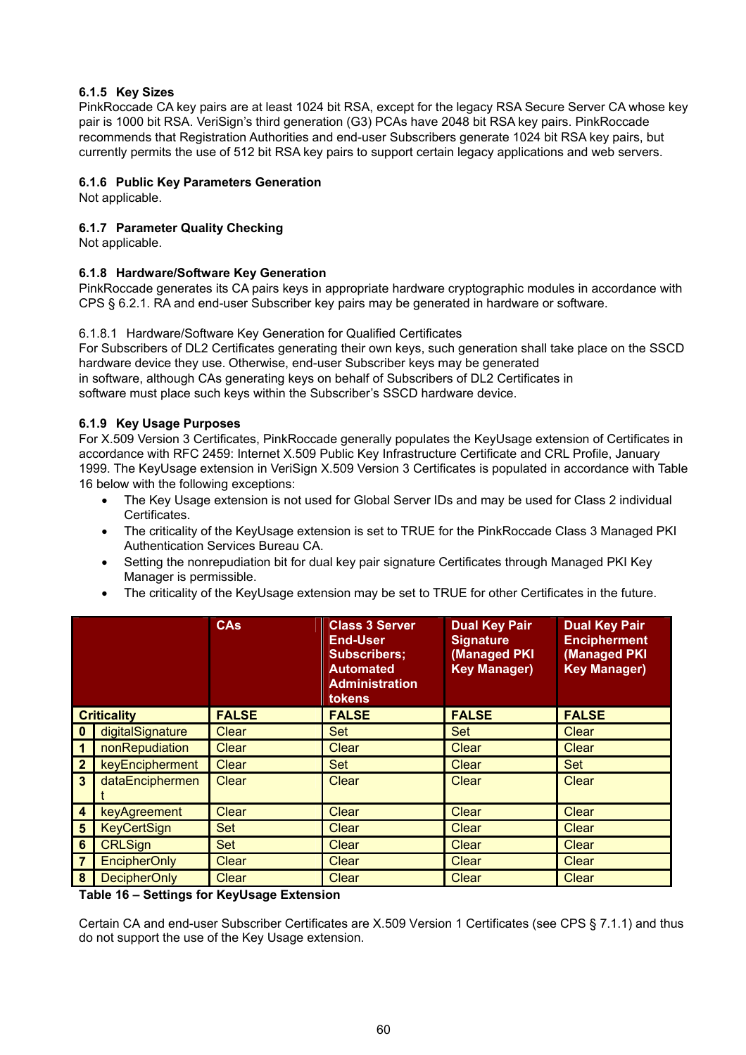#### 6.1.5 Key Sizes

PinkRoccade CA key pairs are at least 1024 bit RSA, except for the legacy RSA Secure Server CA whose key pair is 1000 bit RSA. VeriSign's third generation (G3) PCAs have 2048 bit RSA key pairs. PinkRoccade recommends that Registration Authorities and end-user Subscribers generate 1024 bit RSA key pairs, but currently permits the use of 512 bit RSA key pairs to support certain legacy applications and web servers.

#### 6.1.6 Public Key Parameters Generation

Not applicable.

#### 6.1.7 Parameter Quality Checking

Not applicable.

#### 6.1.8 Hardware/Software Key Generation

PinkRoccade generates its CA pairs keys in appropriate hardware cryptographic modules in accordance with CPS § 6.2.1. RA and end-user Subscriber key pairs may be generated in hardware or software.

6.1.8.1 Hardware/Software Key Generation for Qualified Certificates

For Subscribers of DL2 Certificates generating their own keys, such generation shall take place on the SSCD hardware device they use. Otherwise, end-user Subscriber keys may be generated in software, although CAs generating keys on behalf of Subscribers of DL2 Certificates in software must place such keys within the Subscriber's SSCD hardware device.

#### 6.1.9 Key Usage Purposes

For X.509 Version 3 Certificates, PinkRoccade generally populates the KeyUsage extension of Certificates in accordance with RFC 2459: Internet X.509 Public Key Infrastructure Certificate and CRL Profile, January 1999. The KeyUsage extension in VeriSign X.509 Version 3 Certificates is populated in accordance with Table 16 below with the following exceptions:

- The Key Usage extension is not used for Global Server IDs and may be used for Class 2 individual Certificates.
- The criticality of the KeyUsage extension is set to TRUE for the PinkRoccade Class 3 Managed PKI Authentication Services Bureau CA.
- Setting the nonrepudiation bit for dual key pair signature Certificates through Managed PKI Key Manager is permissible.
- The criticality of the KeyUsage extension may be set to TRUE for other Certificates in the future.

| | | CAs | Class 3 Server End-User Subscribers; Automated Administration tokens | Dual Key Pair Signature (Managed PKI Key Manager) | Dual Key Pair Encipherment (Managed PKI Key Manager) |
|---|---|---|---|---|---|
| Criticality | | FALSE | FALSE | FALSE | FALSE |
| 0 | digitalSignature | Clear | Set | Set | Clear |
| 1 | nonRepudiation | Clear | Clear | Clear | Clear |
| 2 | keyEncipherment | Clear | Set | Clear | Set |
| 3 | dataEnciphermen t | Clear | Clear | Clear | Clear |
| 4 | keyAgreement | Clear | Clear | Clear | Clear |
| 5 | KeyCertSign | Set | Clear | Clear | Clear |
| 6 | CRLSign | Set | Clear | Clear | Clear |
| 7 | EncipherOnly | Clear | Clear | Clear | Clear |
| 8 | DecipherOnly | Clear | Clear | Clear | Clear |

**Table 16 – Settings for KeyUsage Extension**

Certain CA and end-user Subscriber Certificates are X.509 Version 1 Certificates (see CPS § 7.1.1) and thus do not support the use of the Key Usage extension.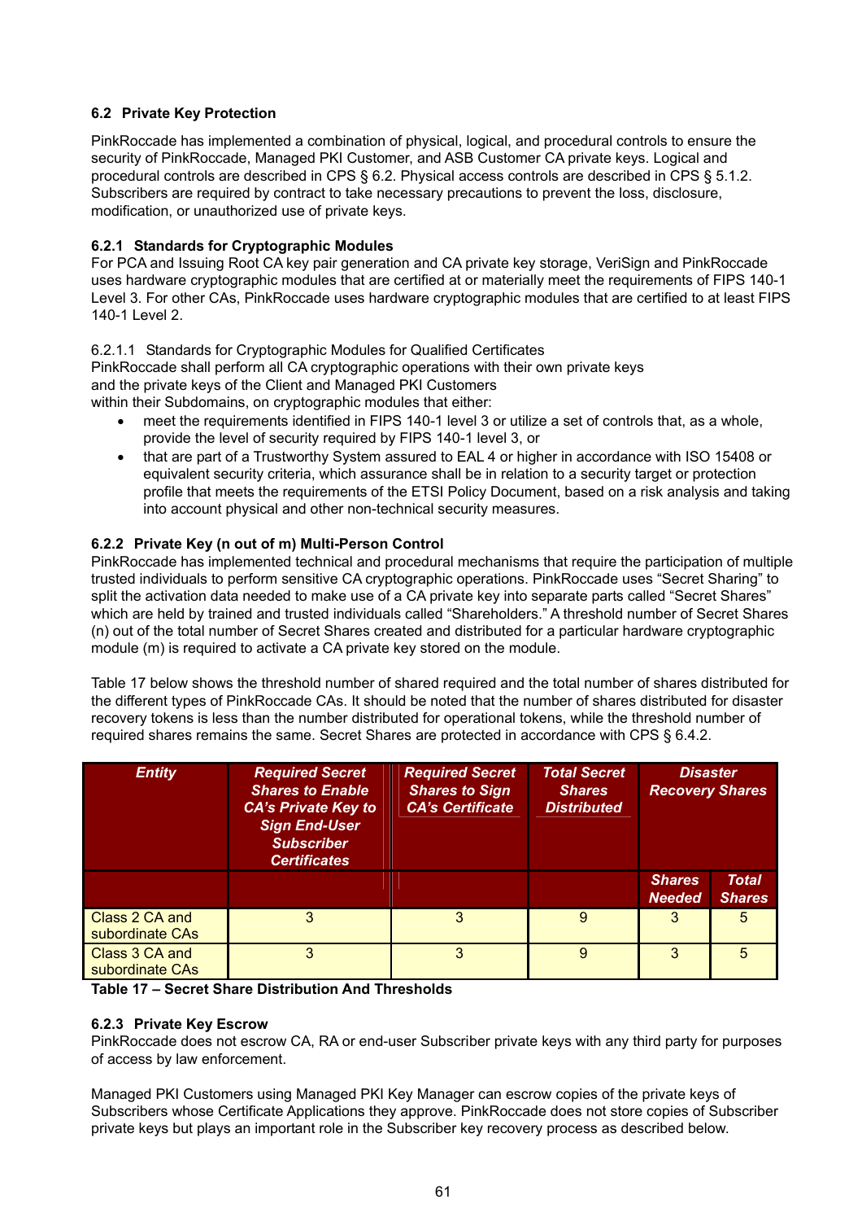### 6.2 Private Key Protection

PinkRoccade has implemented a combination of physical, logical, and procedural controls to ensure the security of PinkRoccade, Managed PKI Customer, and ASB Customer CA private keys. Logical and procedural controls are described in CPS § 6.2. Physical access controls are described in CPS § 5.1.2. Subscribers are required by contract to take necessary precautions to prevent the loss, disclosure, modification, or unauthorized use of private keys.

#### 6.2.1 Standards for Cryptographic Modules

For PCA and Issuing Root CA key pair generation and CA private key storage, VeriSign and PinkRoccade uses hardware cryptographic modules that are certified at or materially meet the requirements of FIPS 140-1 Level 3. For other CAs, PinkRoccade uses hardware cryptographic modules that are certified to at least FIPS 140-1 Level 2.

6.2.1.1 Standards for Cryptographic Modules for Qualified Certificates
PinkRoccade shall perform all CA cryptographic operations with their own private keys and the private keys of the Client and Managed PKI Customers within their Subdomains, on cryptographic modules that either:

- meet the requirements identified in FIPS 140-1 level 3 or utilize a set of controls that, as a whole, provide the level of security required by FIPS 140-1 level 3, or
- that are part of a Trustworthy System assured to EAL 4 or higher in accordance with ISO 15408 or equivalent security criteria, which assurance shall be in relation to a security target or protection profile that meets the requirements of the ETSI Policy Document, based on a risk analysis and taking into account physical and other non-technical security measures.

#### 6.2.2 Private Key (n out of m) Multi-Person Control

PinkRoccade has implemented technical and procedural mechanisms that require the participation of multiple trusted individuals to perform sensitive CA cryptographic operations. PinkRoccade uses “Secret Sharing” to split the activation data needed to make use of a CA private key into separate parts called “Secret Shares” which are held by trained and trusted individuals called “Shareholders.” A threshold number of Secret Shares (n) out of the total number of Secret Shares created and distributed for a particular hardware cryptographic module (m) is required to activate a CA private key stored on the module.

Table 17 below shows the threshold number of shared required and the total number of shares distributed for the different types of PinkRoccade CAs. It should be noted that the number of shares distributed for disaster recovery tokens is less than the number distributed for operational tokens, while the threshold number of required shares remains the same. Secret Shares are protected in accordance with CPS § 6.4.2.

| *Entity* | *Required Secret Shares to Enable CA's Private Key to Sign End-User Subscriber Certificates* | *Required Secret Shares to Sign CA's Certificate* | *Total Secret Shares Distributed* | *Disaster Recovery Shares* | |
|---|---|---|---|---|---|
| | | | | *Shares Needed* | *Total Shares* |
| Class 2 CA and subordinate CAs | 3 | 3 | 9 | 3 | 5 |
| Class 3 CA and subordinate CAs | 3 | 3 | 9 | 3 | 5 |

**Table 17 – Secret Share Distribution And Thresholds**

#### 6.2.3 Private Key Escrow

PinkRoccade does not escrow CA, RA or end-user Subscriber private keys with any third party for purposes of access by law enforcement.

Managed PKI Customers using Managed PKI Key Manager can escrow copies of the private keys of Subscribers whose Certificate Applications they approve. PinkRoccade does not store copies of Subscriber private keys but plays an important role in the Subscriber key recovery process as described below.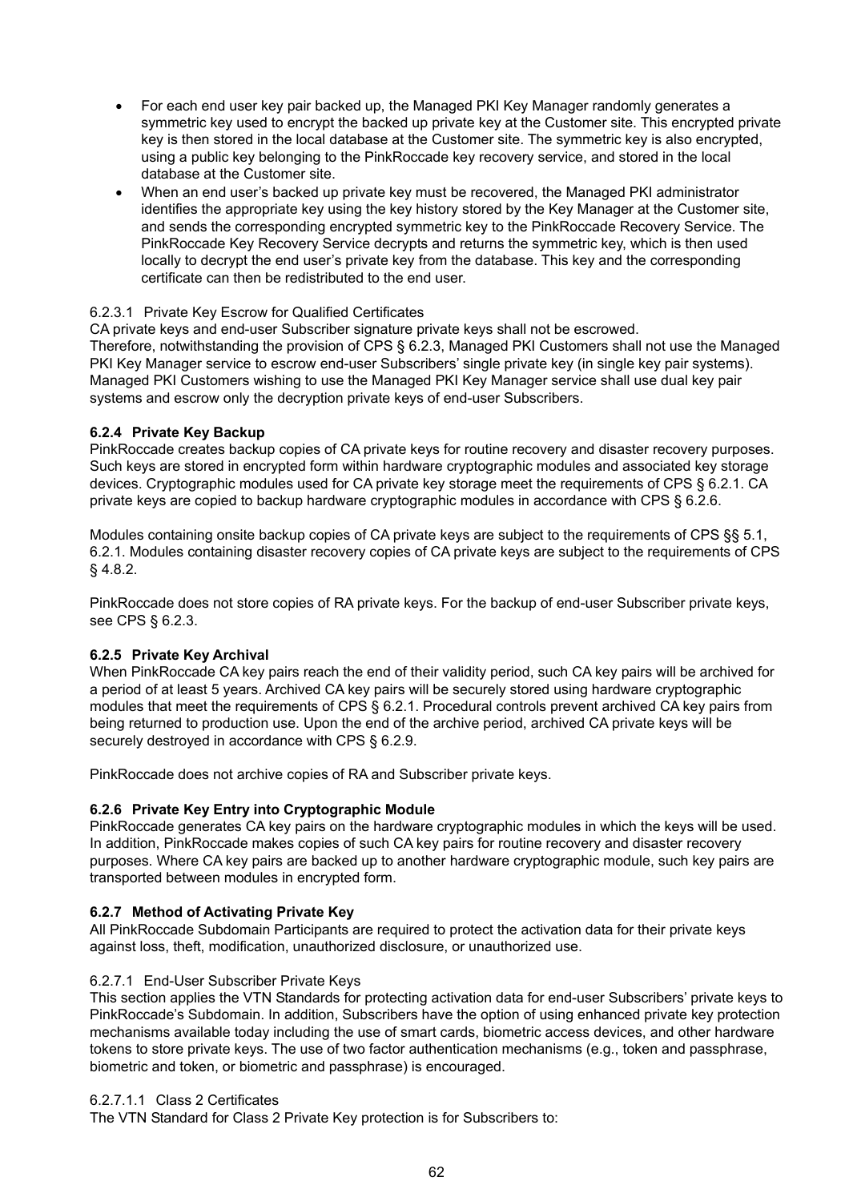- For each end user key pair backed up, the Managed PKI Key Manager randomly generates a symmetric key used to encrypt the backed up private key at the Customer site. This encrypted private key is then stored in the local database at the Customer site. The symmetric key is also encrypted, using a public key belonging to the PinkRoccade key recovery service, and stored in the local database at the Customer site.
- When an end user's backed up private key must be recovered, the Managed PKI administrator identifies the appropriate key using the key history stored by the Key Manager at the Customer site, and sends the corresponding encrypted symmetric key to the PinkRoccade Recovery Service. The PinkRoccade Key Recovery Service decrypts and returns the symmetric key, which is then used locally to decrypt the end user's private key from the database. This key and the corresponding certificate can then be redistributed to the end user.

#### 6.2.3.1 Private Key Escrow for Qualified Certificates

CA private keys and end-user Subscriber signature private keys shall not be escrowed.
Therefore, notwithstanding the provision of CPS § 6.2.3, Managed PKI Customers shall not use the Managed PKI Key Manager service to escrow end-user Subscribers' single private key (in single key pair systems). Managed PKI Customers wishing to use the Managed PKI Key Manager service shall use dual key pair systems and escrow only the decryption private keys of end-user Subscribers.

### 6.2.4 Private Key Backup

PinkRoccade creates backup copies of CA private keys for routine recovery and disaster recovery purposes. Such keys are stored in encrypted form within hardware cryptographic modules and associated key storage devices. Cryptographic modules used for CA private key storage meet the requirements of CPS § 6.2.1. CA private keys are copied to backup hardware cryptographic modules in accordance with CPS § 6.2.6.

Modules containing onsite backup copies of CA private keys are subject to the requirements of CPS §§ 5.1, 6.2.1. Modules containing disaster recovery copies of CA private keys are subject to the requirements of CPS § 4.8.2.

PinkRoccade does not store copies of RA private keys. For the backup of end-user Subscriber private keys, see CPS § 6.2.3.

### 6.2.5 Private Key Archival

When PinkRoccade CA key pairs reach the end of their validity period, such CA key pairs will be archived for a period of at least 5 years. Archived CA key pairs will be securely stored using hardware cryptographic modules that meet the requirements of CPS § 6.2.1. Procedural controls prevent archived CA key pairs from being returned to production use. Upon the end of the archive period, archived CA private keys will be securely destroyed in accordance with CPS § 6.2.9.

PinkRoccade does not archive copies of RA and Subscriber private keys.

### 6.2.6 Private Key Entry into Cryptographic Module

PinkRoccade generates CA key pairs on the hardware cryptographic modules in which the keys will be used. In addition, PinkRoccade makes copies of such CA key pairs for routine recovery and disaster recovery purposes. Where CA key pairs are backed up to another hardware cryptographic module, such key pairs are transported between modules in encrypted form.

### 6.2.7 Method of Activating Private Key

All PinkRoccade Subdomain Participants are required to protect the activation data for their private keys against loss, theft, modification, unauthorized disclosure, or unauthorized use.

#### 6.2.7.1 End-User Subscriber Private Keys

This section applies the VTN Standards for protecting activation data for end-user Subscribers' private keys to PinkRoccade's Subdomain. In addition, Subscribers have the option of using enhanced private key protection mechanisms available today including the use of smart cards, biometric access devices, and other hardware tokens to store private keys. The use of two factor authentication mechanisms (e.g., token and passphrase, biometric and token, or biometric and passphrase) is encouraged.

##### 6.2.7.1.1 Class 2 Certificates

The VTN Standard for Class 2 Private Key protection is for Subscribers to: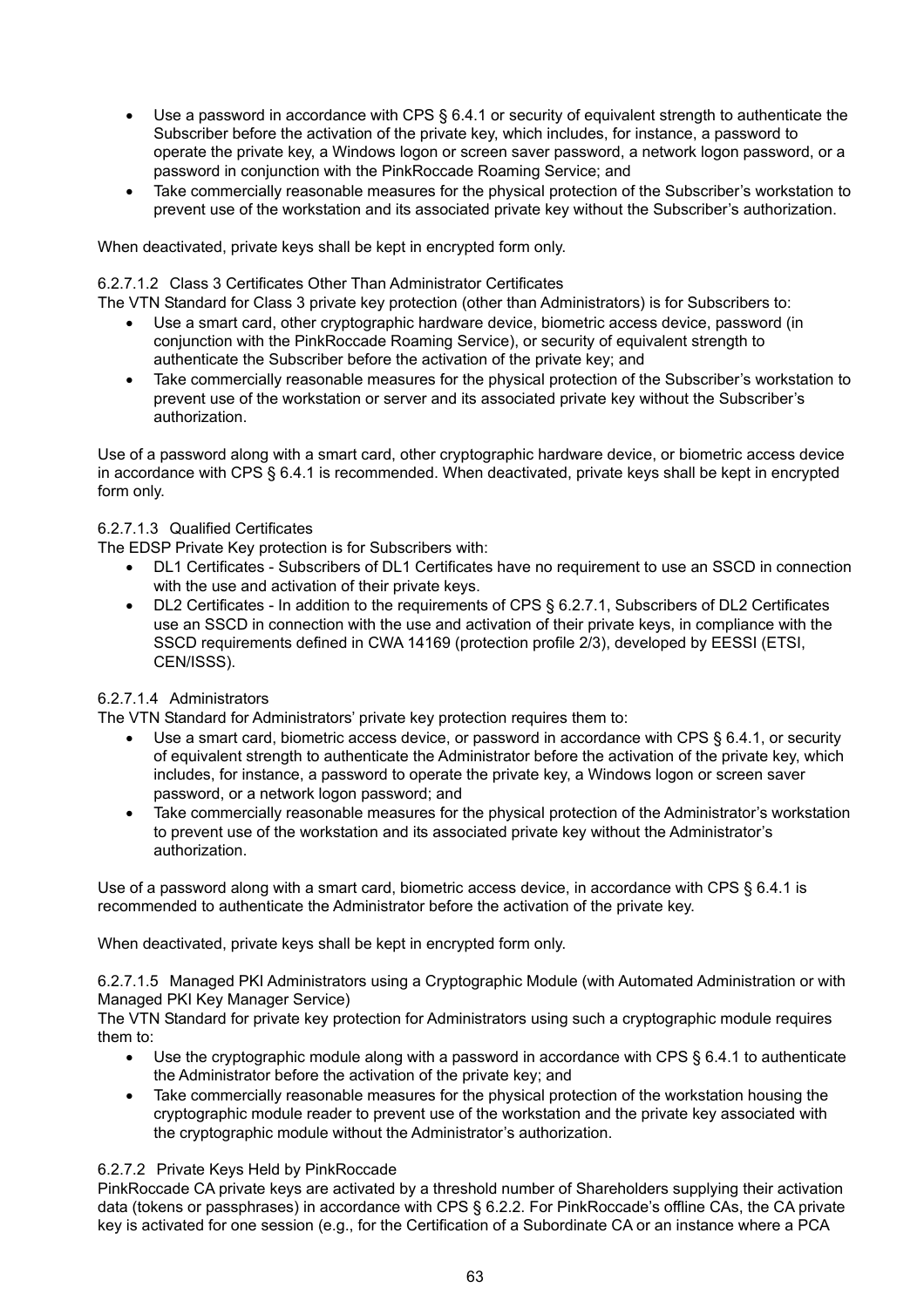- Use a password in accordance with CPS § 6.4.1 or security of equivalent strength to authenticate the Subscriber before the activation of the private key, which includes, for instance, a password to operate the private key, a Windows logon or screen saver password, a network logon password, or a password in conjunction with the PinkRoccade Roaming Service; and
- Take commercially reasonable measures for the physical protection of the Subscriber's workstation to prevent use of the workstation and its associated private key without the Subscriber's authorization.

When deactivated, private keys shall be kept in encrypted form only.

#### 6.2.7.1.2 Class 3 Certificates Other Than Administrator Certificates

The VTN Standard for Class 3 private key protection (other than Administrators) is for Subscribers to:

- Use a smart card, other cryptographic hardware device, biometric access device, password (in conjunction with the PinkRoccade Roaming Service), or security of equivalent strength to authenticate the Subscriber before the activation of the private key; and
- Take commercially reasonable measures for the physical protection of the Subscriber's workstation to prevent use of the workstation or server and its associated private key without the Subscriber's authorization.

Use of a password along with a smart card, other cryptographic hardware device, or biometric access device in accordance with CPS § 6.4.1 is recommended. When deactivated, private keys shall be kept in encrypted form only.

#### 6.2.7.1.3 Qualified Certificates

The EDSP Private Key protection is for Subscribers with:

- DL1 Certificates - Subscribers of DL1 Certificates have no requirement to use an SSCD in connection with the use and activation of their private keys.
- DL2 Certificates - In addition to the requirements of CPS § 6.2.7.1, Subscribers of DL2 Certificates use an SSCD in connection with the use and activation of their private keys, in compliance with the SSCD requirements defined in CWA 14169 (protection profile 2/3), developed by EESSI (ETSI, CEN/ISSS).

#### 6.2.7.1.4 Administrators

The VTN Standard for Administrators' private key protection requires them to:

- Use a smart card, biometric access device, or password in accordance with CPS § 6.4.1, or security of equivalent strength to authenticate the Administrator before the activation of the private key, which includes, for instance, a password to operate the private key, a Windows logon or screen saver password, or a network logon password; and
- Take commercially reasonable measures for the physical protection of the Administrator's workstation to prevent use of the workstation and its associated private key without the Administrator's authorization.

Use of a password along with a smart card, biometric access device, in accordance with CPS § 6.4.1 is recommended to authenticate the Administrator before the activation of the private key.

When deactivated, private keys shall be kept in encrypted form only.

#### 6.2.7.1.5 Managed PKI Administrators using a Cryptographic Module (with Automated Administration or with Managed PKI Key Manager Service)

The VTN Standard for private key protection for Administrators using such a cryptographic module requires them to:

- Use the cryptographic module along with a password in accordance with CPS § 6.4.1 to authenticate the Administrator before the activation of the private key; and
- Take commercially reasonable measures for the physical protection of the workstation housing the cryptographic module reader to prevent use of the workstation and the private key associated with the cryptographic module without the Administrator's authorization.

### 6.2.7.2 Private Keys Held by PinkRoccade

PinkRoccade CA private keys are activated by a threshold number of Shareholders supplying their activation data (tokens or passphrases) in accordance with CPS § 6.2.2. For PinkRoccade's offline CAs, the CA private key is activated for one session (e.g., for the Certification of a Subordinate CA or an instance where a PCA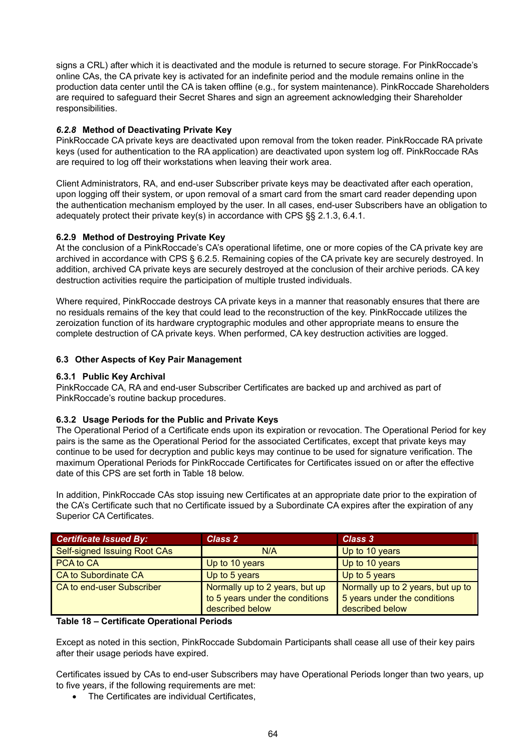signs a CRL) after which it is deactivated and the module is returned to secure storage. For PinkRoccade's online CAs, the CA private key is activated for an indefinite period and the module remains online in the production data center until the CA is taken offline (e.g., for system maintenance). PinkRoccade Shareholders are required to safeguard their Secret Shares and sign an agreement acknowledging their Shareholder responsibilities.

#### *6.2.8* Method of Deactivating Private Key

PinkRoccade CA private keys are deactivated upon removal from the token reader. PinkRoccade RA private keys (used for authentication to the RA application) are deactivated upon system log off. PinkRoccade RAs are required to log off their workstations when leaving their work area.

Client Administrators, RA, and end-user Subscriber private keys may be deactivated after each operation, upon logging off their system, or upon removal of a smart card from the smart card reader depending upon the authentication mechanism employed by the user. In all cases, end-user Subscribers have an obligation to adequately protect their private key(s) in accordance with CPS §§ 2.1.3, 6.4.1.

#### 6.2.9 Method of Destroying Private Key

At the conclusion of a PinkRoccade's CA's operational lifetime, one or more copies of the CA private key are archived in accordance with CPS § 6.2.5. Remaining copies of the CA private key are securely destroyed. In addition, archived CA private keys are securely destroyed at the conclusion of their archive periods. CA key destruction activities require the participation of multiple trusted individuals.

Where required, PinkRoccade destroys CA private keys in a manner that reasonably ensures that there are no residuals remains of the key that could lead to the reconstruction of the key. PinkRoccade utilizes the zeroization function of its hardware cryptographic modules and other appropriate means to ensure the complete destruction of CA private keys. When performed, CA key destruction activities are logged.

### 6.3 Other Aspects of Key Pair Management

#### 6.3.1 Public Key Archival

PinkRoccade CA, RA and end-user Subscriber Certificates are backed up and archived as part of PinkRoccade's routine backup procedures.

#### 6.3.2 Usage Periods for the Public and Private Keys

The Operational Period of a Certificate ends upon its expiration or revocation. The Operational Period for key pairs is the same as the Operational Period for the associated Certificates, except that private keys may continue to be used for decryption and public keys may continue to be used for signature verification. The maximum Operational Periods for PinkRoccade Certificates for Certificates issued on or after the effective date of this CPS are set forth in Table 18 below.

In addition, PinkRoccade CAs stop issuing new Certificates at an appropriate date prior to the expiration of the CA's Certificate such that no Certificate issued by a Subordinate CA expires after the expiration of any Superior CA Certificates.

| *Certificate Issued By:* | *Class 2* | *Class 3* |
|---|---|---|
| Self-signed Issuing Root CAs | N/A | Up to 10 years |
| PCA to CA | Up to 10 years | Up to 10 years |
| CA to Subordinate CA | Up to 5 years | Up to 5 years |
| CA to end-user Subscriber | Normally up to 2 years, but up to 5 years under the conditions described below | Normally up to 2 years, but up to 5 years under the conditions described below |

**Table 18 – Certificate Operational Periods**

Except as noted in this section, PinkRoccade Subdomain Participants shall cease all use of their key pairs after their usage periods have expired.

Certificates issued by CAs to end-user Subscribers may have Operational Periods longer than two years, up to five years, if the following requirements are met:

- The Certificates are individual Certificates,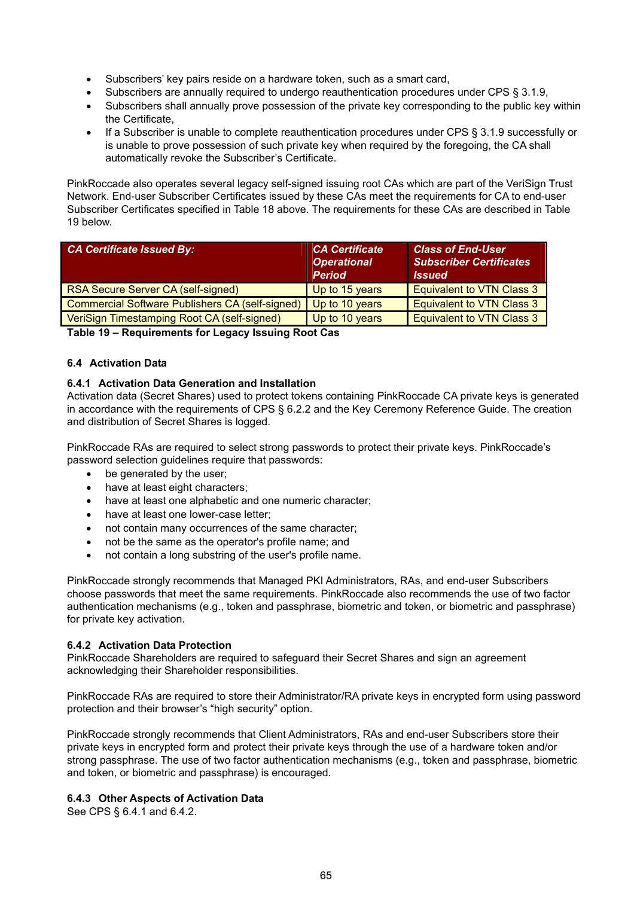- Subscribers' key pairs reside on a hardware token, such as a smart card,
- Subscribers are annually required to undergo reauthentication procedures under CPS § 3.1.9,
- Subscribers shall annually prove possession of the private key corresponding to the public key within the Certificate,
- If a Subscriber is unable to complete reauthentication procedures under CPS § 3.1.9 successfully or is unable to prove possession of such private key when required by the foregoing, the CA shall automatically revoke the Subscriber's Certificate.

PinkRoccade also operates several legacy self-signed issuing root CAs which are part of the VeriSign Trust Network. End-user Subscriber Certificates issued by these CAs meet the requirements for CA to end-user Subscriber Certificates specified in Table 18 above. The requirements for these CAs are described in Table 19 below.

| *CA Certificate Issued By:* | *CA Certificate Operational Period* | *Class of End-User Subscriber Certificates Issued* |
|---|---|---|
| RSA Secure Server CA (self-signed) | Up to 15 years | Equivalent to VTN Class 3 |
| Commercial Software Publishers CA (self-signed) | Up to 10 years | Equivalent to VTN Class 3 |
| VeriSign Timestamping Root CA (self-signed) | Up to 10 years | Equivalent to VTN Class 3 |

**Table 19 – Requirements for Legacy Issuing Root Cas**

## 6.4 Activation Data

### 6.4.1 Activation Data Generation and Installation

Activation data (Secret Shares) used to protect tokens containing PinkRoccade CA private keys is generated in accordance with the requirements of CPS § 6.2.2 and the Key Ceremony Reference Guide. The creation and distribution of Secret Shares is logged.

PinkRoccade RAs are required to select strong passwords to protect their private keys. PinkRoccade's password selection guidelines require that passwords:

- be generated by the user;
- have at least eight characters;
- have at least one alphabetic and one numeric character;
- have at least one lower-case letter;
- not contain many occurrences of the same character;
- not be the same as the operator's profile name; and
- not contain a long substring of the user's profile name.

PinkRoccade strongly recommends that Managed PKI Administrators, RAs, and end-user Subscribers choose passwords that meet the same requirements. PinkRoccade also recommends the use of two factor authentication mechanisms (e.g., token and passphrase, biometric and token, or biometric and passphrase) for private key activation.

### 6.4.2 Activation Data Protection

PinkRoccade Shareholders are required to safeguard their Secret Shares and sign an agreement acknowledging their Shareholder responsibilities.

PinkRoccade RAs are required to store their Administrator/RA private keys in encrypted form using password protection and their browser's "high security" option.

PinkRoccade strongly recommends that Client Administrators, RAs and end-user Subscribers store their private keys in encrypted form and protect their private keys through the use of a hardware token and/or strong passphrase. The use of two factor authentication mechanisms (e.g., token and passphrase, biometric and token, or biometric and passphrase) is encouraged.

### 6.4.3 Other Aspects of Activation Data

See CPS § 6.4.1 and 6.4.2.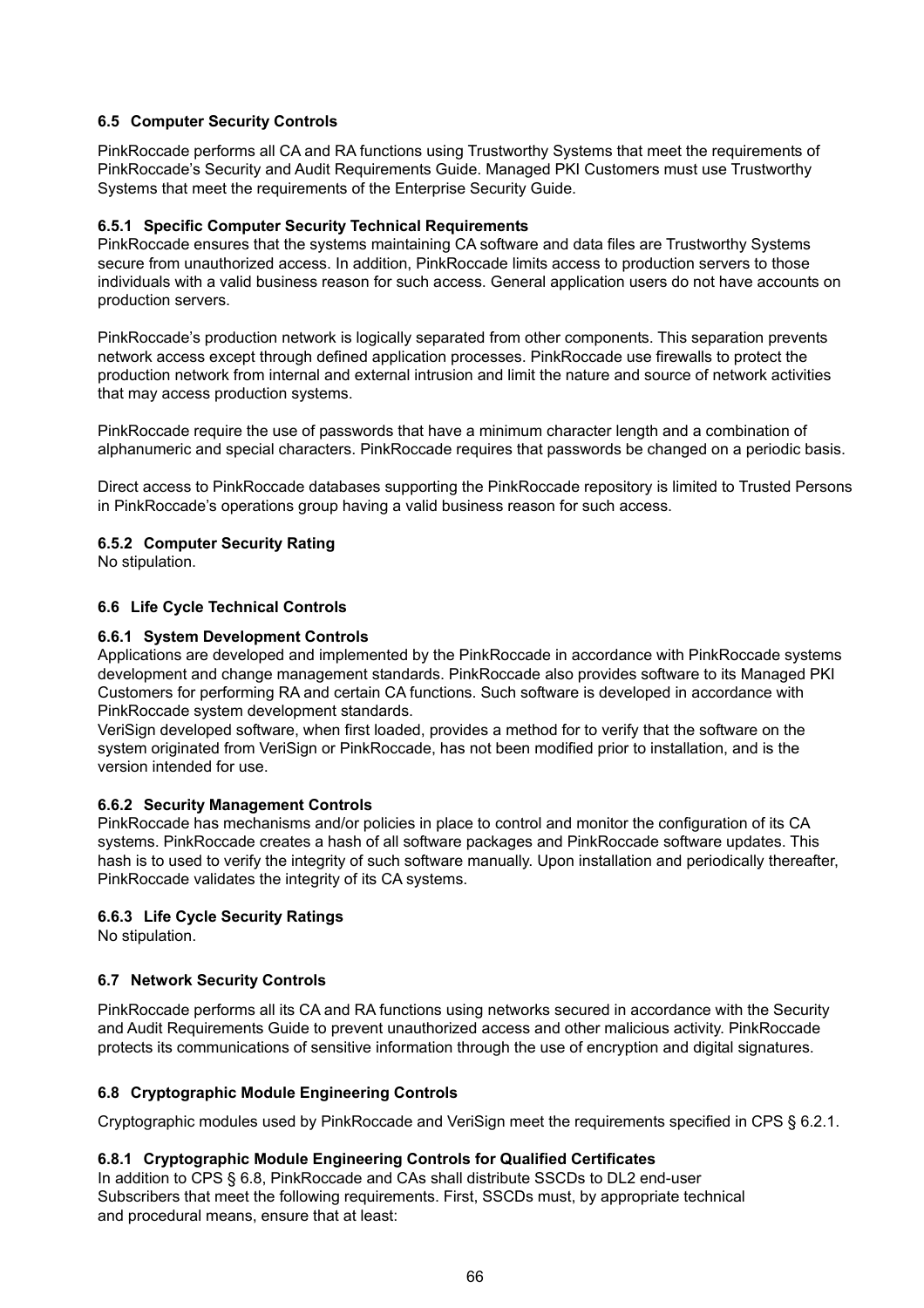### 6.5 Computer Security Controls

PinkRoccade performs all CA and RA functions using Trustworthy Systems that meet the requirements of PinkRoccade's Security and Audit Requirements Guide. Managed PKI Customers must use Trustworthy Systems that meet the requirements of the Enterprise Security Guide.

#### 6.5.1 Specific Computer Security Technical Requirements

PinkRoccade ensures that the systems maintaining CA software and data files are Trustworthy Systems secure from unauthorized access. In addition, PinkRoccade limits access to production servers to those individuals with a valid business reason for such access. General application users do not have accounts on production servers.

PinkRoccade's production network is logically separated from other components. This separation prevents network access except through defined application processes. PinkRoccade use firewalls to protect the production network from internal and external intrusion and limit the nature and source of network activities that may access production systems.

PinkRoccade require the use of passwords that have a minimum character length and a combination of alphanumeric and special characters. PinkRoccade requires that passwords be changed on a periodic basis.

Direct access to PinkRoccade databases supporting the PinkRoccade repository is limited to Trusted Persons in PinkRoccade's operations group having a valid business reason for such access.

#### 6.5.2 Computer Security Rating

No stipulation.

### 6.6 Life Cycle Technical Controls

#### 6.6.1 System Development Controls

Applications are developed and implemented by the PinkRoccade in accordance with PinkRoccade systems development and change management standards. PinkRoccade also provides software to its Managed PKI Customers for performing RA and certain CA functions. Such software is developed in accordance with PinkRoccade system development standards.

VeriSign developed software, when first loaded, provides a method for to verify that the software on the system originated from VeriSign or PinkRoccade, has not been modified prior to installation, and is the version intended for use.

#### 6.6.2 Security Management Controls

PinkRoccade has mechanisms and/or policies in place to control and monitor the configuration of its CA systems. PinkRoccade creates a hash of all software packages and PinkRoccade software updates. This hash is to used to verify the integrity of such software manually. Upon installation and periodically thereafter, PinkRoccade validates the integrity of its CA systems.

#### 6.6.3 Life Cycle Security Ratings

No stipulation.

### 6.7 Network Security Controls

PinkRoccade performs all its CA and RA functions using networks secured in accordance with the Security and Audit Requirements Guide to prevent unauthorized access and other malicious activity. PinkRoccade protects its communications of sensitive information through the use of encryption and digital signatures.

### 6.8 Cryptographic Module Engineering Controls

Cryptographic modules used by PinkRoccade and VeriSign meet the requirements specified in CPS § 6.2.1.

#### 6.8.1 Cryptographic Module Engineering Controls for Qualified Certificates

In addition to CPS § 6.8, PinkRoccade and CAs shall distribute SSCDs to DL2 end-user Subscribers that meet the following requirements. First, SSCDs must, by appropriate technical and procedural means, ensure that at least: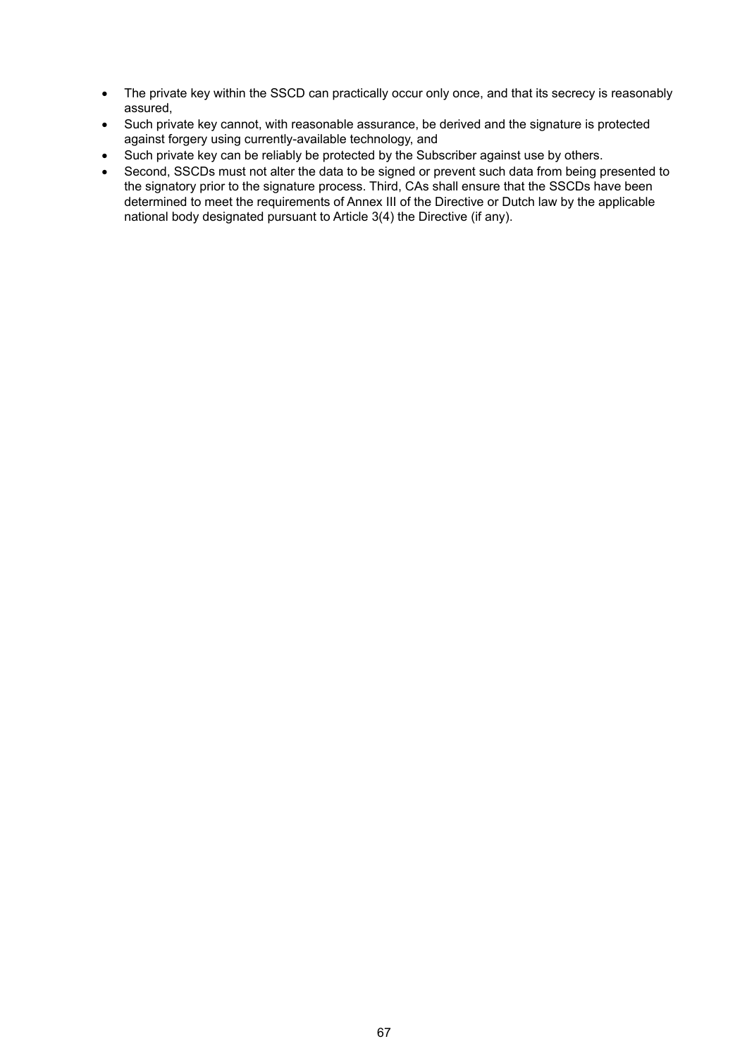- The private key within the SSCD can practically occur only once, and that its secrecy is reasonably assured,
- Such private key cannot, with reasonable assurance, be derived and the signature is protected against forgery using currently-available technology, and
- Such private key can be reliably be protected by the Subscriber against use by others.
- Second, SSCDs must not alter the data to be signed or prevent such data from being presented to the signatory prior to the signature process. Third, CAs shall ensure that the SSCDs have been determined to meet the requirements of Annex III of the Directive or Dutch law by the applicable national body designated pursuant to Article 3(4) the Directive (if any).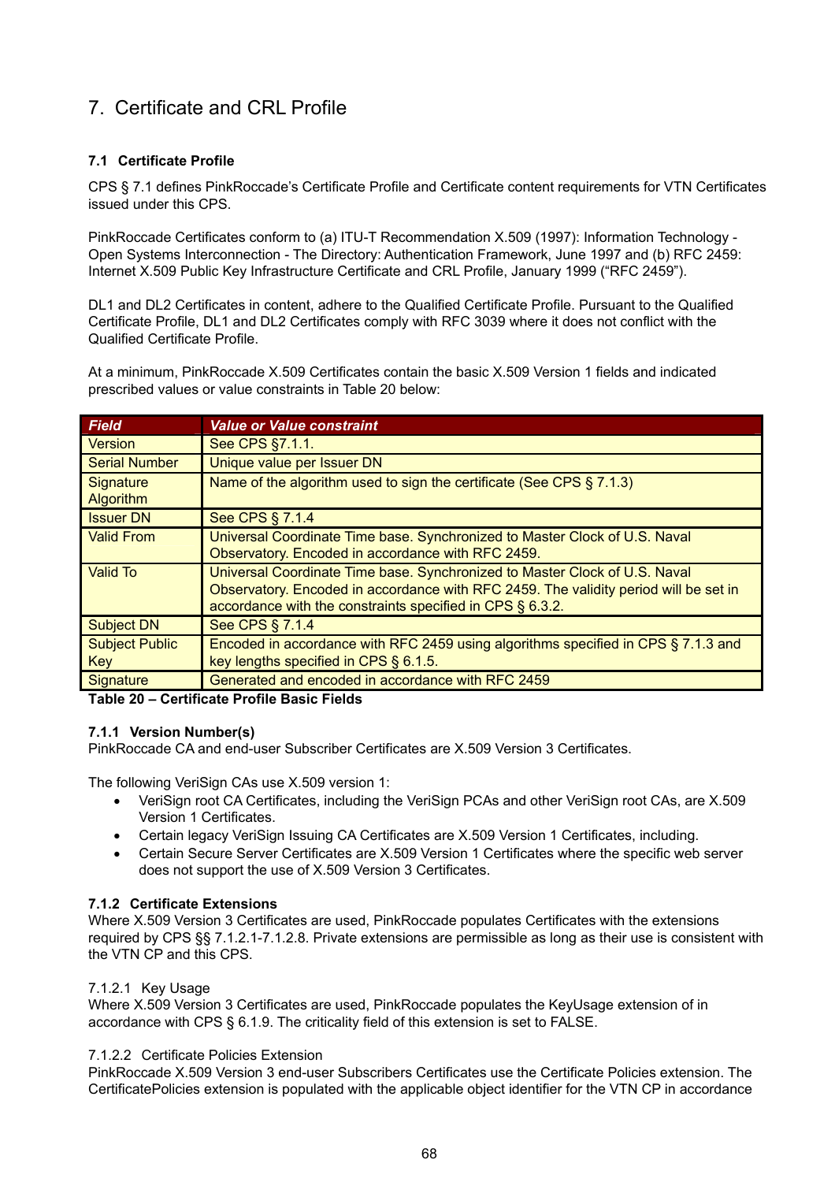// Certificate and CRL Profile

## 7. Certificate and CRL Profile

### 7.1 Certificate Profile

CPS § 7.1 defines PinkRoccade's Certificate Profile and Certificate content requirements for VTN Certificates issued under this CPS.

PinkRoccade Certificates conform to (a) ITU-T Recommendation X.509 (1997): Information Technology - Open Systems Interconnection - The Directory: Authentication Framework, June 1997 and (b) RFC 2459: Internet X.509 Public Key Infrastructure Certificate and CRL Profile, January 1999 ("RFC 2459").

DL1 and DL2 Certificates in content, adhere to the Qualified Certificate Profile. Pursuant to the Qualified Certificate Profile, DL1 and DL2 Certificates comply with RFC 3039 where it does not conflict with the Qualified Certificate Profile.

At a minimum, PinkRoccade X.509 Certificates contain the basic X.509 Version 1 fields and indicated prescribed values or value constraints in Table 20 below:

| ***Field*** | ***Value or Value constraint*** |
|---|---|
| Version | See CPS §7.1.1. |
| Serial Number | Unique value per Issuer DN |
| Signature Algorithm | Name of the algorithm used to sign the certificate (See CPS § 7.1.3) |
| Issuer DN | See CPS § 7.1.4 |
| Valid From | Universal Coordinate Time base. Synchronized to Master Clock of U.S. Naval Observatory. Encoded in accordance with RFC 2459. |
| Valid To | Universal Coordinate Time base. Synchronized to Master Clock of U.S. Naval Observatory. Encoded in accordance with RFC 2459. The validity period will be set in accordance with the constraints specified in CPS § 6.3.2. |
| Subject DN | See CPS § 7.1.4 |
| Subject Public Key | Encoded in accordance with RFC 2459 using algorithms specified in CPS § 7.1.3 and key lengths specified in CPS § 6.1.5. |
| Signature | Generated and encoded in accordance with RFC 2459 |

**Table 20 – Certificate Profile Basic Fields**

#### 7.1.1 Version Number(s)

PinkRoccade CA and end-user Subscriber Certificates are X.509 Version 3 Certificates.

The following VeriSign CAs use X.509 version 1:

- VeriSign root CA Certificates, including the VeriSign PCAs and other VeriSign root CAs, are X.509 Version 1 Certificates.
- Certain legacy VeriSign Issuing CA Certificates are X.509 Version 1 Certificates, including.
- Certain Secure Server Certificates are X.509 Version 1 Certificates where the specific web server does not support the use of X.509 Version 3 Certificates.

#### 7.1.2 Certificate Extensions

Where X.509 Version 3 Certificates are used, PinkRoccade populates Certificates with the extensions required by CPS §§ 7.1.2.1-7.1.2.8. Private extensions are permissible as long as their use is consistent with the VTN CP and this CPS.

##### 7.1.2.1 Key Usage

Where X.509 Version 3 Certificates are used, PinkRoccade populates the KeyUsage extension of in accordance with CPS § 6.1.9. The criticality field of this extension is set to FALSE.

##### 7.1.2.2 Certificate Policies Extension

PinkRoccade X.509 Version 3 end-user Subscribers Certificates use the Certificate Policies extension. The CertificatePolicies extension is populated with the applicable object identifier for the VTN CP in accordance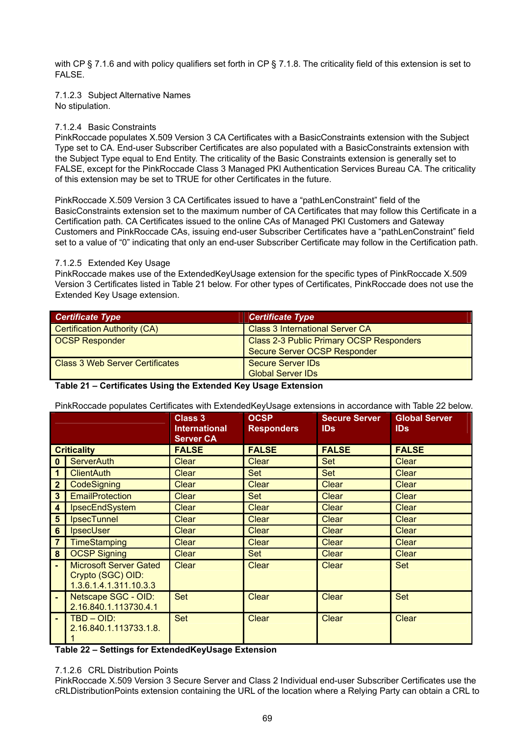with CP § 7.1.6 and with policy qualifiers set forth in CP § 7.1.8. The criticality field of this extension is set to FALSE.

#### 7.1.2.3 Subject Alternative Names

No stipulation.

#### 7.1.2.4 Basic Constraints

PinkRoccade populates X.509 Version 3 CA Certificates with a BasicConstraints extension with the Subject Type set to CA. End-user Subscriber Certificates are also populated with a BasicConstraints extension with the Subject Type equal to End Entity. The criticality of the Basic Constraints extension is generally set to FALSE, except for the PinkRoccade Class 3 Managed PKI Authentication Services Bureau CA. The criticality of this extension may be set to TRUE for other Certificates in the future.

PinkRoccade X.509 Version 3 CA Certificates issued to have a “pathLenConstraint” field of the BasicConstraints extension set to the maximum number of CA Certificates that may follow this Certificate in a Certification path. CA Certificates issued to the online CAs of Managed PKI Customers and Gateway Customers and PinkRoccade CAs, issuing end-user Subscriber Certificates have a “pathLenConstraint” field set to a value of “0” indicating that only an end-user Subscriber Certificate may follow in the Certification path.

#### 7.1.2.5 Extended Key Usage

PinkRoccade makes use of the ExtendedKeyUsage extension for the specific types of PinkRoccade X.509 Version 3 Certificates listed in Table 21 below. For other types of Certificates, PinkRoccade does not use the Extended Key Usage extension.

| *Certificate Type* | *Certificate Type* |
|---|---|
| Certification Authority (CA) | Class 3 International Server CA |
| OCSP Responder | Class 2-3 Public Primary OCSP Responders<br>Secure Server OCSP Responder |
| Class 3 Web Server Certificates | Secure Server IDs<br>Global Server IDs |

**Table 21 – Certificates Using the Extended Key Usage Extension**

PinkRoccade populates Certificates with ExtendedKeyUsage extensions in accordance with Table 22 below.

| | | Class 3 International Server CA | OCSP Responders | Secure Server IDs | Global Server IDs |
|---|---|---|---|---|---|
| **Criticality** | | **FALSE** | **FALSE** | **FALSE** | **FALSE** |
| **0** | ServerAuth | Clear | Clear | Set | Clear |
| **1** | ClientAuth | Clear | Set | Set | Clear |
| **2** | CodeSigning | Clear | Clear | Clear | Clear |
| **3** | EmailProtection | Clear | Set | Clear | Clear |
| **4** | IpsecEndSystem | Clear | Clear | Clear | Clear |
| **5** | IpsecTunnel | Clear | Clear | Clear | Clear |
| **6** | IpsecUser | Clear | Clear | Clear | Clear |
| **7** | TimeStamping | Clear | Clear | Clear | Clear |
| **8** | OCSP Signing | Clear | Set | Clear | Clear |
| **-** | Microsoft Server Gated Crypto (SGC) OID: 1.3.6.1.4.1.311.10.3.3 | Clear | Clear | Clear | Set |
| **-** | Netscape SGC - OID: 2.16.840.1.113730.4.1 | Set | Clear | Clear | Set |
| **-** | TBD – OID: 2.16.840.1.113733.1.8.1 | Set | Clear | Clear | Clear |

**Table 22 – Settings for ExtendedKeyUsage Extension**

#### 7.1.2.6 CRL Distribution Points

PinkRoccade X.509 Version 3 Secure Server and Class 2 Individual end-user Subscriber Certificates use the cRLDistributionPoints extension containing the URL of the location where a Relying Party can obtain a CRL to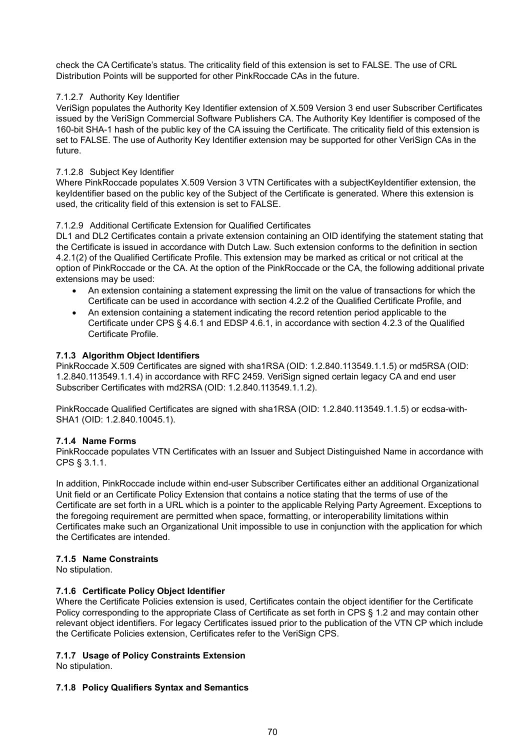check the CA Certificate's status. The criticality field of this extension is set to FALSE. The use of CRL Distribution Points will be supported for other PinkRoccade CAs in the future.

#### 7.1.2.7 Authority Key Identifier

VeriSign populates the Authority Key Identifier extension of X.509 Version 3 end user Subscriber Certificates issued by the VeriSign Commercial Software Publishers CA. The Authority Key Identifier is composed of the 160-bit SHA-1 hash of the public key of the CA issuing the Certificate. The criticality field of this extension is set to FALSE. The use of Authority Key Identifier extension may be supported for other VeriSign CAs in the future.

#### 7.1.2.8 Subject Key Identifier

Where PinkRoccade populates X.509 Version 3 VTN Certificates with a subjectKeyIdentifier extension, the keyIdentifier based on the public key of the Subject of the Certificate is generated. Where this extension is used, the criticality field of this extension is set to FALSE.

#### 7.1.2.9 Additional Certificate Extension for Qualified Certificates

DL1 and DL2 Certificates contain a private extension containing an OID identifying the statement stating that the Certificate is issued in accordance with Dutch Law. Such extension conforms to the definition in section 4.2.1(2) of the Qualified Certificate Profile. This extension may be marked as critical or not critical at the option of PinkRoccade or the CA. At the option of the PinkRoccade or the CA, the following additional private extensions may be used:

- An extension containing a statement expressing the limit on the value of transactions for which the Certificate can be used in accordance with section 4.2.2 of the Qualified Certificate Profile, and
- An extension containing a statement indicating the record retention period applicable to the Certificate under CPS § 4.6.1 and EDSP 4.6.1, in accordance with section 4.2.3 of the Qualified Certificate Profile.

### 7.1.3 Algorithm Object Identifiers

PinkRoccade X.509 Certificates are signed with sha1RSA (OID: 1.2.840.113549.1.1.5) or md5RSA (OID: 1.2.840.113549.1.1.4) in accordance with RFC 2459. VeriSign signed certain legacy CA and end user Subscriber Certificates with md2RSA (OID: 1.2.840.113549.1.1.2).

PinkRoccade Qualified Certificates are signed with sha1RSA (OID: 1.2.840.113549.1.1.5) or ecdsa-with-SHA1 (OID: 1.2.840.10045.1).

### 7.1.4 Name Forms

PinkRoccade populates VTN Certificates with an Issuer and Subject Distinguished Name in accordance with CPS § 3.1.1.

In addition, PinkRoccade include within end-user Subscriber Certificates either an additional Organizational Unit field or an Certificate Policy Extension that contains a notice stating that the terms of use of the Certificate are set forth in a URL which is a pointer to the applicable Relying Party Agreement. Exceptions to the foregoing requirement are permitted when space, formatting, or interoperability limitations within Certificates make such an Organizational Unit impossible to use in conjunction with the application for which the Certificates are intended.

### 7.1.5 Name Constraints

No stipulation.

### 7.1.6 Certificate Policy Object Identifier

Where the Certificate Policies extension is used, Certificates contain the object identifier for the Certificate Policy corresponding to the appropriate Class of Certificate as set forth in CPS § 1.2 and may contain other relevant object identifiers. For legacy Certificates issued prior to the publication of the VTN CP which include the Certificate Policies extension, Certificates refer to the VeriSign CPS.

### 7.1.7 Usage of Policy Constraints Extension

No stipulation.

### 7.1.8 Policy Qualifiers Syntax and Semantics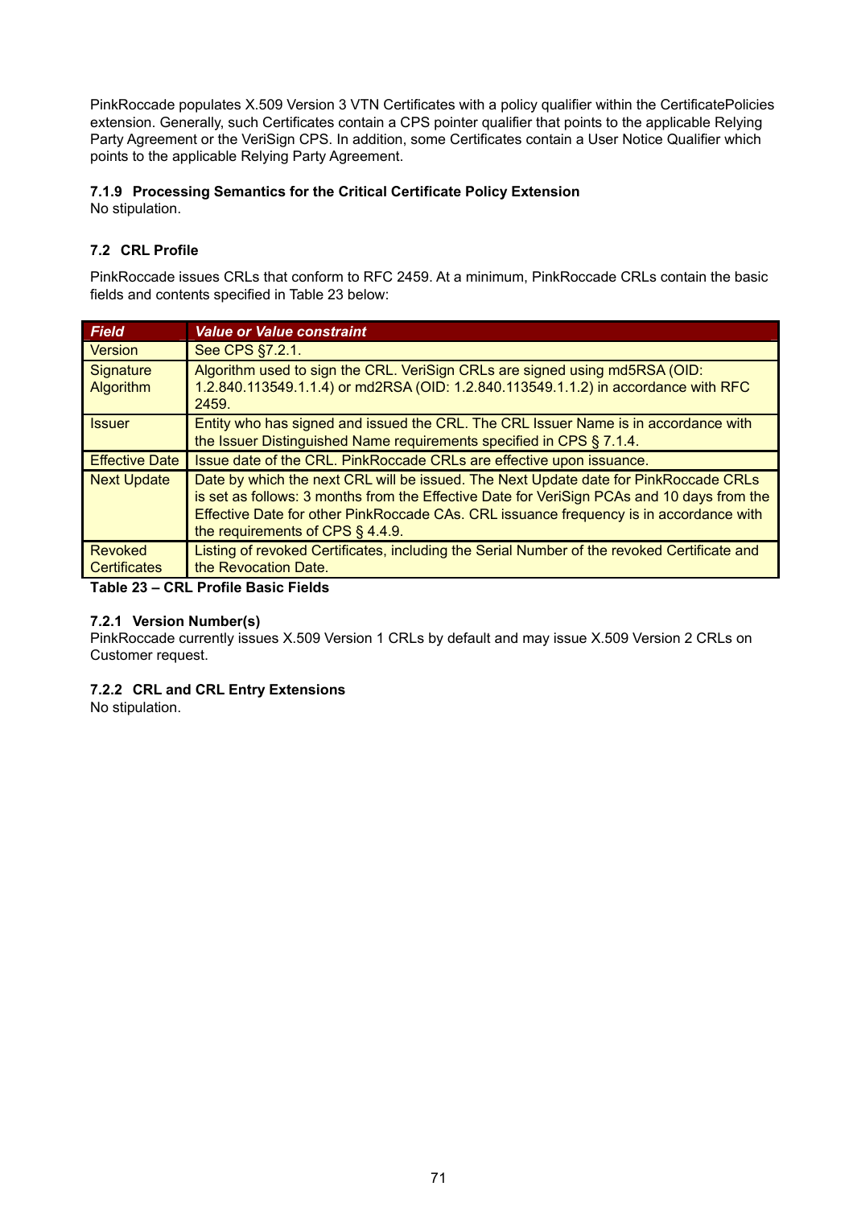PinkRoccade populates X.509 Version 3 VTN Certificates with a policy qualifier within the CertificatePolicies extension. Generally, such Certificates contain a CPS pointer qualifier that points to the applicable Relying Party Agreement or the VeriSign CPS. In addition, some Certificates contain a User Notice Qualifier which points to the applicable Relying Party Agreement.

#### 7.1.9 Processing Semantics for the Critical Certificate Policy Extension

No stipulation.

### 7.2 CRL Profile

PinkRoccade issues CRLs that conform to RFC 2459. At a minimum, PinkRoccade CRLs contain the basic fields and contents specified in Table 23 below:

| *Field* | *Value or Value constraint* |
|---|---|
| Version | See CPS §7.2.1. |
| Signature Algorithm | Algorithm used to sign the CRL. VeriSign CRLs are signed using md5RSA (OID: 1.2.840.113549.1.1.4) or md2RSA (OID: 1.2.840.113549.1.1.2) in accordance with RFC 2459. |
| Issuer | Entity who has signed and issued the CRL. The CRL Issuer Name is in accordance with the Issuer Distinguished Name requirements specified in CPS § 7.1.4. |
| Effective Date | Issue date of the CRL. PinkRoccade CRLs are effective upon issuance. |
| Next Update | Date by which the next CRL will be issued. The Next Update date for PinkRoccade CRLs is set as follows: 3 months from the Effective Date for VeriSign PCAs and 10 days from the Effective Date for other PinkRoccade CAs. CRL issuance frequency is in accordance with the requirements of CPS § 4.4.9. |
| Revoked Certificates | Listing of revoked Certificates, including the Serial Number of the revoked Certificate and the Revocation Date. |

**Table 23 – CRL Profile Basic Fields**

#### 7.2.1 Version Number(s)

PinkRoccade currently issues X.509 Version 1 CRLs by default and may issue X.509 Version 2 CRLs on Customer request.

#### 7.2.2 CRL and CRL Entry Extensions

No stipulation.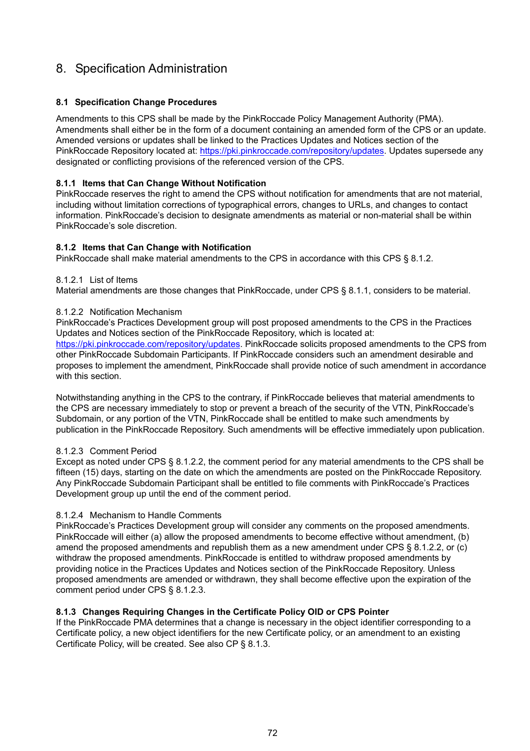# 8. Specification Administration

### 8.1 Specification Change Procedures

Amendments to this CPS shall be made by the PinkRoccade Policy Management Authority (PMA). Amendments shall either be in the form of a document containing an amended form of the CPS or an update. Amended versions or updates shall be linked to the Practices Updates and Notices section of the PinkRoccade Repository located at: [https://pki.pinkroccade.com/repository/updates](https://pki.pinkroccade.com/repository/updates). Updates supersede any designated or conflicting provisions of the referenced version of the CPS.

#### 8.1.1 Items that Can Change Without Notification

PinkRoccade reserves the right to amend the CPS without notification for amendments that are not material, including without limitation corrections of typographical errors, changes to URLs, and changes to contact information. PinkRoccade's decision to designate amendments as material or non-material shall be within PinkRoccade's sole discretion.

#### 8.1.2 Items that Can Change with Notification

PinkRoccade shall make material amendments to the CPS in accordance with this CPS § 8.1.2.

8.1.2.1 List of Items

Material amendments are those changes that PinkRoccade, under CPS § 8.1.1, considers to be material.

8.1.2.2 Notification Mechanism

PinkRoccade's Practices Development group will post proposed amendments to the CPS in the Practices Updates and Notices section of the PinkRoccade Repository, which is located at: [https://pki.pinkroccade.com/repository/updates](https://pki.pinkroccade.com/repository/updates). PinkRoccade solicits proposed amendments to the CPS from other PinkRoccade Subdomain Participants. If PinkRoccade considers such an amendment desirable and proposes to implement the amendment, PinkRoccade shall provide notice of such amendment in accordance with this section.

Notwithstanding anything in the CPS to the contrary, if PinkRoccade believes that material amendments to the CPS are necessary immediately to stop or prevent a breach of the security of the VTN, PinkRoccade's Subdomain, or any portion of the VTN, PinkRoccade shall be entitled to make such amendments by publication in the PinkRoccade Repository. Such amendments will be effective immediately upon publication.

8.1.2.3 Comment Period

Except as noted under CPS § 8.1.2.2, the comment period for any material amendments to the CPS shall be fifteen (15) days, starting on the date on which the amendments are posted on the PinkRoccade Repository. Any PinkRoccade Subdomain Participant shall be entitled to file comments with PinkRoccade's Practices Development group up until the end of the comment period.

8.1.2.4 Mechanism to Handle Comments

PinkRoccade's Practices Development group will consider any comments on the proposed amendments. PinkRoccade will either (a) allow the proposed amendments to become effective without amendment, (b) amend the proposed amendments and republish them as a new amendment under CPS § 8.1.2.2, or (c) withdraw the proposed amendments. PinkRoccade is entitled to withdraw proposed amendments by providing notice in the Practices Updates and Notices section of the PinkRoccade Repository. Unless proposed amendments are amended or withdrawn, they shall become effective upon the expiration of the comment period under CPS § 8.1.2.3.

#### 8.1.3 Changes Requiring Changes in the Certificate Policy OID or CPS Pointer

If the PinkRoccade PMA determines that a change is necessary in the object identifier corresponding to a Certificate policy, a new object identifiers for the new Certificate policy, or an amendment to an existing Certificate Policy, will be created. See also CP § 8.1.3.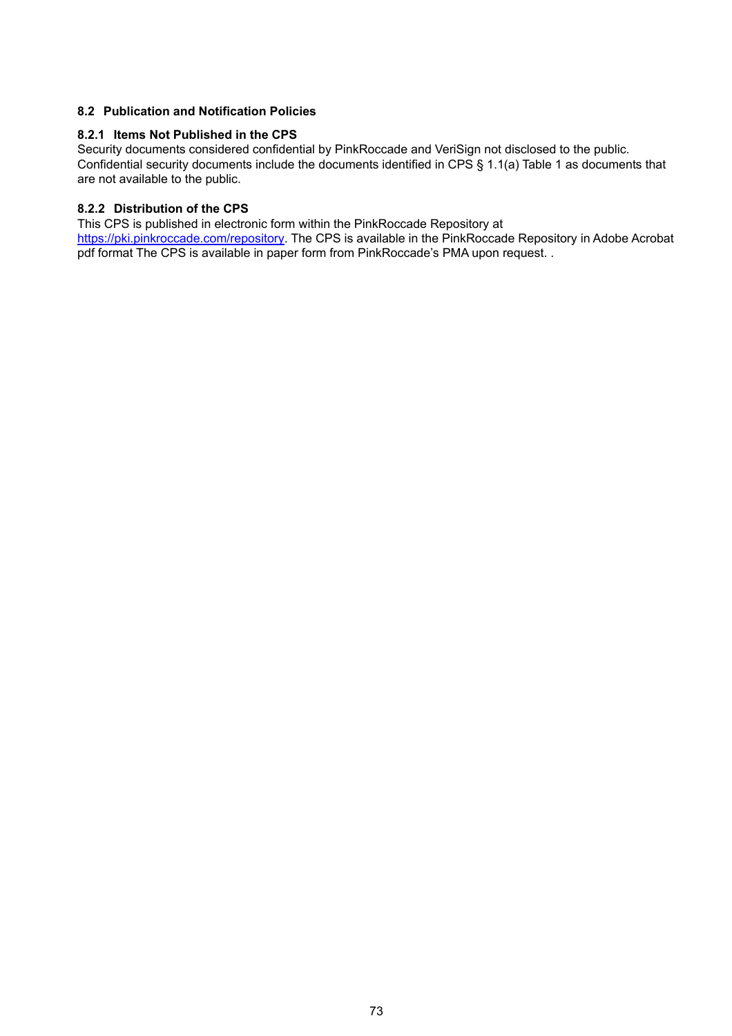### 8.2 Publication and Notification Policies

#### 8.2.1 Items Not Published in the CPS

Security documents considered confidential by PinkRoccade and VeriSign not disclosed to the public. Confidential security documents include the documents identified in CPS § 1.1(a) Table 1 as documents that are not available to the public.

#### 8.2.2 Distribution of the CPS

This CPS is published in electronic form within the PinkRoccade Repository at https://pki.pinkroccade.com/repository. The CPS is available in the PinkRoccade Repository in Adobe Acrobat pdf format The CPS is available in paper form from PinkRoccade's PMA upon request. .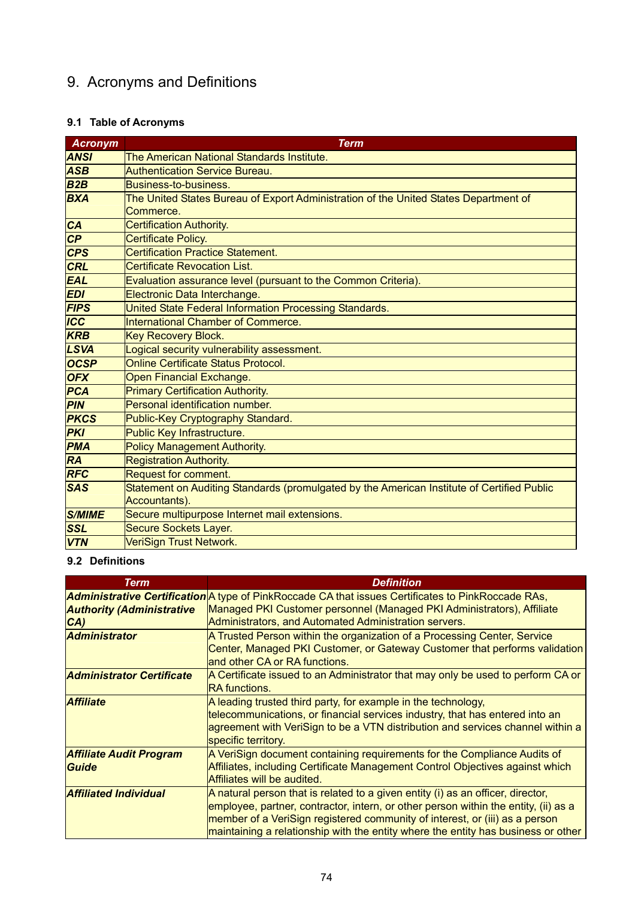# 9. Acronyms and Definitions

## 9.1 Table of Acronyms

| Acronym | Term |
|---|---|
| ***ANSI*** | The American National Standards Institute. |
| ***ASB*** | Authentication Service Bureau. |
| ***B2B*** | Business-to-business. |
| ***BXA*** | The United States Bureau of Export Administration of the United States Department of Commerce. |
| ***CA*** | Certification Authority. |
| ***CP*** | Certificate Policy. |
| ***CPS*** | Certification Practice Statement. |
| ***CRL*** | Certificate Revocation List. |
| ***EAL*** | Evaluation assurance level (pursuant to the Common Criteria). |
| ***EDI*** | Electronic Data Interchange. |
| ***FIPS*** | United State Federal Information Processing Standards. |
| ***ICC*** | International Chamber of Commerce. |
| ***KRB*** | Key Recovery Block. |
| ***LSVA*** | Logical security vulnerability assessment. |
| ***OCSP*** | Online Certificate Status Protocol. |
| ***OFX*** | Open Financial Exchange. |
| ***PCA*** | Primary Certification Authority. |
| ***PIN*** | Personal identification number. |
| ***PKCS*** | Public-Key Cryptography Standard. |
| ***PKI*** | Public Key Infrastructure. |
| ***PMA*** | Policy Management Authority. |
| ***RA*** | Registration Authority. |
| ***RFC*** | Request for comment. |
| ***SAS*** | Statement on Auditing Standards (promulgated by the American Institute of Certified Public Accountants). |
| ***S/MIME*** | Secure multipurpose Internet mail extensions. |
| ***SSL*** | Secure Sockets Layer. |
| ***VTN*** | VeriSign Trust Network. |

## 9.2 Definitions

| Term | Definition |
|---|---|
| ***Administrative Certification Authority (Administrative CA)*** | A type of PinkRoccade CA that issues Certificates to PinkRoccade RAs, Managed PKI Customer personnel (Managed PKI Administrators), Affiliate Administrators, and Automated Administration servers. |
| ***Administrator*** | A Trusted Person within the organization of a Processing Center, Service Center, Managed PKI Customer, or Gateway Customer that performs validation and other CA or RA functions. |
| ***Administrator Certificate*** | A Certificate issued to an Administrator that may only be used to perform CA or RA functions. |
| ***Affiliate*** | A leading trusted third party, for example in the technology, telecommunications, or financial services industry, that has entered into an agreement with VeriSign to be a VTN distribution and services channel within a specific territory. |
| ***Affiliate Audit Program Guide*** | A VeriSign document containing requirements for the Compliance Audits of Affiliates, including Certificate Management Control Objectives against which Affiliates will be audited. |
| ***Affiliated Individual*** | A natural person that is related to a given entity (i) as an officer, director, employee, partner, contractor, intern, or other person within the entity, (ii) as a member of a VeriSign registered community of interest, or (iii) as a person maintaining a relationship with the entity where the entity has business or other |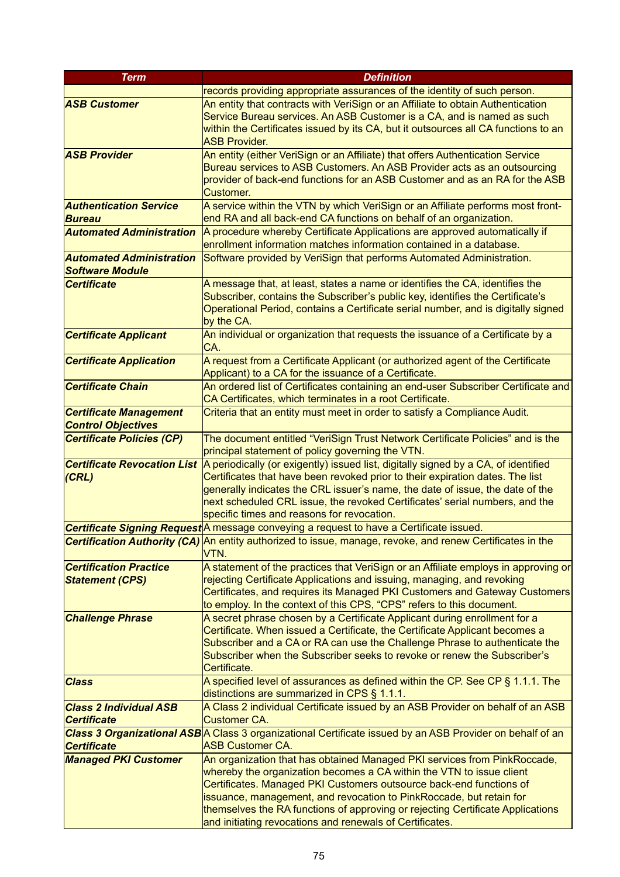| Term | Definition |
|---|---|
| | records providing appropriate assurances of the identity of such person. |
| ***ASB Customer*** | An entity that contracts with VeriSign or an Affiliate to obtain Authentication Service Bureau services. An ASB Customer is a CA, and is named as such within the Certificates issued by its CA, but it outsources all CA functions to an ASB Provider. |
| ***ASB Provider*** | An entity (either VeriSign or an Affiliate) that offers Authentication Service Bureau services to ASB Customers. An ASB Provider acts as an outsourcing provider of back-end functions for an ASB Customer and as an RA for the ASB Customer. |
| ***Authentication Service Bureau*** | A service within the VTN by which VeriSign or an Affiliate performs most front-end RA and all back-end CA functions on behalf of an organization. |
| ***Automated Administration*** | A procedure whereby Certificate Applications are approved automatically if enrollment information matches information contained in a database. |
| ***Automated Administration Software Module*** | Software provided by VeriSign that performs Automated Administration. |
| ***Certificate*** | A message that, at least, states a name or identifies the CA, identifies the Subscriber, contains the Subscriber's public key, identifies the Certificate's Operational Period, contains a Certificate serial number, and is digitally signed by the CA. |
| ***Certificate Applicant*** | An individual or organization that requests the issuance of a Certificate by a CA. |
| ***Certificate Application*** | A request from a Certificate Applicant (or authorized agent of the Certificate Applicant) to a CA for the issuance of a Certificate. |
| ***Certificate Chain*** | An ordered list of Certificates containing an end-user Subscriber Certificate and CA Certificates, which terminates in a root Certificate. |
| ***Certificate Management Control Objectives*** | Criteria that an entity must meet in order to satisfy a Compliance Audit. |
| ***Certificate Policies (CP)*** | The document entitled "VeriSign Trust Network Certificate Policies" and is the principal statement of policy governing the VTN. |
| ***Certificate Revocation List (CRL)*** | A periodically (or exigently) issued list, digitally signed by a CA, of identified Certificates that have been revoked prior to their expiration dates. The list generally indicates the CRL issuer's name, the date of issue, the date of the next scheduled CRL issue, the revoked Certificates' serial numbers, and the specific times and reasons for revocation. |
| ***Certificate Signing Request*** | A message conveying a request to have a Certificate issued. |
| ***Certification Authority (CA)*** | An entity authorized to issue, manage, revoke, and renew Certificates in the VTN. |
| ***Certification Practice Statement (CPS)*** | A statement of the practices that VeriSign or an Affiliate employs in approving or rejecting Certificate Applications and issuing, managing, and revoking Certificates, and requires its Managed PKI Customers and Gateway Customers to employ. In the context of this CPS, "CPS" refers to this document. |
| ***Challenge Phrase*** | A secret phrase chosen by a Certificate Applicant during enrollment for a Certificate. When issued a Certificate, the Certificate Applicant becomes a Subscriber and a CA or RA can use the Challenge Phrase to authenticate the Subscriber when the Subscriber seeks to revoke or renew the Subscriber's Certificate. |
| ***Class*** | A specified level of assurances as defined within the CP. See CP § 1.1.1. The distinctions are summarized in CPS § 1.1.1. |
| ***Class 2 Individual ASB Certificate*** | A Class 2 individual Certificate issued by an ASB Provider on behalf of an ASB Customer CA. |
| ***Class 3 Organizational ASB Certificate*** | A Class 3 organizational Certificate issued by an ASB Provider on behalf of an ASB Customer CA. |
| ***Managed PKI Customer*** | An organization that has obtained Managed PKI services from PinkRoccade, whereby the organization becomes a CA within the VTN to issue client Certificates. Managed PKI Customers outsource back-end functions of issuance, management, and revocation to PinkRoccade, but retain for themselves the RA functions of approving or rejecting Certificate Applications and initiating revocations and renewals of Certificates. |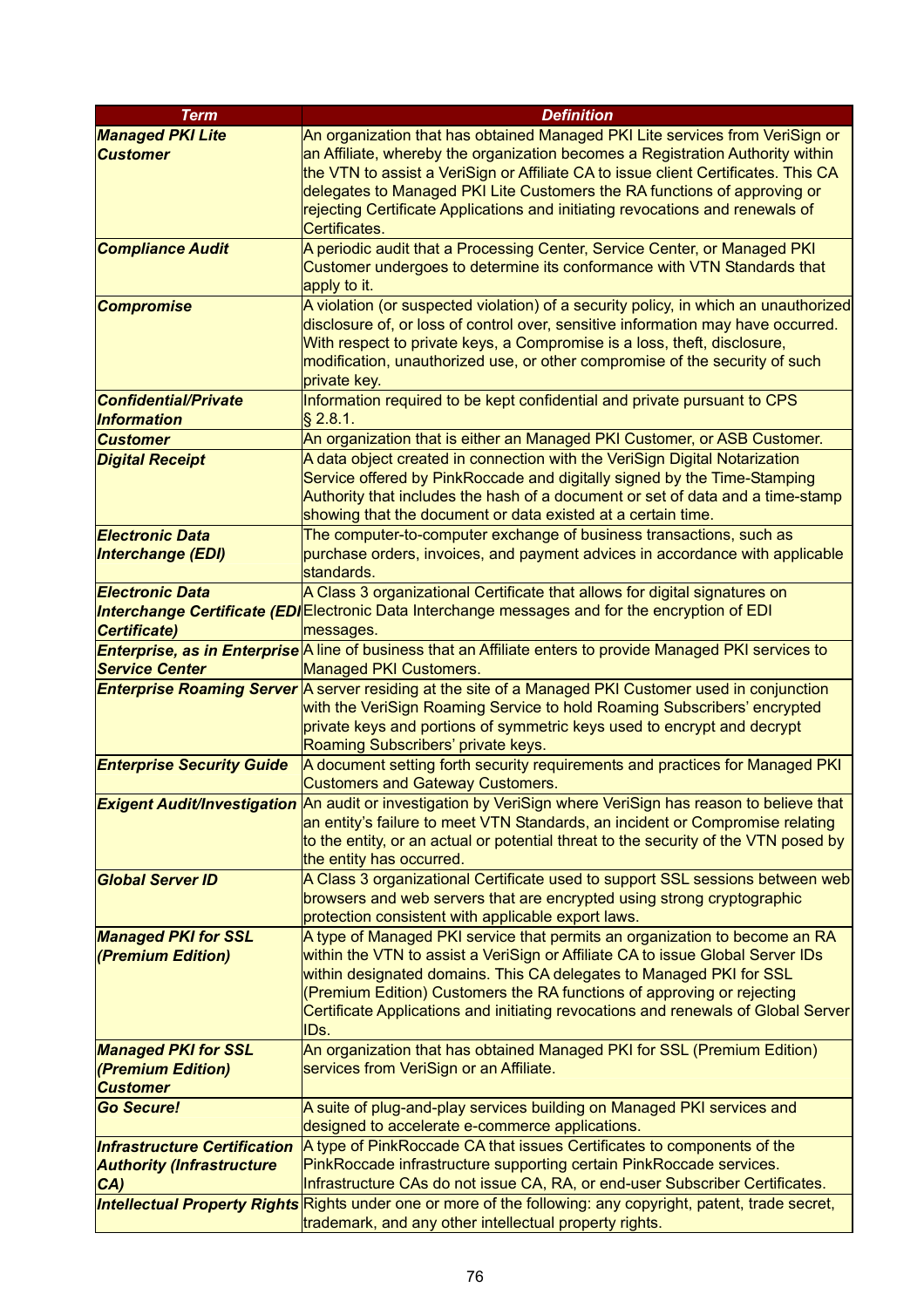| Term | Definition |
|---|---|
| ***Managed PKI Lite Customer*** | An organization that has obtained Managed PKI Lite services from VeriSign or an Affiliate, whereby the organization becomes a Registration Authority within the VTN to assist a VeriSign or Affiliate CA to issue client Certificates. This CA delegates to Managed PKI Lite Customers the RA functions of approving or rejecting Certificate Applications and initiating revocations and renewals of Certificates. |
| ***Compliance Audit*** | A periodic audit that a Processing Center, Service Center, or Managed PKI Customer undergoes to determine its conformance with VTN Standards that apply to it. |
| ***Compromise*** | A violation (or suspected violation) of a security policy, in which an unauthorized disclosure of, or loss of control over, sensitive information may have occurred. With respect to private keys, a Compromise is a loss, theft, disclosure, modification, unauthorized use, or other compromise of the security of such private key. |
| ***Confidential/Private Information*** | Information required to be kept confidential and private pursuant to CPS § 2.8.1. |
| ***Customer*** | An organization that is either an Managed PKI Customer, or ASB Customer. |
| ***Digital Receipt*** | A data object created in connection with the VeriSign Digital Notarization Service offered by PinkRoccade and digitally signed by the Time-Stamping Authority that includes the hash of a document or set of data and a time-stamp showing that the document or data existed at a certain time. |
| ***Electronic Data Interchange (EDI)*** | The computer-to-computer exchange of business transactions, such as purchase orders, invoices, and payment advices in accordance with applicable standards. |
| ***Electronic Data Interchange Certificate (EDI Certificate)*** | A Class 3 organizational Certificate that allows for digital signatures on Electronic Data Interchange messages and for the encryption of EDI messages. |
| ***Enterprise, as in Enterprise Service Center*** | A line of business that an Affiliate enters to provide Managed PKI services to Managed PKI Customers. |
| ***Enterprise Roaming Server*** | A server residing at the site of a Managed PKI Customer used in conjunction with the VeriSign Roaming Service to hold Roaming Subscribers' encrypted private keys and portions of symmetric keys used to encrypt and decrypt Roaming Subscribers' private keys. |
| ***Enterprise Security Guide*** | A document setting forth security requirements and practices for Managed PKI Customers and Gateway Customers. |
| ***Exigent Audit/Investigation*** | An audit or investigation by VeriSign where VeriSign has reason to believe that an entity's failure to meet VTN Standards, an incident or Compromise relating to the entity, or an actual or potential threat to the security of the VTN posed by the entity has occurred. |
| ***Global Server ID*** | A Class 3 organizational Certificate used to support SSL sessions between web browsers and web servers that are encrypted using strong cryptographic protection consistent with applicable export laws. |
| ***Managed PKI for SSL (Premium Edition)*** | A type of Managed PKI service that permits an organization to become an RA within the VTN to assist a VeriSign or Affiliate CA to issue Global Server IDs within designated domains. This CA delegates to Managed PKI for SSL (Premium Edition) Customers the RA functions of approving or rejecting Certificate Applications and initiating revocations and renewals of Global Server IDs. |
| ***Managed PKI for SSL (Premium Edition) Customer*** | An organization that has obtained Managed PKI for SSL (Premium Edition) services from VeriSign or an Affiliate. |
| ***Go Secure!*** | A suite of plug-and-play services building on Managed PKI services and designed to accelerate e-commerce applications. |
| ***Infrastructure Certification Authority (Infrastructure CA)*** | A type of PinkRoccade CA that issues Certificates to components of the PinkRoccade infrastructure supporting certain PinkRoccade services. Infrastructure CAs do not issue CA, RA, or end-user Subscriber Certificates. |
| ***Intellectual Property Rights*** | Rights under one or more of the following: any copyright, patent, trade secret, trademark, and any other intellectual property rights. |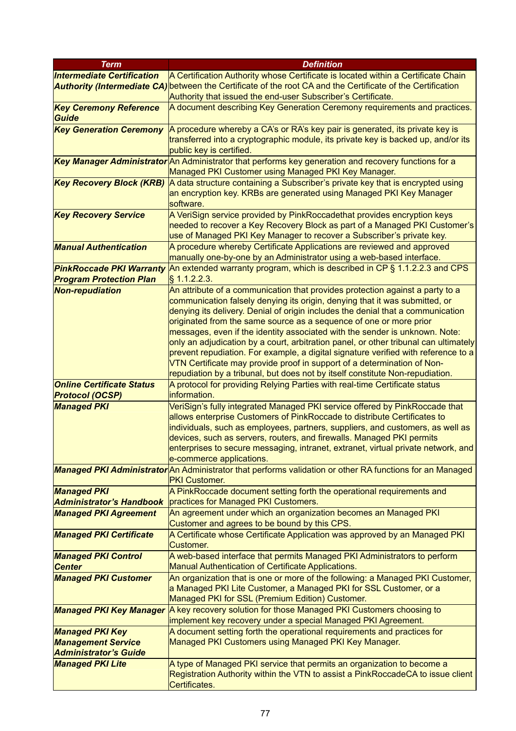| Term | Definition |
| --- | --- |
| ***Intermediate Certification Authority (Intermediate CA)*** | A Certification Authority whose Certificate is located within a Certificate Chain between the Certificate of the root CA and the Certificate of the Certification Authority that issued the end-user Subscriber's Certificate. |
| ***Key Ceremony Reference Guide*** | A document describing Key Generation Ceremony requirements and practices. |
| ***Key Generation Ceremony*** | A procedure whereby a CA's or RA's key pair is generated, its private key is transferred into a cryptographic module, its private key is backed up, and/or its public key is certified. |
| ***Key Manager Administrator*** | An Administrator that performs key generation and recovery functions for a Managed PKI Customer using Managed PKI Key Manager. |
| ***Key Recovery Block (KRB)*** | A data structure containing a Subscriber's private key that is encrypted using an encryption key. KRBs are generated using Managed PKI Key Manager software. |
| ***Key Recovery Service*** | A VeriSign service provided by PinkRoccadethat provides encryption keys needed to recover a Key Recovery Block as part of a Managed PKI Customer's use of Managed PKI Key Manager to recover a Subscriber's private key. |
| ***Manual Authentication*** | A procedure whereby Certificate Applications are reviewed and approved manually one-by-one by an Administrator using a web-based interface. |
| ***PinkRoccade PKI Warranty Program Protection Plan*** | An extended warranty program, which is described in CP § 1.1.2.2.3 and CPS § 1.1.2.2.3. |
| ***Non-repudiation*** | An attribute of a communication that provides protection against a party to a communication falsely denying its origin, denying that it was submitted, or denying its delivery. Denial of origin includes the denial that a communication originated from the same source as a sequence of one or more prior messages, even if the identity associated with the sender is unknown. Note: only an adjudication by a court, arbitration panel, or other tribunal can ultimately prevent repudiation. For example, a digital signature verified with reference to a VTN Certificate may provide proof in support of a determination of Non-repudiation by a tribunal, but does not by itself constitute Non-repudiation. |
| ***Online Certificate Status Protocol (OCSP)*** | A protocol for providing Relying Parties with real-time Certificate status information. |
| ***Managed PKI*** | VeriSign's fully integrated Managed PKI service offered by PinkRoccade that allows enterprise Customers of PinkRoccade to distribute Certificates to individuals, such as employees, partners, suppliers, and customers, as well as devices, such as servers, routers, and firewalls. Managed PKI permits enterprises to secure messaging, intranet, extranet, virtual private network, and e-commerce applications. |
| ***Managed PKI Administrator*** | An Administrator that performs validation or other RA functions for an Managed PKI Customer. |
| ***Managed PKI Administrator's Handbook*** | A PinkRoccade document setting forth the operational requirements and practices for Managed PKI Customers. |
| ***Managed PKI Agreement*** | An agreement under which an organization becomes an Managed PKI Customer and agrees to be bound by this CPS. |
| ***Managed PKI Certificate*** | A Certificate whose Certificate Application was approved by an Managed PKI Customer. |
| ***Managed PKI Control Center*** | A web-based interface that permits Managed PKI Administrators to perform Manual Authentication of Certificate Applications. |
| ***Managed PKI Customer*** | An organization that is one or more of the following: a Managed PKI Customer, a Managed PKI Lite Customer, a Managed PKI for SSL Customer, or a Managed PKI for SSL (Premium Edition) Customer. |
| ***Managed PKI Key Manager*** | A key recovery solution for those Managed PKI Customers choosing to implement key recovery under a special Managed PKI Agreement. |
| ***Managed PKI Key Management Service Administrator's Guide*** | A document setting forth the operational requirements and practices for Managed PKI Customers using Managed PKI Key Manager. |
| ***Managed PKI Lite*** | A type of Managed PKI service that permits an organization to become a Registration Authority within the VTN to assist a PinkRoccadeCA to issue client Certificates. |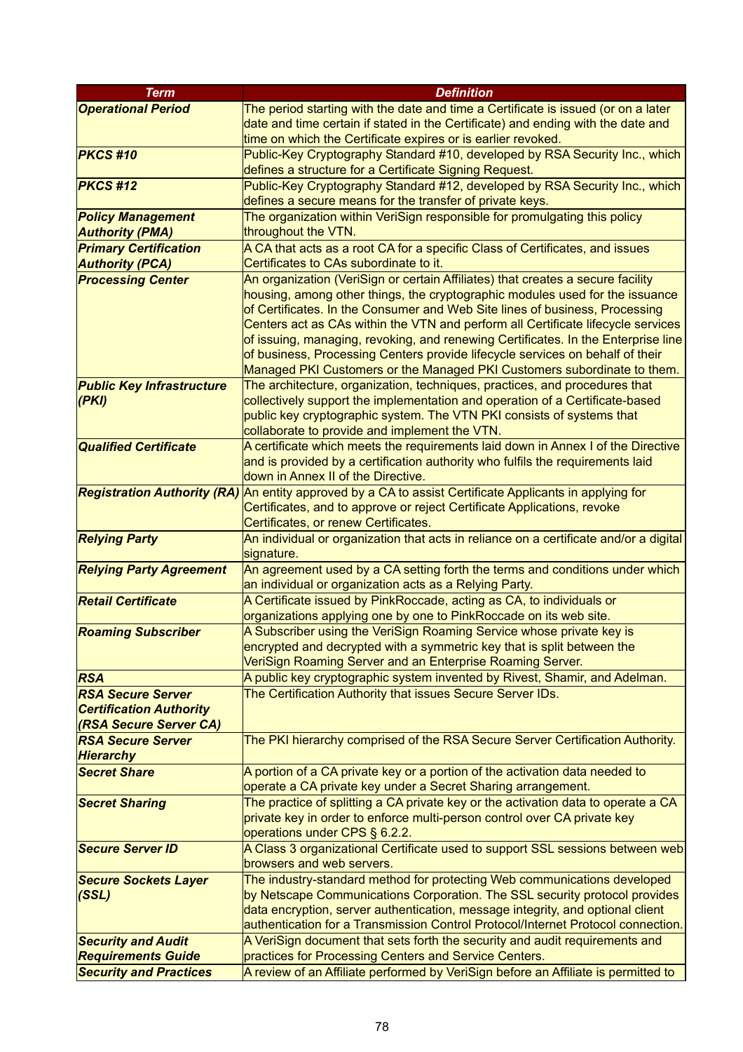| Term | Definition |
|---|---|
| ***Operational Period*** | The period starting with the date and time a Certificate is issued (or on a later date and time certain if stated in the Certificate) and ending with the date and time on which the Certificate expires or is earlier revoked. |
| ***PKCS #10*** | Public-Key Cryptography Standard #10, developed by RSA Security Inc., which defines a structure for a Certificate Signing Request. |
| ***PKCS #12*** | Public-Key Cryptography Standard #12, developed by RSA Security Inc., which defines a secure means for the transfer of private keys. |
| ***Policy Management Authority (PMA)*** | The organization within VeriSign responsible for promulgating this policy throughout the VTN. |
| ***Primary Certification Authority (PCA)*** | A CA that acts as a root CA for a specific Class of Certificates, and issues Certificates to CAs subordinate to it. |
| ***Processing Center*** | An organization (VeriSign or certain Affiliates) that creates a secure facility housing, among other things, the cryptographic modules used for the issuance of Certificates. In the Consumer and Web Site lines of business, Processing Centers act as CAs within the VTN and perform all Certificate lifecycle services of issuing, managing, revoking, and renewing Certificates. In the Enterprise line of business, Processing Centers provide lifecycle services on behalf of their Managed PKI Customers or the Managed PKI Customers subordinate to them. |
| ***Public Key Infrastructure (PKI)*** | The architecture, organization, techniques, practices, and procedures that collectively support the implementation and operation of a Certificate-based public key cryptographic system. The VTN PKI consists of systems that collaborate to provide and implement the VTN. |
| ***Qualified Certificate*** | A certificate which meets the requirements laid down in Annex I of the Directive and is provided by a certification authority who fulfils the requirements laid down in Annex II of the Directive. |
| ***Registration Authority (RA)*** | An entity approved by a CA to assist Certificate Applicants in applying for Certificates, and to approve or reject Certificate Applications, revoke Certificates, or renew Certificates. |
| ***Relying Party*** | An individual or organization that acts in reliance on a certificate and/or a digital signature. |
| ***Relying Party Agreement*** | An agreement used by a CA setting forth the terms and conditions under which an individual or organization acts as a Relying Party. |
| ***Retail Certificate*** | A Certificate issued by PinkRoccade, acting as CA, to individuals or organizations applying one by one to PinkRoccade on its web site. |
| ***Roaming Subscriber*** | A Subscriber using the VeriSign Roaming Service whose private key is encrypted and decrypted with a symmetric key that is split between the VeriSign Roaming Server and an Enterprise Roaming Server. |
| ***RSA*** | A public key cryptographic system invented by Rivest, Shamir, and Adelman. |
| ***RSA Secure Server Certification Authority (RSA Secure Server CA)*** | The Certification Authority that issues Secure Server IDs. |
| ***RSA Secure Server Hierarchy*** | The PKI hierarchy comprised of the RSA Secure Server Certification Authority. |
| ***Secret Share*** | A portion of a CA private key or a portion of the activation data needed to operate a CA private key under a Secret Sharing arrangement. |
| ***Secret Sharing*** | The practice of splitting a CA private key or the activation data to operate a CA private key in order to enforce multi-person control over CA private key operations under CPS § 6.2.2. |
| ***Secure Server ID*** | A Class 3 organizational Certificate used to support SSL sessions between web browsers and web servers. |
| ***Secure Sockets Layer (SSL)*** | The industry-standard method for protecting Web communications developed by Netscape Communications Corporation. The SSL security protocol provides data encryption, server authentication, message integrity, and optional client authentication for a Transmission Control Protocol/Internet Protocol connection. |
| ***Security and Audit Requirements Guide*** | A VeriSign document that sets forth the security and audit requirements and practices for Processing Centers and Service Centers. |
| ***Security and Practices*** | A review of an Affiliate performed by VeriSign before an Affiliate is permitted to |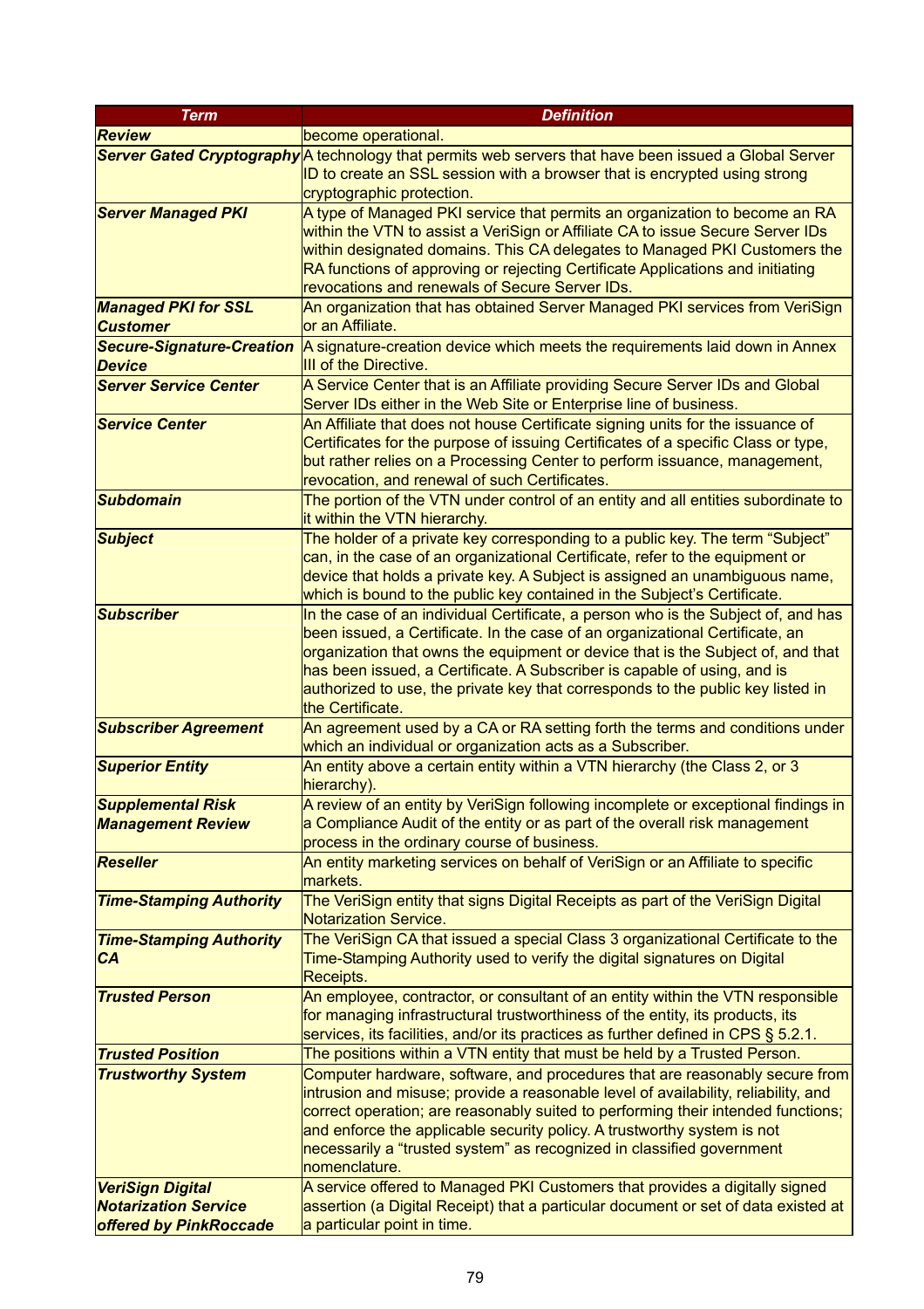| Term | Definition |
|---|---|
| ***Review*** | become operational. |
| ***Server Gated Cryptography*** | A technology that permits web servers that have been issued a Global Server ID to create an SSL session with a browser that is encrypted using strong cryptographic protection. |
| ***Server Managed PKI*** | A type of Managed PKI service that permits an organization to become an RA within the VTN to assist a VeriSign or Affiliate CA to issue Secure Server IDs within designated domains. This CA delegates to Managed PKI Customers the RA functions of approving or rejecting Certificate Applications and initiating revocations and renewals of Secure Server IDs. |
| ***Managed PKI for SSL Customer*** | An organization that has obtained Server Managed PKI services from VeriSign or an Affiliate. |
| ***Secure-Signature-Creation Device*** | A signature-creation device which meets the requirements laid down in Annex III of the Directive. |
| ***Server Service Center*** | A Service Center that is an Affiliate providing Secure Server IDs and Global Server IDs either in the Web Site or Enterprise line of business. |
| ***Service Center*** | An Affiliate that does not house Certificate signing units for the issuance of Certificates for the purpose of issuing Certificates of a specific Class or type, but rather relies on a Processing Center to perform issuance, management, revocation, and renewal of such Certificates. |
| ***Subdomain*** | The portion of the VTN under control of an entity and all entities subordinate to it within the VTN hierarchy. |
| ***Subject*** | The holder of a private key corresponding to a public key. The term "Subject" can, in the case of an organizational Certificate, refer to the equipment or device that holds a private key. A Subject is assigned an unambiguous name, which is bound to the public key contained in the Subject's Certificate. |
| ***Subscriber*** | In the case of an individual Certificate, a person who is the Subject of, and has been issued, a Certificate. In the case of an organizational Certificate, an organization that owns the equipment or device that is the Subject of, and that has been issued, a Certificate. A Subscriber is capable of using, and is authorized to use, the private key that corresponds to the public key listed in the Certificate. |
| ***Subscriber Agreement*** | An agreement used by a CA or RA setting forth the terms and conditions under which an individual or organization acts as a Subscriber. |
| ***Superior Entity*** | An entity above a certain entity within a VTN hierarchy (the Class 2, or 3 hierarchy). |
| ***Supplemental Risk Management Review*** | A review of an entity by VeriSign following incomplete or exceptional findings in a Compliance Audit of the entity or as part of the overall risk management process in the ordinary course of business. |
| ***Reseller*** | An entity marketing services on behalf of VeriSign or an Affiliate to specific markets. |
| ***Time-Stamping Authority*** | The VeriSign entity that signs Digital Receipts as part of the VeriSign Digital Notarization Service. |
| ***Time-Stamping Authority CA*** | The VeriSign CA that issued a special Class 3 organizational Certificate to the Time-Stamping Authority used to verify the digital signatures on Digital Receipts. |
| ***Trusted Person*** | An employee, contractor, or consultant of an entity within the VTN responsible for managing infrastructural trustworthiness of the entity, its products, its services, its facilities, and/or its practices as further defined in CPS § 5.2.1. |
| ***Trusted Position*** | The positions within a VTN entity that must be held by a Trusted Person. |
| ***Trustworthy System*** | Computer hardware, software, and procedures that are reasonably secure from intrusion and misuse; provide a reasonable level of availability, reliability, and correct operation; are reasonably suited to performing their intended functions; and enforce the applicable security policy. A trustworthy system is not necessarily a "trusted system" as recognized in classified government nomenclature. |
| ***VeriSign Digital Notarization Service offered by PinkRoccade*** | A service offered to Managed PKI Customers that provides a digitally signed assertion (a Digital Receipt) that a particular document or set of data existed at a particular point in time. |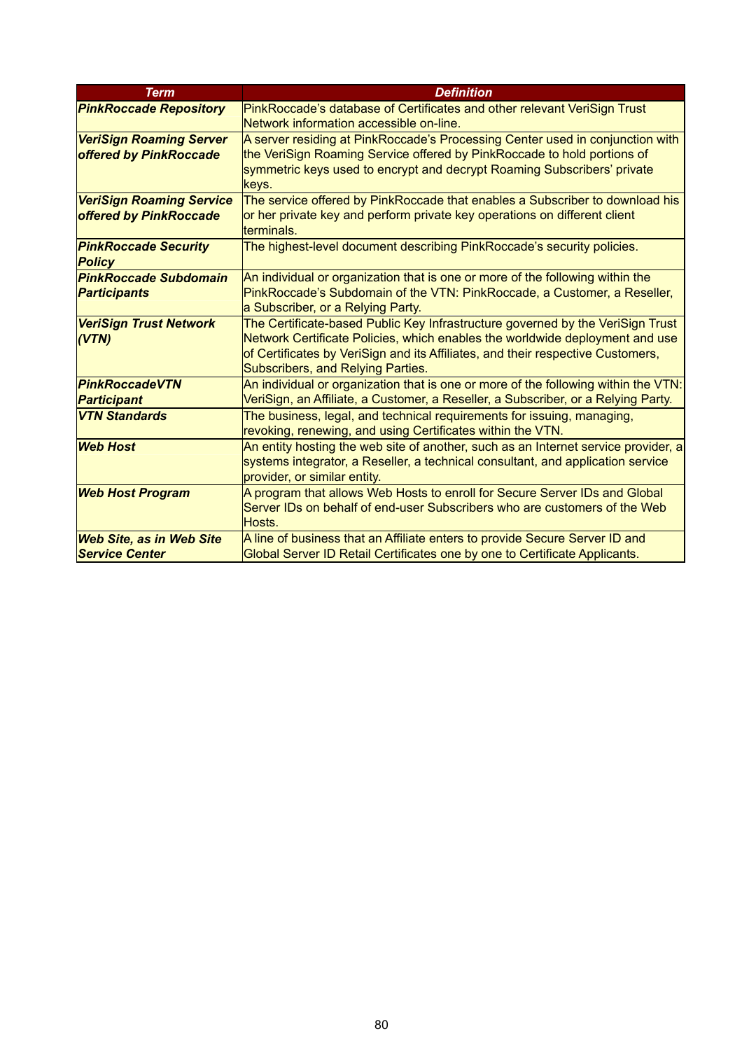| Term | Definition |
| --- | --- |
| ***PinkRoccade Repository*** | PinkRoccade's database of Certificates and other relevant VeriSign Trust Network information accessible on-line. |
| ***VeriSign Roaming Server offered by PinkRoccade*** | A server residing at PinkRoccade's Processing Center used in conjunction with the VeriSign Roaming Service offered by PinkRoccade to hold portions of symmetric keys used to encrypt and decrypt Roaming Subscribers' private keys. |
| ***VeriSign Roaming Service offered by PinkRoccade*** | The service offered by PinkRoccade that enables a Subscriber to download his or her private key and perform private key operations on different client terminals. |
| ***PinkRoccade Security Policy*** | The highest-level document describing PinkRoccade's security policies. |
| ***PinkRoccade Subdomain Participants*** | An individual or organization that is one or more of the following within the PinkRoccade's Subdomain of the VTN: PinkRoccade, a Customer, a Reseller, a Subscriber, or a Relying Party. |
| ***VeriSign Trust Network (VTN)*** | The Certificate-based Public Key Infrastructure governed by the VeriSign Trust Network Certificate Policies, which enables the worldwide deployment and use of Certificates by VeriSign and its Affiliates, and their respective Customers, Subscribers, and Relying Parties. |
| ***PinkRoccadeVTN Participant*** | An individual or organization that is one or more of the following within the VTN: VeriSign, an Affiliate, a Customer, a Reseller, a Subscriber, or a Relying Party. |
| ***VTN Standards*** | The business, legal, and technical requirements for issuing, managing, revoking, renewing, and using Certificates within the VTN. |
| ***Web Host*** | An entity hosting the web site of another, such as an Internet service provider, a systems integrator, a Reseller, a technical consultant, and application service provider, or similar entity. |
| ***Web Host Program*** | A program that allows Web Hosts to enroll for Secure Server IDs and Global Server IDs on behalf of end-user Subscribers who are customers of the Web Hosts. |
| ***Web Site, as in Web Site Service Center*** | A line of business that an Affiliate enters to provide Secure Server ID and Global Server ID Retail Certificates one by one to Certificate Applicants. |